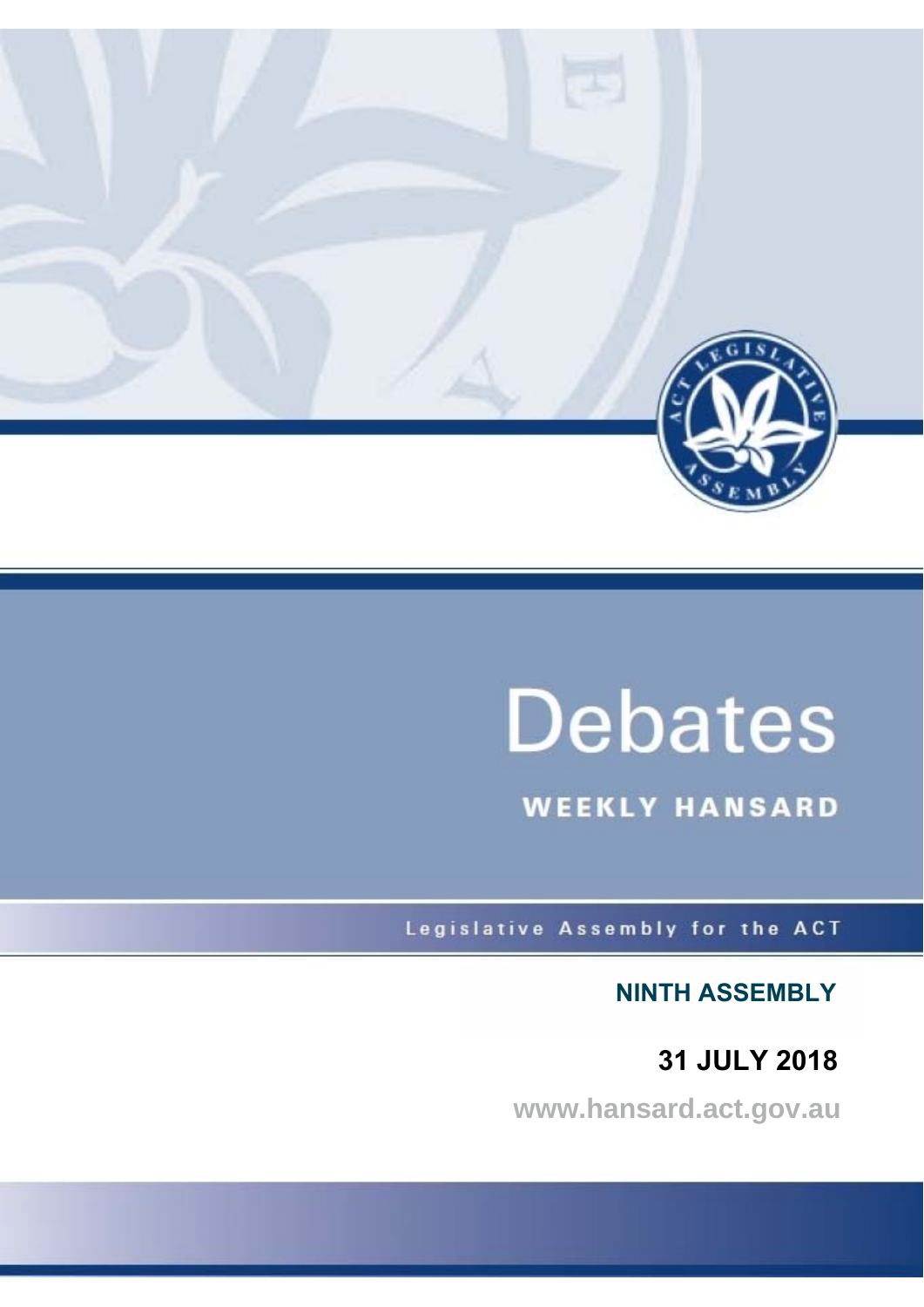# Debates

## WEEKLY HANSARD

Legislative Assembly for the ACT

**NINTH ASSEMBLY**

**31 JULY 2018**

www.hansard.act.gov.au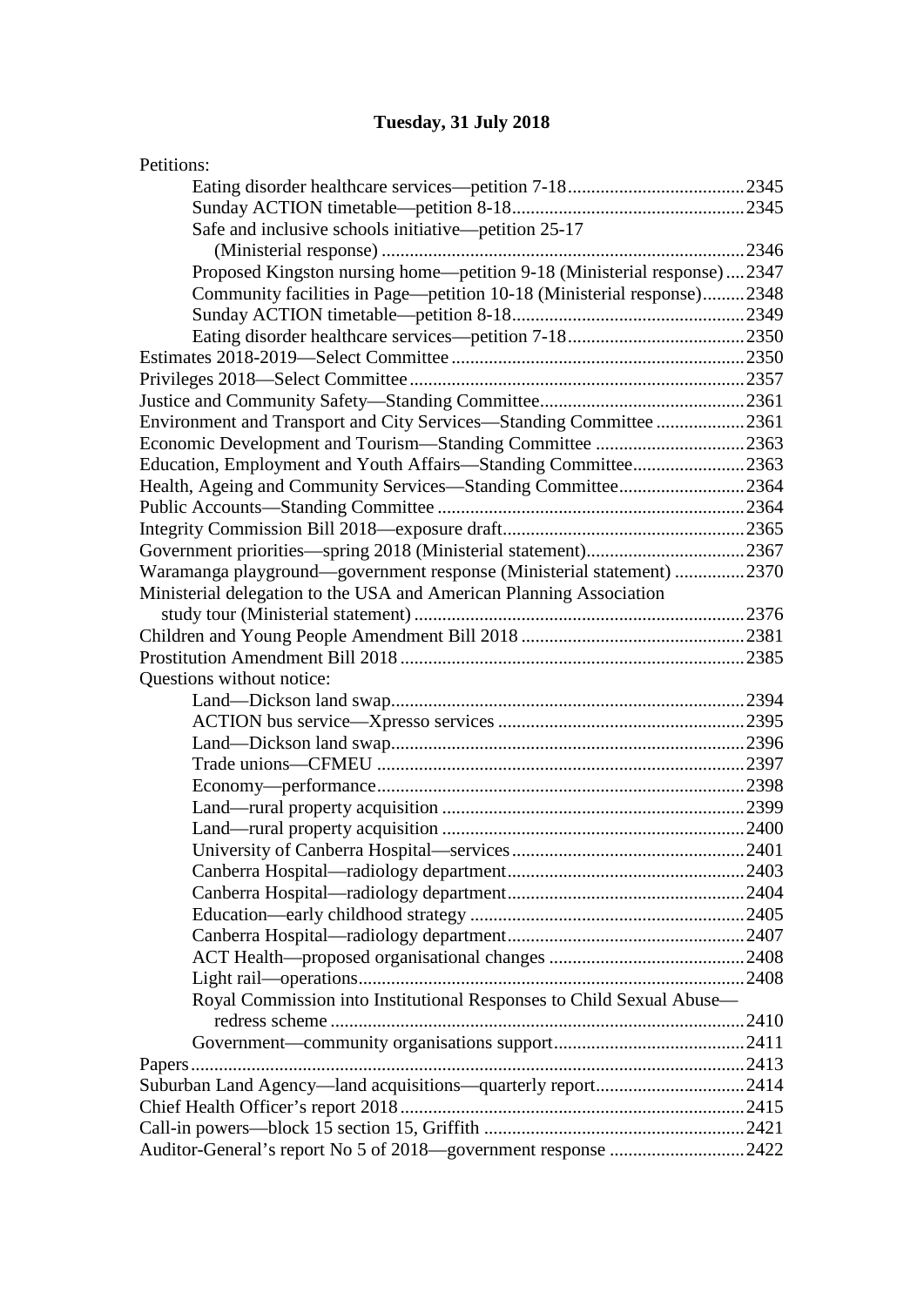## Tuesday, 31 July 2018

Petitions:

- Eating disorder healthcare services—petition 7-18 ..... 2345
- Sunday ACTION timetable—petition 8-18 ..... 2345
- Safe and inclusive schools initiative—petition 25-17 (Ministerial response) ..... 2346
- Proposed Kingston nursing home—petition 9-18 (Ministerial response) ..... 2347
- Community facilities in Page—petition 10-18 (Ministerial response) ..... 2348
- Sunday ACTION timetable—petition 8-18 ..... 2349
- Eating disorder healthcare services—petition 7-18 ..... 2350

Estimates 2018-2019—Select Committee ..... 2350

Privileges 2018—Select Committee ..... 2357

Justice and Community Safety—Standing Committee ..... 2361

Environment and Transport and City Services—Standing Committee ..... 2361

Economic Development and Tourism—Standing Committee ..... 2363

Education, Employment and Youth Affairs—Standing Committee ..... 2363

Health, Ageing and Community Services—Standing Committee ..... 2364

Public Accounts—Standing Committee ..... 2364

Integrity Commission Bill 2018—exposure draft ..... 2365

Government priorities—spring 2018 (Ministerial statement) ..... 2367

Waramanga playground—government response (Ministerial statement) ..... 2370

Ministerial delegation to the USA and American Planning Association study tour (Ministerial statement) ..... 2376

Children and Young People Amendment Bill 2018 ..... 2381

Prostitution Amendment Bill 2018 ..... 2385

Questions without notice:

- Land—Dickson land swap ..... 2394
- ACTION bus service—Xpresso services ..... 2395
- Land—Dickson land swap ..... 2396
- Trade unions—CFMEU ..... 2397
- Economy—performance ..... 2398
- Land—rural property acquisition ..... 2399
- Land—rural property acquisition ..... 2400
- University of Canberra Hospital—services ..... 2401
- Canberra Hospital—radiology department ..... 2403
- Canberra Hospital—radiology department ..... 2404
- Education—early childhood strategy ..... 2405
- Canberra Hospital—radiology department ..... 2407
- ACT Health—proposed organisational changes ..... 2408
- Light rail—operations ..... 2408
- Royal Commission into Institutional Responses to Child Sexual Abuse—redress scheme ..... 2410
- Government—community organisations support ..... 2411

Papers ..... 2413

Suburban Land Agency—land acquisitions—quarterly report ..... 2414

Chief Health Officer's report 2018 ..... 2415

Call-in powers—block 15 section 15, Griffith ..... 2421

Auditor-General's report No 5 of 2018—government response ..... 2422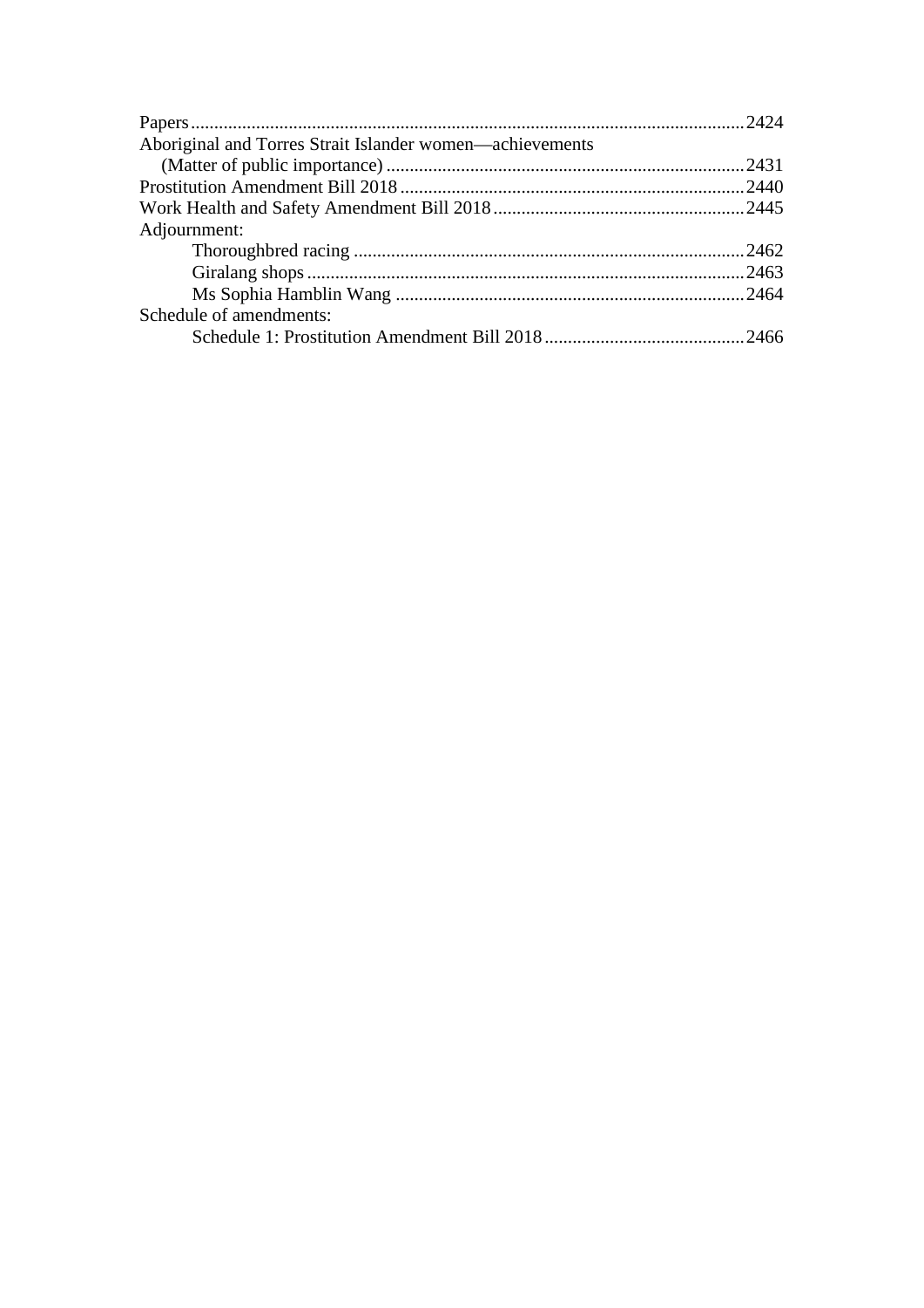Papers ........ 2424
Aboriginal and Torres Strait Islander women—achievements (Matter of public importance) ........ 2431
Prostitution Amendment Bill 2018 ........ 2440
Work Health and Safety Amendment Bill 2018 ........ 2445
Adjournment:
- Thoroughbred racing ........ 2462
- Giralang shops ........ 2463
- Ms Sophia Hamblin Wang ........ 2464

Schedule of amendments:
- Schedule 1: Prostitution Amendment Bill 2018 ........ 2466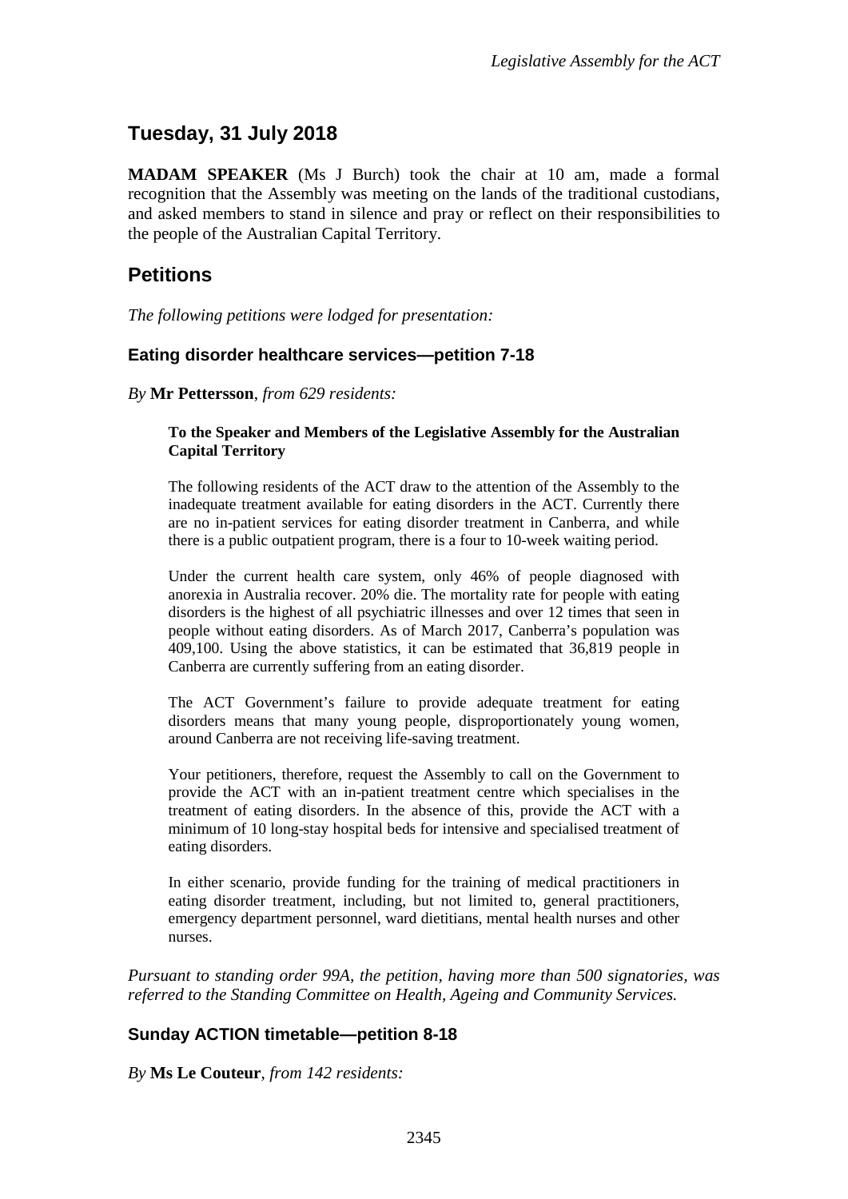## Tuesday, 31 July 2018

**MADAM SPEAKER** (Ms J Burch) took the chair at 10 am, made a formal recognition that the Assembly was meeting on the lands of the traditional custodians, and asked members to stand in silence and pray or reflect on their responsibilities to the people of the Australian Capital Territory.

## Petitions

*The following petitions were lodged for presentation:*

### Eating disorder healthcare services—petition 7-18

*By* **Mr Pettersson**, *from 629 residents:*

> **To the Speaker and Members of the Legislative Assembly for the Australian Capital Territory**
>
> The following residents of the ACT draw to the attention of the Assembly to the inadequate treatment available for eating disorders in the ACT. Currently there are no in-patient services for eating disorder treatment in Canberra, and while there is a public outpatient program, there is a four to 10-week waiting period.
>
> Under the current health care system, only 46% of people diagnosed with anorexia in Australia recover. 20% die. The mortality rate for people with eating disorders is the highest of all psychiatric illnesses and over 12 times that seen in people without eating disorders. As of March 2017, Canberra's population was 409,100. Using the above statistics, it can be estimated that 36,819 people in Canberra are currently suffering from an eating disorder.
>
> The ACT Government's failure to provide adequate treatment for eating disorders means that many young people, disproportionately young women, around Canberra are not receiving life-saving treatment.
>
> Your petitioners, therefore, request the Assembly to call on the Government to provide the ACT with an in-patient treatment centre which specialises in the treatment of eating disorders. In the absence of this, provide the ACT with a minimum of 10 long-stay hospital beds for intensive and specialised treatment of eating disorders.
>
> In either scenario, provide funding for the training of medical practitioners in eating disorder treatment, including, but not limited to, general practitioners, emergency department personnel, ward dietitians, mental health nurses and other nurses.

*Pursuant to standing order 99A, the petition, having more than 500 signatories, was referred to the Standing Committee on Health, Ageing and Community Services.*

### Sunday ACTION timetable—petition 8-18

*By* **Ms Le Couteur**, *from 142 residents:*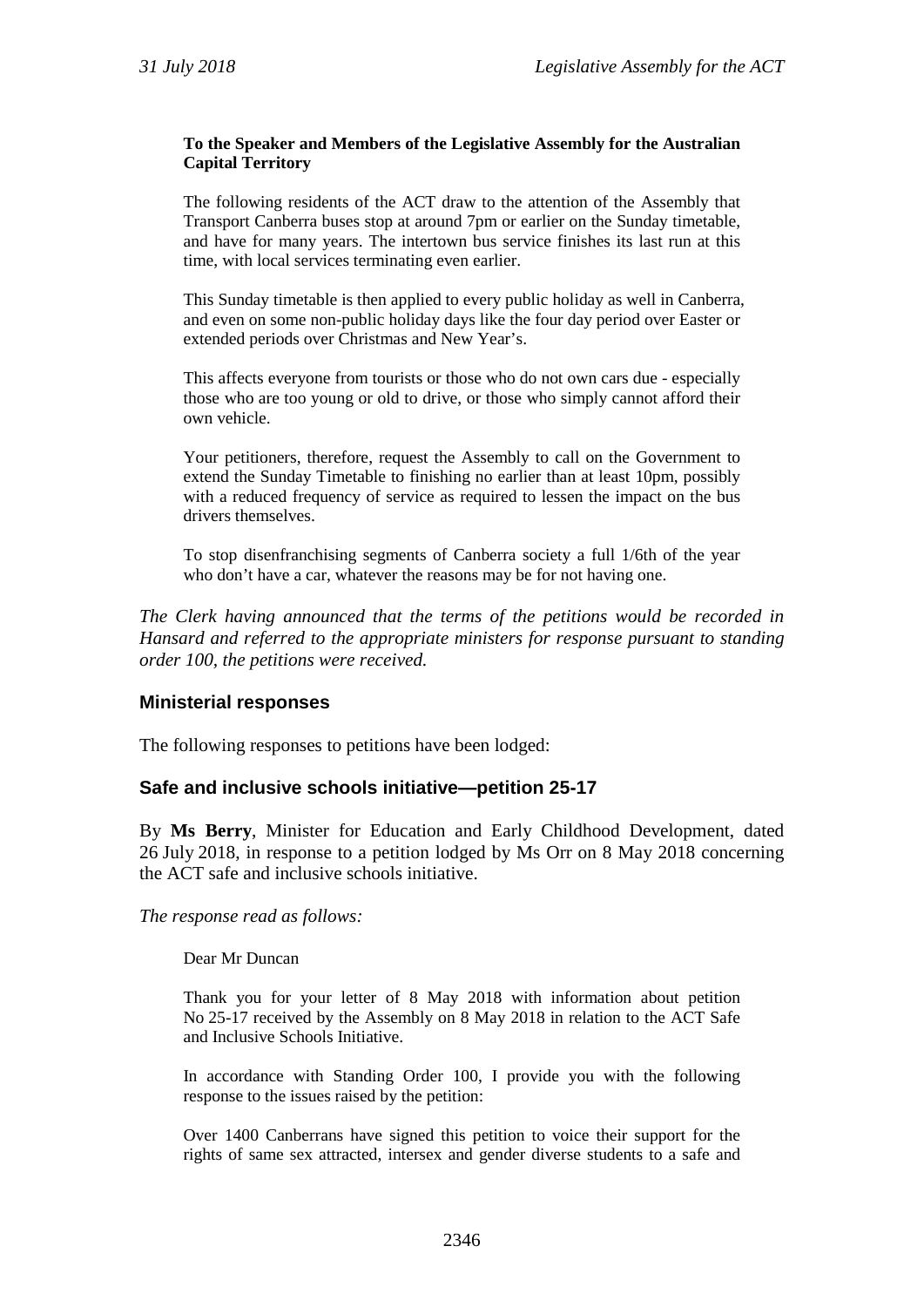**To the Speaker and Members of the Legislative Assembly for the Australian Capital Territory**

The following residents of the ACT draw to the attention of the Assembly that Transport Canberra buses stop at around 7pm or earlier on the Sunday timetable, and have for many years. The intertown bus service finishes its last run at this time, with local services terminating even earlier.

This Sunday timetable is then applied to every public holiday as well in Canberra, and even on some non-public holiday days like the four day period over Easter or extended periods over Christmas and New Year's.

This affects everyone from tourists or those who do not own cars due - especially those who are too young or old to drive, or those who simply cannot afford their own vehicle.

Your petitioners, therefore, request the Assembly to call on the Government to extend the Sunday Timetable to finishing no earlier than at least 10pm, possibly with a reduced frequency of service as required to lessen the impact on the bus drivers themselves.

To stop disenfranchising segments of Canberra society a full 1/6th of the year who don't have a car, whatever the reasons may be for not having one.

*The Clerk having announced that the terms of the petitions would be recorded in Hansard and referred to the appropriate ministers for response pursuant to standing order 100, the petitions were received.*

### Ministerial responses

The following responses to petitions have been lodged:

### Safe and inclusive schools initiative—petition 25-17

By **Ms Berry**, Minister for Education and Early Childhood Development, dated 26 July 2018, in response to a petition lodged by Ms Orr on 8 May 2018 concerning the ACT safe and inclusive schools initiative.

*The response read as follows:*

Dear Mr Duncan

Thank you for your letter of 8 May 2018 with information about petition No 25-17 received by the Assembly on 8 May 2018 in relation to the ACT Safe and Inclusive Schools Initiative.

In accordance with Standing Order 100, I provide you with the following response to the issues raised by the petition:

Over 1400 Canberrans have signed this petition to voice their support for the rights of same sex attracted, intersex and gender diverse students to a safe and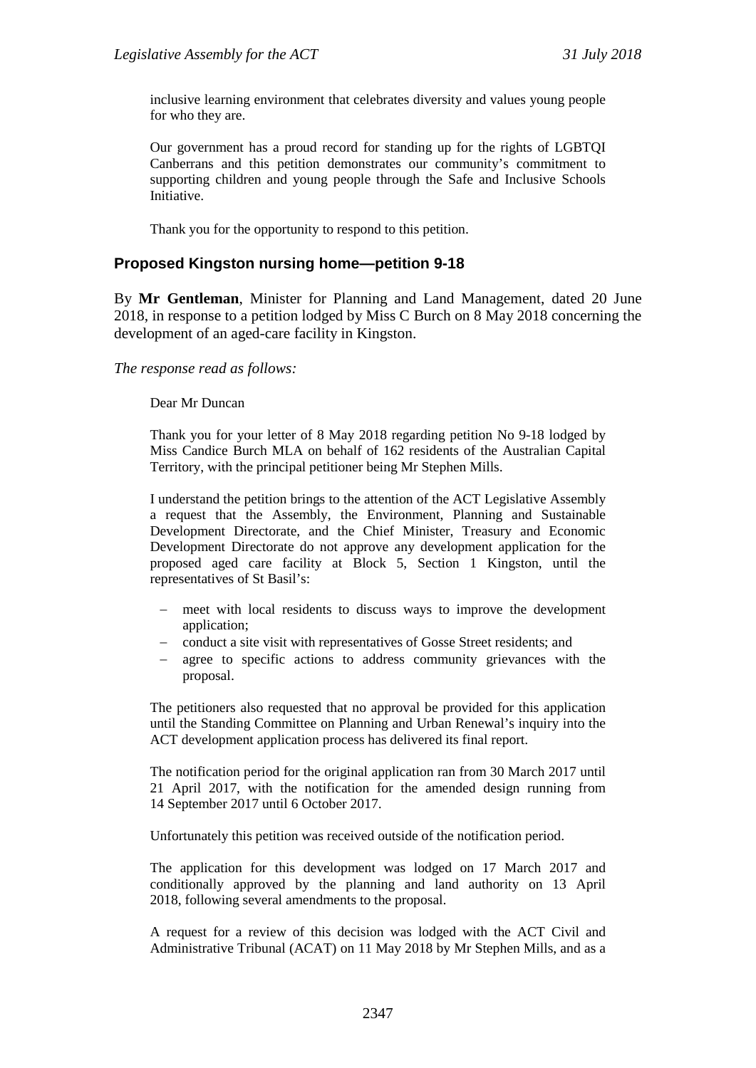inclusive learning environment that celebrates diversity and values young people for who they are.

Our government has a proud record for standing up for the rights of LGBTQI Canberrans and this petition demonstrates our community's commitment to supporting children and young people through the Safe and Inclusive Schools Initiative.

Thank you for the opportunity to respond to this petition.

### Proposed Kingston nursing home—petition 9-18

By **Mr Gentleman**, Minister for Planning and Land Management, dated 20 June 2018, in response to a petition lodged by Miss C Burch on 8 May 2018 concerning the development of an aged-care facility in Kingston.

*The response read as follows:*

Dear Mr Duncan

Thank you for your letter of 8 May 2018 regarding petition No 9-18 lodged by Miss Candice Burch MLA on behalf of 162 residents of the Australian Capital Territory, with the principal petitioner being Mr Stephen Mills.

I understand the petition brings to the attention of the ACT Legislative Assembly a request that the Assembly, the Environment, Planning and Sustainable Development Directorate, and the Chief Minister, Treasury and Economic Development Directorate do not approve any development application for the proposed aged care facility at Block 5, Section 1 Kingston, until the representatives of St Basil's:

- meet with local residents to discuss ways to improve the development application;
- conduct a site visit with representatives of Gosse Street residents; and
- agree to specific actions to address community grievances with the proposal.

The petitioners also requested that no approval be provided for this application until the Standing Committee on Planning and Urban Renewal's inquiry into the ACT development application process has delivered its final report.

The notification period for the original application ran from 30 March 2017 until 21 April 2017, with the notification for the amended design running from 14 September 2017 until 6 October 2017.

Unfortunately this petition was received outside of the notification period.

The application for this development was lodged on 17 March 2017 and conditionally approved by the planning and land authority on 13 April 2018, following several amendments to the proposal.

A request for a review of this decision was lodged with the ACT Civil and Administrative Tribunal (ACAT) on 11 May 2018 by Mr Stephen Mills, and as a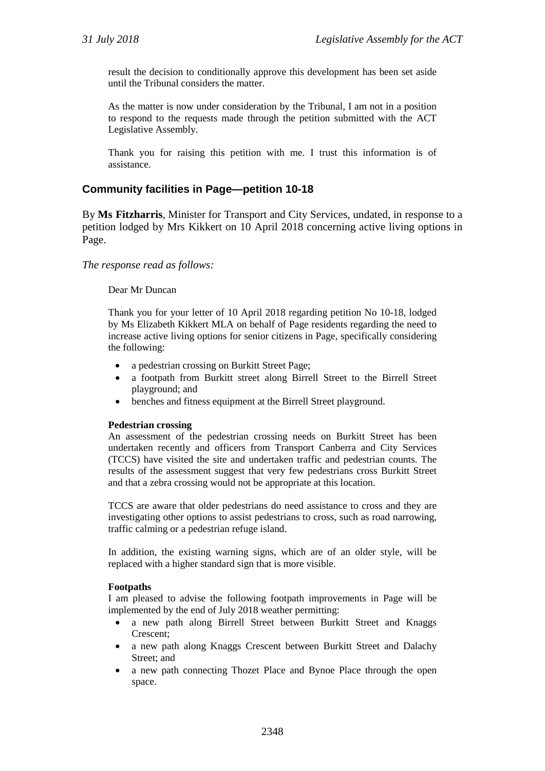result the decision to conditionally approve this development has been set aside until the Tribunal considers the matter.

As the matter is now under consideration by the Tribunal, I am not in a position to respond to the requests made through the petition submitted with the ACT Legislative Assembly.

Thank you for raising this petition with me. I trust this information is of assistance.

## Community facilities in Page—petition 10-18

By **Ms Fitzharris**, Minister for Transport and City Services, undated, in response to a petition lodged by Mrs Kikkert on 10 April 2018 concerning active living options in Page.

*The response read as follows:*

Dear Mr Duncan

Thank you for your letter of 10 April 2018 regarding petition No 10-18, lodged by Ms Elizabeth Kikkert MLA on behalf of Page residents regarding the need to increase active living options for senior citizens in Page, specifically considering the following:

- a pedestrian crossing on Burkitt Street Page;
- a footpath from Burkitt street along Birrell Street to the Birrell Street playground; and
- benches and fitness equipment at the Birrell Street playground.

**Pedestrian crossing**

An assessment of the pedestrian crossing needs on Burkitt Street has been undertaken recently and officers from Transport Canberra and City Services (TCCS) have visited the site and undertaken traffic and pedestrian counts. The results of the assessment suggest that very few pedestrians cross Burkitt Street and that a zebra crossing would not be appropriate at this location.

TCCS are aware that older pedestrians do need assistance to cross and they are investigating other options to assist pedestrians to cross, such as road narrowing, traffic calming or a pedestrian refuge island.

In addition, the existing warning signs, which are of an older style, will be replaced with a higher standard sign that is more visible.

**Footpaths**

I am pleased to advise the following footpath improvements in Page will be implemented by the end of July 2018 weather permitting:

- a new path along Birrell Street between Burkitt Street and Knaggs Crescent;
- a new path along Knaggs Crescent between Burkitt Street and Dalachy Street; and
- a new path connecting Thozet Place and Bynoe Place through the open space.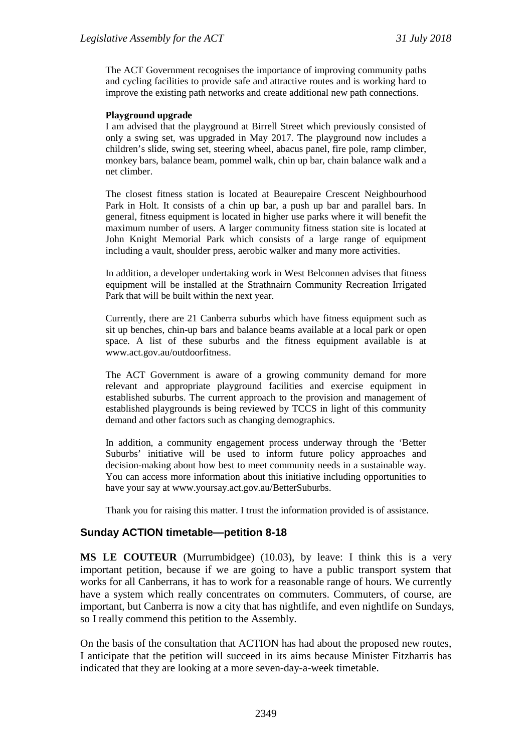The ACT Government recognises the importance of improving community paths and cycling facilities to provide safe and attractive routes and is working hard to improve the existing path networks and create additional new path connections.

**Playground upgrade**

I am advised that the playground at Birrell Street which previously consisted of only a swing set, was upgraded in May 2017. The playground now includes a children's slide, swing set, steering wheel, abacus panel, fire pole, ramp climber, monkey bars, balance beam, pommel walk, chin up bar, chain balance walk and a net climber.

The closest fitness station is located at Beaurepaire Crescent Neighbourhood Park in Holt. It consists of a chin up bar, a push up bar and parallel bars. In general, fitness equipment is located in higher use parks where it will benefit the maximum number of users. A larger community fitness station site is located at John Knight Memorial Park which consists of a large range of equipment including a vault, shoulder press, aerobic walker and many more activities.

In addition, a developer undertaking work in West Belconnen advises that fitness equipment will be installed at the Strathnairn Community Recreation Irrigated Park that will be built within the next year.

Currently, there are 21 Canberra suburbs which have fitness equipment such as sit up benches, chin-up bars and balance beams available at a local park or open space. A list of these suburbs and the fitness equipment available is at www.act.gov.au/outdoorfitness.

The ACT Government is aware of a growing community demand for more relevant and appropriate playground facilities and exercise equipment in established suburbs. The current approach to the provision and management of established playgrounds is being reviewed by TCCS in light of this community demand and other factors such as changing demographics.

In addition, a community engagement process underway through the 'Better Suburbs' initiative will be used to inform future policy approaches and decision-making about how best to meet community needs in a sustainable way. You can access more information about this initiative including opportunities to have your say at www.yoursay.act.gov.au/BetterSuburbs.

Thank you for raising this matter. I trust the information provided is of assistance.

## Sunday ACTION timetable—petition 8-18

**MS LE COUTEUR** (Murrumbidgee) (10.03), by leave: I think this is a very important petition, because if we are going to have a public transport system that works for all Canberrans, it has to work for a reasonable range of hours. We currently have a system which really concentrates on commuters. Commuters, of course, are important, but Canberra is now a city that has nightlife, and even nightlife on Sundays, so I really commend this petition to the Assembly.

On the basis of the consultation that ACTION has had about the proposed new routes, I anticipate that the petition will succeed in its aims because Minister Fitzharris has indicated that they are looking at a more seven-day-a-week timetable.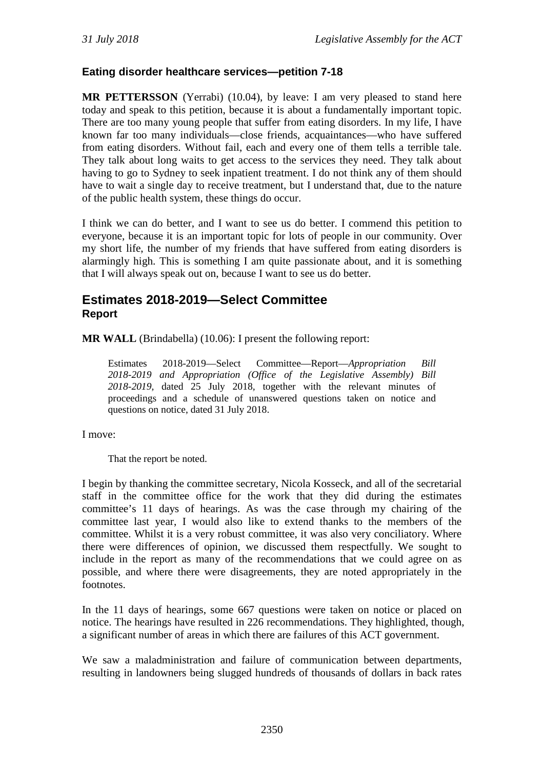### Eating disorder healthcare services—petition 7-18

**MR PETTERSSON** (Yerrabi) (10.04), by leave: I am very pleased to stand here today and speak to this petition, because it is about a fundamentally important topic. There are too many young people that suffer from eating disorders. In my life, I have known far too many individuals—close friends, acquaintances—who have suffered from eating disorders. Without fail, each and every one of them tells a terrible tale. They talk about long waits to get access to the services they need. They talk about having to go to Sydney to seek inpatient treatment. I do not think any of them should have to wait a single day to receive treatment, but I understand that, due to the nature of the public health system, these things do occur.

I think we can do better, and I want to see us do better. I commend this petition to everyone, because it is an important topic for lots of people in our community. Over my short life, the number of my friends that have suffered from eating disorders is alarmingly high. This is something I am quite passionate about, and it is something that I will always speak out on, because I want to see us do better.

## Estimates 2018-2019—Select Committee
### Report

**MR WALL** (Brindabella) (10.06): I present the following report:

> Estimates 2018-2019—Select Committee—Report—*Appropriation Bill 2018-2019 and Appropriation (Office of the Legislative Assembly) Bill 2018-2019,* dated 25 July 2018, together with the relevant minutes of proceedings and a schedule of unanswered questions taken on notice and questions on notice, dated 31 July 2018.

I move:

> That the report be noted.

I begin by thanking the committee secretary, Nicola Kosseck, and all of the secretarial staff in the committee office for the work that they did during the estimates committee's 11 days of hearings. As was the case through my chairing of the committee last year, I would also like to extend thanks to the members of the committee. Whilst it is a very robust committee, it was also very conciliatory. Where there were differences of opinion, we discussed them respectfully. We sought to include in the report as many of the recommendations that we could agree on as possible, and where there were disagreements, they are noted appropriately in the footnotes.

In the 11 days of hearings, some 667 questions were taken on notice or placed on notice. The hearings have resulted in 226 recommendations. They highlighted, though, a significant number of areas in which there are failures of this ACT government.

We saw a maladministration and failure of communication between departments, resulting in landowners being slugged hundreds of thousands of dollars in back rates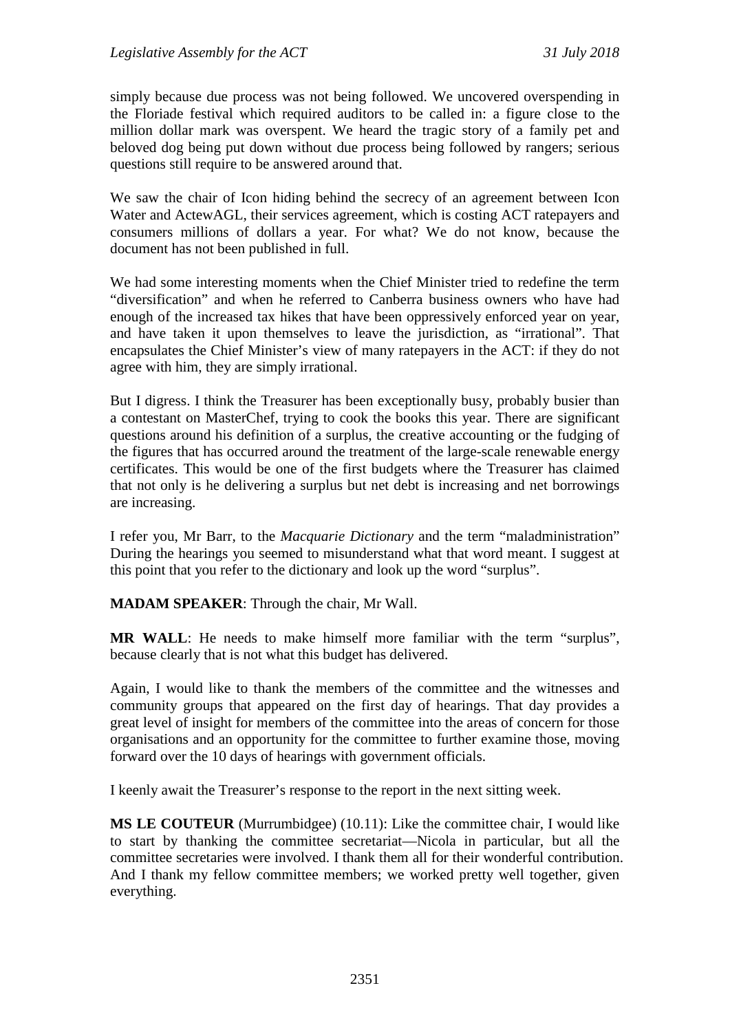simply because due process was not being followed. We uncovered overspending in the Floriade festival which required auditors to be called in: a figure close to the million dollar mark was overspent. We heard the tragic story of a family pet and beloved dog being put down without due process being followed by rangers; serious questions still require to be answered around that.

We saw the chair of Icon hiding behind the secrecy of an agreement between Icon Water and ActewAGL, their services agreement, which is costing ACT ratepayers and consumers millions of dollars a year. For what? We do not know, because the document has not been published in full.

We had some interesting moments when the Chief Minister tried to redefine the term "diversification" and when he referred to Canberra business owners who have had enough of the increased tax hikes that have been oppressively enforced year on year, and have taken it upon themselves to leave the jurisdiction, as "irrational". That encapsulates the Chief Minister's view of many ratepayers in the ACT: if they do not agree with him, they are simply irrational.

But I digress. I think the Treasurer has been exceptionally busy, probably busier than a contestant on MasterChef, trying to cook the books this year. There are significant questions around his definition of a surplus, the creative accounting or the fudging of the figures that has occurred around the treatment of the large-scale renewable energy certificates. This would be one of the first budgets where the Treasurer has claimed that not only is he delivering a surplus but net debt is increasing and net borrowings are increasing.

I refer you, Mr Barr, to the *Macquarie Dictionary* and the term "maladministration" During the hearings you seemed to misunderstand what that word meant. I suggest at this point that you refer to the dictionary and look up the word "surplus".

**MADAM SPEAKER**: Through the chair, Mr Wall.

**MR WALL**: He needs to make himself more familiar with the term "surplus", because clearly that is not what this budget has delivered.

Again, I would like to thank the members of the committee and the witnesses and community groups that appeared on the first day of hearings. That day provides a great level of insight for members of the committee into the areas of concern for those organisations and an opportunity for the committee to further examine those, moving forward over the 10 days of hearings with government officials.

I keenly await the Treasurer's response to the report in the next sitting week.

**MS LE COUTEUR** (Murrumbidgee) (10.11): Like the committee chair, I would like to start by thanking the committee secretariat—Nicola in particular, but all the committee secretaries were involved. I thank them all for their wonderful contribution. And I thank my fellow committee members; we worked pretty well together, given everything.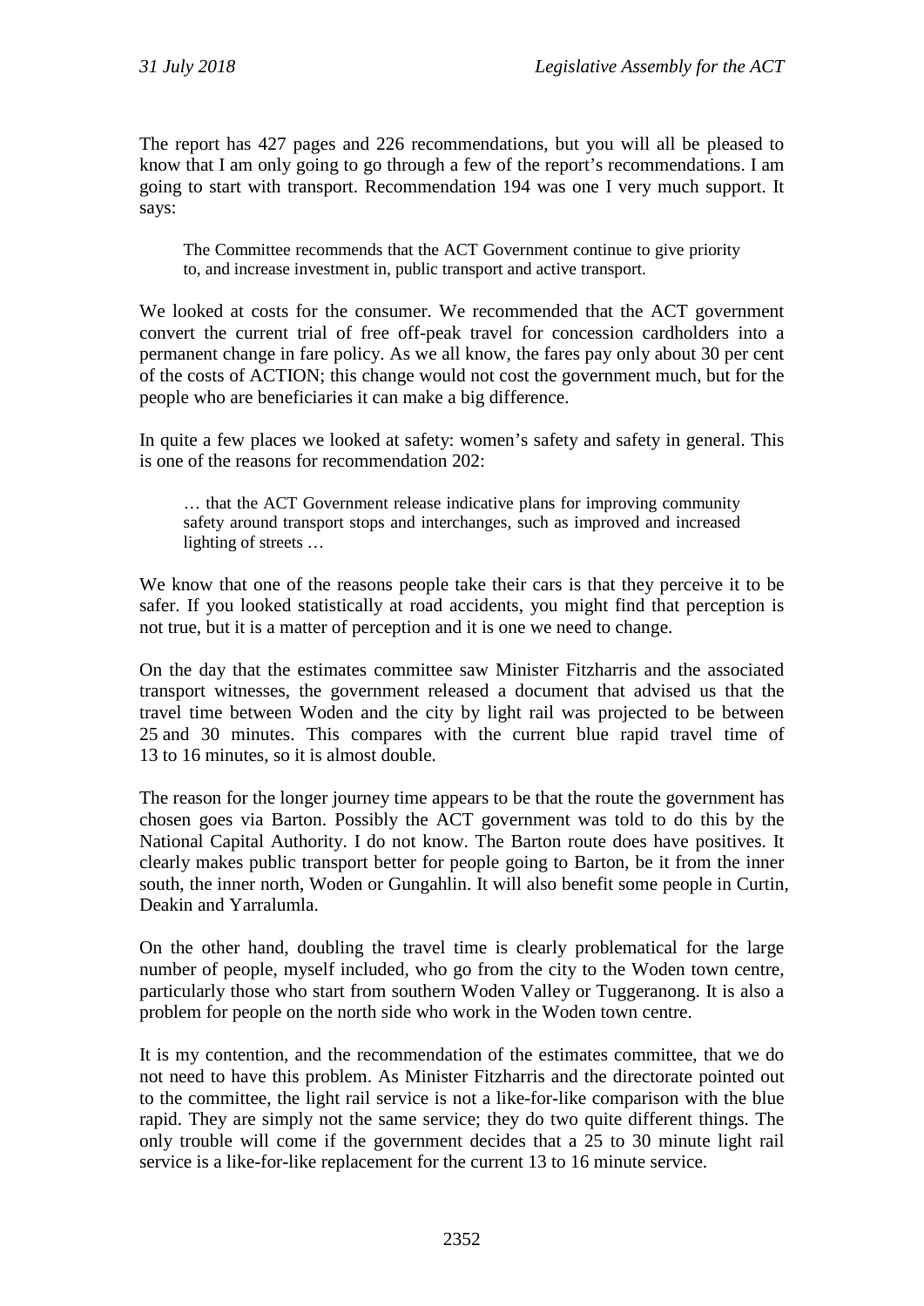The report has 427 pages and 226 recommendations, but you will all be pleased to know that I am only going to go through a few of the report's recommendations. I am going to start with transport. Recommendation 194 was one I very much support. It says:

> The Committee recommends that the ACT Government continue to give priority to, and increase investment in, public transport and active transport.

We looked at costs for the consumer. We recommended that the ACT government convert the current trial of free off-peak travel for concession cardholders into a permanent change in fare policy. As we all know, the fares pay only about 30 per cent of the costs of ACTION; this change would not cost the government much, but for the people who are beneficiaries it can make a big difference.

In quite a few places we looked at safety: women's safety and safety in general. This is one of the reasons for recommendation 202:

> … that the ACT Government release indicative plans for improving community safety around transport stops and interchanges, such as improved and increased lighting of streets …

We know that one of the reasons people take their cars is that they perceive it to be safer. If you looked statistically at road accidents, you might find that perception is not true, but it is a matter of perception and it is one we need to change.

On the day that the estimates committee saw Minister Fitzharris and the associated transport witnesses, the government released a document that advised us that the travel time between Woden and the city by light rail was projected to be between 25 and 30 minutes. This compares with the current blue rapid travel time of 13 to 16 minutes, so it is almost double.

The reason for the longer journey time appears to be that the route the government has chosen goes via Barton. Possibly the ACT government was told to do this by the National Capital Authority. I do not know. The Barton route does have positives. It clearly makes public transport better for people going to Barton, be it from the inner south, the inner north, Woden or Gungahlin. It will also benefit some people in Curtin, Deakin and Yarralumla.

On the other hand, doubling the travel time is clearly problematical for the large number of people, myself included, who go from the city to the Woden town centre, particularly those who start from southern Woden Valley or Tuggeranong. It is also a problem for people on the north side who work in the Woden town centre.

It is my contention, and the recommendation of the estimates committee, that we do not need to have this problem. As Minister Fitzharris and the directorate pointed out to the committee, the light rail service is not a like-for-like comparison with the blue rapid. They are simply not the same service; they do two quite different things. The only trouble will come if the government decides that a 25 to 30 minute light rail service is a like-for-like replacement for the current 13 to 16 minute service.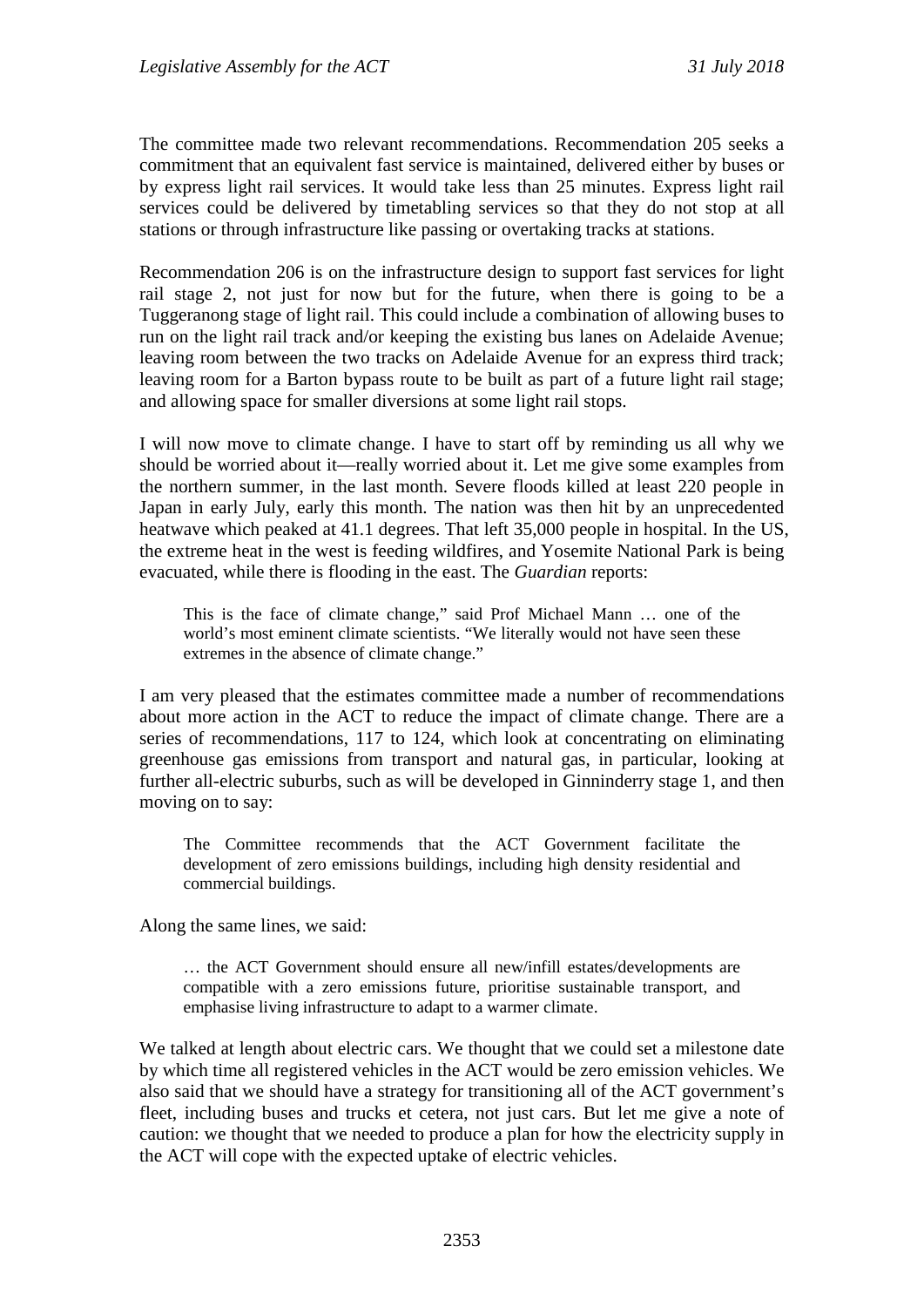The committee made two relevant recommendations. Recommendation 205 seeks a commitment that an equivalent fast service is maintained, delivered either by buses or by express light rail services. It would take less than 25 minutes. Express light rail services could be delivered by timetabling services so that they do not stop at all stations or through infrastructure like passing or overtaking tracks at stations.

Recommendation 206 is on the infrastructure design to support fast services for light rail stage 2, not just for now but for the future, when there is going to be a Tuggeranong stage of light rail. This could include a combination of allowing buses to run on the light rail track and/or keeping the existing bus lanes on Adelaide Avenue; leaving room between the two tracks on Adelaide Avenue for an express third track; leaving room for a Barton bypass route to be built as part of a future light rail stage; and allowing space for smaller diversions at some light rail stops.

I will now move to climate change. I have to start off by reminding us all why we should be worried about it—really worried about it. Let me give some examples from the northern summer, in the last month. Severe floods killed at least 220 people in Japan in early July, early this month. The nation was then hit by an unprecedented heatwave which peaked at 41.1 degrees. That left 35,000 people in hospital. In the US, the extreme heat in the west is feeding wildfires, and Yosemite National Park is being evacuated, while there is flooding in the east. The *Guardian* reports:

> This is the face of climate change," said Prof Michael Mann … one of the world's most eminent climate scientists. "We literally would not have seen these extremes in the absence of climate change."

I am very pleased that the estimates committee made a number of recommendations about more action in the ACT to reduce the impact of climate change. There are a series of recommendations, 117 to 124, which look at concentrating on eliminating greenhouse gas emissions from transport and natural gas, in particular, looking at further all-electric suburbs, such as will be developed in Ginninderry stage 1, and then moving on to say:

> The Committee recommends that the ACT Government facilitate the development of zero emissions buildings, including high density residential and commercial buildings.

Along the same lines, we said:

> … the ACT Government should ensure all new/infill estates/developments are compatible with a zero emissions future, prioritise sustainable transport, and emphasise living infrastructure to adapt to a warmer climate.

We talked at length about electric cars. We thought that we could set a milestone date by which time all registered vehicles in the ACT would be zero emission vehicles. We also said that we should have a strategy for transitioning all of the ACT government's fleet, including buses and trucks et cetera, not just cars. But let me give a note of caution: we thought that we needed to produce a plan for how the electricity supply in the ACT will cope with the expected uptake of electric vehicles.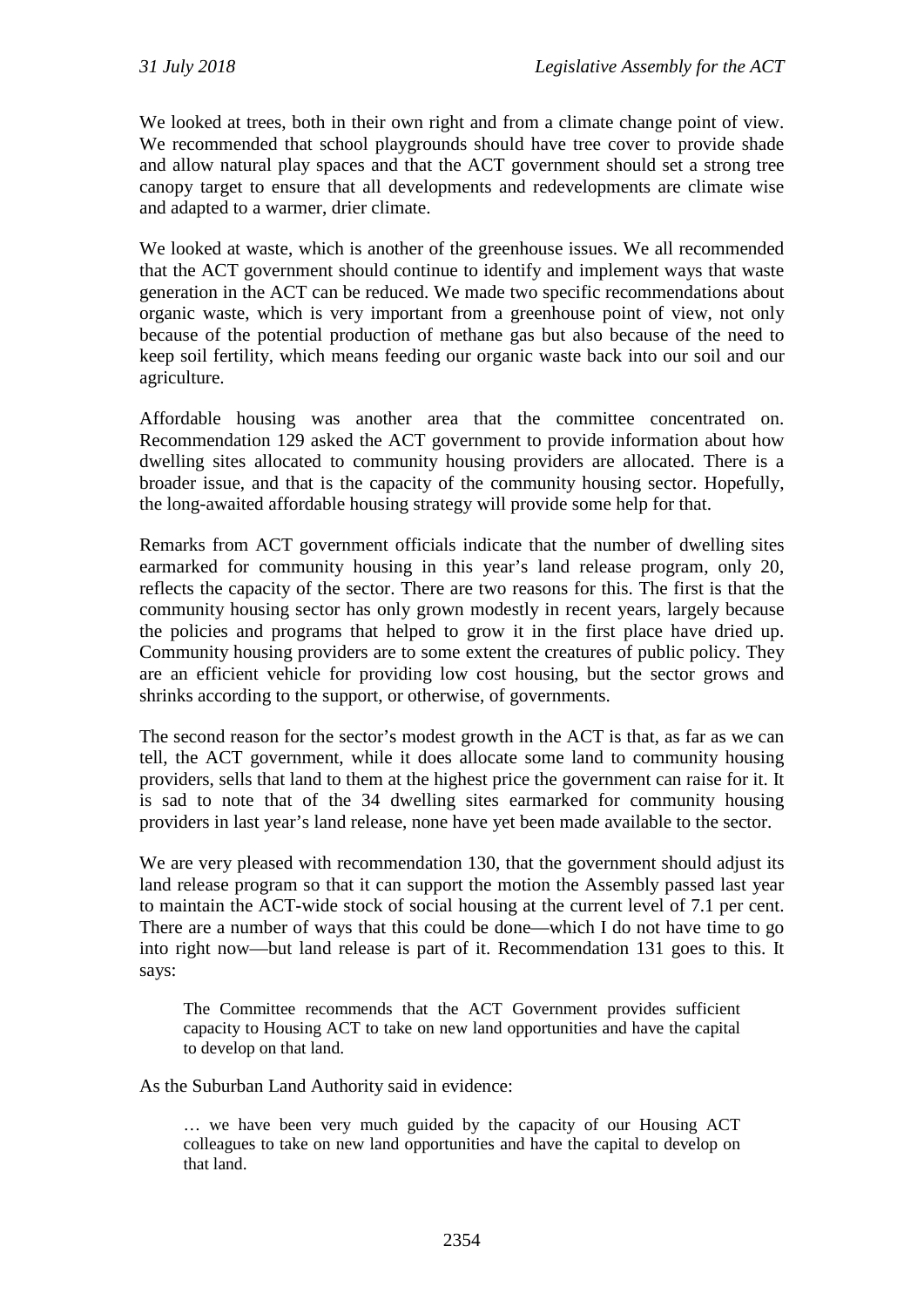We looked at trees, both in their own right and from a climate change point of view. We recommended that school playgrounds should have tree cover to provide shade and allow natural play spaces and that the ACT government should set a strong tree canopy target to ensure that all developments and redevelopments are climate wise and adapted to a warmer, drier climate.

We looked at waste, which is another of the greenhouse issues. We all recommended that the ACT government should continue to identify and implement ways that waste generation in the ACT can be reduced. We made two specific recommendations about organic waste, which is very important from a greenhouse point of view, not only because of the potential production of methane gas but also because of the need to keep soil fertility, which means feeding our organic waste back into our soil and our agriculture.

Affordable housing was another area that the committee concentrated on. Recommendation 129 asked the ACT government to provide information about how dwelling sites allocated to community housing providers are allocated. There is a broader issue, and that is the capacity of the community housing sector. Hopefully, the long-awaited affordable housing strategy will provide some help for that.

Remarks from ACT government officials indicate that the number of dwelling sites earmarked for community housing in this year's land release program, only 20, reflects the capacity of the sector. There are two reasons for this. The first is that the community housing sector has only grown modestly in recent years, largely because the policies and programs that helped to grow it in the first place have dried up. Community housing providers are to some extent the creatures of public policy. They are an efficient vehicle for providing low cost housing, but the sector grows and shrinks according to the support, or otherwise, of governments.

The second reason for the sector's modest growth in the ACT is that, as far as we can tell, the ACT government, while it does allocate some land to community housing providers, sells that land to them at the highest price the government can raise for it. It is sad to note that of the 34 dwelling sites earmarked for community housing providers in last year's land release, none have yet been made available to the sector.

We are very pleased with recommendation 130, that the government should adjust its land release program so that it can support the motion the Assembly passed last year to maintain the ACT-wide stock of social housing at the current level of 7.1 per cent. There are a number of ways that this could be done—which I do not have time to go into right now—but land release is part of it. Recommendation 131 goes to this. It says:

> The Committee recommends that the ACT Government provides sufficient capacity to Housing ACT to take on new land opportunities and have the capital to develop on that land.

As the Suburban Land Authority said in evidence:

> … we have been very much guided by the capacity of our Housing ACT colleagues to take on new land opportunities and have the capital to develop on that land.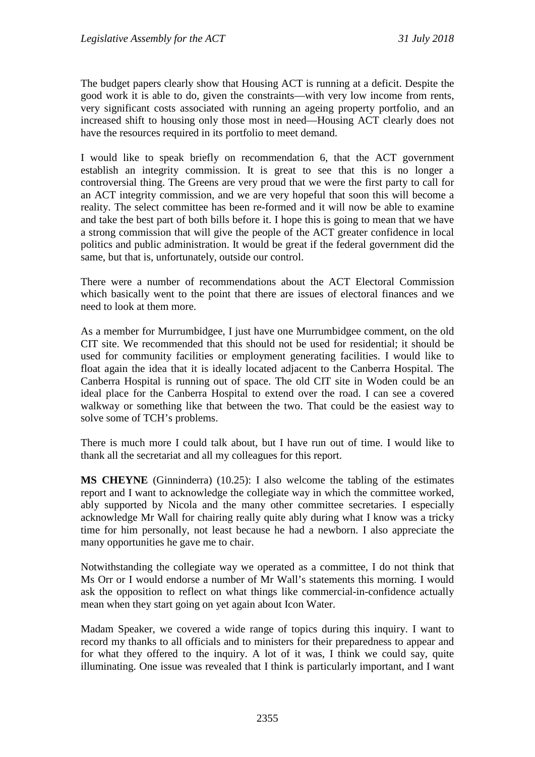The budget papers clearly show that Housing ACT is running at a deficit. Despite the good work it is able to do, given the constraints—with very low income from rents, very significant costs associated with running an ageing property portfolio, and an increased shift to housing only those most in need—Housing ACT clearly does not have the resources required in its portfolio to meet demand.

I would like to speak briefly on recommendation 6, that the ACT government establish an integrity commission. It is great to see that this is no longer a controversial thing. The Greens are very proud that we were the first party to call for an ACT integrity commission, and we are very hopeful that soon this will become a reality. The select committee has been re-formed and it will now be able to examine and take the best part of both bills before it. I hope this is going to mean that we have a strong commission that will give the people of the ACT greater confidence in local politics and public administration. It would be great if the federal government did the same, but that is, unfortunately, outside our control.

There were a number of recommendations about the ACT Electoral Commission which basically went to the point that there are issues of electoral finances and we need to look at them more.

As a member for Murrumbidgee, I just have one Murrumbidgee comment, on the old CIT site. We recommended that this should not be used for residential; it should be used for community facilities or employment generating facilities. I would like to float again the idea that it is ideally located adjacent to the Canberra Hospital. The Canberra Hospital is running out of space. The old CIT site in Woden could be an ideal place for the Canberra Hospital to extend over the road. I can see a covered walkway or something like that between the two. That could be the easiest way to solve some of TCH's problems.

There is much more I could talk about, but I have run out of time. I would like to thank all the secretariat and all my colleagues for this report.

**MS CHEYNE** (Ginninderra) (10.25): I also welcome the tabling of the estimates report and I want to acknowledge the collegiate way in which the committee worked, ably supported by Nicola and the many other committee secretaries. I especially acknowledge Mr Wall for chairing really quite ably during what I know was a tricky time for him personally, not least because he had a newborn. I also appreciate the many opportunities he gave me to chair.

Notwithstanding the collegiate way we operated as a committee, I do not think that Ms Orr or I would endorse a number of Mr Wall's statements this morning. I would ask the opposition to reflect on what things like commercial-in-confidence actually mean when they start going on yet again about Icon Water.

Madam Speaker, we covered a wide range of topics during this inquiry. I want to record my thanks to all officials and to ministers for their preparedness to appear and for what they offered to the inquiry. A lot of it was, I think we could say, quite illuminating. One issue was revealed that I think is particularly important, and I want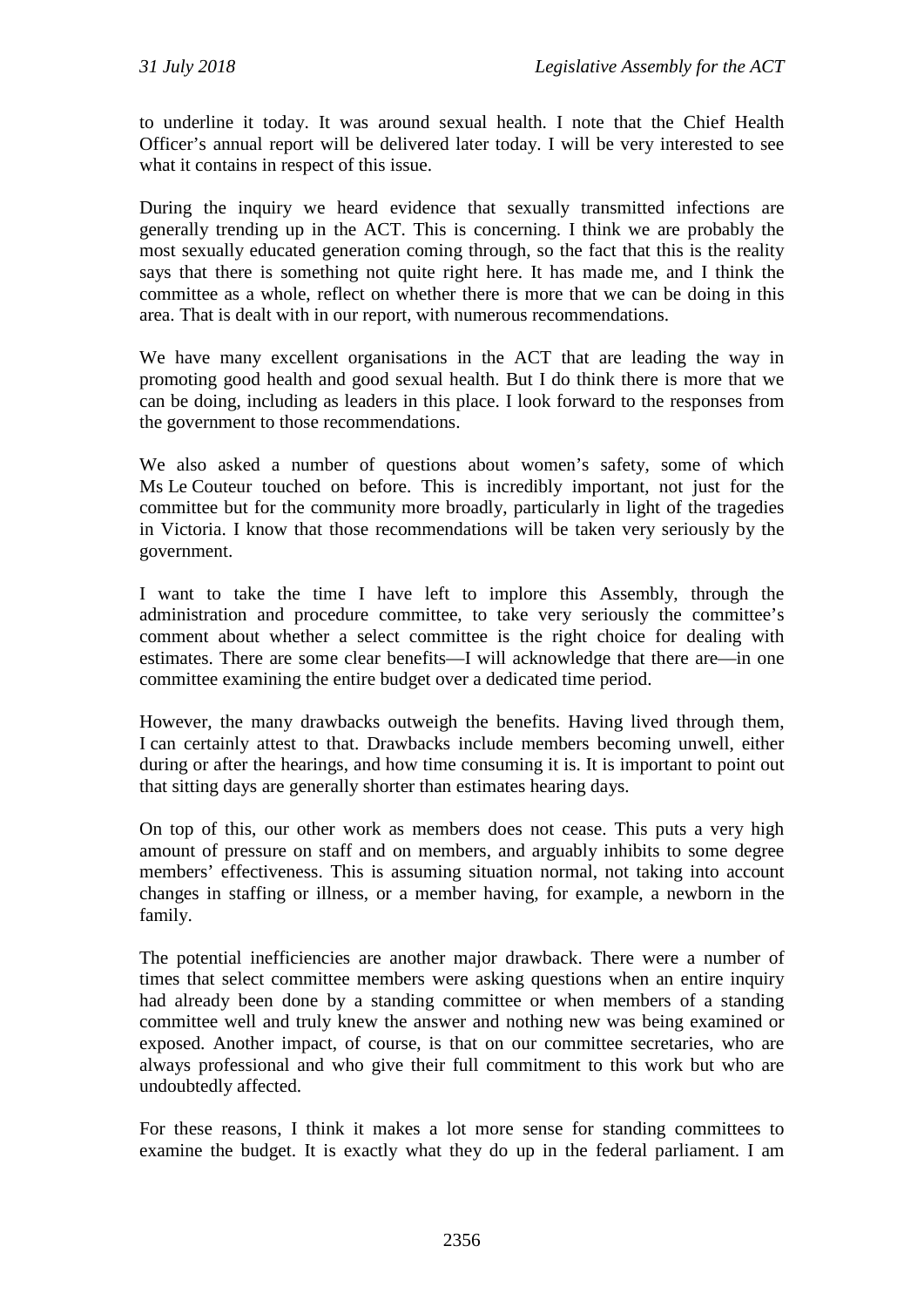to underline it today. It was around sexual health. I note that the Chief Health Officer's annual report will be delivered later today. I will be very interested to see what it contains in respect of this issue.

During the inquiry we heard evidence that sexually transmitted infections are generally trending up in the ACT. This is concerning. I think we are probably the most sexually educated generation coming through, so the fact that this is the reality says that there is something not quite right here. It has made me, and I think the committee as a whole, reflect on whether there is more that we can be doing in this area. That is dealt with in our report, with numerous recommendations.

We have many excellent organisations in the ACT that are leading the way in promoting good health and good sexual health. But I do think there is more that we can be doing, including as leaders in this place. I look forward to the responses from the government to those recommendations.

We also asked a number of questions about women's safety, some of which Ms Le Couteur touched on before. This is incredibly important, not just for the committee but for the community more broadly, particularly in light of the tragedies in Victoria. I know that those recommendations will be taken very seriously by the government.

I want to take the time I have left to implore this Assembly, through the administration and procedure committee, to take very seriously the committee's comment about whether a select committee is the right choice for dealing with estimates. There are some clear benefits—I will acknowledge that there are—in one committee examining the entire budget over a dedicated time period.

However, the many drawbacks outweigh the benefits. Having lived through them, I can certainly attest to that. Drawbacks include members becoming unwell, either during or after the hearings, and how time consuming it is. It is important to point out that sitting days are generally shorter than estimates hearing days.

On top of this, our other work as members does not cease. This puts a very high amount of pressure on staff and on members, and arguably inhibits to some degree members' effectiveness. This is assuming situation normal, not taking into account changes in staffing or illness, or a member having, for example, a newborn in the family.

The potential inefficiencies are another major drawback. There were a number of times that select committee members were asking questions when an entire inquiry had already been done by a standing committee or when members of a standing committee well and truly knew the answer and nothing new was being examined or exposed. Another impact, of course, is that on our committee secretaries, who are always professional and who give their full commitment to this work but who are undoubtedly affected.

For these reasons, I think it makes a lot more sense for standing committees to examine the budget. It is exactly what they do up in the federal parliament. I am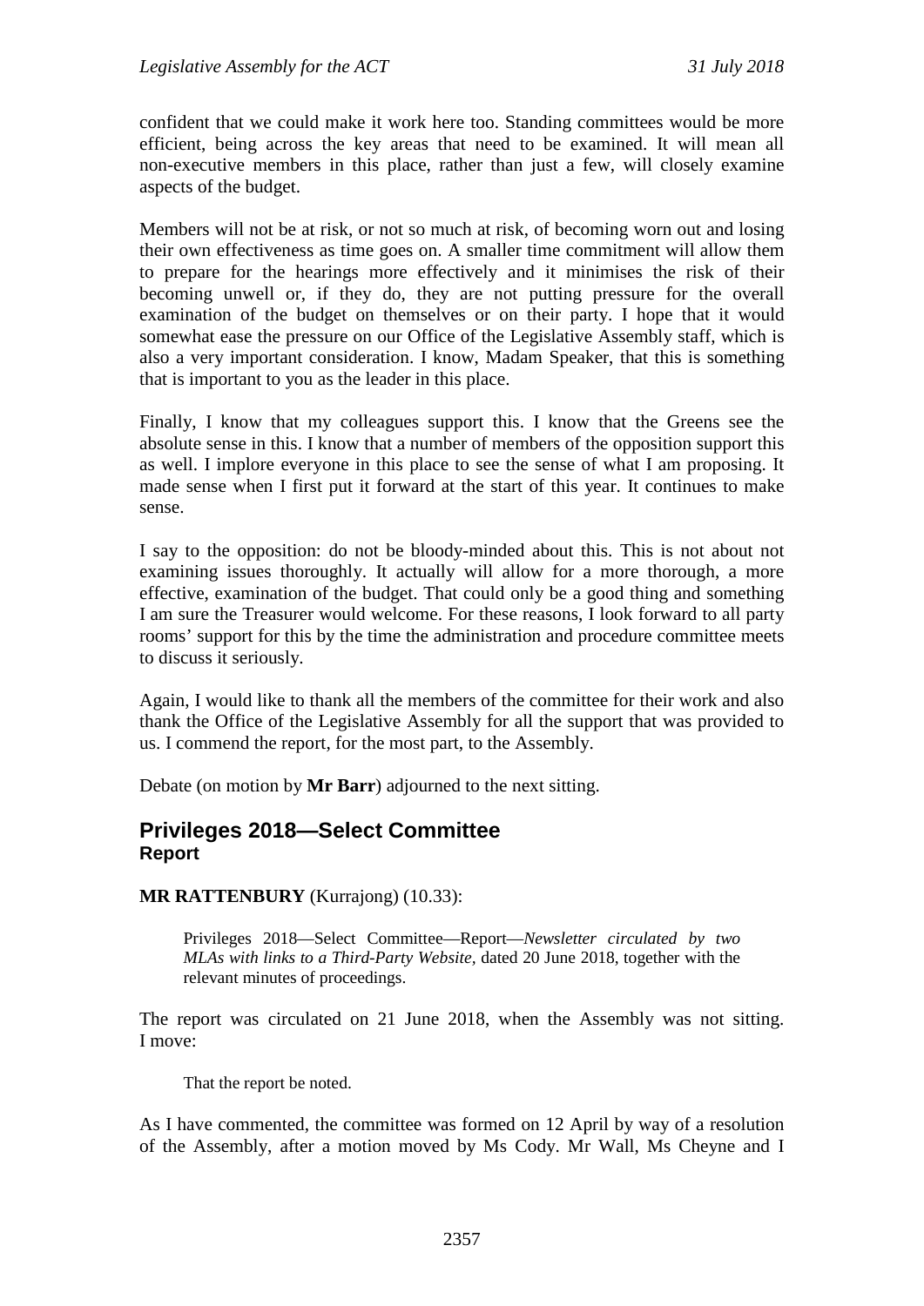confident that we could make it work here too. Standing committees would be more efficient, being across the key areas that need to be examined. It will mean all non-executive members in this place, rather than just a few, will closely examine aspects of the budget.

Members will not be at risk, or not so much at risk, of becoming worn out and losing their own effectiveness as time goes on. A smaller time commitment will allow them to prepare for the hearings more effectively and it minimises the risk of their becoming unwell or, if they do, they are not putting pressure for the overall examination of the budget on themselves or on their party. I hope that it would somewhat ease the pressure on our Office of the Legislative Assembly staff, which is also a very important consideration. I know, Madam Speaker, that this is something that is important to you as the leader in this place.

Finally, I know that my colleagues support this. I know that the Greens see the absolute sense in this. I know that a number of members of the opposition support this as well. I implore everyone in this place to see the sense of what I am proposing. It made sense when I first put it forward at the start of this year. It continues to make sense.

I say to the opposition: do not be bloody-minded about this. This is not about not examining issues thoroughly. It actually will allow for a more thorough, a more effective, examination of the budget. That could only be a good thing and something I am sure the Treasurer would welcome. For these reasons, I look forward to all party rooms' support for this by the time the administration and procedure committee meets to discuss it seriously.

Again, I would like to thank all the members of the committee for their work and also thank the Office of the Legislative Assembly for all the support that was provided to us. I commend the report, for the most part, to the Assembly.

Debate (on motion by **Mr Barr**) adjourned to the next sitting.

## Privileges 2018—Select Committee
### Report

**MR RATTENBURY** (Kurrajong) (10.33):

> Privileges 2018—Select Committee—Report—*Newsletter circulated by two MLAs with links to a Third-Party Website*, dated 20 June 2018, together with the relevant minutes of proceedings.

The report was circulated on 21 June 2018, when the Assembly was not sitting. I move:

> That the report be noted.

As I have commented, the committee was formed on 12 April by way of a resolution of the Assembly, after a motion moved by Ms Cody. Mr Wall, Ms Cheyne and I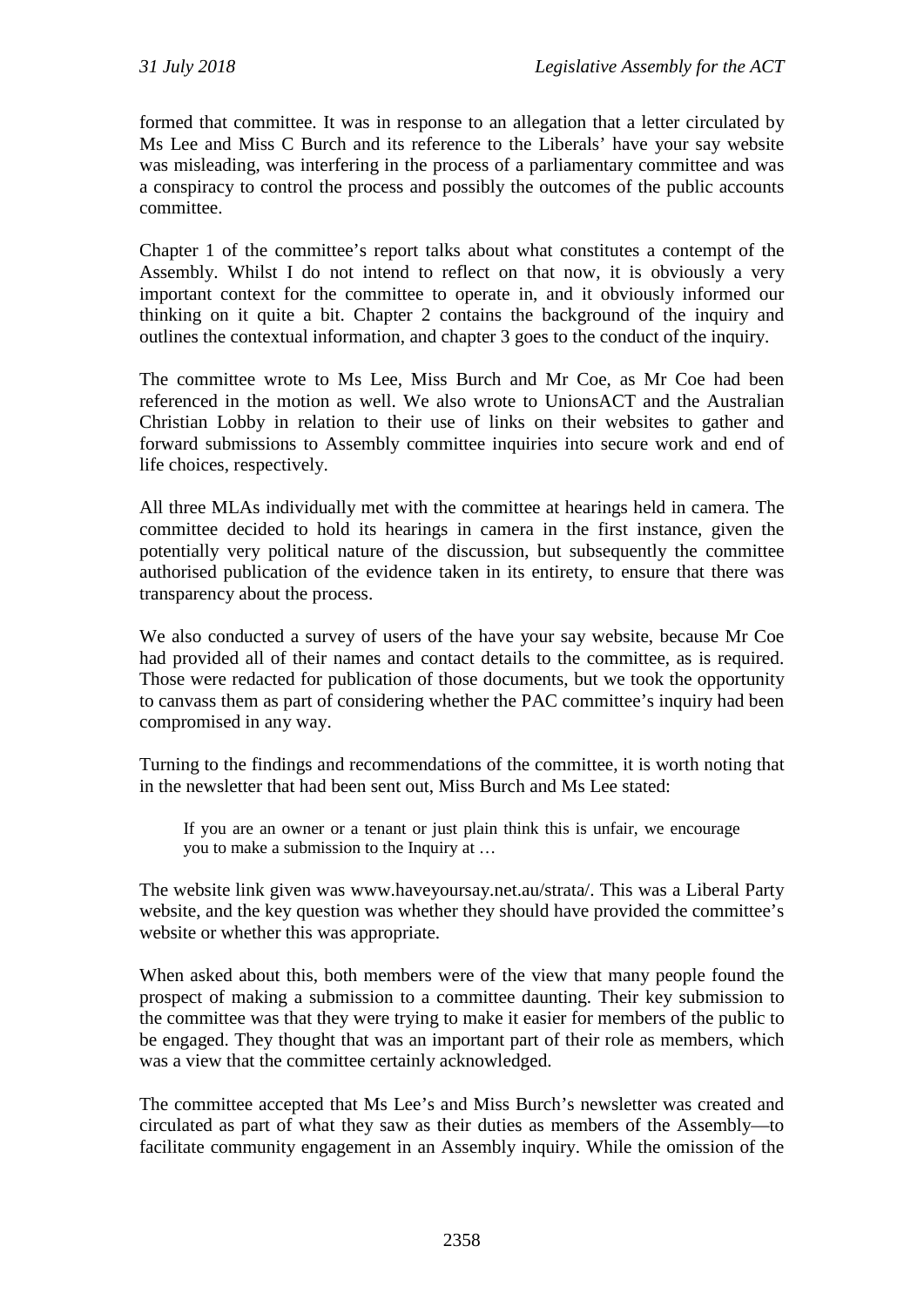formed that committee. It was in response to an allegation that a letter circulated by Ms Lee and Miss C Burch and its reference to the Liberals' have your say website was misleading, was interfering in the process of a parliamentary committee and was a conspiracy to control the process and possibly the outcomes of the public accounts committee.

Chapter 1 of the committee's report talks about what constitutes a contempt of the Assembly. Whilst I do not intend to reflect on that now, it is obviously a very important context for the committee to operate in, and it obviously informed our thinking on it quite a bit. Chapter 2 contains the background of the inquiry and outlines the contextual information, and chapter 3 goes to the conduct of the inquiry.

The committee wrote to Ms Lee, Miss Burch and Mr Coe, as Mr Coe had been referenced in the motion as well. We also wrote to UnionsACT and the Australian Christian Lobby in relation to their use of links on their websites to gather and forward submissions to Assembly committee inquiries into secure work and end of life choices, respectively.

All three MLAs individually met with the committee at hearings held in camera. The committee decided to hold its hearings in camera in the first instance, given the potentially very political nature of the discussion, but subsequently the committee authorised publication of the evidence taken in its entirety, to ensure that there was transparency about the process.

We also conducted a survey of users of the have your say website, because Mr Coe had provided all of their names and contact details to the committee, as is required. Those were redacted for publication of those documents, but we took the opportunity to canvass them as part of considering whether the PAC committee's inquiry had been compromised in any way.

Turning to the findings and recommendations of the committee, it is worth noting that in the newsletter that had been sent out, Miss Burch and Ms Lee stated:

> If you are an owner or a tenant or just plain think this is unfair, we encourage you to make a submission to the Inquiry at …

The website link given was www.haveyoursay.net.au/strata/. This was a Liberal Party website, and the key question was whether they should have provided the committee's website or whether this was appropriate.

When asked about this, both members were of the view that many people found the prospect of making a submission to a committee daunting. Their key submission to the committee was that they were trying to make it easier for members of the public to be engaged. They thought that was an important part of their role as members, which was a view that the committee certainly acknowledged.

The committee accepted that Ms Lee's and Miss Burch's newsletter was created and circulated as part of what they saw as their duties as members of the Assembly—to facilitate community engagement in an Assembly inquiry. While the omission of the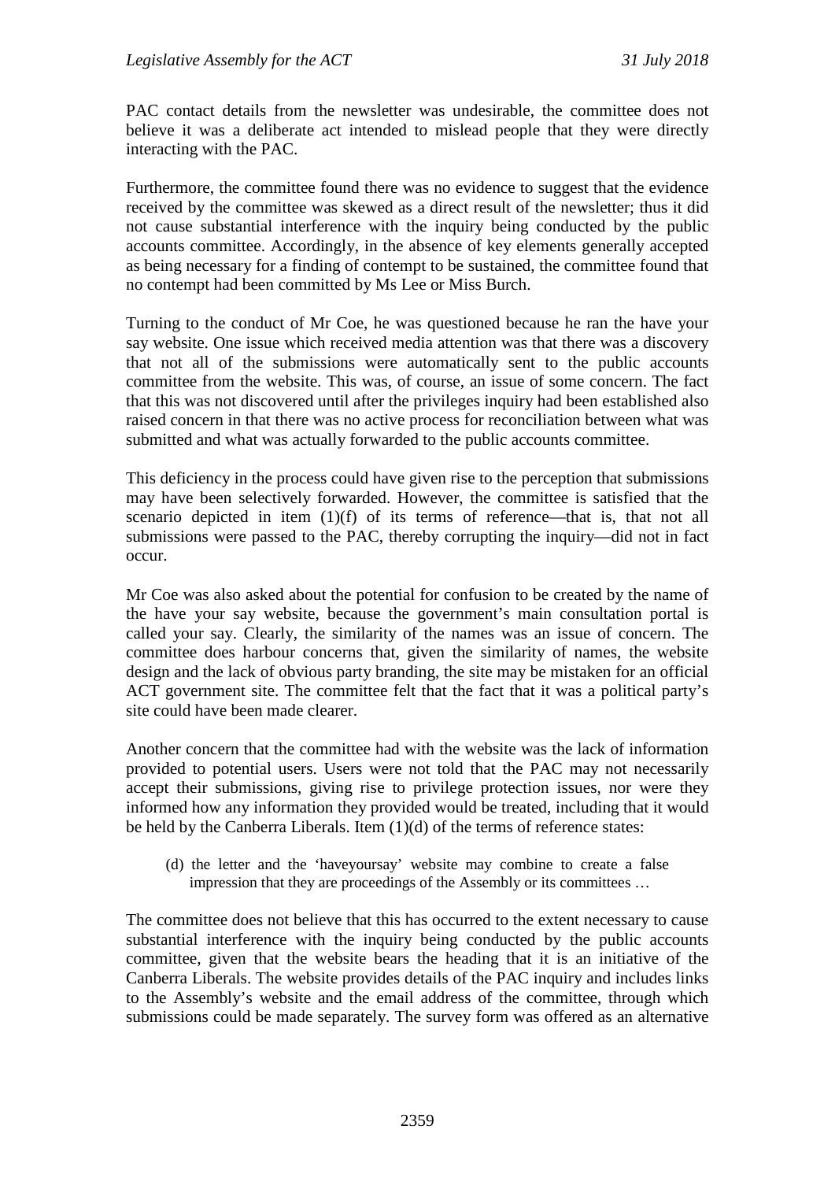PAC contact details from the newsletter was undesirable, the committee does not believe it was a deliberate act intended to mislead people that they were directly interacting with the PAC.

Furthermore, the committee found there was no evidence to suggest that the evidence received by the committee was skewed as a direct result of the newsletter; thus it did not cause substantial interference with the inquiry being conducted by the public accounts committee. Accordingly, in the absence of key elements generally accepted as being necessary for a finding of contempt to be sustained, the committee found that no contempt had been committed by Ms Lee or Miss Burch.

Turning to the conduct of Mr Coe, he was questioned because he ran the have your say website. One issue which received media attention was that there was a discovery that not all of the submissions were automatically sent to the public accounts committee from the website. This was, of course, an issue of some concern. The fact that this was not discovered until after the privileges inquiry had been established also raised concern in that there was no active process for reconciliation between what was submitted and what was actually forwarded to the public accounts committee.

This deficiency in the process could have given rise to the perception that submissions may have been selectively forwarded. However, the committee is satisfied that the scenario depicted in item (1)(f) of its terms of reference—that is, that not all submissions were passed to the PAC, thereby corrupting the inquiry—did not in fact occur.

Mr Coe was also asked about the potential for confusion to be created by the name of the have your say website, because the government's main consultation portal is called your say. Clearly, the similarity of the names was an issue of concern. The committee does harbour concerns that, given the similarity of names, the website design and the lack of obvious party branding, the site may be mistaken for an official ACT government site. The committee felt that the fact that it was a political party's site could have been made clearer.

Another concern that the committee had with the website was the lack of information provided to potential users. Users were not told that the PAC may not necessarily accept their submissions, giving rise to privilege protection issues, nor were they informed how any information they provided would be treated, including that it would be held by the Canberra Liberals. Item (1)(d) of the terms of reference states:

> (d) the letter and the 'haveyoursay' website may combine to create a false impression that they are proceedings of the Assembly or its committees …

The committee does not believe that this has occurred to the extent necessary to cause substantial interference with the inquiry being conducted by the public accounts committee, given that the website bears the heading that it is an initiative of the Canberra Liberals. The website provides details of the PAC inquiry and includes links to the Assembly's website and the email address of the committee, through which submissions could be made separately. The survey form was offered as an alternative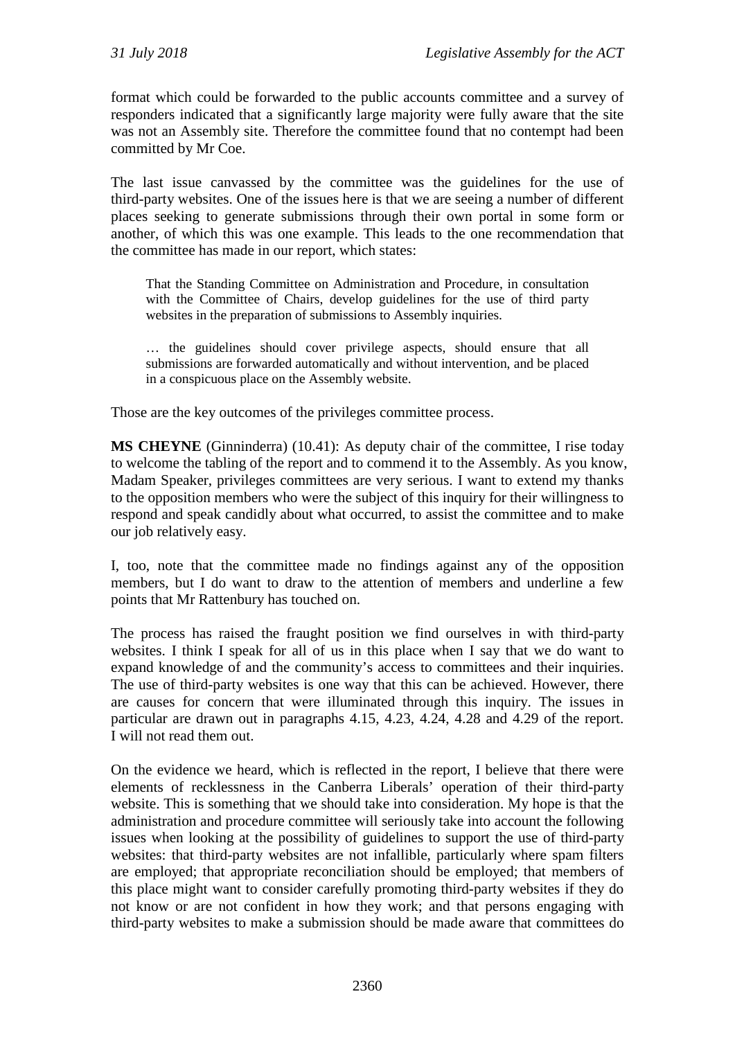format which could be forwarded to the public accounts committee and a survey of responders indicated that a significantly large majority were fully aware that the site was not an Assembly site. Therefore the committee found that no contempt had been committed by Mr Coe.

The last issue canvassed by the committee was the guidelines for the use of third-party websites. One of the issues here is that we are seeing a number of different places seeking to generate submissions through their own portal in some form or another, of which this was one example. This leads to the one recommendation that the committee has made in our report, which states:

> That the Standing Committee on Administration and Procedure, in consultation with the Committee of Chairs, develop guidelines for the use of third party websites in the preparation of submissions to Assembly inquiries.
>
> … the guidelines should cover privilege aspects, should ensure that all submissions are forwarded automatically and without intervention, and be placed in a conspicuous place on the Assembly website.

Those are the key outcomes of the privileges committee process.

**MS CHEYNE** (Ginninderra) (10.41): As deputy chair of the committee, I rise today to welcome the tabling of the report and to commend it to the Assembly. As you know, Madam Speaker, privileges committees are very serious. I want to extend my thanks to the opposition members who were the subject of this inquiry for their willingness to respond and speak candidly about what occurred, to assist the committee and to make our job relatively easy.

I, too, note that the committee made no findings against any of the opposition members, but I do want to draw to the attention of members and underline a few points that Mr Rattenbury has touched on.

The process has raised the fraught position we find ourselves in with third-party websites. I think I speak for all of us in this place when I say that we do want to expand knowledge of and the community's access to committees and their inquiries. The use of third-party websites is one way that this can be achieved. However, there are causes for concern that were illuminated through this inquiry. The issues in particular are drawn out in paragraphs 4.15, 4.23, 4.24, 4.28 and 4.29 of the report. I will not read them out.

On the evidence we heard, which is reflected in the report, I believe that there were elements of recklessness in the Canberra Liberals' operation of their third-party website. This is something that we should take into consideration. My hope is that the administration and procedure committee will seriously take into account the following issues when looking at the possibility of guidelines to support the use of third-party websites: that third-party websites are not infallible, particularly where spam filters are employed; that appropriate reconciliation should be employed; that members of this place might want to consider carefully promoting third-party websites if they do not know or are not confident in how they work; and that persons engaging with third-party websites to make a submission should be made aware that committees do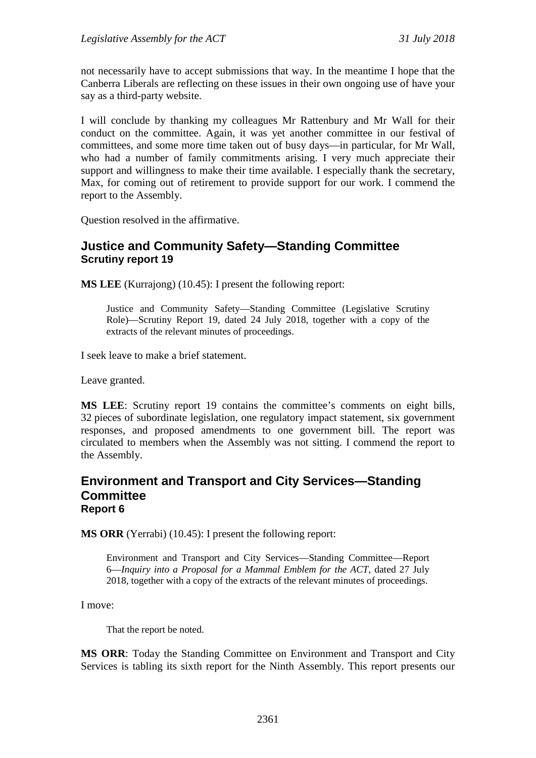not necessarily have to accept submissions that way. In the meantime I hope that the Canberra Liberals are reflecting on these issues in their own ongoing use of have your say as a third-party website.

I will conclude by thanking my colleagues Mr Rattenbury and Mr Wall for their conduct on the committee. Again, it was yet another committee in our festival of committees, and some more time taken out of busy days—in particular, for Mr Wall, who had a number of family commitments arising. I very much appreciate their support and willingness to make their time available. I especially thank the secretary, Max, for coming out of retirement to provide support for our work. I commend the report to the Assembly.

Question resolved in the affirmative.

## Justice and Community Safety—Standing Committee
### Scrutiny report 19

**MS LEE** (Kurrajong) (10.45): I present the following report:

> Justice and Community Safety—Standing Committee (Legislative Scrutiny Role)—Scrutiny Report 19, dated 24 July 2018, together with a copy of the extracts of the relevant minutes of proceedings.

I seek leave to make a brief statement.

Leave granted.

**MS LEE**: Scrutiny report 19 contains the committee's comments on eight bills, 32 pieces of subordinate legislation, one regulatory impact statement, six government responses, and proposed amendments to one government bill. The report was circulated to members when the Assembly was not sitting. I commend the report to the Assembly.

## Environment and Transport and City Services—Standing Committee
### Report 6

**MS ORR** (Yerrabi) (10.45): I present the following report:

> Environment and Transport and City Services—Standing Committee—Report 6—*Inquiry into a Proposal for a Mammal Emblem for the ACT*, dated 27 July 2018, together with a copy of the extracts of the relevant minutes of proceedings.

I move:

> That the report be noted.

**MS ORR**: Today the Standing Committee on Environment and Transport and City Services is tabling its sixth report for the Ninth Assembly. This report presents our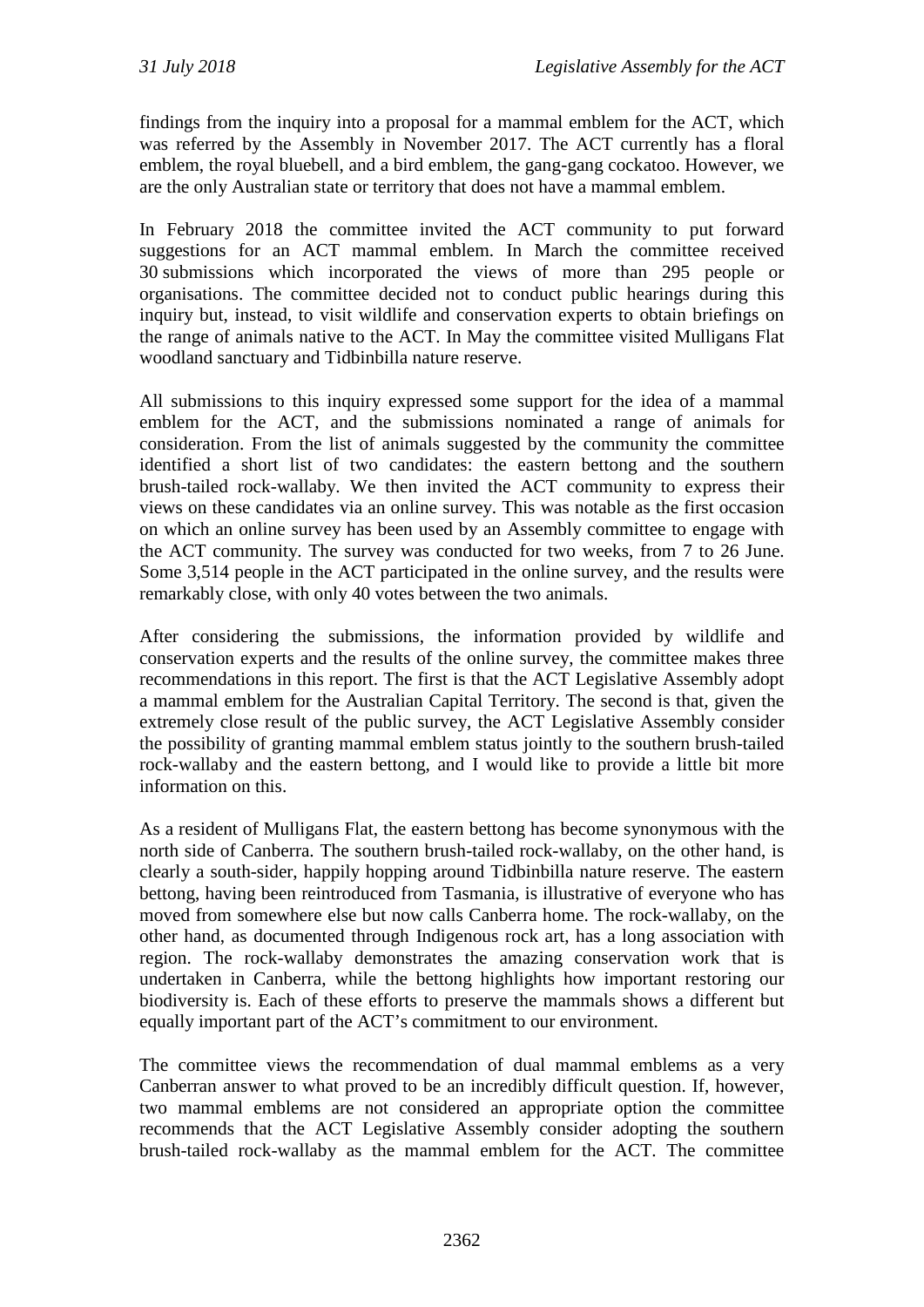findings from the inquiry into a proposal for a mammal emblem for the ACT, which was referred by the Assembly in November 2017. The ACT currently has a floral emblem, the royal bluebell, and a bird emblem, the gang-gang cockatoo. However, we are the only Australian state or territory that does not have a mammal emblem.

In February 2018 the committee invited the ACT community to put forward suggestions for an ACT mammal emblem. In March the committee received 30 submissions which incorporated the views of more than 295 people or organisations. The committee decided not to conduct public hearings during this inquiry but, instead, to visit wildlife and conservation experts to obtain briefings on the range of animals native to the ACT. In May the committee visited Mulligans Flat woodland sanctuary and Tidbinbilla nature reserve.

All submissions to this inquiry expressed some support for the idea of a mammal emblem for the ACT, and the submissions nominated a range of animals for consideration. From the list of animals suggested by the community the committee identified a short list of two candidates: the eastern bettong and the southern brush-tailed rock-wallaby. We then invited the ACT community to express their views on these candidates via an online survey. This was notable as the first occasion on which an online survey has been used by an Assembly committee to engage with the ACT community. The survey was conducted for two weeks, from 7 to 26 June. Some 3,514 people in the ACT participated in the online survey, and the results were remarkably close, with only 40 votes between the two animals.

After considering the submissions, the information provided by wildlife and conservation experts and the results of the online survey, the committee makes three recommendations in this report. The first is that the ACT Legislative Assembly adopt a mammal emblem for the Australian Capital Territory. The second is that, given the extremely close result of the public survey, the ACT Legislative Assembly consider the possibility of granting mammal emblem status jointly to the southern brush-tailed rock-wallaby and the eastern bettong, and I would like to provide a little bit more information on this.

As a resident of Mulligans Flat, the eastern bettong has become synonymous with the north side of Canberra. The southern brush-tailed rock-wallaby, on the other hand, is clearly a south-sider, happily hopping around Tidbinbilla nature reserve. The eastern bettong, having been reintroduced from Tasmania, is illustrative of everyone who has moved from somewhere else but now calls Canberra home. The rock-wallaby, on the other hand, as documented through Indigenous rock art, has a long association with region. The rock-wallaby demonstrates the amazing conservation work that is undertaken in Canberra, while the bettong highlights how important restoring our biodiversity is. Each of these efforts to preserve the mammals shows a different but equally important part of the ACT's commitment to our environment.

The committee views the recommendation of dual mammal emblems as a very Canberran answer to what proved to be an incredibly difficult question. If, however, two mammal emblems are not considered an appropriate option the committee recommends that the ACT Legislative Assembly consider adopting the southern brush-tailed rock-wallaby as the mammal emblem for the ACT. The committee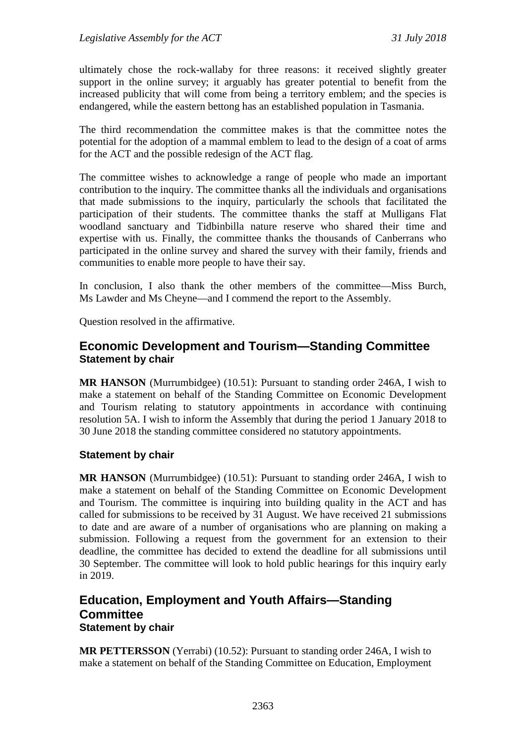ultimately chose the rock-wallaby for three reasons: it received slightly greater support in the online survey; it arguably has greater potential to benefit from the increased publicity that will come from being a territory emblem; and the species is endangered, while the eastern bettong has an established population in Tasmania.

The third recommendation the committee makes is that the committee notes the potential for the adoption of a mammal emblem to lead to the design of a coat of arms for the ACT and the possible redesign of the ACT flag.

The committee wishes to acknowledge a range of people who made an important contribution to the inquiry. The committee thanks all the individuals and organisations that made submissions to the inquiry, particularly the schools that facilitated the participation of their students. The committee thanks the staff at Mulligans Flat woodland sanctuary and Tidbinbilla nature reserve who shared their time and expertise with us. Finally, the committee thanks the thousands of Canberrans who participated in the online survey and shared the survey with their family, friends and communities to enable more people to have their say.

In conclusion, I also thank the other members of the committee—Miss Burch, Ms Lawder and Ms Cheyne—and I commend the report to the Assembly.

Question resolved in the affirmative.

## Economic Development and Tourism—Standing Committee

### Statement by chair

**MR HANSON** (Murrumbidgee) (10.51): Pursuant to standing order 246A, I wish to make a statement on behalf of the Standing Committee on Economic Development and Tourism relating to statutory appointments in accordance with continuing resolution 5A. I wish to inform the Assembly that during the period 1 January 2018 to 30 June 2018 the standing committee considered no statutory appointments.

### Statement by chair

**MR HANSON** (Murrumbidgee) (10.51): Pursuant to standing order 246A, I wish to make a statement on behalf of the Standing Committee on Economic Development and Tourism. The committee is inquiring into building quality in the ACT and has called for submissions to be received by 31 August. We have received 21 submissions to date and are aware of a number of organisations who are planning on making a submission. Following a request from the government for an extension to their deadline, the committee has decided to extend the deadline for all submissions until 30 September. The committee will look to hold public hearings for this inquiry early in 2019.

## Education, Employment and Youth Affairs—Standing Committee

### Statement by chair

**MR PETTERSSON** (Yerrabi) (10.52): Pursuant to standing order 246A, I wish to make a statement on behalf of the Standing Committee on Education, Employment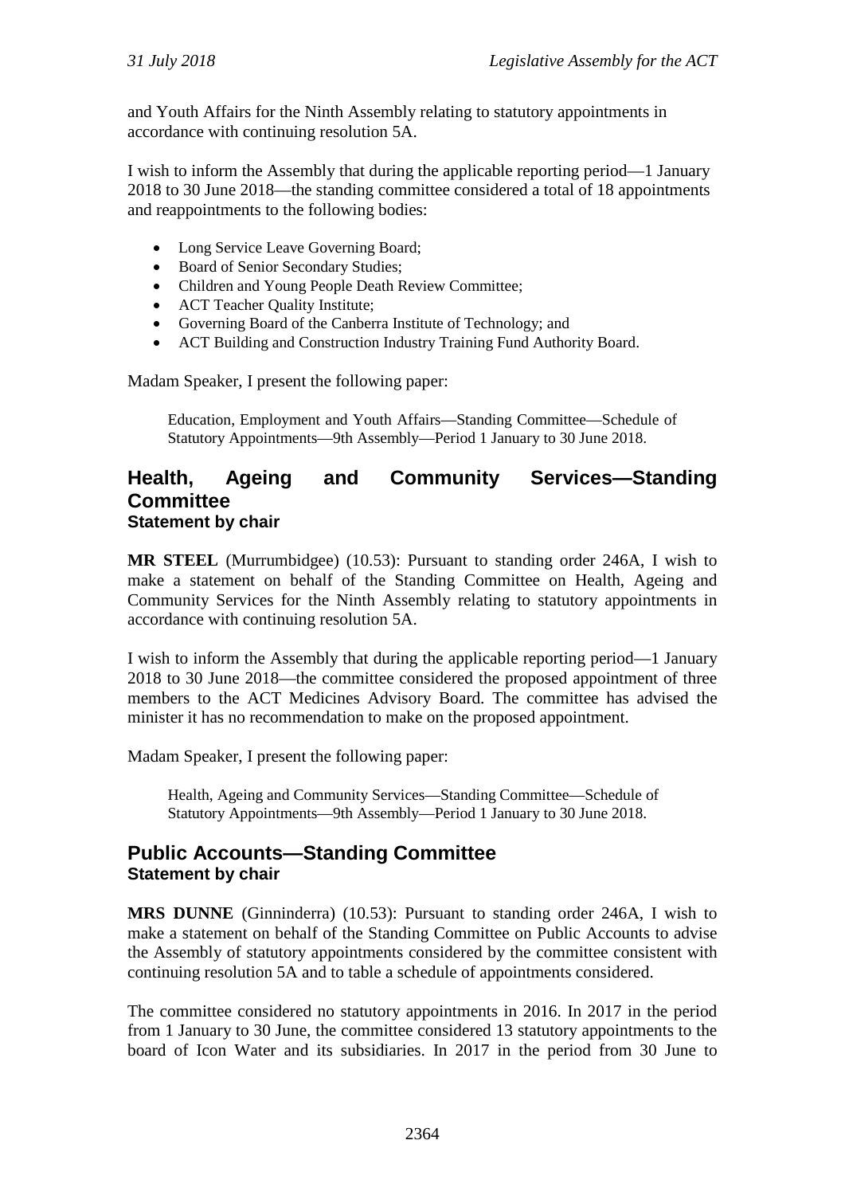and Youth Affairs for the Ninth Assembly relating to statutory appointments in accordance with continuing resolution 5A.

I wish to inform the Assembly that during the applicable reporting period—1 January 2018 to 30 June 2018—the standing committee considered a total of 18 appointments and reappointments to the following bodies:

- Long Service Leave Governing Board;
- Board of Senior Secondary Studies;
- Children and Young People Death Review Committee;
- ACT Teacher Quality Institute;
- Governing Board of the Canberra Institute of Technology; and
- ACT Building and Construction Industry Training Fund Authority Board.

Madam Speaker, I present the following paper:

> Education, Employment and Youth Affairs—Standing Committee—Schedule of Statutory Appointments—9th Assembly—Period 1 January to 30 June 2018.

## Health, Ageing and Community Services—Standing Committee
### Statement by chair

**MR STEEL** (Murrumbidgee) (10.53): Pursuant to standing order 246A, I wish to make a statement on behalf of the Standing Committee on Health, Ageing and Community Services for the Ninth Assembly relating to statutory appointments in accordance with continuing resolution 5A.

I wish to inform the Assembly that during the applicable reporting period—1 January 2018 to 30 June 2018—the committee considered the proposed appointment of three members to the ACT Medicines Advisory Board. The committee has advised the minister it has no recommendation to make on the proposed appointment.

Madam Speaker, I present the following paper:

> Health, Ageing and Community Services—Standing Committee—Schedule of Statutory Appointments—9th Assembly—Period 1 January to 30 June 2018.

## Public Accounts—Standing Committee
### Statement by chair

**MRS DUNNE** (Ginninderra) (10.53): Pursuant to standing order 246A, I wish to make a statement on behalf of the Standing Committee on Public Accounts to advise the Assembly of statutory appointments considered by the committee consistent with continuing resolution 5A and to table a schedule of appointments considered.

The committee considered no statutory appointments in 2016. In 2017 in the period from 1 January to 30 June, the committee considered 13 statutory appointments to the board of Icon Water and its subsidiaries. In 2017 in the period from 30 June to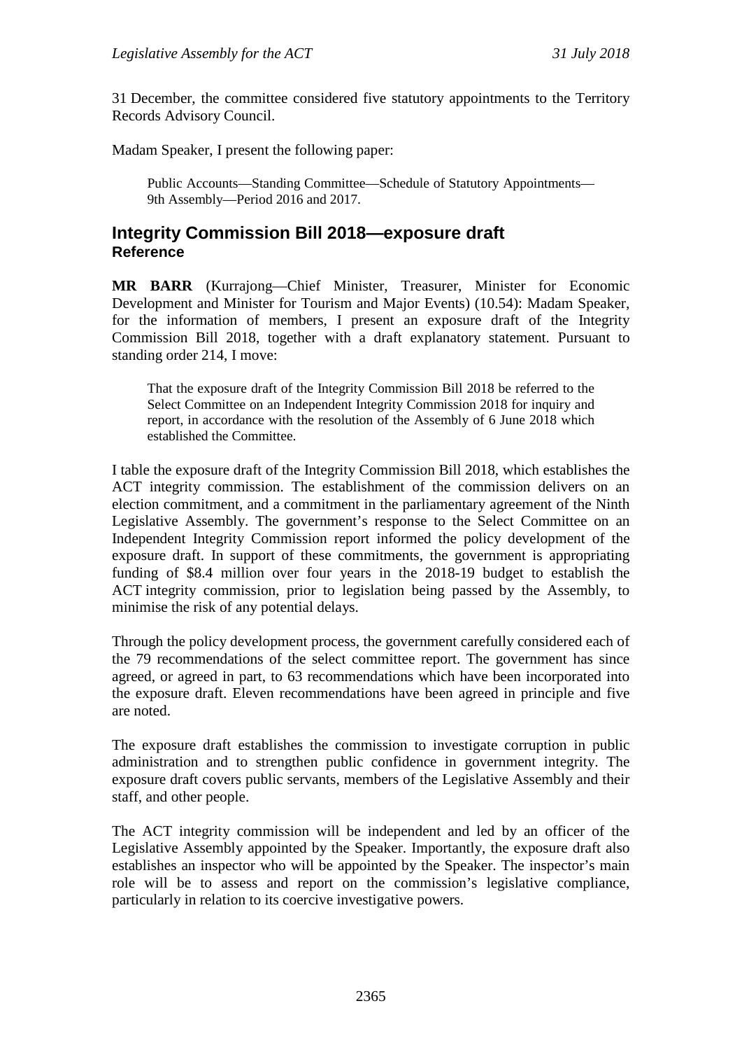31 December, the committee considered five statutory appointments to the Territory Records Advisory Council.

Madam Speaker, I present the following paper:

> Public Accounts—Standing Committee—Schedule of Statutory Appointments—9th Assembly—Period 2016 and 2017.

## Integrity Commission Bill 2018—exposure draft

### Reference

**MR BARR** (Kurrajong—Chief Minister, Treasurer, Minister for Economic Development and Minister for Tourism and Major Events) (10.54): Madam Speaker, for the information of members, I present an exposure draft of the Integrity Commission Bill 2018, together with a draft explanatory statement. Pursuant to standing order 214, I move:

> That the exposure draft of the Integrity Commission Bill 2018 be referred to the Select Committee on an Independent Integrity Commission 2018 for inquiry and report, in accordance with the resolution of the Assembly of 6 June 2018 which established the Committee.

I table the exposure draft of the Integrity Commission Bill 2018, which establishes the ACT integrity commission. The establishment of the commission delivers on an election commitment, and a commitment in the parliamentary agreement of the Ninth Legislative Assembly. The government's response to the Select Committee on an Independent Integrity Commission report informed the policy development of the exposure draft. In support of these commitments, the government is appropriating funding of $8.4 million over four years in the 2018-19 budget to establish the ACT integrity commission, prior to legislation being passed by the Assembly, to minimise the risk of any potential delays.

Through the policy development process, the government carefully considered each of the 79 recommendations of the select committee report. The government has since agreed, or agreed in part, to 63 recommendations which have been incorporated into the exposure draft. Eleven recommendations have been agreed in principle and five are noted.

The exposure draft establishes the commission to investigate corruption in public administration and to strengthen public confidence in government integrity. The exposure draft covers public servants, members of the Legislative Assembly and their staff, and other people.

The ACT integrity commission will be independent and led by an officer of the Legislative Assembly appointed by the Speaker. Importantly, the exposure draft also establishes an inspector who will be appointed by the Speaker. The inspector's main role will be to assess and report on the commission's legislative compliance, particularly in relation to its coercive investigative powers.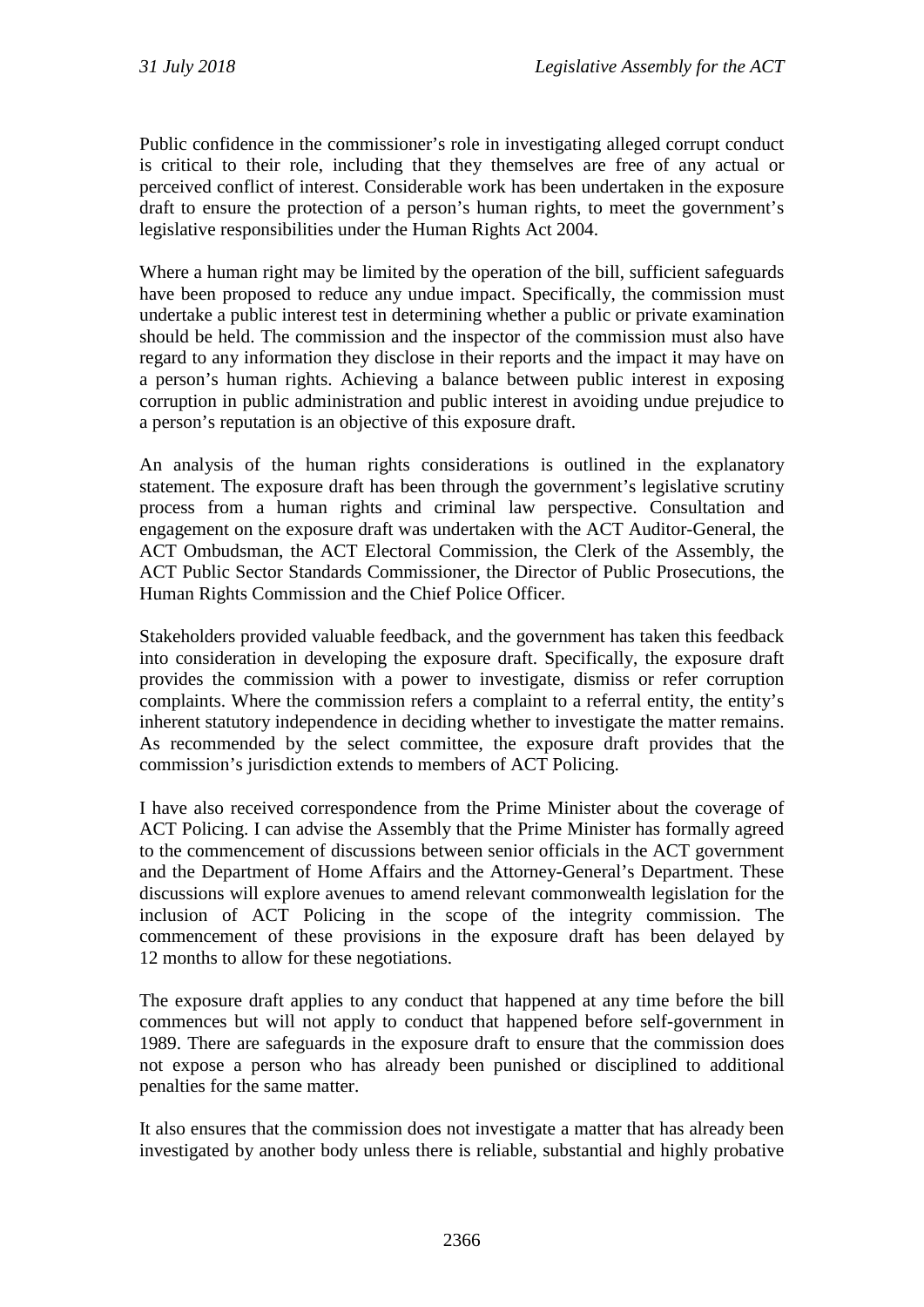Public confidence in the commissioner's role in investigating alleged corrupt conduct is critical to their role, including that they themselves are free of any actual or perceived conflict of interest. Considerable work has been undertaken in the exposure draft to ensure the protection of a person's human rights, to meet the government's legislative responsibilities under the Human Rights Act 2004.

Where a human right may be limited by the operation of the bill, sufficient safeguards have been proposed to reduce any undue impact. Specifically, the commission must undertake a public interest test in determining whether a public or private examination should be held. The commission and the inspector of the commission must also have regard to any information they disclose in their reports and the impact it may have on a person's human rights. Achieving a balance between public interest in exposing corruption in public administration and public interest in avoiding undue prejudice to a person's reputation is an objective of this exposure draft.

An analysis of the human rights considerations is outlined in the explanatory statement. The exposure draft has been through the government's legislative scrutiny process from a human rights and criminal law perspective. Consultation and engagement on the exposure draft was undertaken with the ACT Auditor-General, the ACT Ombudsman, the ACT Electoral Commission, the Clerk of the Assembly, the ACT Public Sector Standards Commissioner, the Director of Public Prosecutions, the Human Rights Commission and the Chief Police Officer.

Stakeholders provided valuable feedback, and the government has taken this feedback into consideration in developing the exposure draft. Specifically, the exposure draft provides the commission with a power to investigate, dismiss or refer corruption complaints. Where the commission refers a complaint to a referral entity, the entity's inherent statutory independence in deciding whether to investigate the matter remains. As recommended by the select committee, the exposure draft provides that the commission's jurisdiction extends to members of ACT Policing.

I have also received correspondence from the Prime Minister about the coverage of ACT Policing. I can advise the Assembly that the Prime Minister has formally agreed to the commencement of discussions between senior officials in the ACT government and the Department of Home Affairs and the Attorney-General's Department. These discussions will explore avenues to amend relevant commonwealth legislation for the inclusion of ACT Policing in the scope of the integrity commission. The commencement of these provisions in the exposure draft has been delayed by 12 months to allow for these negotiations.

The exposure draft applies to any conduct that happened at any time before the bill commences but will not apply to conduct that happened before self-government in 1989. There are safeguards in the exposure draft to ensure that the commission does not expose a person who has already been punished or disciplined to additional penalties for the same matter.

It also ensures that the commission does not investigate a matter that has already been investigated by another body unless there is reliable, substantial and highly probative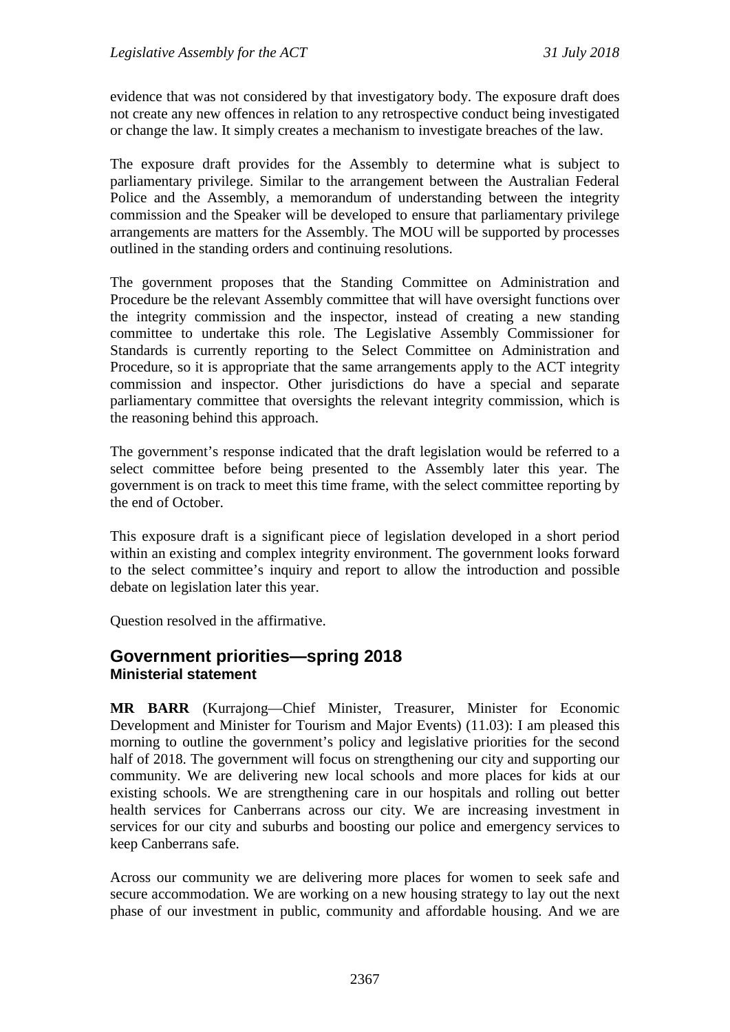evidence that was not considered by that investigatory body. The exposure draft does not create any new offences in relation to any retrospective conduct being investigated or change the law. It simply creates a mechanism to investigate breaches of the law.

The exposure draft provides for the Assembly to determine what is subject to parliamentary privilege. Similar to the arrangement between the Australian Federal Police and the Assembly, a memorandum of understanding between the integrity commission and the Speaker will be developed to ensure that parliamentary privilege arrangements are matters for the Assembly. The MOU will be supported by processes outlined in the standing orders and continuing resolutions.

The government proposes that the Standing Committee on Administration and Procedure be the relevant Assembly committee that will have oversight functions over the integrity commission and the inspector, instead of creating a new standing committee to undertake this role. The Legislative Assembly Commissioner for Standards is currently reporting to the Select Committee on Administration and Procedure, so it is appropriate that the same arrangements apply to the ACT integrity commission and inspector. Other jurisdictions do have a special and separate parliamentary committee that oversights the relevant integrity commission, which is the reasoning behind this approach.

The government's response indicated that the draft legislation would be referred to a select committee before being presented to the Assembly later this year. The government is on track to meet this time frame, with the select committee reporting by the end of October.

This exposure draft is a significant piece of legislation developed in a short period within an existing and complex integrity environment. The government looks forward to the select committee's inquiry and report to allow the introduction and possible debate on legislation later this year.

Question resolved in the affirmative.

## Government priorities—spring 2018
### Ministerial statement

**MR BARR** (Kurrajong—Chief Minister, Treasurer, Minister for Economic Development and Minister for Tourism and Major Events) (11.03): I am pleased this morning to outline the government's policy and legislative priorities for the second half of 2018. The government will focus on strengthening our city and supporting our community. We are delivering new local schools and more places for kids at our existing schools. We are strengthening care in our hospitals and rolling out better health services for Canberrans across our city. We are increasing investment in services for our city and suburbs and boosting our police and emergency services to keep Canberrans safe.

Across our community we are delivering more places for women to seek safe and secure accommodation. We are working on a new housing strategy to lay out the next phase of our investment in public, community and affordable housing. And we are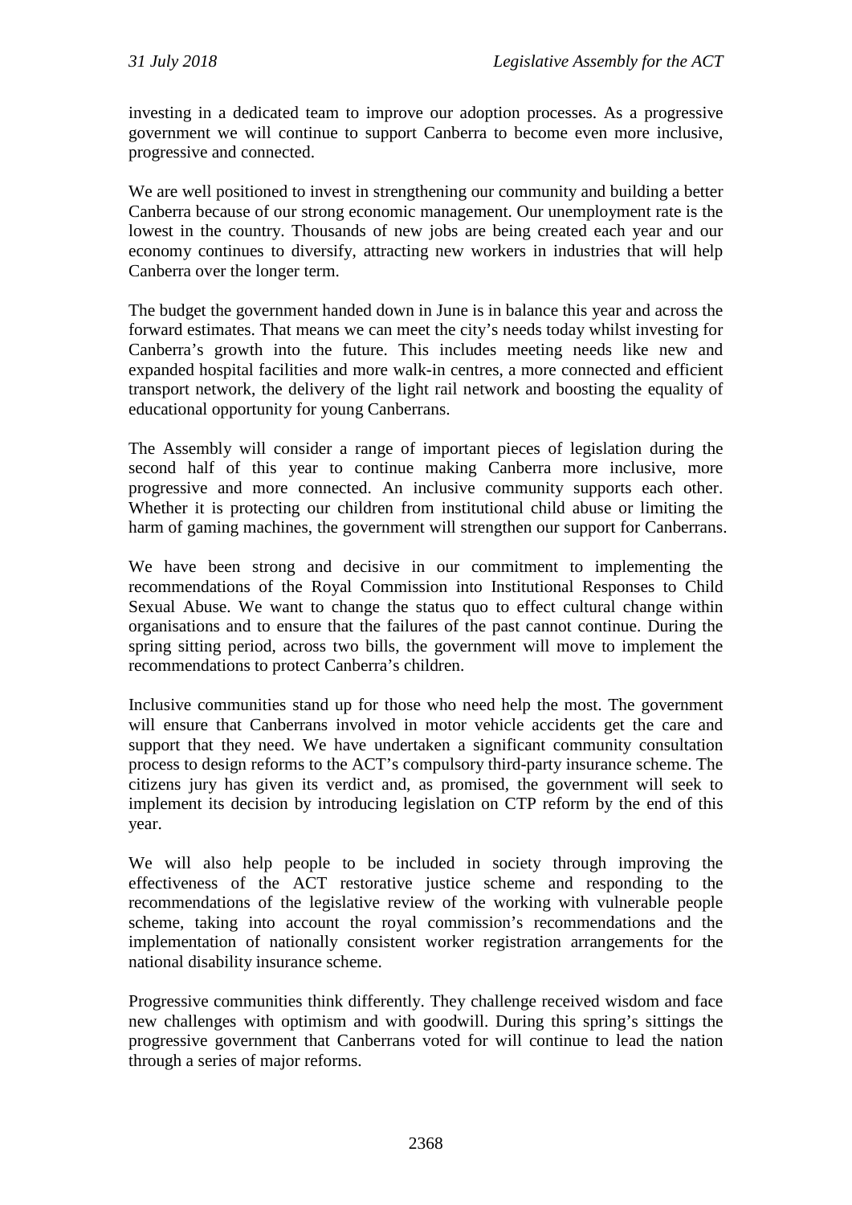investing in a dedicated team to improve our adoption processes. As a progressive government we will continue to support Canberra to become even more inclusive, progressive and connected.

We are well positioned to invest in strengthening our community and building a better Canberra because of our strong economic management. Our unemployment rate is the lowest in the country. Thousands of new jobs are being created each year and our economy continues to diversify, attracting new workers in industries that will help Canberra over the longer term.

The budget the government handed down in June is in balance this year and across the forward estimates. That means we can meet the city's needs today whilst investing for Canberra's growth into the future. This includes meeting needs like new and expanded hospital facilities and more walk-in centres, a more connected and efficient transport network, the delivery of the light rail network and boosting the equality of educational opportunity for young Canberrans.

The Assembly will consider a range of important pieces of legislation during the second half of this year to continue making Canberra more inclusive, more progressive and more connected. An inclusive community supports each other. Whether it is protecting our children from institutional child abuse or limiting the harm of gaming machines, the government will strengthen our support for Canberrans.

We have been strong and decisive in our commitment to implementing the recommendations of the Royal Commission into Institutional Responses to Child Sexual Abuse. We want to change the status quo to effect cultural change within organisations and to ensure that the failures of the past cannot continue. During the spring sitting period, across two bills, the government will move to implement the recommendations to protect Canberra's children.

Inclusive communities stand up for those who need help the most. The government will ensure that Canberrans involved in motor vehicle accidents get the care and support that they need. We have undertaken a significant community consultation process to design reforms to the ACT's compulsory third-party insurance scheme. The citizens jury has given its verdict and, as promised, the government will seek to implement its decision by introducing legislation on CTP reform by the end of this year.

We will also help people to be included in society through improving the effectiveness of the ACT restorative justice scheme and responding to the recommendations of the legislative review of the working with vulnerable people scheme, taking into account the royal commission's recommendations and the implementation of nationally consistent worker registration arrangements for the national disability insurance scheme.

Progressive communities think differently. They challenge received wisdom and face new challenges with optimism and with goodwill. During this spring's sittings the progressive government that Canberrans voted for will continue to lead the nation through a series of major reforms.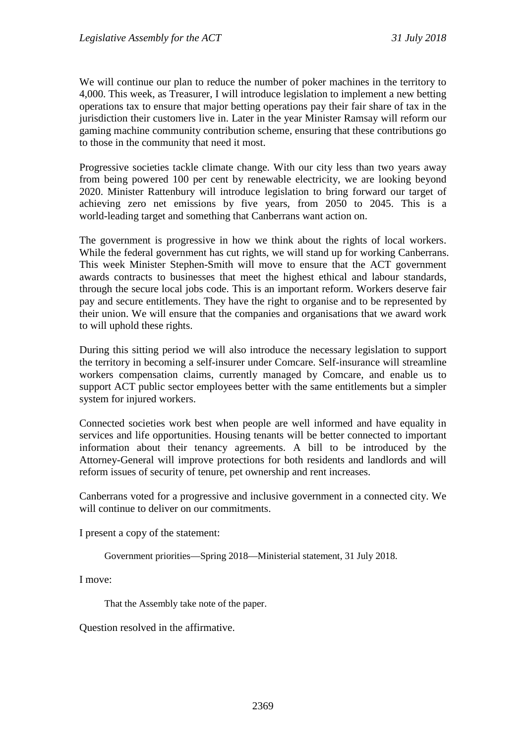We will continue our plan to reduce the number of poker machines in the territory to 4,000. This week, as Treasurer, I will introduce legislation to implement a new betting operations tax to ensure that major betting operations pay their fair share of tax in the jurisdiction their customers live in. Later in the year Minister Ramsay will reform our gaming machine community contribution scheme, ensuring that these contributions go to those in the community that need it most.

Progressive societies tackle climate change. With our city less than two years away from being powered 100 per cent by renewable electricity, we are looking beyond 2020. Minister Rattenbury will introduce legislation to bring forward our target of achieving zero net emissions by five years, from 2050 to 2045. This is a world-leading target and something that Canberrans want action on.

The government is progressive in how we think about the rights of local workers. While the federal government has cut rights, we will stand up for working Canberrans. This week Minister Stephen-Smith will move to ensure that the ACT government awards contracts to businesses that meet the highest ethical and labour standards, through the secure local jobs code. This is an important reform. Workers deserve fair pay and secure entitlements. They have the right to organise and to be represented by their union. We will ensure that the companies and organisations that we award work to will uphold these rights.

During this sitting period we will also introduce the necessary legislation to support the territory in becoming a self-insurer under Comcare. Self-insurance will streamline workers compensation claims, currently managed by Comcare, and enable us to support ACT public sector employees better with the same entitlements but a simpler system for injured workers.

Connected societies work best when people are well informed and have equality in services and life opportunities. Housing tenants will be better connected to important information about their tenancy agreements. A bill to be introduced by the Attorney-General will improve protections for both residents and landlords and will reform issues of security of tenure, pet ownership and rent increases.

Canberrans voted for a progressive and inclusive government in a connected city. We will continue to deliver on our commitments.

I present a copy of the statement:

> Government priorities—Spring 2018—Ministerial statement, 31 July 2018.

I move:

> That the Assembly take note of the paper.

Question resolved in the affirmative.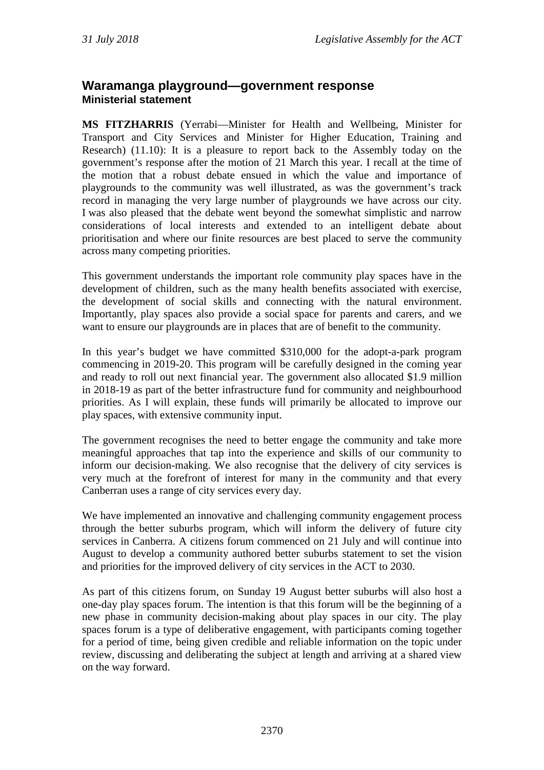## Waramanga playground—government response
### Ministerial statement

**MS FITZHARRIS** (Yerrabi—Minister for Health and Wellbeing, Minister for Transport and City Services and Minister for Higher Education, Training and Research) (11.10): It is a pleasure to report back to the Assembly today on the government's response after the motion of 21 March this year. I recall at the time of the motion that a robust debate ensued in which the value and importance of playgrounds to the community was well illustrated, as was the government's track record in managing the very large number of playgrounds we have across our city. I was also pleased that the debate went beyond the somewhat simplistic and narrow considerations of local interests and extended to an intelligent debate about prioritisation and where our finite resources are best placed to serve the community across many competing priorities.

This government understands the important role community play spaces have in the development of children, such as the many health benefits associated with exercise, the development of social skills and connecting with the natural environment. Importantly, play spaces also provide a social space for parents and carers, and we want to ensure our playgrounds are in places that are of benefit to the community.

In this year's budget we have committed $310,000 for the adopt-a-park program commencing in 2019-20. This program will be carefully designed in the coming year and ready to roll out next financial year. The government also allocated $1.9 million in 2018-19 as part of the better infrastructure fund for community and neighbourhood priorities. As I will explain, these funds will primarily be allocated to improve our play spaces, with extensive community input.

The government recognises the need to better engage the community and take more meaningful approaches that tap into the experience and skills of our community to inform our decision-making. We also recognise that the delivery of city services is very much at the forefront of interest for many in the community and that every Canberran uses a range of city services every day.

We have implemented an innovative and challenging community engagement process through the better suburbs program, which will inform the delivery of future city services in Canberra. A citizens forum commenced on 21 July and will continue into August to develop a community authored better suburbs statement to set the vision and priorities for the improved delivery of city services in the ACT to 2030.

As part of this citizens forum, on Sunday 19 August better suburbs will also host a one-day play spaces forum. The intention is that this forum will be the beginning of a new phase in community decision-making about play spaces in our city. The play spaces forum is a type of deliberative engagement, with participants coming together for a period of time, being given credible and reliable information on the topic under review, discussing and deliberating the subject at length and arriving at a shared view on the way forward.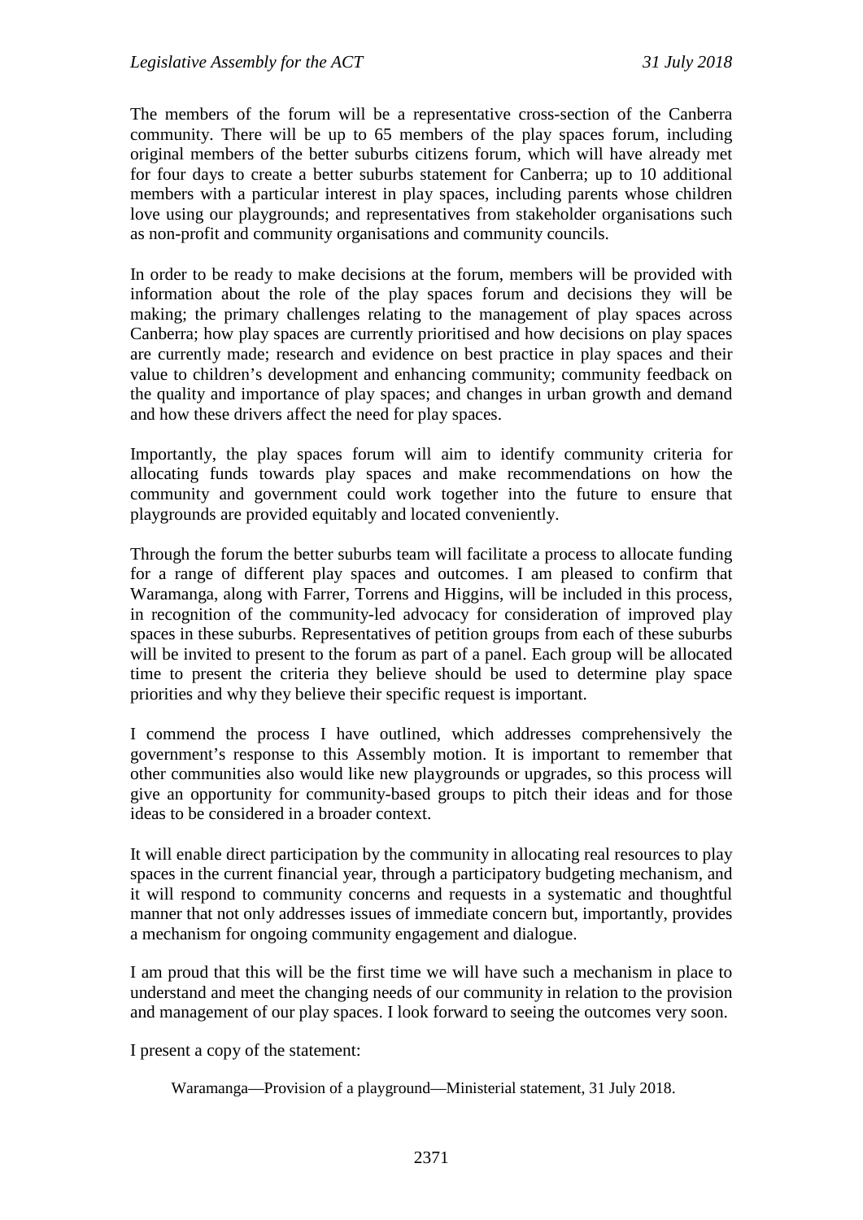The members of the forum will be a representative cross-section of the Canberra community. There will be up to 65 members of the play spaces forum, including original members of the better suburbs citizens forum, which will have already met for four days to create a better suburbs statement for Canberra; up to 10 additional members with a particular interest in play spaces, including parents whose children love using our playgrounds; and representatives from stakeholder organisations such as non-profit and community organisations and community councils.

In order to be ready to make decisions at the forum, members will be provided with information about the role of the play spaces forum and decisions they will be making; the primary challenges relating to the management of play spaces across Canberra; how play spaces are currently prioritised and how decisions on play spaces are currently made; research and evidence on best practice in play spaces and their value to children's development and enhancing community; community feedback on the quality and importance of play spaces; and changes in urban growth and demand and how these drivers affect the need for play spaces.

Importantly, the play spaces forum will aim to identify community criteria for allocating funds towards play spaces and make recommendations on how the community and government could work together into the future to ensure that playgrounds are provided equitably and located conveniently.

Through the forum the better suburbs team will facilitate a process to allocate funding for a range of different play spaces and outcomes. I am pleased to confirm that Waramanga, along with Farrer, Torrens and Higgins, will be included in this process, in recognition of the community-led advocacy for consideration of improved play spaces in these suburbs. Representatives of petition groups from each of these suburbs will be invited to present to the forum as part of a panel. Each group will be allocated time to present the criteria they believe should be used to determine play space priorities and why they believe their specific request is important.

I commend the process I have outlined, which addresses comprehensively the government's response to this Assembly motion. It is important to remember that other communities also would like new playgrounds or upgrades, so this process will give an opportunity for community-based groups to pitch their ideas and for those ideas to be considered in a broader context.

It will enable direct participation by the community in allocating real resources to play spaces in the current financial year, through a participatory budgeting mechanism, and it will respond to community concerns and requests in a systematic and thoughtful manner that not only addresses issues of immediate concern but, importantly, provides a mechanism for ongoing community engagement and dialogue.

I am proud that this will be the first time we will have such a mechanism in place to understand and meet the changing needs of our community in relation to the provision and management of our play spaces. I look forward to seeing the outcomes very soon.

I present a copy of the statement:

> Waramanga—Provision of a playground—Ministerial statement, 31 July 2018.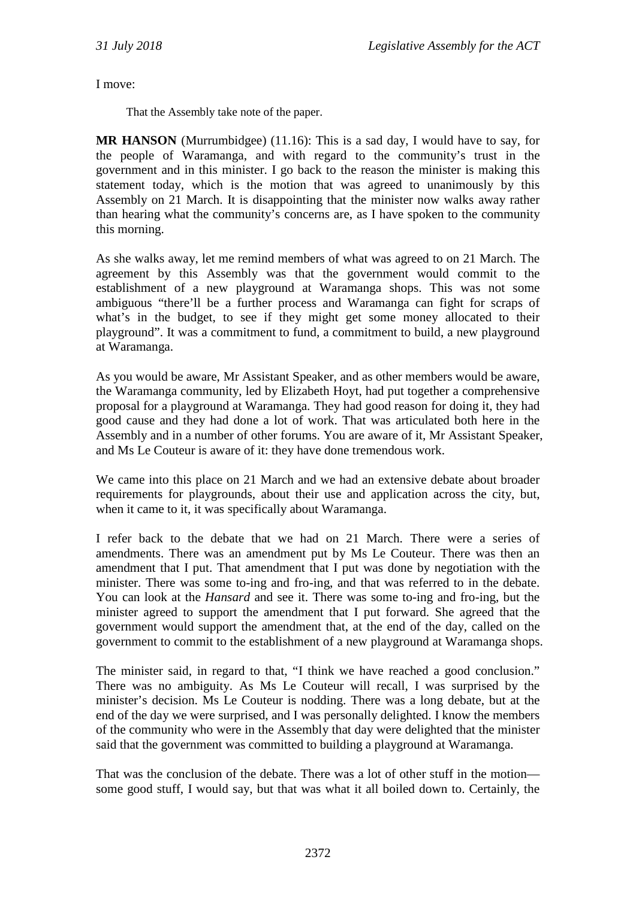I move:

> That the Assembly take note of the paper.

**MR HANSON** (Murrumbidgee) (11.16): This is a sad day, I would have to say, for the people of Waramanga, and with regard to the community's trust in the government and in this minister. I go back to the reason the minister is making this statement today, which is the motion that was agreed to unanimously by this Assembly on 21 March. It is disappointing that the minister now walks away rather than hearing what the community's concerns are, as I have spoken to the community this morning.

As she walks away, let me remind members of what was agreed to on 21 March. The agreement by this Assembly was that the government would commit to the establishment of a new playground at Waramanga shops. This was not some ambiguous "there'll be a further process and Waramanga can fight for scraps of what's in the budget, to see if they might get some money allocated to their playground". It was a commitment to fund, a commitment to build, a new playground at Waramanga.

As you would be aware, Mr Assistant Speaker, and as other members would be aware, the Waramanga community, led by Elizabeth Hoyt, had put together a comprehensive proposal for a playground at Waramanga. They had good reason for doing it, they had good cause and they had done a lot of work. That was articulated both here in the Assembly and in a number of other forums. You are aware of it, Mr Assistant Speaker, and Ms Le Couteur is aware of it: they have done tremendous work.

We came into this place on 21 March and we had an extensive debate about broader requirements for playgrounds, about their use and application across the city, but, when it came to it, it was specifically about Waramanga.

I refer back to the debate that we had on 21 March. There were a series of amendments. There was an amendment put by Ms Le Couteur. There was then an amendment that I put. That amendment that I put was done by negotiation with the minister. There was some to-ing and fro-ing, and that was referred to in the debate. You can look at the *Hansard* and see it. There was some to-ing and fro-ing, but the minister agreed to support the amendment that I put forward. She agreed that the government would support the amendment that, at the end of the day, called on the government to commit to the establishment of a new playground at Waramanga shops.

The minister said, in regard to that, "I think we have reached a good conclusion." There was no ambiguity. As Ms Le Couteur will recall, I was surprised by the minister's decision. Ms Le Couteur is nodding. There was a long debate, but at the end of the day we were surprised, and I was personally delighted. I know the members of the community who were in the Assembly that day were delighted that the minister said that the government was committed to building a playground at Waramanga.

That was the conclusion of the debate. There was a lot of other stuff in the motion—some good stuff, I would say, but that was what it all boiled down to. Certainly, the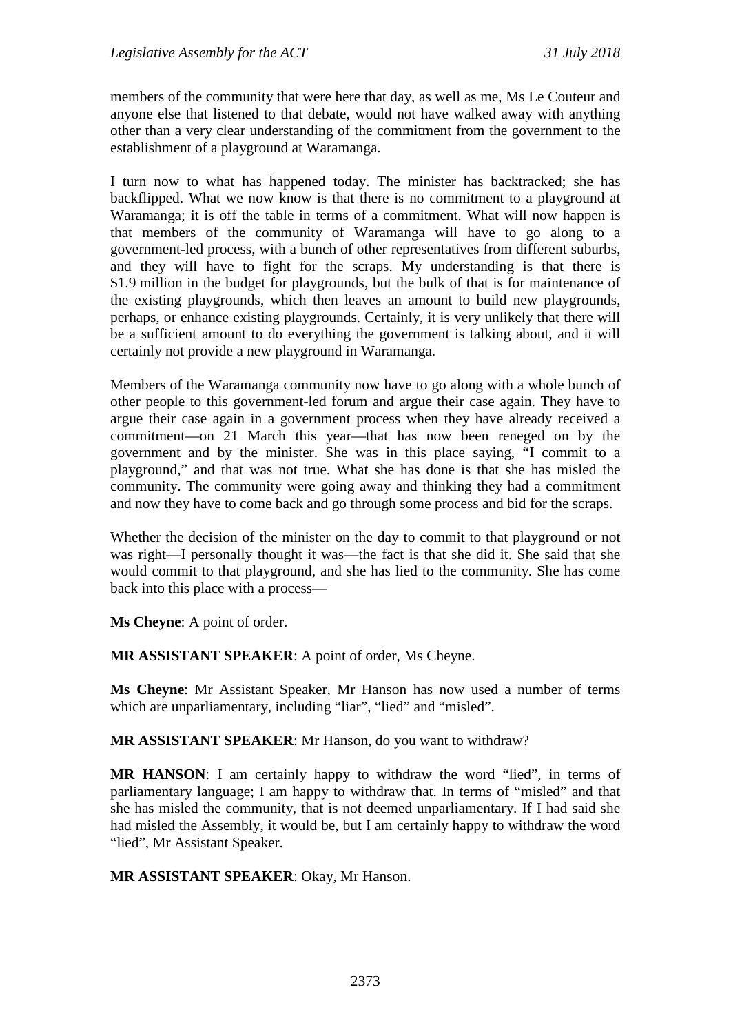members of the community that were here that day, as well as me, Ms Le Couteur and anyone else that listened to that debate, would not have walked away with anything other than a very clear understanding of the commitment from the government to the establishment of a playground at Waramanga.

I turn now to what has happened today. The minister has backtracked; she has backflipped. What we now know is that there is no commitment to a playground at Waramanga; it is off the table in terms of a commitment. What will now happen is that members of the community of Waramanga will have to go along to a government-led process, with a bunch of other representatives from different suburbs, and they will have to fight for the scraps. My understanding is that there is $1.9 million in the budget for playgrounds, but the bulk of that is for maintenance of the existing playgrounds, which then leaves an amount to build new playgrounds, perhaps, or enhance existing playgrounds. Certainly, it is very unlikely that there will be a sufficient amount to do everything the government is talking about, and it will certainly not provide a new playground in Waramanga.

Members of the Waramanga community now have to go along with a whole bunch of other people to this government-led forum and argue their case again. They have to argue their case again in a government process when they have already received a commitment—on 21 March this year—that has now been reneged on by the government and by the minister. She was in this place saying, "I commit to a playground," and that was not true. What she has done is that she has misled the community. The community were going away and thinking they had a commitment and now they have to come back and go through some process and bid for the scraps.

Whether the decision of the minister on the day to commit to that playground or not was right—I personally thought it was—the fact is that she did it. She said that she would commit to that playground, and she has lied to the community. She has come back into this place with a process—

**Ms Cheyne**: A point of order.

**MR ASSISTANT SPEAKER**: A point of order, Ms Cheyne.

**Ms Cheyne**: Mr Assistant Speaker, Mr Hanson has now used a number of terms which are unparliamentary, including "liar", "lied" and "misled".

**MR ASSISTANT SPEAKER**: Mr Hanson, do you want to withdraw?

**MR HANSON**: I am certainly happy to withdraw the word "lied", in terms of parliamentary language; I am happy to withdraw that. In terms of "misled" and that she has misled the community, that is not deemed unparliamentary. If I had said she had misled the Assembly, it would be, but I am certainly happy to withdraw the word "lied", Mr Assistant Speaker.

**MR ASSISTANT SPEAKER**: Okay, Mr Hanson.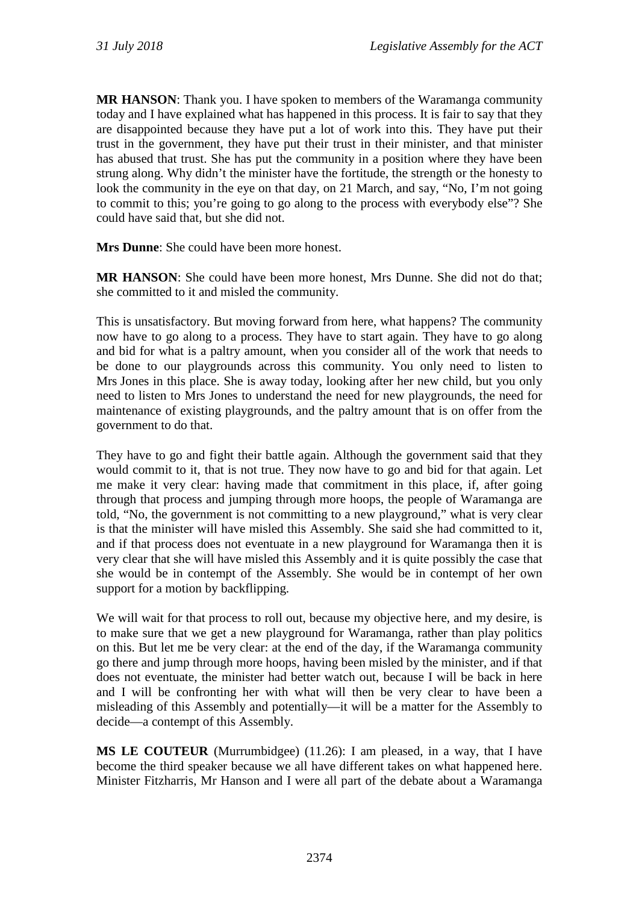**MR HANSON**: Thank you. I have spoken to members of the Waramanga community today and I have explained what has happened in this process. It is fair to say that they are disappointed because they have put a lot of work into this. They have put their trust in the government, they have put their trust in their minister, and that minister has abused that trust. She has put the community in a position where they have been strung along. Why didn't the minister have the fortitude, the strength or the honesty to look the community in the eye on that day, on 21 March, and say, "No, I'm not going to commit to this; you're going to go along to the process with everybody else"? She could have said that, but she did not.

**Mrs Dunne**: She could have been more honest.

**MR HANSON**: She could have been more honest, Mrs Dunne. She did not do that; she committed to it and misled the community.

This is unsatisfactory. But moving forward from here, what happens? The community now have to go along to a process. They have to start again. They have to go along and bid for what is a paltry amount, when you consider all of the work that needs to be done to our playgrounds across this community. You only need to listen to Mrs Jones in this place. She is away today, looking after her new child, but you only need to listen to Mrs Jones to understand the need for new playgrounds, the need for maintenance of existing playgrounds, and the paltry amount that is on offer from the government to do that.

They have to go and fight their battle again. Although the government said that they would commit to it, that is not true. They now have to go and bid for that again. Let me make it very clear: having made that commitment in this place, if, after going through that process and jumping through more hoops, the people of Waramanga are told, "No, the government is not committing to a new playground," what is very clear is that the minister will have misled this Assembly. She said she had committed to it, and if that process does not eventuate in a new playground for Waramanga then it is very clear that she will have misled this Assembly and it is quite possibly the case that she would be in contempt of the Assembly. She would be in contempt of her own support for a motion by backflipping.

We will wait for that process to roll out, because my objective here, and my desire, is to make sure that we get a new playground for Waramanga, rather than play politics on this. But let me be very clear: at the end of the day, if the Waramanga community go there and jump through more hoops, having been misled by the minister, and if that does not eventuate, the minister had better watch out, because I will be back in here and I will be confronting her with what will then be very clear to have been a misleading of this Assembly and potentially—it will be a matter for the Assembly to decide—a contempt of this Assembly.

**MS LE COUTEUR** (Murrumbidgee) (11.26): I am pleased, in a way, that I have become the third speaker because we all have different takes on what happened here. Minister Fitzharris, Mr Hanson and I were all part of the debate about a Waramanga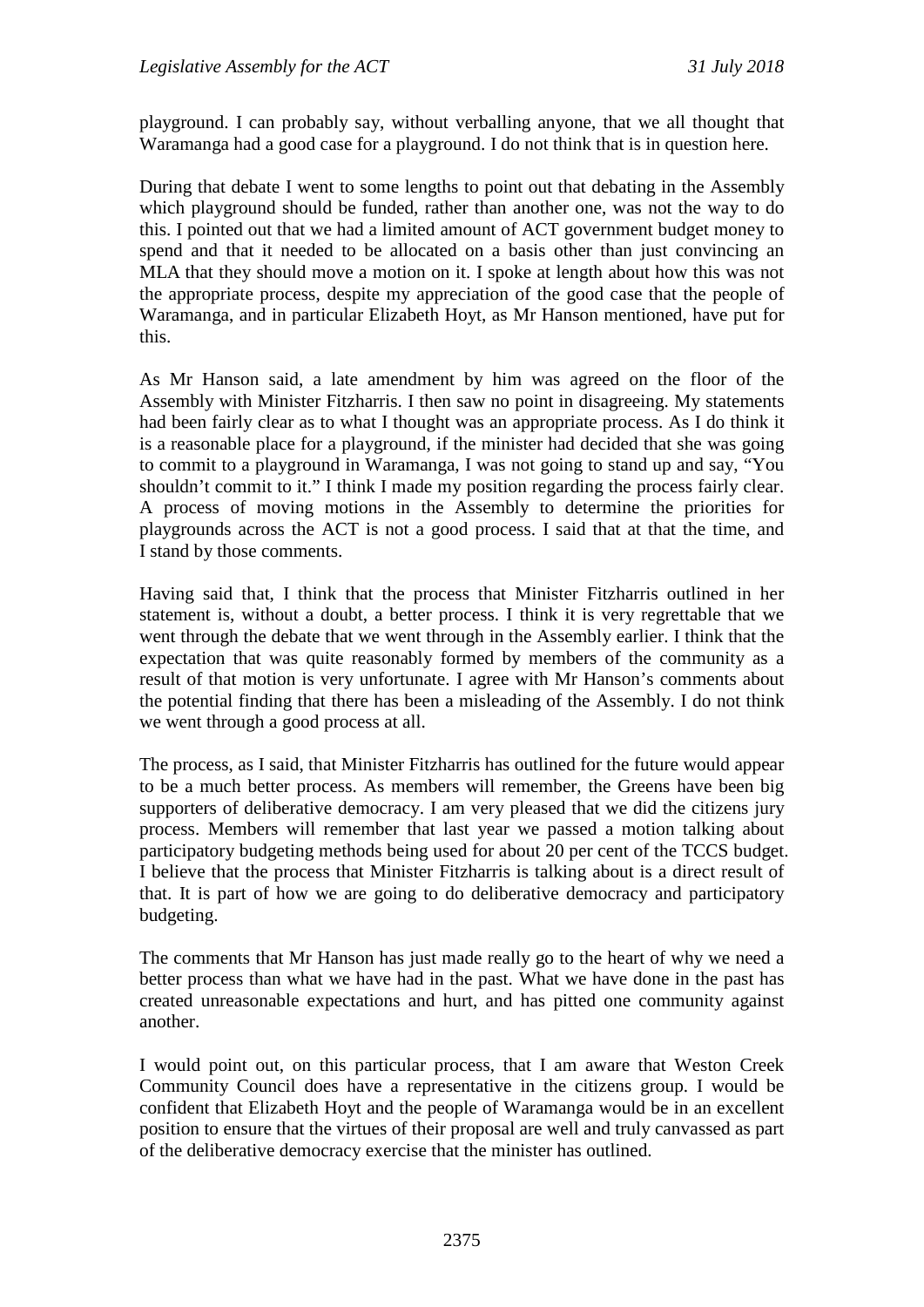playground. I can probably say, without verballing anyone, that we all thought that Waramanga had a good case for a playground. I do not think that is in question here.

During that debate I went to some lengths to point out that debating in the Assembly which playground should be funded, rather than another one, was not the way to do this. I pointed out that we had a limited amount of ACT government budget money to spend and that it needed to be allocated on a basis other than just convincing an MLA that they should move a motion on it. I spoke at length about how this was not the appropriate process, despite my appreciation of the good case that the people of Waramanga, and in particular Elizabeth Hoyt, as Mr Hanson mentioned, have put for this.

As Mr Hanson said, a late amendment by him was agreed on the floor of the Assembly with Minister Fitzharris. I then saw no point in disagreeing. My statements had been fairly clear as to what I thought was an appropriate process. As I do think it is a reasonable place for a playground, if the minister had decided that she was going to commit to a playground in Waramanga, I was not going to stand up and say, "You shouldn't commit to it." I think I made my position regarding the process fairly clear. A process of moving motions in the Assembly to determine the priorities for playgrounds across the ACT is not a good process. I said that at that the time, and I stand by those comments.

Having said that, I think that the process that Minister Fitzharris outlined in her statement is, without a doubt, a better process. I think it is very regrettable that we went through the debate that we went through in the Assembly earlier. I think that the expectation that was quite reasonably formed by members of the community as a result of that motion is very unfortunate. I agree with Mr Hanson's comments about the potential finding that there has been a misleading of the Assembly. I do not think we went through a good process at all.

The process, as I said, that Minister Fitzharris has outlined for the future would appear to be a much better process. As members will remember, the Greens have been big supporters of deliberative democracy. I am very pleased that we did the citizens jury process. Members will remember that last year we passed a motion talking about participatory budgeting methods being used for about 20 per cent of the TCCS budget. I believe that the process that Minister Fitzharris is talking about is a direct result of that. It is part of how we are going to do deliberative democracy and participatory budgeting.

The comments that Mr Hanson has just made really go to the heart of why we need a better process than what we have had in the past. What we have done in the past has created unreasonable expectations and hurt, and has pitted one community against another.

I would point out, on this particular process, that I am aware that Weston Creek Community Council does have a representative in the citizens group. I would be confident that Elizabeth Hoyt and the people of Waramanga would be in an excellent position to ensure that the virtues of their proposal are well and truly canvassed as part of the deliberative democracy exercise that the minister has outlined.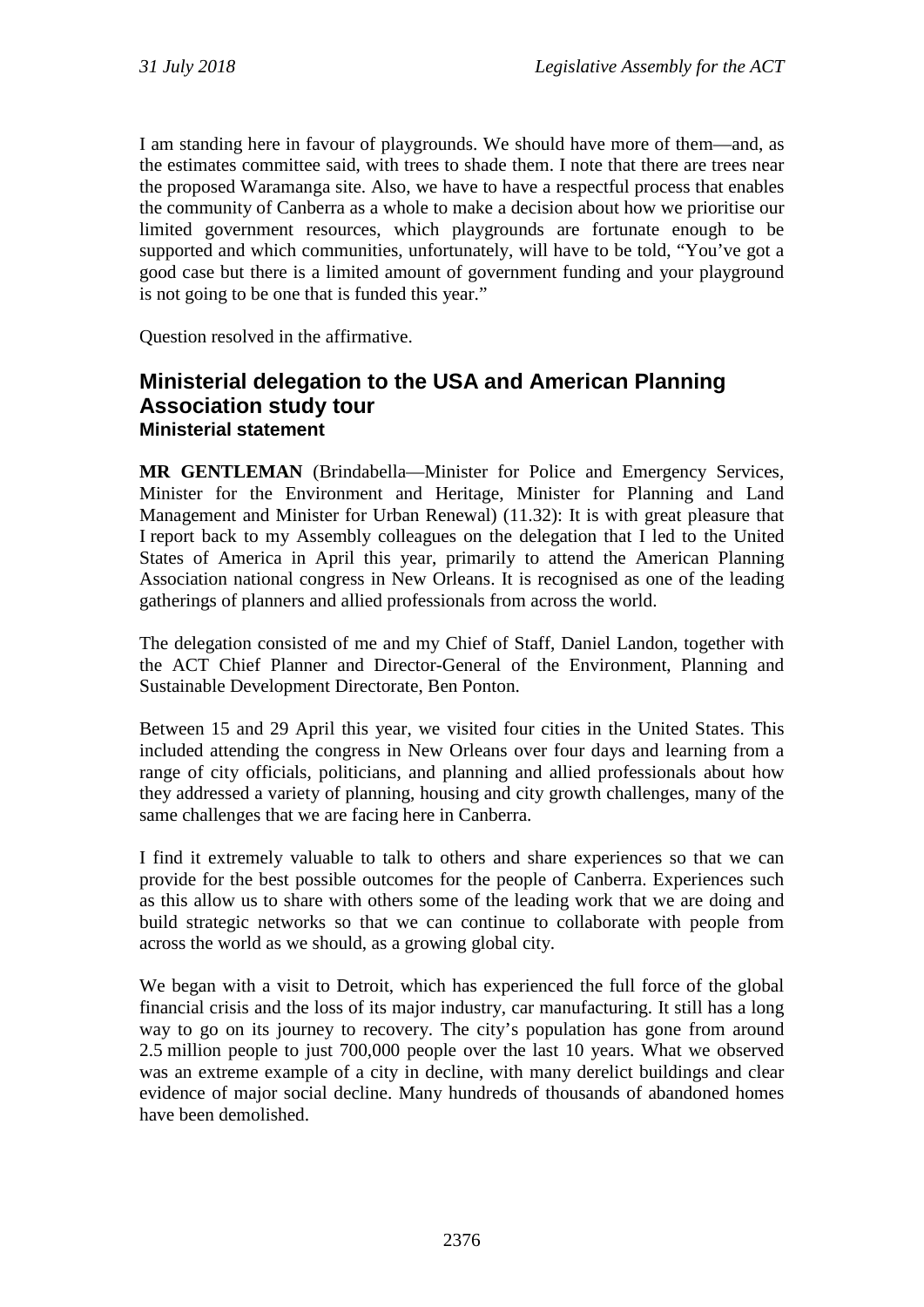I am standing here in favour of playgrounds. We should have more of them—and, as the estimates committee said, with trees to shade them. I note that there are trees near the proposed Waramanga site. Also, we have to have a respectful process that enables the community of Canberra as a whole to make a decision about how we prioritise our limited government resources, which playgrounds are fortunate enough to be supported and which communities, unfortunately, will have to be told, "You've got a good case but there is a limited amount of government funding and your playground is not going to be one that is funded this year."

Question resolved in the affirmative.

## Ministerial delegation to the USA and American Planning Association study tour

### Ministerial statement

**MR GENTLEMAN** (Brindabella—Minister for Police and Emergency Services, Minister for the Environment and Heritage, Minister for Planning and Land Management and Minister for Urban Renewal) (11.32): It is with great pleasure that I report back to my Assembly colleagues on the delegation that I led to the United States of America in April this year, primarily to attend the American Planning Association national congress in New Orleans. It is recognised as one of the leading gatherings of planners and allied professionals from across the world.

The delegation consisted of me and my Chief of Staff, Daniel Landon, together with the ACT Chief Planner and Director-General of the Environment, Planning and Sustainable Development Directorate, Ben Ponton.

Between 15 and 29 April this year, we visited four cities in the United States. This included attending the congress in New Orleans over four days and learning from a range of city officials, politicians, and planning and allied professionals about how they addressed a variety of planning, housing and city growth challenges, many of the same challenges that we are facing here in Canberra.

I find it extremely valuable to talk to others and share experiences so that we can provide for the best possible outcomes for the people of Canberra. Experiences such as this allow us to share with others some of the leading work that we are doing and build strategic networks so that we can continue to collaborate with people from across the world as we should, as a growing global city.

We began with a visit to Detroit, which has experienced the full force of the global financial crisis and the loss of its major industry, car manufacturing. It still has a long way to go on its journey to recovery. The city's population has gone from around 2.5 million people to just 700,000 people over the last 10 years. What we observed was an extreme example of a city in decline, with many derelict buildings and clear evidence of major social decline. Many hundreds of thousands of abandoned homes have been demolished.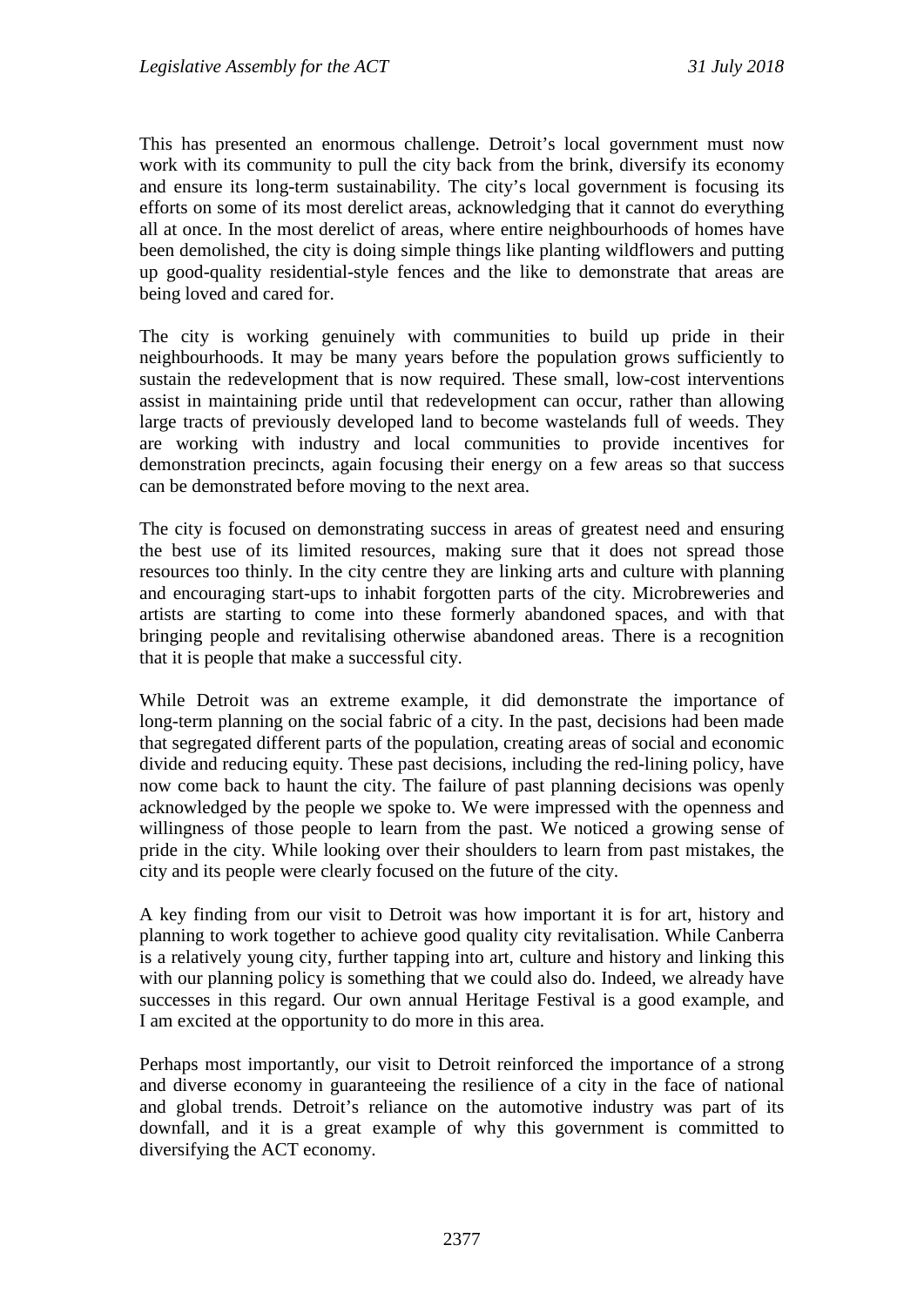This has presented an enormous challenge. Detroit's local government must now work with its community to pull the city back from the brink, diversify its economy and ensure its long-term sustainability. The city's local government is focusing its efforts on some of its most derelict areas, acknowledging that it cannot do everything all at once. In the most derelict of areas, where entire neighbourhoods of homes have been demolished, the city is doing simple things like planting wildflowers and putting up good-quality residential-style fences and the like to demonstrate that areas are being loved and cared for.

The city is working genuinely with communities to build up pride in their neighbourhoods. It may be many years before the population grows sufficiently to sustain the redevelopment that is now required. These small, low-cost interventions assist in maintaining pride until that redevelopment can occur, rather than allowing large tracts of previously developed land to become wastelands full of weeds. They are working with industry and local communities to provide incentives for demonstration precincts, again focusing their energy on a few areas so that success can be demonstrated before moving to the next area.

The city is focused on demonstrating success in areas of greatest need and ensuring the best use of its limited resources, making sure that it does not spread those resources too thinly. In the city centre they are linking arts and culture with planning and encouraging start-ups to inhabit forgotten parts of the city. Microbreweries and artists are starting to come into these formerly abandoned spaces, and with that bringing people and revitalising otherwise abandoned areas. There is a recognition that it is people that make a successful city.

While Detroit was an extreme example, it did demonstrate the importance of long-term planning on the social fabric of a city. In the past, decisions had been made that segregated different parts of the population, creating areas of social and economic divide and reducing equity. These past decisions, including the red-lining policy, have now come back to haunt the city. The failure of past planning decisions was openly acknowledged by the people we spoke to. We were impressed with the openness and willingness of those people to learn from the past. We noticed a growing sense of pride in the city. While looking over their shoulders to learn from past mistakes, the city and its people were clearly focused on the future of the city.

A key finding from our visit to Detroit was how important it is for art, history and planning to work together to achieve good quality city revitalisation. While Canberra is a relatively young city, further tapping into art, culture and history and linking this with our planning policy is something that we could also do. Indeed, we already have successes in this regard. Our own annual Heritage Festival is a good example, and I am excited at the opportunity to do more in this area.

Perhaps most importantly, our visit to Detroit reinforced the importance of a strong and diverse economy in guaranteeing the resilience of a city in the face of national and global trends. Detroit's reliance on the automotive industry was part of its downfall, and it is a great example of why this government is committed to diversifying the ACT economy.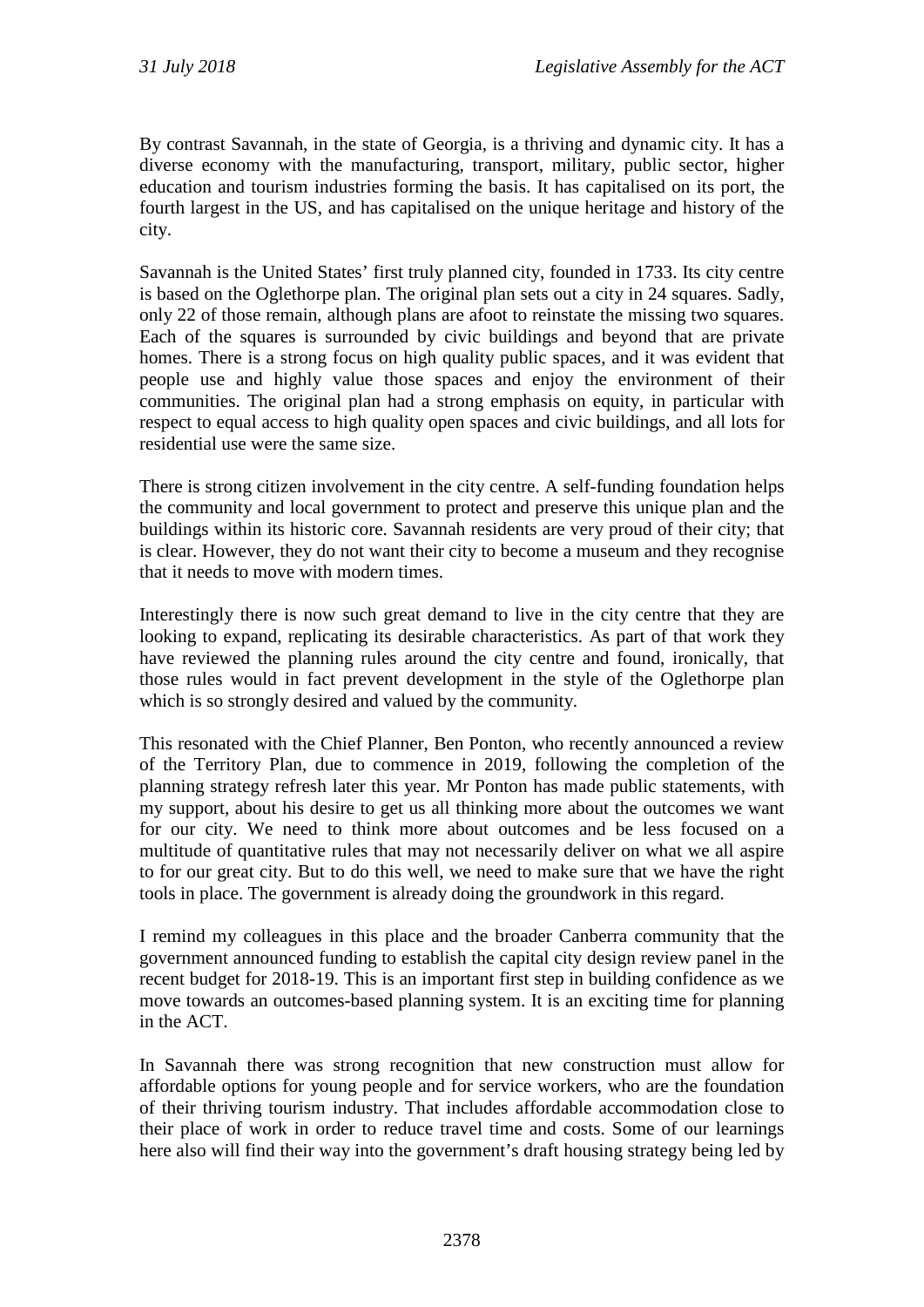By contrast Savannah, in the state of Georgia, is a thriving and dynamic city. It has a diverse economy with the manufacturing, transport, military, public sector, higher education and tourism industries forming the basis. It has capitalised on its port, the fourth largest in the US, and has capitalised on the unique heritage and history of the city.

Savannah is the United States' first truly planned city, founded in 1733. Its city centre is based on the Oglethorpe plan. The original plan sets out a city in 24 squares. Sadly, only 22 of those remain, although plans are afoot to reinstate the missing two squares. Each of the squares is surrounded by civic buildings and beyond that are private homes. There is a strong focus on high quality public spaces, and it was evident that people use and highly value those spaces and enjoy the environment of their communities. The original plan had a strong emphasis on equity, in particular with respect to equal access to high quality open spaces and civic buildings, and all lots for residential use were the same size.

There is strong citizen involvement in the city centre. A self-funding foundation helps the community and local government to protect and preserve this unique plan and the buildings within its historic core. Savannah residents are very proud of their city; that is clear. However, they do not want their city to become a museum and they recognise that it needs to move with modern times.

Interestingly there is now such great demand to live in the city centre that they are looking to expand, replicating its desirable characteristics. As part of that work they have reviewed the planning rules around the city centre and found, ironically, that those rules would in fact prevent development in the style of the Oglethorpe plan which is so strongly desired and valued by the community.

This resonated with the Chief Planner, Ben Ponton, who recently announced a review of the Territory Plan, due to commence in 2019, following the completion of the planning strategy refresh later this year. Mr Ponton has made public statements, with my support, about his desire to get us all thinking more about the outcomes we want for our city. We need to think more about outcomes and be less focused on a multitude of quantitative rules that may not necessarily deliver on what we all aspire to for our great city. But to do this well, we need to make sure that we have the right tools in place. The government is already doing the groundwork in this regard.

I remind my colleagues in this place and the broader Canberra community that the government announced funding to establish the capital city design review panel in the recent budget for 2018-19. This is an important first step in building confidence as we move towards an outcomes-based planning system. It is an exciting time for planning in the ACT.

In Savannah there was strong recognition that new construction must allow for affordable options for young people and for service workers, who are the foundation of their thriving tourism industry. That includes affordable accommodation close to their place of work in order to reduce travel time and costs. Some of our learnings here also will find their way into the government's draft housing strategy being led by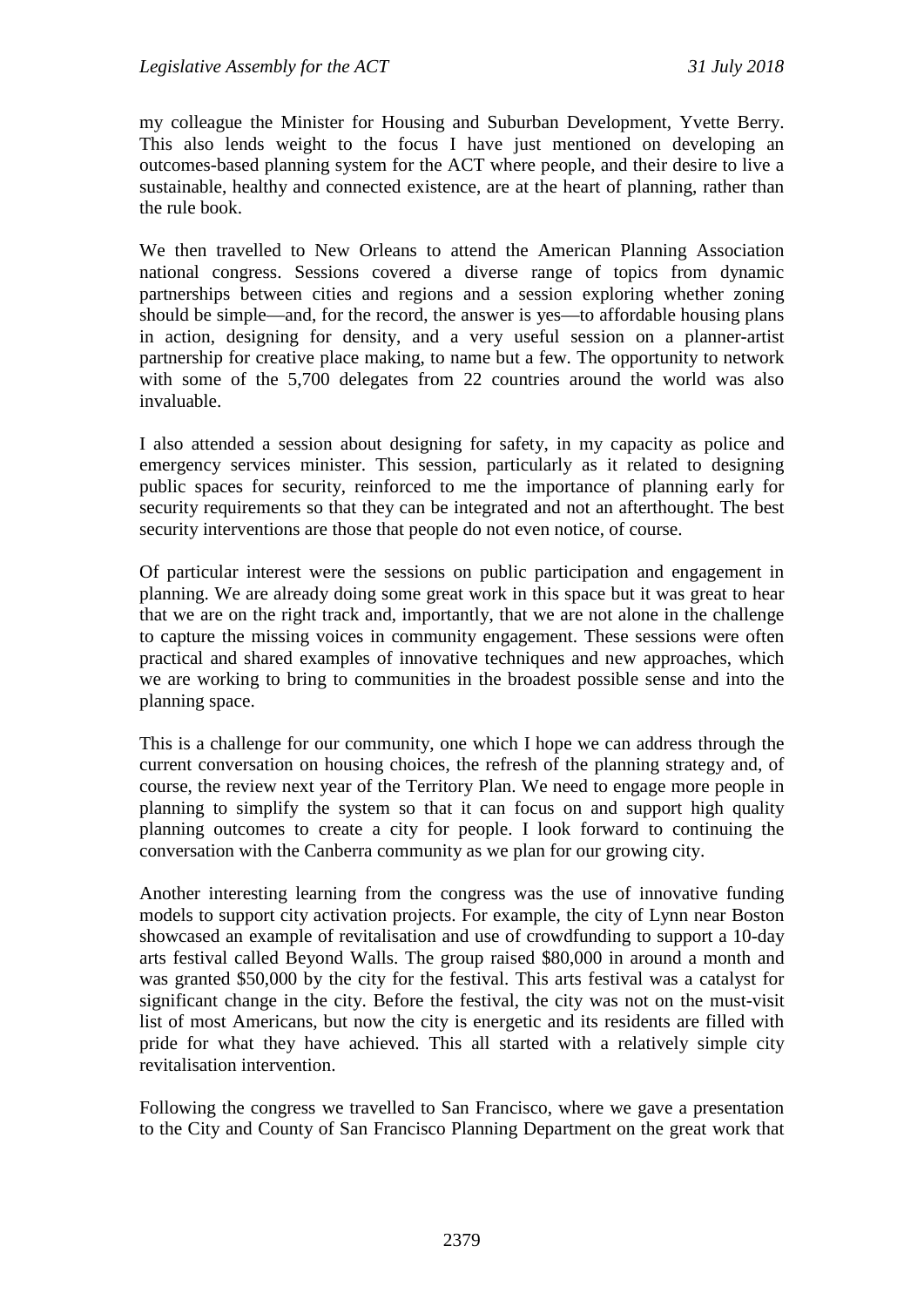my colleague the Minister for Housing and Suburban Development, Yvette Berry. This also lends weight to the focus I have just mentioned on developing an outcomes-based planning system for the ACT where people, and their desire to live a sustainable, healthy and connected existence, are at the heart of planning, rather than the rule book.

We then travelled to New Orleans to attend the American Planning Association national congress. Sessions covered a diverse range of topics from dynamic partnerships between cities and regions and a session exploring whether zoning should be simple—and, for the record, the answer is yes—to affordable housing plans in action, designing for density, and a very useful session on a planner-artist partnership for creative place making, to name but a few. The opportunity to network with some of the 5,700 delegates from 22 countries around the world was also invaluable.

I also attended a session about designing for safety, in my capacity as police and emergency services minister. This session, particularly as it related to designing public spaces for security, reinforced to me the importance of planning early for security requirements so that they can be integrated and not an afterthought. The best security interventions are those that people do not even notice, of course.

Of particular interest were the sessions on public participation and engagement in planning. We are already doing some great work in this space but it was great to hear that we are on the right track and, importantly, that we are not alone in the challenge to capture the missing voices in community engagement. These sessions were often practical and shared examples of innovative techniques and new approaches, which we are working to bring to communities in the broadest possible sense and into the planning space.

This is a challenge for our community, one which I hope we can address through the current conversation on housing choices, the refresh of the planning strategy and, of course, the review next year of the Territory Plan. We need to engage more people in planning to simplify the system so that it can focus on and support high quality planning outcomes to create a city for people. I look forward to continuing the conversation with the Canberra community as we plan for our growing city.

Another interesting learning from the congress was the use of innovative funding models to support city activation projects. For example, the city of Lynn near Boston showcased an example of revitalisation and use of crowdfunding to support a 10-day arts festival called Beyond Walls. The group raised $80,000 in around a month and was granted $50,000 by the city for the festival. This arts festival was a catalyst for significant change in the city. Before the festival, the city was not on the must-visit list of most Americans, but now the city is energetic and its residents are filled with pride for what they have achieved. This all started with a relatively simple city revitalisation intervention.

Following the congress we travelled to San Francisco, where we gave a presentation to the City and County of San Francisco Planning Department on the great work that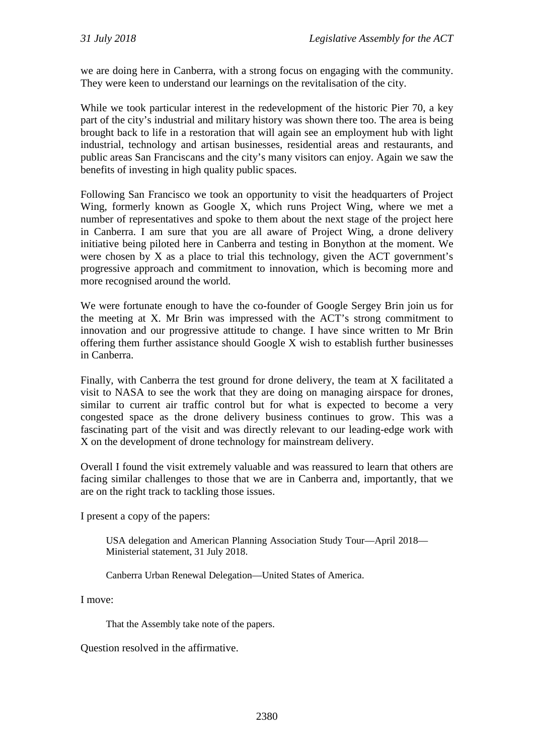we are doing here in Canberra, with a strong focus on engaging with the community. They were keen to understand our learnings on the revitalisation of the city.

While we took particular interest in the redevelopment of the historic Pier 70, a key part of the city's industrial and military history was shown there too. The area is being brought back to life in a restoration that will again see an employment hub with light industrial, technology and artisan businesses, residential areas and restaurants, and public areas San Franciscans and the city's many visitors can enjoy. Again we saw the benefits of investing in high quality public spaces.

Following San Francisco we took an opportunity to visit the headquarters of Project Wing, formerly known as Google X, which runs Project Wing, where we met a number of representatives and spoke to them about the next stage of the project here in Canberra. I am sure that you are all aware of Project Wing, a drone delivery initiative being piloted here in Canberra and testing in Bonython at the moment. We were chosen by X as a place to trial this technology, given the ACT government's progressive approach and commitment to innovation, which is becoming more and more recognised around the world.

We were fortunate enough to have the co-founder of Google Sergey Brin join us for the meeting at X. Mr Brin was impressed with the ACT's strong commitment to innovation and our progressive attitude to change. I have since written to Mr Brin offering them further assistance should Google X wish to establish further businesses in Canberra.

Finally, with Canberra the test ground for drone delivery, the team at X facilitated a visit to NASA to see the work that they are doing on managing airspace for drones, similar to current air traffic control but for what is expected to become a very congested space as the drone delivery business continues to grow. This was a fascinating part of the visit and was directly relevant to our leading-edge work with X on the development of drone technology for mainstream delivery.

Overall I found the visit extremely valuable and was reassured to learn that others are facing similar challenges to those that we are in Canberra and, importantly, that we are on the right track to tackling those issues.

I present a copy of the papers:

> USA delegation and American Planning Association Study Tour—April 2018—Ministerial statement, 31 July 2018.
>
> Canberra Urban Renewal Delegation—United States of America.

I move:

> That the Assembly take note of the papers.

Question resolved in the affirmative.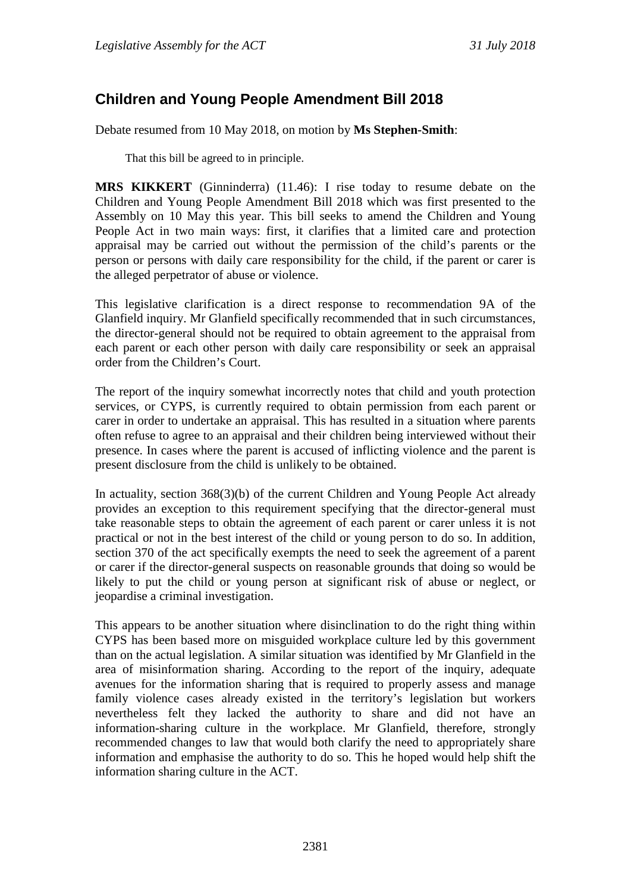## Children and Young People Amendment Bill 2018

Debate resumed from 10 May 2018, on motion by **Ms Stephen-Smith**:

> That this bill be agreed to in principle.

**MRS KIKKERT** (Ginninderra) (11.46): I rise today to resume debate on the Children and Young People Amendment Bill 2018 which was first presented to the Assembly on 10 May this year. This bill seeks to amend the Children and Young People Act in two main ways: first, it clarifies that a limited care and protection appraisal may be carried out without the permission of the child's parents or the person or persons with daily care responsibility for the child, if the parent or carer is the alleged perpetrator of abuse or violence.

This legislative clarification is a direct response to recommendation 9A of the Glanfield inquiry. Mr Glanfield specifically recommended that in such circumstances, the director-general should not be required to obtain agreement to the appraisal from each parent or each other person with daily care responsibility or seek an appraisal order from the Children's Court.

The report of the inquiry somewhat incorrectly notes that child and youth protection services, or CYPS, is currently required to obtain permission from each parent or carer in order to undertake an appraisal. This has resulted in a situation where parents often refuse to agree to an appraisal and their children being interviewed without their presence. In cases where the parent is accused of inflicting violence and the parent is present disclosure from the child is unlikely to be obtained.

In actuality, section 368(3)(b) of the current Children and Young People Act already provides an exception to this requirement specifying that the director-general must take reasonable steps to obtain the agreement of each parent or carer unless it is not practical or not in the best interest of the child or young person to do so. In addition, section 370 of the act specifically exempts the need to seek the agreement of a parent or carer if the director-general suspects on reasonable grounds that doing so would be likely to put the child or young person at significant risk of abuse or neglect, or jeopardise a criminal investigation.

This appears to be another situation where disinclination to do the right thing within CYPS has been based more on misguided workplace culture led by this government than on the actual legislation. A similar situation was identified by Mr Glanfield in the area of misinformation sharing. According to the report of the inquiry, adequate avenues for the information sharing that is required to properly assess and manage family violence cases already existed in the territory's legislation but workers nevertheless felt they lacked the authority to share and did not have an information-sharing culture in the workplace. Mr Glanfield, therefore, strongly recommended changes to law that would both clarify the need to appropriately share information and emphasise the authority to do so. This he hoped would help shift the information sharing culture in the ACT.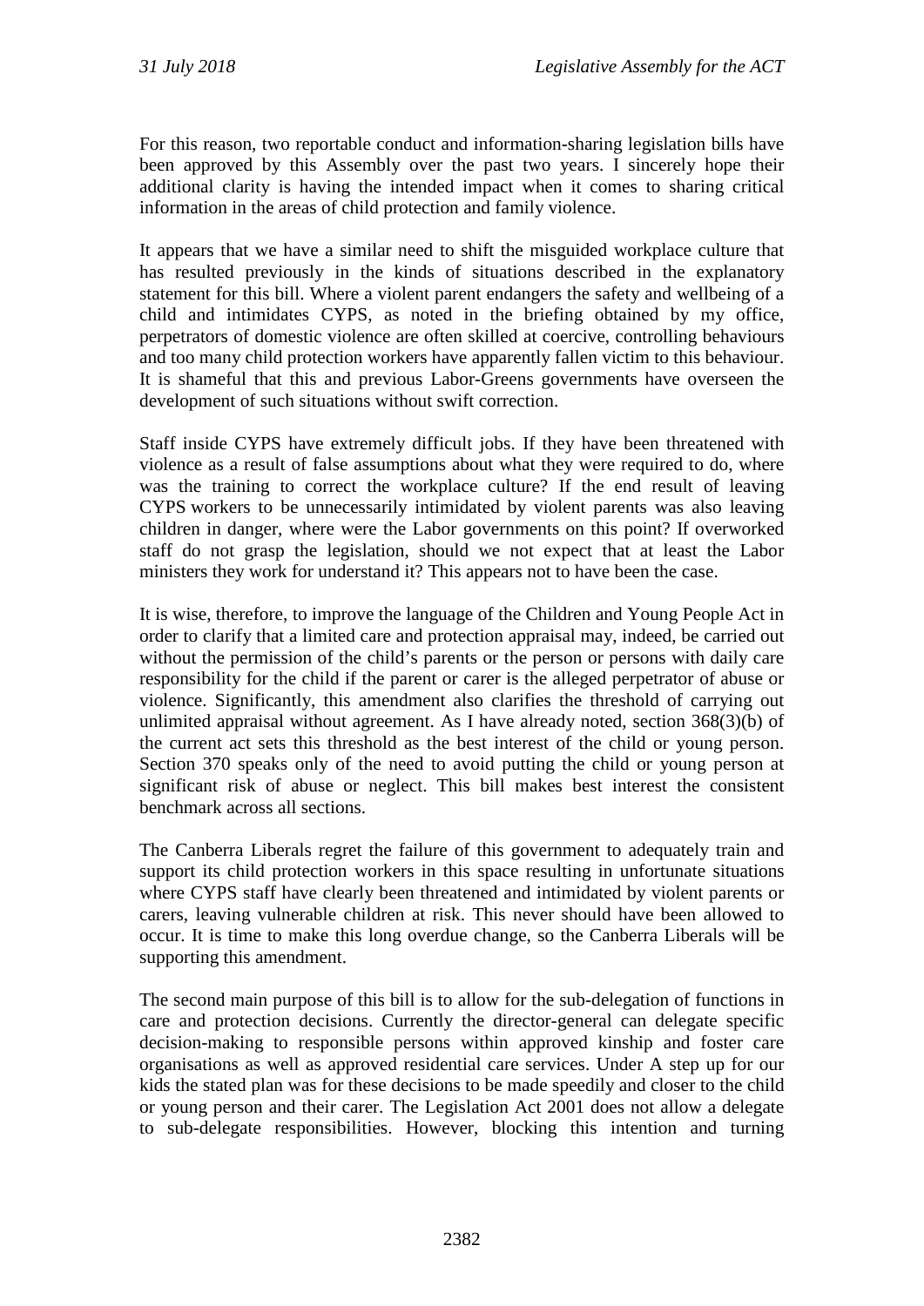For this reason, two reportable conduct and information-sharing legislation bills have been approved by this Assembly over the past two years. I sincerely hope their additional clarity is having the intended impact when it comes to sharing critical information in the areas of child protection and family violence.

It appears that we have a similar need to shift the misguided workplace culture that has resulted previously in the kinds of situations described in the explanatory statement for this bill. Where a violent parent endangers the safety and wellbeing of a child and intimidates CYPS, as noted in the briefing obtained by my office, perpetrators of domestic violence are often skilled at coercive, controlling behaviours and too many child protection workers have apparently fallen victim to this behaviour. It is shameful that this and previous Labor-Greens governments have overseen the development of such situations without swift correction.

Staff inside CYPS have extremely difficult jobs. If they have been threatened with violence as a result of false assumptions about what they were required to do, where was the training to correct the workplace culture? If the end result of leaving CYPS workers to be unnecessarily intimidated by violent parents was also leaving children in danger, where were the Labor governments on this point? If overworked staff do not grasp the legislation, should we not expect that at least the Labor ministers they work for understand it? This appears not to have been the case.

It is wise, therefore, to improve the language of the Children and Young People Act in order to clarify that a limited care and protection appraisal may, indeed, be carried out without the permission of the child's parents or the person or persons with daily care responsibility for the child if the parent or carer is the alleged perpetrator of abuse or violence. Significantly, this amendment also clarifies the threshold of carrying out unlimited appraisal without agreement. As I have already noted, section 368(3)(b) of the current act sets this threshold as the best interest of the child or young person. Section 370 speaks only of the need to avoid putting the child or young person at significant risk of abuse or neglect. This bill makes best interest the consistent benchmark across all sections.

The Canberra Liberals regret the failure of this government to adequately train and support its child protection workers in this space resulting in unfortunate situations where CYPS staff have clearly been threatened and intimidated by violent parents or carers, leaving vulnerable children at risk. This never should have been allowed to occur. It is time to make this long overdue change, so the Canberra Liberals will be supporting this amendment.

The second main purpose of this bill is to allow for the sub-delegation of functions in care and protection decisions. Currently the director-general can delegate specific decision-making to responsible persons within approved kinship and foster care organisations as well as approved residential care services. Under A step up for our kids the stated plan was for these decisions to be made speedily and closer to the child or young person and their carer. The Legislation Act 2001 does not allow a delegate to sub-delegate responsibilities. However, blocking this intention and turning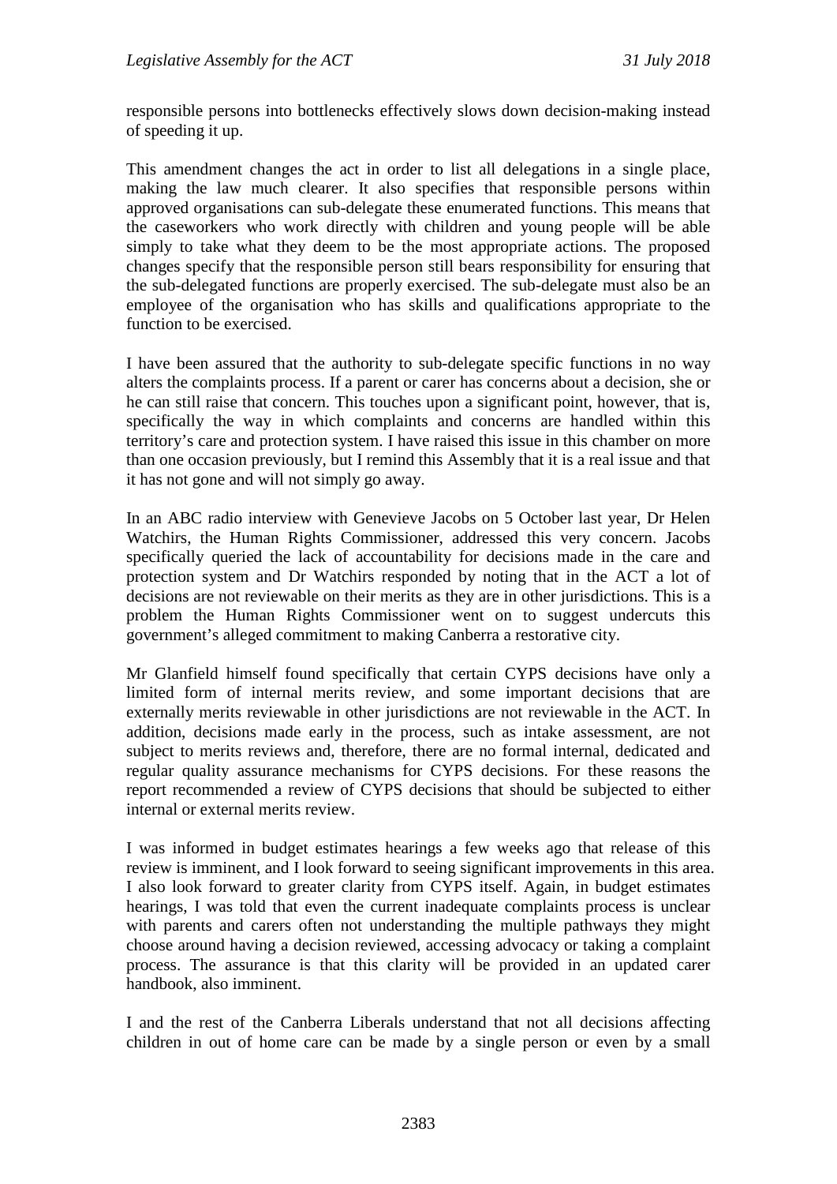responsible persons into bottlenecks effectively slows down decision-making instead of speeding it up.

This amendment changes the act in order to list all delegations in a single place, making the law much clearer. It also specifies that responsible persons within approved organisations can sub-delegate these enumerated functions. This means that the caseworkers who work directly with children and young people will be able simply to take what they deem to be the most appropriate actions. The proposed changes specify that the responsible person still bears responsibility for ensuring that the sub-delegated functions are properly exercised. The sub-delegate must also be an employee of the organisation who has skills and qualifications appropriate to the function to be exercised.

I have been assured that the authority to sub-delegate specific functions in no way alters the complaints process. If a parent or carer has concerns about a decision, she or he can still raise that concern. This touches upon a significant point, however, that is, specifically the way in which complaints and concerns are handled within this territory's care and protection system. I have raised this issue in this chamber on more than one occasion previously, but I remind this Assembly that it is a real issue and that it has not gone and will not simply go away.

In an ABC radio interview with Genevieve Jacobs on 5 October last year, Dr Helen Watchirs, the Human Rights Commissioner, addressed this very concern. Jacobs specifically queried the lack of accountability for decisions made in the care and protection system and Dr Watchirs responded by noting that in the ACT a lot of decisions are not reviewable on their merits as they are in other jurisdictions. This is a problem the Human Rights Commissioner went on to suggest undercuts this government's alleged commitment to making Canberra a restorative city.

Mr Glanfield himself found specifically that certain CYPS decisions have only a limited form of internal merits review, and some important decisions that are externally merits reviewable in other jurisdictions are not reviewable in the ACT. In addition, decisions made early in the process, such as intake assessment, are not subject to merits reviews and, therefore, there are no formal internal, dedicated and regular quality assurance mechanisms for CYPS decisions. For these reasons the report recommended a review of CYPS decisions that should be subjected to either internal or external merits review.

I was informed in budget estimates hearings a few weeks ago that release of this review is imminent, and I look forward to seeing significant improvements in this area. I also look forward to greater clarity from CYPS itself. Again, in budget estimates hearings, I was told that even the current inadequate complaints process is unclear with parents and carers often not understanding the multiple pathways they might choose around having a decision reviewed, accessing advocacy or taking a complaint process. The assurance is that this clarity will be provided in an updated carer handbook, also imminent.

I and the rest of the Canberra Liberals understand that not all decisions affecting children in out of home care can be made by a single person or even by a small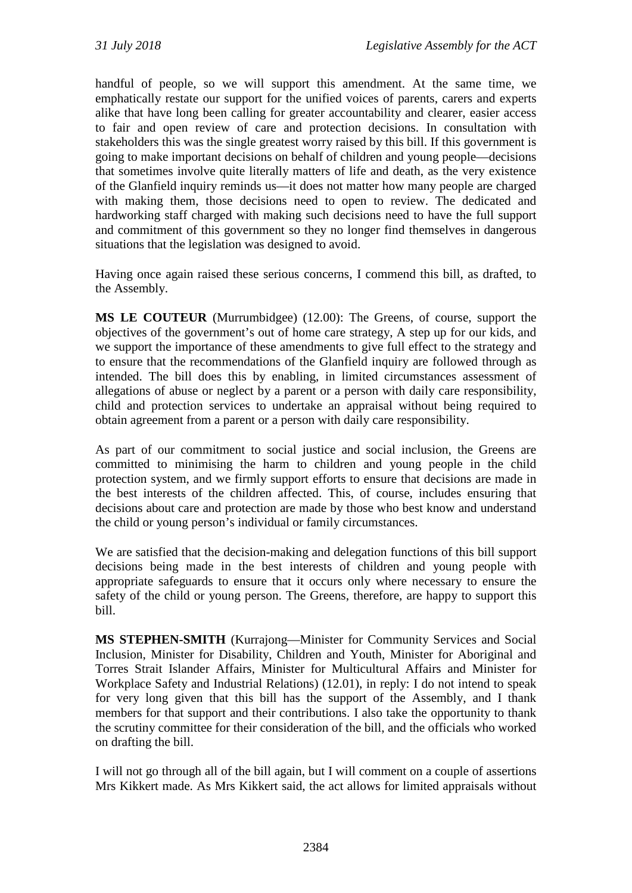handful of people, so we will support this amendment. At the same time, we emphatically restate our support for the unified voices of parents, carers and experts alike that have long been calling for greater accountability and clearer, easier access to fair and open review of care and protection decisions. In consultation with stakeholders this was the single greatest worry raised by this bill. If this government is going to make important decisions on behalf of children and young people—decisions that sometimes involve quite literally matters of life and death, as the very existence of the Glanfield inquiry reminds us—it does not matter how many people are charged with making them, those decisions need to open to review. The dedicated and hardworking staff charged with making such decisions need to have the full support and commitment of this government so they no longer find themselves in dangerous situations that the legislation was designed to avoid.

Having once again raised these serious concerns, I commend this bill, as drafted, to the Assembly.

**MS LE COUTEUR** (Murrumbidgee) (12.00): The Greens, of course, support the objectives of the government's out of home care strategy, A step up for our kids, and we support the importance of these amendments to give full effect to the strategy and to ensure that the recommendations of the Glanfield inquiry are followed through as intended. The bill does this by enabling, in limited circumstances assessment of allegations of abuse or neglect by a parent or a person with daily care responsibility, child and protection services to undertake an appraisal without being required to obtain agreement from a parent or a person with daily care responsibility.

As part of our commitment to social justice and social inclusion, the Greens are committed to minimising the harm to children and young people in the child protection system, and we firmly support efforts to ensure that decisions are made in the best interests of the children affected. This, of course, includes ensuring that decisions about care and protection are made by those who best know and understand the child or young person's individual or family circumstances.

We are satisfied that the decision-making and delegation functions of this bill support decisions being made in the best interests of children and young people with appropriate safeguards to ensure that it occurs only where necessary to ensure the safety of the child or young person. The Greens, therefore, are happy to support this bill.

**MS STEPHEN-SMITH** (Kurrajong—Minister for Community Services and Social Inclusion, Minister for Disability, Children and Youth, Minister for Aboriginal and Torres Strait Islander Affairs, Minister for Multicultural Affairs and Minister for Workplace Safety and Industrial Relations) (12.01), in reply: I do not intend to speak for very long given that this bill has the support of the Assembly, and I thank members for that support and their contributions. I also take the opportunity to thank the scrutiny committee for their consideration of the bill, and the officials who worked on drafting the bill.

I will not go through all of the bill again, but I will comment on a couple of assertions Mrs Kikkert made. As Mrs Kikkert said, the act allows for limited appraisals without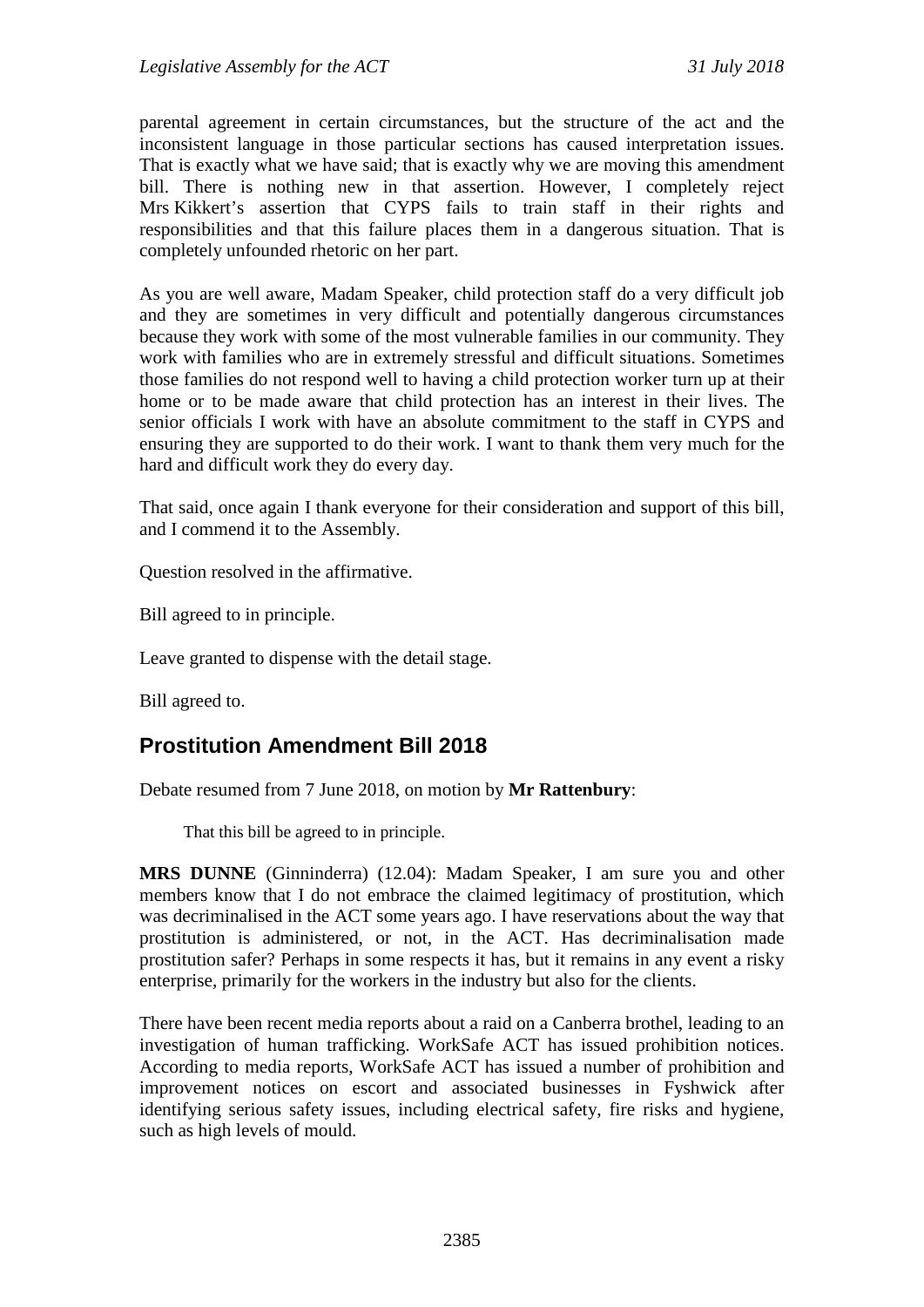parental agreement in certain circumstances, but the structure of the act and the inconsistent language in those particular sections has caused interpretation issues. That is exactly what we have said; that is exactly why we are moving this amendment bill. There is nothing new in that assertion. However, I completely reject Mrs Kikkert's assertion that CYPS fails to train staff in their rights and responsibilities and that this failure places them in a dangerous situation. That is completely unfounded rhetoric on her part.

As you are well aware, Madam Speaker, child protection staff do a very difficult job and they are sometimes in very difficult and potentially dangerous circumstances because they work with some of the most vulnerable families in our community. They work with families who are in extremely stressful and difficult situations. Sometimes those families do not respond well to having a child protection worker turn up at their home or to be made aware that child protection has an interest in their lives. The senior officials I work with have an absolute commitment to the staff in CYPS and ensuring they are supported to do their work. I want to thank them very much for the hard and difficult work they do every day.

That said, once again I thank everyone for their consideration and support of this bill, and I commend it to the Assembly.

Question resolved in the affirmative.

Bill agreed to in principle.

Leave granted to dispense with the detail stage.

Bill agreed to.

## Prostitution Amendment Bill 2018

Debate resumed from 7 June 2018, on motion by **Mr Rattenbury**:

> That this bill be agreed to in principle.

**MRS DUNNE** (Ginninderra) (12.04): Madam Speaker, I am sure you and other members know that I do not embrace the claimed legitimacy of prostitution, which was decriminalised in the ACT some years ago. I have reservations about the way that prostitution is administered, or not, in the ACT. Has decriminalisation made prostitution safer? Perhaps in some respects it has, but it remains in any event a risky enterprise, primarily for the workers in the industry but also for the clients.

There have been recent media reports about a raid on a Canberra brothel, leading to an investigation of human trafficking. WorkSafe ACT has issued prohibition notices. According to media reports, WorkSafe ACT has issued a number of prohibition and improvement notices on escort and associated businesses in Fyshwick after identifying serious safety issues, including electrical safety, fire risks and hygiene, such as high levels of mould.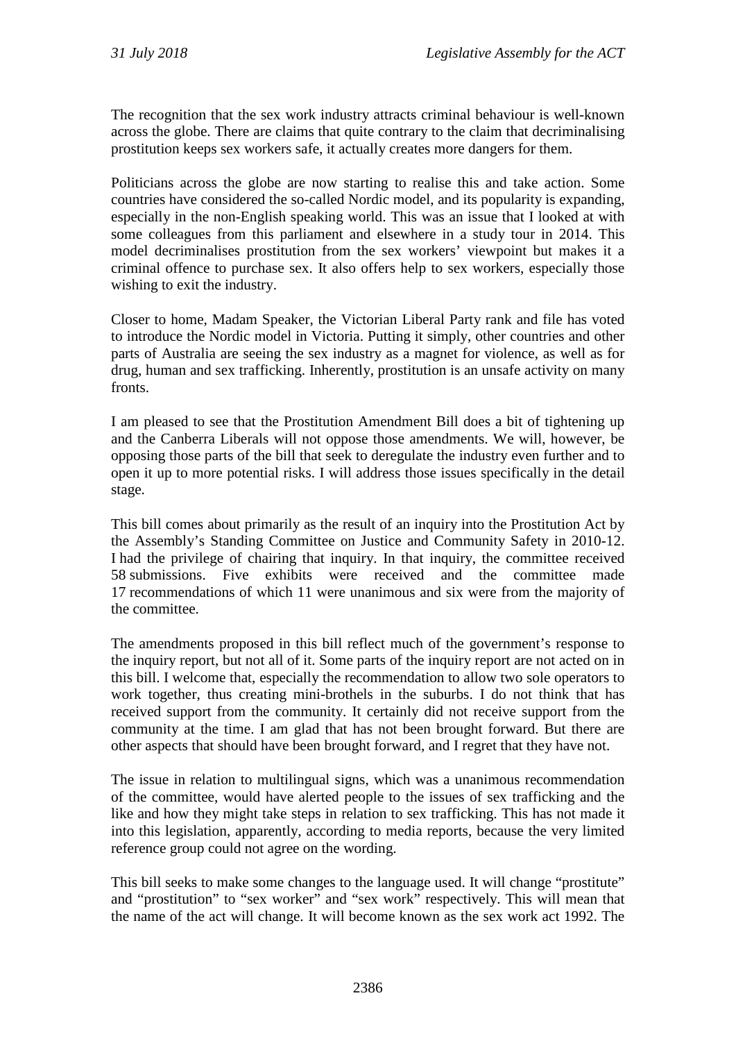The recognition that the sex work industry attracts criminal behaviour is well-known across the globe. There are claims that quite contrary to the claim that decriminalising prostitution keeps sex workers safe, it actually creates more dangers for them.

Politicians across the globe are now starting to realise this and take action. Some countries have considered the so-called Nordic model, and its popularity is expanding, especially in the non-English speaking world. This was an issue that I looked at with some colleagues from this parliament and elsewhere in a study tour in 2014. This model decriminalises prostitution from the sex workers' viewpoint but makes it a criminal offence to purchase sex. It also offers help to sex workers, especially those wishing to exit the industry.

Closer to home, Madam Speaker, the Victorian Liberal Party rank and file has voted to introduce the Nordic model in Victoria. Putting it simply, other countries and other parts of Australia are seeing the sex industry as a magnet for violence, as well as for drug, human and sex trafficking. Inherently, prostitution is an unsafe activity on many fronts.

I am pleased to see that the Prostitution Amendment Bill does a bit of tightening up and the Canberra Liberals will not oppose those amendments. We will, however, be opposing those parts of the bill that seek to deregulate the industry even further and to open it up to more potential risks. I will address those issues specifically in the detail stage.

This bill comes about primarily as the result of an inquiry into the Prostitution Act by the Assembly's Standing Committee on Justice and Community Safety in 2010-12. I had the privilege of chairing that inquiry. In that inquiry, the committee received 58 submissions. Five exhibits were received and the committee made 17 recommendations of which 11 were unanimous and six were from the majority of the committee.

The amendments proposed in this bill reflect much of the government's response to the inquiry report, but not all of it. Some parts of the inquiry report are not acted on in this bill. I welcome that, especially the recommendation to allow two sole operators to work together, thus creating mini-brothels in the suburbs. I do not think that has received support from the community. It certainly did not receive support from the community at the time. I am glad that has not been brought forward. But there are other aspects that should have been brought forward, and I regret that they have not.

The issue in relation to multilingual signs, which was a unanimous recommendation of the committee, would have alerted people to the issues of sex trafficking and the like and how they might take steps in relation to sex trafficking. This has not made it into this legislation, apparently, according to media reports, because the very limited reference group could not agree on the wording.

This bill seeks to make some changes to the language used. It will change "prostitute" and "prostitution" to "sex worker" and "sex work" respectively. This will mean that the name of the act will change. It will become known as the sex work act 1992. The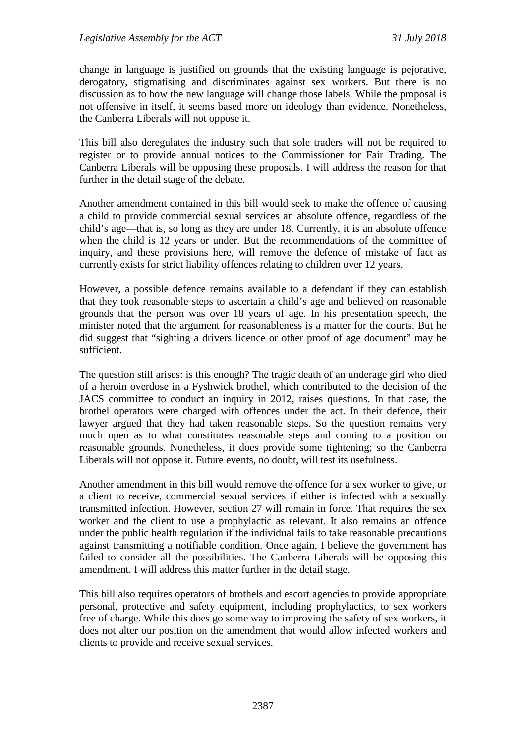change in language is justified on grounds that the existing language is pejorative, derogatory, stigmatising and discriminates against sex workers. But there is no discussion as to how the new language will change those labels. While the proposal is not offensive in itself, it seems based more on ideology than evidence. Nonetheless, the Canberra Liberals will not oppose it.

This bill also deregulates the industry such that sole traders will not be required to register or to provide annual notices to the Commissioner for Fair Trading. The Canberra Liberals will be opposing these proposals. I will address the reason for that further in the detail stage of the debate.

Another amendment contained in this bill would seek to make the offence of causing a child to provide commercial sexual services an absolute offence, regardless of the child's age—that is, so long as they are under 18. Currently, it is an absolute offence when the child is 12 years or under. But the recommendations of the committee of inquiry, and these provisions here, will remove the defence of mistake of fact as currently exists for strict liability offences relating to children over 12 years.

However, a possible defence remains available to a defendant if they can establish that they took reasonable steps to ascertain a child's age and believed on reasonable grounds that the person was over 18 years of age. In his presentation speech, the minister noted that the argument for reasonableness is a matter for the courts. But he did suggest that "sighting a drivers licence or other proof of age document" may be sufficient.

The question still arises: is this enough? The tragic death of an underage girl who died of a heroin overdose in a Fyshwick brothel, which contributed to the decision of the JACS committee to conduct an inquiry in 2012, raises questions. In that case, the brothel operators were charged with offences under the act. In their defence, their lawyer argued that they had taken reasonable steps. So the question remains very much open as to what constitutes reasonable steps and coming to a position on reasonable grounds. Nonetheless, it does provide some tightening; so the Canberra Liberals will not oppose it. Future events, no doubt, will test its usefulness.

Another amendment in this bill would remove the offence for a sex worker to give, or a client to receive, commercial sexual services if either is infected with a sexually transmitted infection. However, section 27 will remain in force. That requires the sex worker and the client to use a prophylactic as relevant. It also remains an offence under the public health regulation if the individual fails to take reasonable precautions against transmitting a notifiable condition. Once again, I believe the government has failed to consider all the possibilities. The Canberra Liberals will be opposing this amendment. I will address this matter further in the detail stage.

This bill also requires operators of brothels and escort agencies to provide appropriate personal, protective and safety equipment, including prophylactics, to sex workers free of charge. While this does go some way to improving the safety of sex workers, it does not alter our position on the amendment that would allow infected workers and clients to provide and receive sexual services.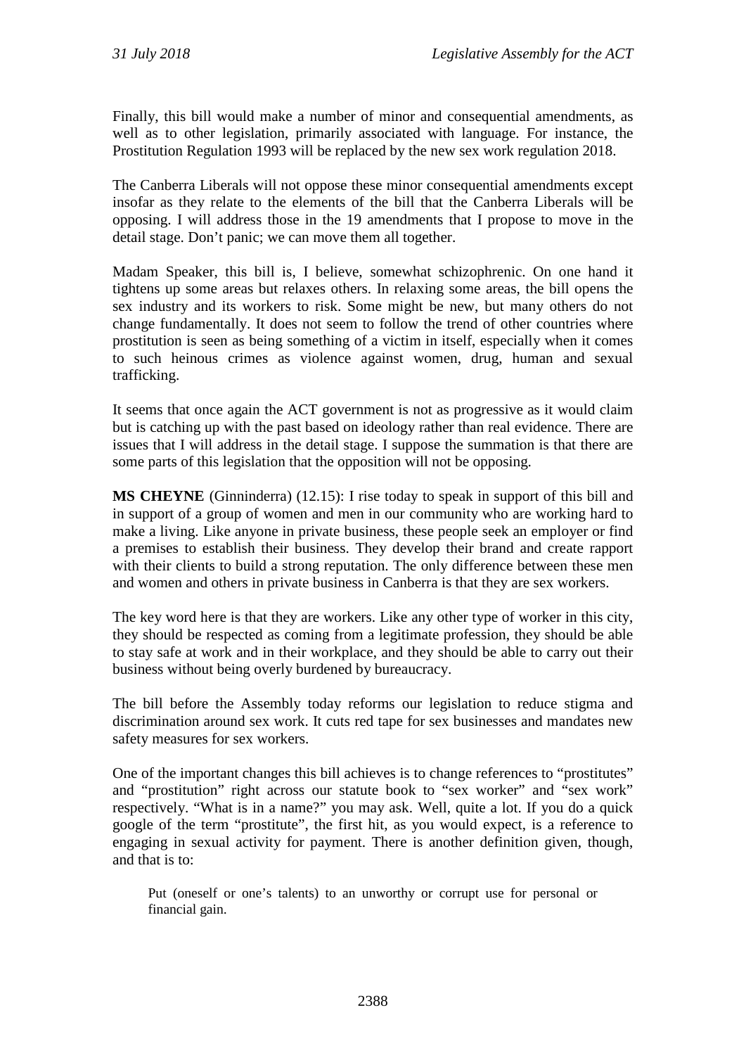Finally, this bill would make a number of minor and consequential amendments, as well as to other legislation, primarily associated with language. For instance, the Prostitution Regulation 1993 will be replaced by the new sex work regulation 2018.

The Canberra Liberals will not oppose these minor consequential amendments except insofar as they relate to the elements of the bill that the Canberra Liberals will be opposing. I will address those in the 19 amendments that I propose to move in the detail stage. Don't panic; we can move them all together.

Madam Speaker, this bill is, I believe, somewhat schizophrenic. On one hand it tightens up some areas but relaxes others. In relaxing some areas, the bill opens the sex industry and its workers to risk. Some might be new, but many others do not change fundamentally. It does not seem to follow the trend of other countries where prostitution is seen as being something of a victim in itself, especially when it comes to such heinous crimes as violence against women, drug, human and sexual trafficking.

It seems that once again the ACT government is not as progressive as it would claim but is catching up with the past based on ideology rather than real evidence. There are issues that I will address in the detail stage. I suppose the summation is that there are some parts of this legislation that the opposition will not be opposing.

**MS CHEYNE** (Ginninderra) (12.15): I rise today to speak in support of this bill and in support of a group of women and men in our community who are working hard to make a living. Like anyone in private business, these people seek an employer or find a premises to establish their business. They develop their brand and create rapport with their clients to build a strong reputation. The only difference between these men and women and others in private business in Canberra is that they are sex workers.

The key word here is that they are workers. Like any other type of worker in this city, they should be respected as coming from a legitimate profession, they should be able to stay safe at work and in their workplace, and they should be able to carry out their business without being overly burdened by bureaucracy.

The bill before the Assembly today reforms our legislation to reduce stigma and discrimination around sex work. It cuts red tape for sex businesses and mandates new safety measures for sex workers.

One of the important changes this bill achieves is to change references to "prostitutes" and "prostitution" right across our statute book to "sex worker" and "sex work" respectively. "What is in a name?" you may ask. Well, quite a lot. If you do a quick google of the term "prostitute", the first hit, as you would expect, is a reference to engaging in sexual activity for payment. There is another definition given, though, and that is to:

> Put (oneself or one's talents) to an unworthy or corrupt use for personal or financial gain.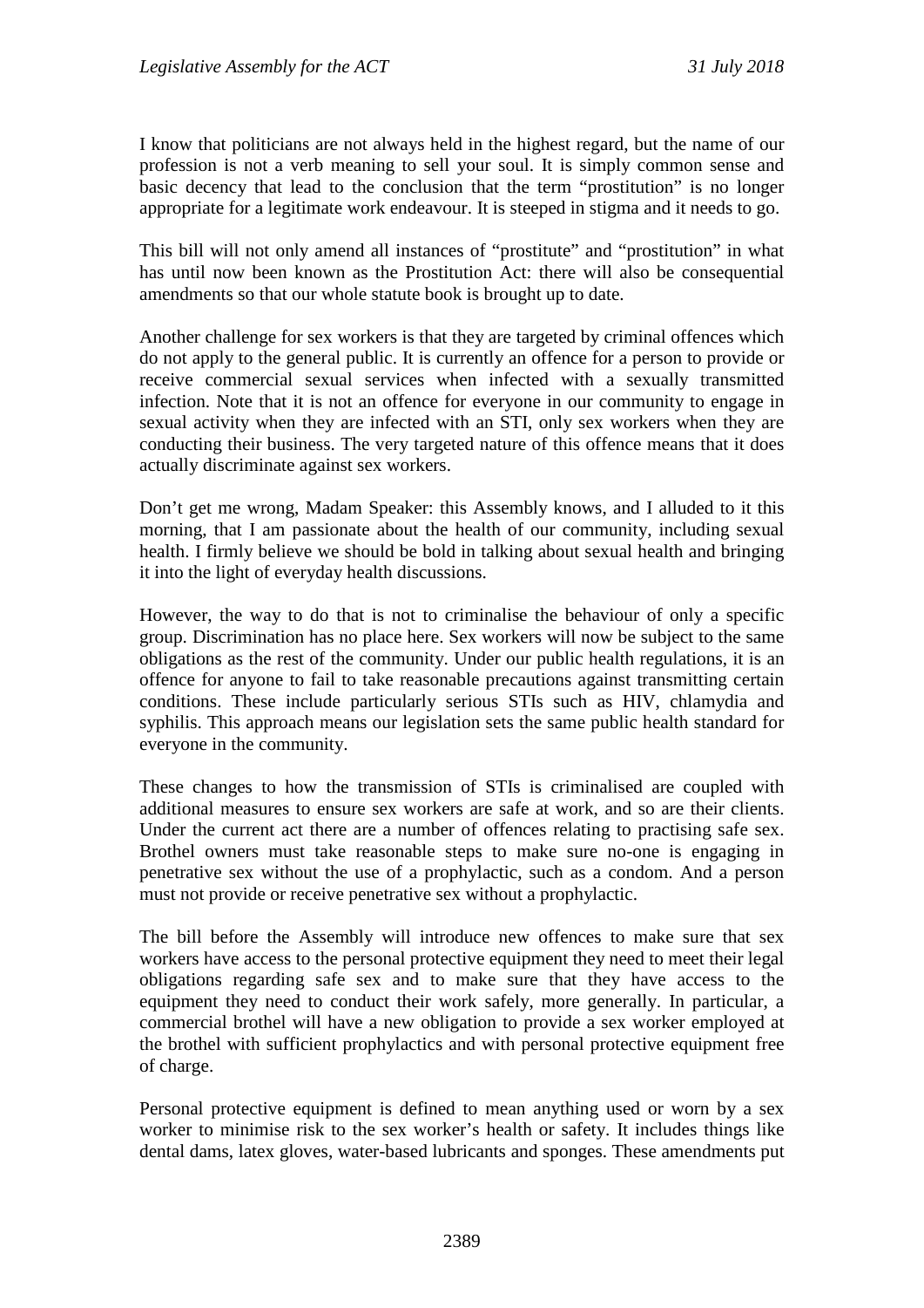I know that politicians are not always held in the highest regard, but the name of our profession is not a verb meaning to sell your soul. It is simply common sense and basic decency that lead to the conclusion that the term "prostitution" is no longer appropriate for a legitimate work endeavour. It is steeped in stigma and it needs to go.

This bill will not only amend all instances of "prostitute" and "prostitution" in what has until now been known as the Prostitution Act: there will also be consequential amendments so that our whole statute book is brought up to date.

Another challenge for sex workers is that they are targeted by criminal offences which do not apply to the general public. It is currently an offence for a person to provide or receive commercial sexual services when infected with a sexually transmitted infection. Note that it is not an offence for everyone in our community to engage in sexual activity when they are infected with an STI, only sex workers when they are conducting their business. The very targeted nature of this offence means that it does actually discriminate against sex workers.

Don't get me wrong, Madam Speaker: this Assembly knows, and I alluded to it this morning, that I am passionate about the health of our community, including sexual health. I firmly believe we should be bold in talking about sexual health and bringing it into the light of everyday health discussions.

However, the way to do that is not to criminalise the behaviour of only a specific group. Discrimination has no place here. Sex workers will now be subject to the same obligations as the rest of the community. Under our public health regulations, it is an offence for anyone to fail to take reasonable precautions against transmitting certain conditions. These include particularly serious STIs such as HIV, chlamydia and syphilis. This approach means our legislation sets the same public health standard for everyone in the community.

These changes to how the transmission of STIs is criminalised are coupled with additional measures to ensure sex workers are safe at work, and so are their clients. Under the current act there are a number of offences relating to practising safe sex. Brothel owners must take reasonable steps to make sure no-one is engaging in penetrative sex without the use of a prophylactic, such as a condom. And a person must not provide or receive penetrative sex without a prophylactic.

The bill before the Assembly will introduce new offences to make sure that sex workers have access to the personal protective equipment they need to meet their legal obligations regarding safe sex and to make sure that they have access to the equipment they need to conduct their work safely, more generally. In particular, a commercial brothel will have a new obligation to provide a sex worker employed at the brothel with sufficient prophylactics and with personal protective equipment free of charge.

Personal protective equipment is defined to mean anything used or worn by a sex worker to minimise risk to the sex worker's health or safety. It includes things like dental dams, latex gloves, water-based lubricants and sponges. These amendments put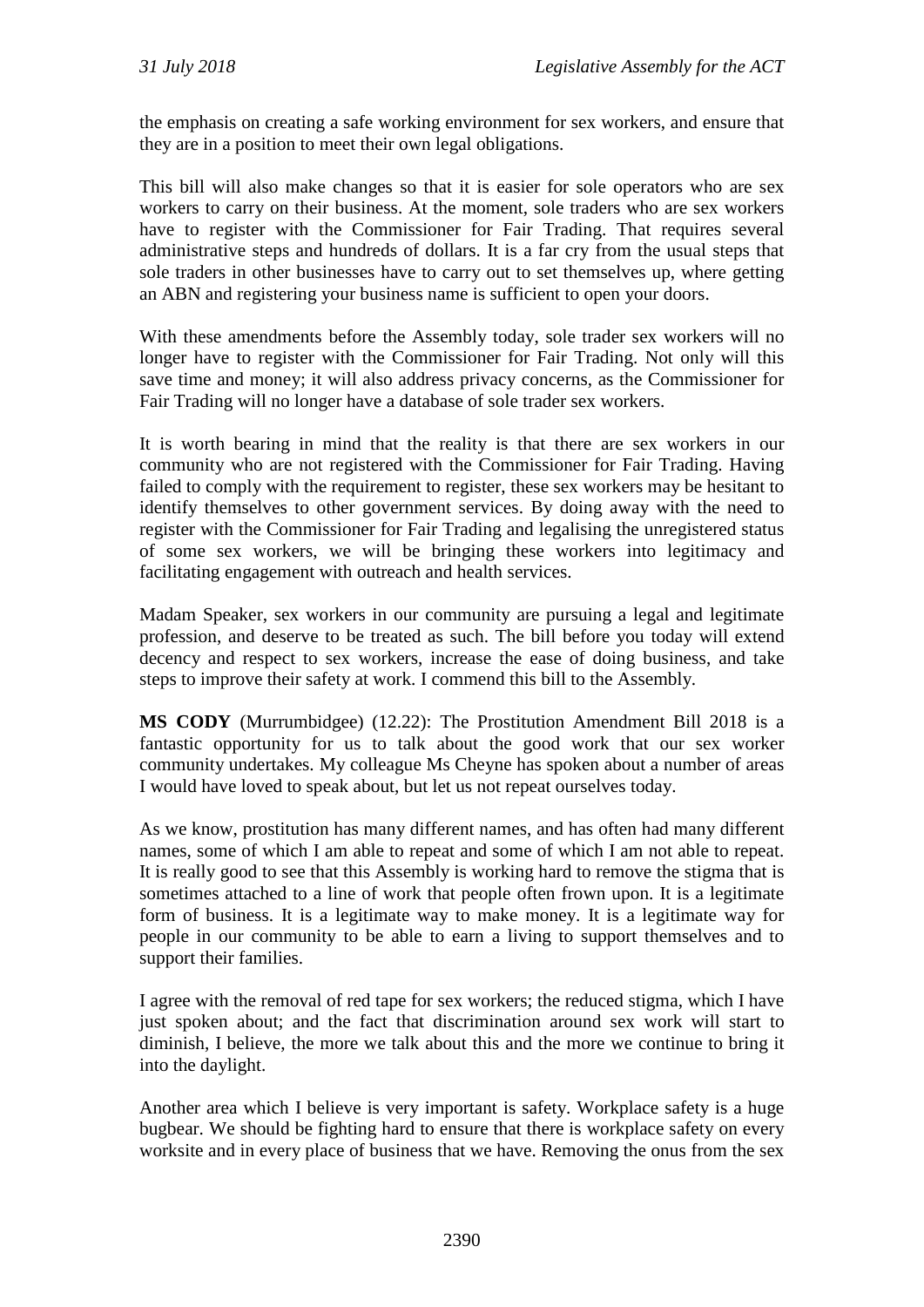the emphasis on creating a safe working environment for sex workers, and ensure that they are in a position to meet their own legal obligations.

This bill will also make changes so that it is easier for sole operators who are sex workers to carry on their business. At the moment, sole traders who are sex workers have to register with the Commissioner for Fair Trading. That requires several administrative steps and hundreds of dollars. It is a far cry from the usual steps that sole traders in other businesses have to carry out to set themselves up, where getting an ABN and registering your business name is sufficient to open your doors.

With these amendments before the Assembly today, sole trader sex workers will no longer have to register with the Commissioner for Fair Trading. Not only will this save time and money; it will also address privacy concerns, as the Commissioner for Fair Trading will no longer have a database of sole trader sex workers.

It is worth bearing in mind that the reality is that there are sex workers in our community who are not registered with the Commissioner for Fair Trading. Having failed to comply with the requirement to register, these sex workers may be hesitant to identify themselves to other government services. By doing away with the need to register with the Commissioner for Fair Trading and legalising the unregistered status of some sex workers, we will be bringing these workers into legitimacy and facilitating engagement with outreach and health services.

Madam Speaker, sex workers in our community are pursuing a legal and legitimate profession, and deserve to be treated as such. The bill before you today will extend decency and respect to sex workers, increase the ease of doing business, and take steps to improve their safety at work. I commend this bill to the Assembly.

**MS CODY** (Murrumbidgee) (12.22): The Prostitution Amendment Bill 2018 is a fantastic opportunity for us to talk about the good work that our sex worker community undertakes. My colleague Ms Cheyne has spoken about a number of areas I would have loved to speak about, but let us not repeat ourselves today.

As we know, prostitution has many different names, and has often had many different names, some of which I am able to repeat and some of which I am not able to repeat. It is really good to see that this Assembly is working hard to remove the stigma that is sometimes attached to a line of work that people often frown upon. It is a legitimate form of business. It is a legitimate way to make money. It is a legitimate way for people in our community to be able to earn a living to support themselves and to support their families.

I agree with the removal of red tape for sex workers; the reduced stigma, which I have just spoken about; and the fact that discrimination around sex work will start to diminish, I believe, the more we talk about this and the more we continue to bring it into the daylight.

Another area which I believe is very important is safety. Workplace safety is a huge bugbear. We should be fighting hard to ensure that there is workplace safety on every worksite and in every place of business that we have. Removing the onus from the sex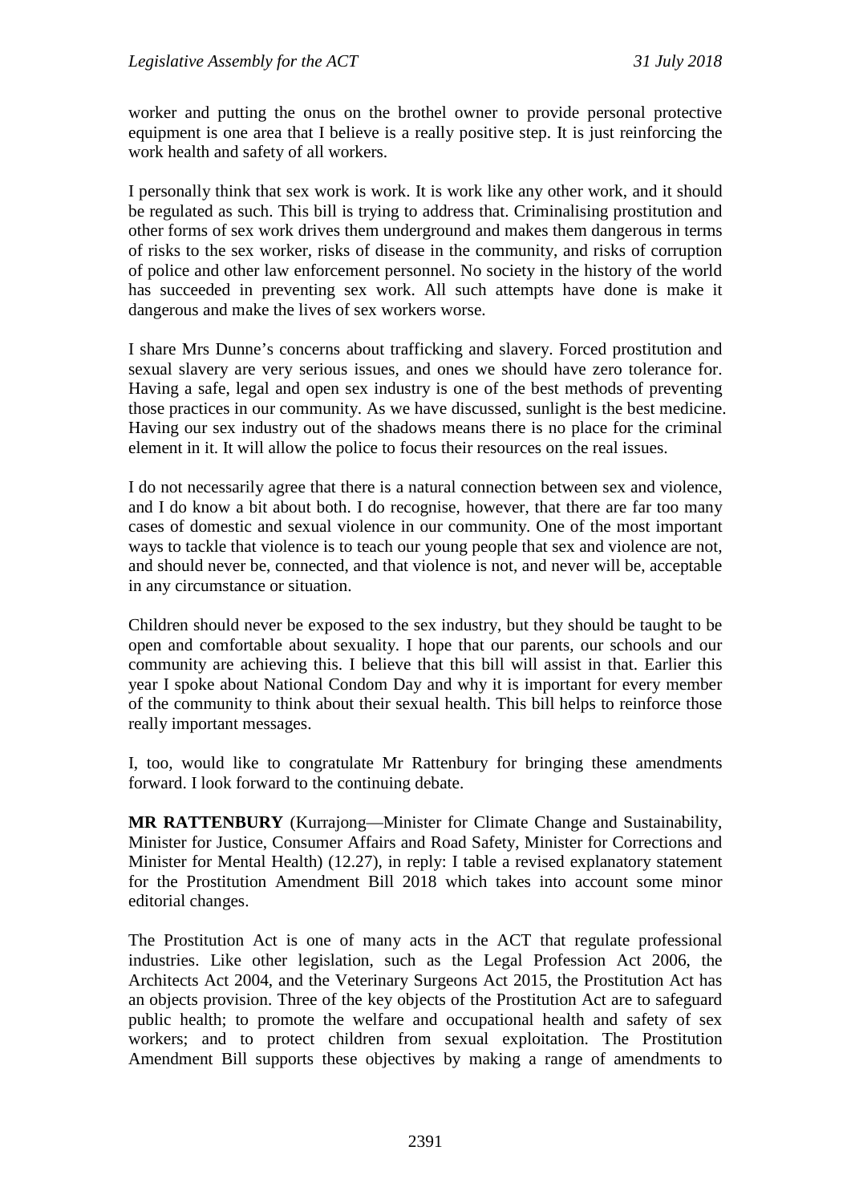worker and putting the onus on the brothel owner to provide personal protective equipment is one area that I believe is a really positive step. It is just reinforcing the work health and safety of all workers.

I personally think that sex work is work. It is work like any other work, and it should be regulated as such. This bill is trying to address that. Criminalising prostitution and other forms of sex work drives them underground and makes them dangerous in terms of risks to the sex worker, risks of disease in the community, and risks of corruption of police and other law enforcement personnel. No society in the history of the world has succeeded in preventing sex work. All such attempts have done is make it dangerous and make the lives of sex workers worse.

I share Mrs Dunne's concerns about trafficking and slavery. Forced prostitution and sexual slavery are very serious issues, and ones we should have zero tolerance for. Having a safe, legal and open sex industry is one of the best methods of preventing those practices in our community. As we have discussed, sunlight is the best medicine. Having our sex industry out of the shadows means there is no place for the criminal element in it. It will allow the police to focus their resources on the real issues.

I do not necessarily agree that there is a natural connection between sex and violence, and I do know a bit about both. I do recognise, however, that there are far too many cases of domestic and sexual violence in our community. One of the most important ways to tackle that violence is to teach our young people that sex and violence are not, and should never be, connected, and that violence is not, and never will be, acceptable in any circumstance or situation.

Children should never be exposed to the sex industry, but they should be taught to be open and comfortable about sexuality. I hope that our parents, our schools and our community are achieving this. I believe that this bill will assist in that. Earlier this year I spoke about National Condom Day and why it is important for every member of the community to think about their sexual health. This bill helps to reinforce those really important messages.

I, too, would like to congratulate Mr Rattenbury for bringing these amendments forward. I look forward to the continuing debate.

**MR RATTENBURY** (Kurrajong—Minister for Climate Change and Sustainability, Minister for Justice, Consumer Affairs and Road Safety, Minister for Corrections and Minister for Mental Health) (12.27), in reply: I table a revised explanatory statement for the Prostitution Amendment Bill 2018 which takes into account some minor editorial changes.

The Prostitution Act is one of many acts in the ACT that regulate professional industries. Like other legislation, such as the Legal Profession Act 2006, the Architects Act 2004, and the Veterinary Surgeons Act 2015, the Prostitution Act has an objects provision. Three of the key objects of the Prostitution Act are to safeguard public health; to promote the welfare and occupational health and safety of sex workers; and to protect children from sexual exploitation. The Prostitution Amendment Bill supports these objectives by making a range of amendments to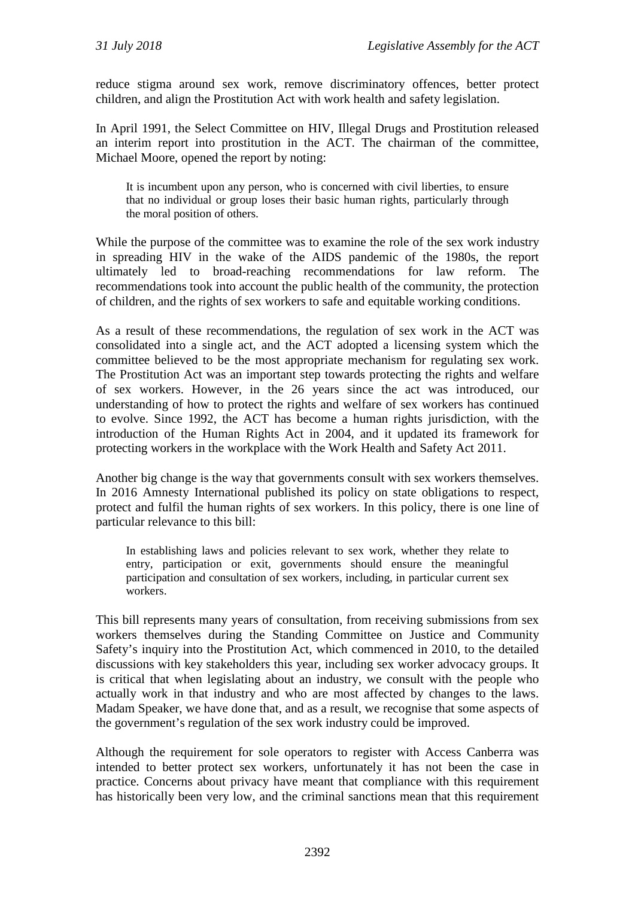reduce stigma around sex work, remove discriminatory offences, better protect children, and align the Prostitution Act with work health and safety legislation.

In April 1991, the Select Committee on HIV, Illegal Drugs and Prostitution released an interim report into prostitution in the ACT. The chairman of the committee, Michael Moore, opened the report by noting:

> It is incumbent upon any person, who is concerned with civil liberties, to ensure that no individual or group loses their basic human rights, particularly through the moral position of others.

While the purpose of the committee was to examine the role of the sex work industry in spreading HIV in the wake of the AIDS pandemic of the 1980s, the report ultimately led to broad-reaching recommendations for law reform. The recommendations took into account the public health of the community, the protection of children, and the rights of sex workers to safe and equitable working conditions.

As a result of these recommendations, the regulation of sex work in the ACT was consolidated into a single act, and the ACT adopted a licensing system which the committee believed to be the most appropriate mechanism for regulating sex work. The Prostitution Act was an important step towards protecting the rights and welfare of sex workers. However, in the 26 years since the act was introduced, our understanding of how to protect the rights and welfare of sex workers has continued to evolve. Since 1992, the ACT has become a human rights jurisdiction, with the introduction of the Human Rights Act in 2004, and it updated its framework for protecting workers in the workplace with the Work Health and Safety Act 2011.

Another big change is the way that governments consult with sex workers themselves. In 2016 Amnesty International published its policy on state obligations to respect, protect and fulfil the human rights of sex workers. In this policy, there is one line of particular relevance to this bill:

> In establishing laws and policies relevant to sex work, whether they relate to entry, participation or exit, governments should ensure the meaningful participation and consultation of sex workers, including, in particular current sex workers.

This bill represents many years of consultation, from receiving submissions from sex workers themselves during the Standing Committee on Justice and Community Safety's inquiry into the Prostitution Act, which commenced in 2010, to the detailed discussions with key stakeholders this year, including sex worker advocacy groups. It is critical that when legislating about an industry, we consult with the people who actually work in that industry and who are most affected by changes to the laws. Madam Speaker, we have done that, and as a result, we recognise that some aspects of the government's regulation of the sex work industry could be improved.

Although the requirement for sole operators to register with Access Canberra was intended to better protect sex workers, unfortunately it has not been the case in practice. Concerns about privacy have meant that compliance with this requirement has historically been very low, and the criminal sanctions mean that this requirement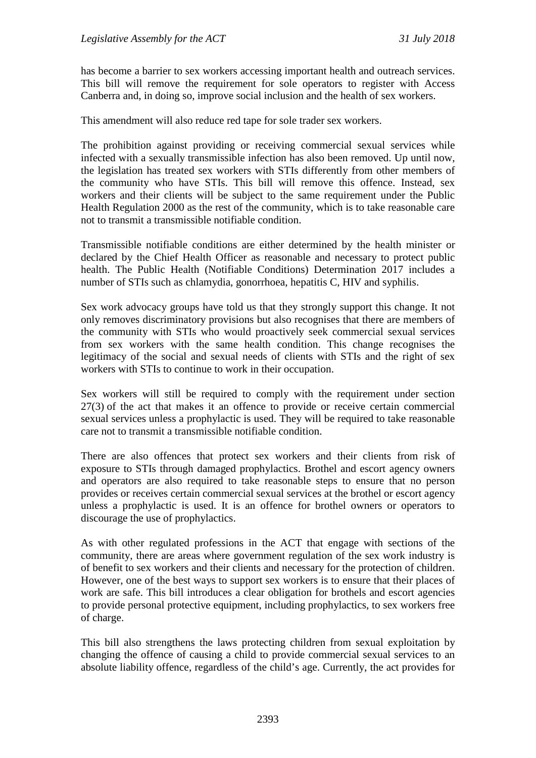has become a barrier to sex workers accessing important health and outreach services. This bill will remove the requirement for sole operators to register with Access Canberra and, in doing so, improve social inclusion and the health of sex workers.

This amendment will also reduce red tape for sole trader sex workers.

The prohibition against providing or receiving commercial sexual services while infected with a sexually transmissible infection has also been removed. Up until now, the legislation has treated sex workers with STIs differently from other members of the community who have STIs. This bill will remove this offence. Instead, sex workers and their clients will be subject to the same requirement under the Public Health Regulation 2000 as the rest of the community, which is to take reasonable care not to transmit a transmissible notifiable condition.

Transmissible notifiable conditions are either determined by the health minister or declared by the Chief Health Officer as reasonable and necessary to protect public health. The Public Health (Notifiable Conditions) Determination 2017 includes a number of STIs such as chlamydia, gonorrhoea, hepatitis C, HIV and syphilis.

Sex work advocacy groups have told us that they strongly support this change. It not only removes discriminatory provisions but also recognises that there are members of the community with STIs who would proactively seek commercial sexual services from sex workers with the same health condition. This change recognises the legitimacy of the social and sexual needs of clients with STIs and the right of sex workers with STIs to continue to work in their occupation.

Sex workers will still be required to comply with the requirement under section 27(3) of the act that makes it an offence to provide or receive certain commercial sexual services unless a prophylactic is used. They will be required to take reasonable care not to transmit a transmissible notifiable condition.

There are also offences that protect sex workers and their clients from risk of exposure to STIs through damaged prophylactics. Brothel and escort agency owners and operators are also required to take reasonable steps to ensure that no person provides or receives certain commercial sexual services at the brothel or escort agency unless a prophylactic is used. It is an offence for brothel owners or operators to discourage the use of prophylactics.

As with other regulated professions in the ACT that engage with sections of the community, there are areas where government regulation of the sex work industry is of benefit to sex workers and their clients and necessary for the protection of children. However, one of the best ways to support sex workers is to ensure that their places of work are safe. This bill introduces a clear obligation for brothels and escort agencies to provide personal protective equipment, including prophylactics, to sex workers free of charge.

This bill also strengthens the laws protecting children from sexual exploitation by changing the offence of causing a child to provide commercial sexual services to an absolute liability offence, regardless of the child's age. Currently, the act provides for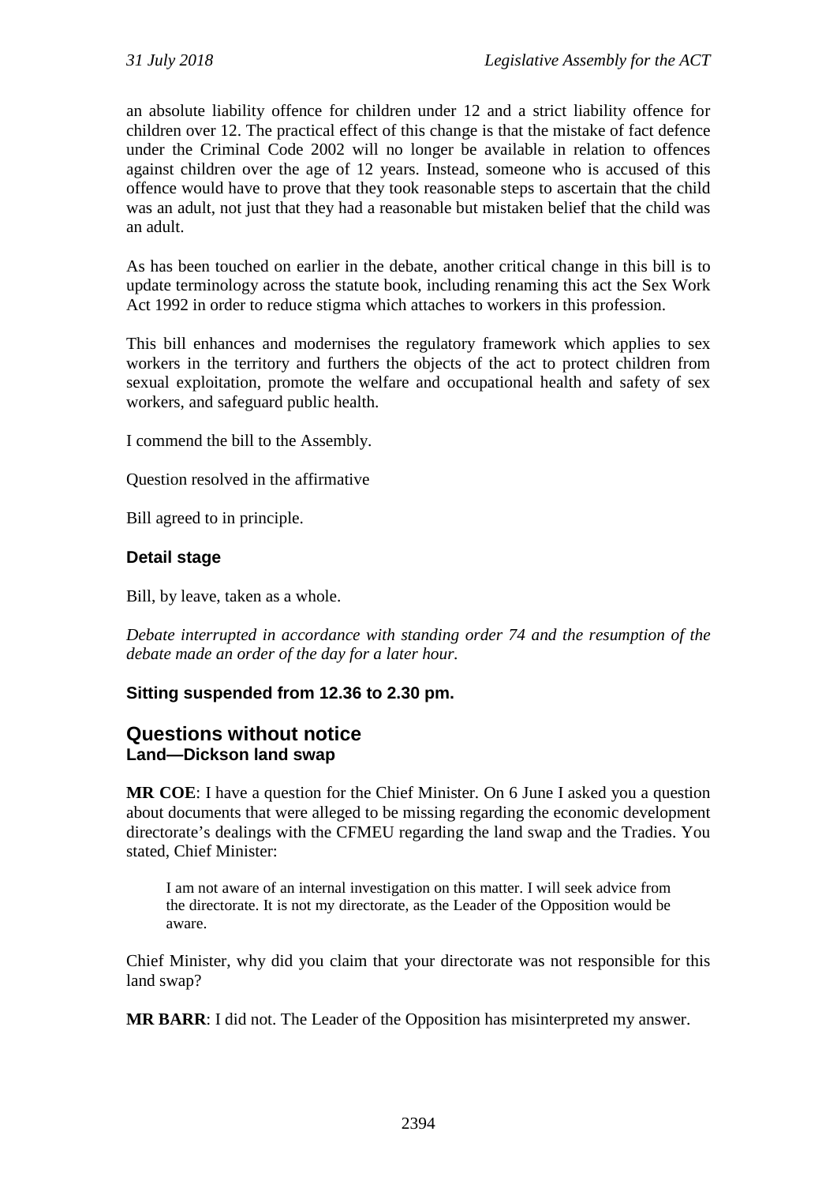an absolute liability offence for children under 12 and a strict liability offence for children over 12. The practical effect of this change is that the mistake of fact defence under the Criminal Code 2002 will no longer be available in relation to offences against children over the age of 12 years. Instead, someone who is accused of this offence would have to prove that they took reasonable steps to ascertain that the child was an adult, not just that they had a reasonable but mistaken belief that the child was an adult.

As has been touched on earlier in the debate, another critical change in this bill is to update terminology across the statute book, including renaming this act the Sex Work Act 1992 in order to reduce stigma which attaches to workers in this profession.

This bill enhances and modernises the regulatory framework which applies to sex workers in the territory and furthers the objects of the act to protect children from sexual exploitation, promote the welfare and occupational health and safety of sex workers, and safeguard public health.

I commend the bill to the Assembly.

Question resolved in the affirmative

Bill agreed to in principle.

### Detail stage

Bill, by leave, taken as a whole.

*Debate interrupted in accordance with standing order 74 and the resumption of the debate made an order of the day for a later hour.*

### Sitting suspended from 12.36 to 2.30 pm.

## Questions without notice

### Land—Dickson land swap

**MR COE**: I have a question for the Chief Minister. On 6 June I asked you a question about documents that were alleged to be missing regarding the economic development directorate's dealings with the CFMEU regarding the land swap and the Tradies. You stated, Chief Minister:

> I am not aware of an internal investigation on this matter. I will seek advice from the directorate. It is not my directorate, as the Leader of the Opposition would be aware.

Chief Minister, why did you claim that your directorate was not responsible for this land swap?

**MR BARR**: I did not. The Leader of the Opposition has misinterpreted my answer.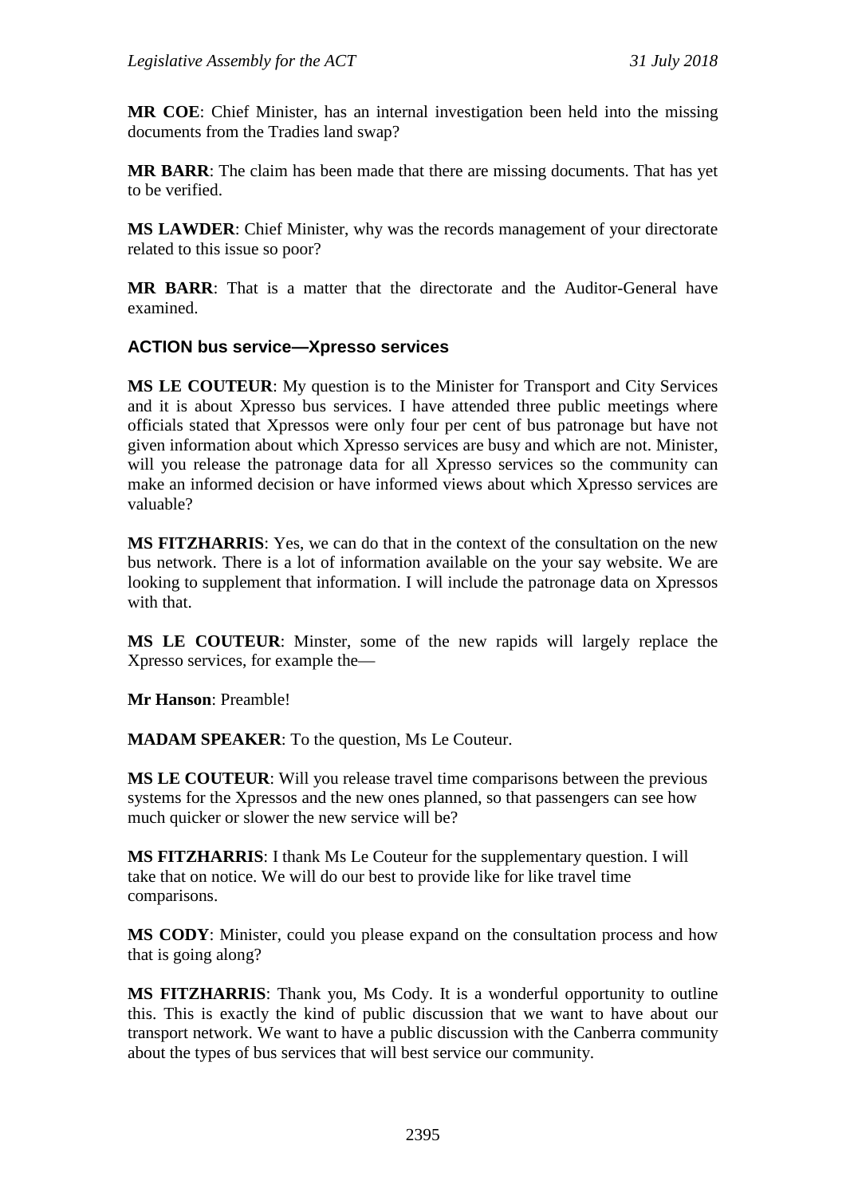**MR COE**: Chief Minister, has an internal investigation been held into the missing documents from the Tradies land swap?

**MR BARR**: The claim has been made that there are missing documents. That has yet to be verified.

**MS LAWDER**: Chief Minister, why was the records management of your directorate related to this issue so poor?

**MR BARR**: That is a matter that the directorate and the Auditor-General have examined.

### ACTION bus service—Xpresso services

**MS LE COUTEUR**: My question is to the Minister for Transport and City Services and it is about Xpresso bus services. I have attended three public meetings where officials stated that Xpressos were only four per cent of bus patronage but have not given information about which Xpresso services are busy and which are not. Minister, will you release the patronage data for all Xpresso services so the community can make an informed decision or have informed views about which Xpresso services are valuable?

**MS FITZHARRIS**: Yes, we can do that in the context of the consultation on the new bus network. There is a lot of information available on the your say website. We are looking to supplement that information. I will include the patronage data on Xpressos with that.

**MS LE COUTEUR**: Minster, some of the new rapids will largely replace the Xpresso services, for example the—

**Mr Hanson**: Preamble!

**MADAM SPEAKER**: To the question, Ms Le Couteur.

**MS LE COUTEUR**: Will you release travel time comparisons between the previous systems for the Xpressos and the new ones planned, so that passengers can see how much quicker or slower the new service will be?

**MS FITZHARRIS**: I thank Ms Le Couteur for the supplementary question. I will take that on notice. We will do our best to provide like for like travel time comparisons.

**MS CODY**: Minister, could you please expand on the consultation process and how that is going along?

**MS FITZHARRIS**: Thank you, Ms Cody. It is a wonderful opportunity to outline this. This is exactly the kind of public discussion that we want to have about our transport network. We want to have a public discussion with the Canberra community about the types of bus services that will best service our community.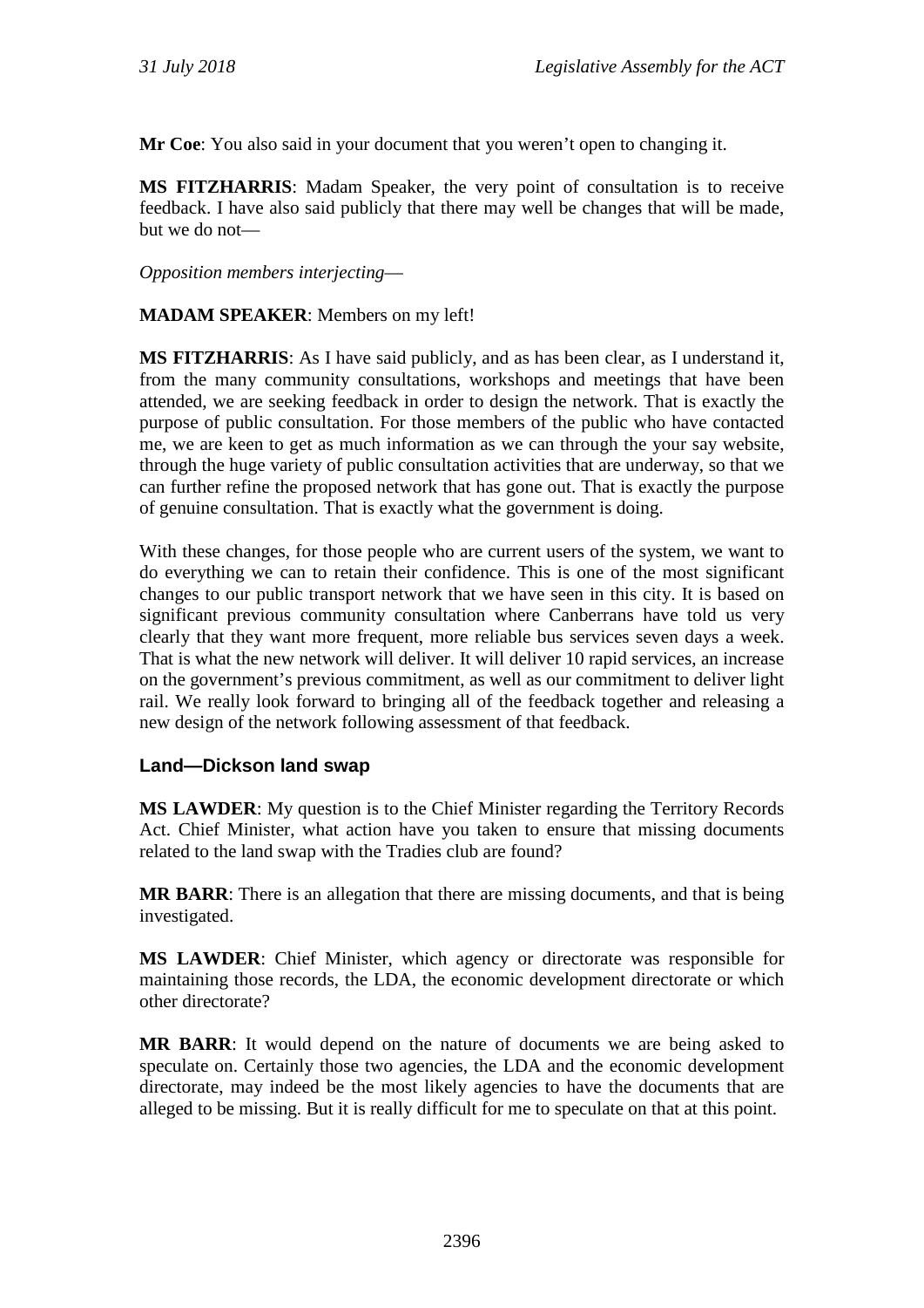**Mr Coe**: You also said in your document that you weren't open to changing it.

**MS FITZHARRIS**: Madam Speaker, the very point of consultation is to receive feedback. I have also said publicly that there may well be changes that will be made, but we do not—

*Opposition members interjecting*—

**MADAM SPEAKER**: Members on my left!

**MS FITZHARRIS**: As I have said publicly, and as has been clear, as I understand it, from the many community consultations, workshops and meetings that have been attended, we are seeking feedback in order to design the network. That is exactly the purpose of public consultation. For those members of the public who have contacted me, we are keen to get as much information as we can through the your say website, through the huge variety of public consultation activities that are underway, so that we can further refine the proposed network that has gone out. That is exactly the purpose of genuine consultation. That is exactly what the government is doing.

With these changes, for those people who are current users of the system, we want to do everything we can to retain their confidence. This is one of the most significant changes to our public transport network that we have seen in this city. It is based on significant previous community consultation where Canberrans have told us very clearly that they want more frequent, more reliable bus services seven days a week. That is what the new network will deliver. It will deliver 10 rapid services, an increase on the government's previous commitment, as well as our commitment to deliver light rail. We really look forward to bringing all of the feedback together and releasing a new design of the network following assessment of that feedback.

### Land—Dickson land swap

**MS LAWDER**: My question is to the Chief Minister regarding the Territory Records Act. Chief Minister, what action have you taken to ensure that missing documents related to the land swap with the Tradies club are found?

**MR BARR**: There is an allegation that there are missing documents, and that is being investigated.

**MS LAWDER**: Chief Minister, which agency or directorate was responsible for maintaining those records, the LDA, the economic development directorate or which other directorate?

**MR BARR**: It would depend on the nature of documents we are being asked to speculate on. Certainly those two agencies, the LDA and the economic development directorate, may indeed be the most likely agencies to have the documents that are alleged to be missing. But it is really difficult for me to speculate on that at this point.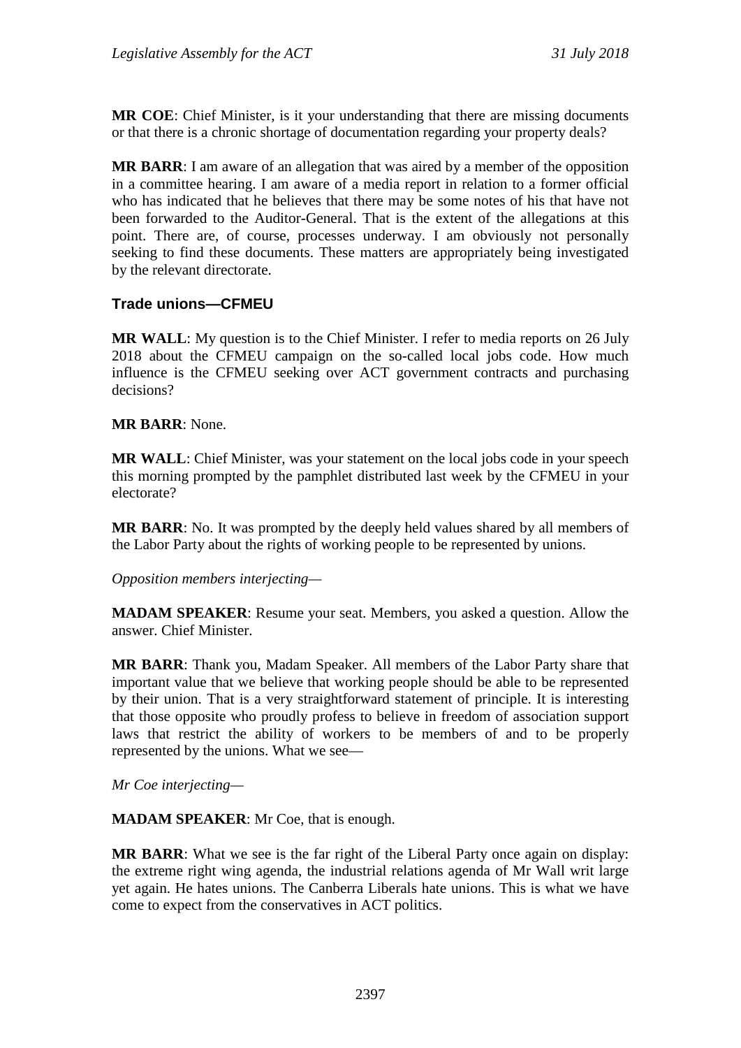**MR COE**: Chief Minister, is it your understanding that there are missing documents or that there is a chronic shortage of documentation regarding your property deals?

**MR BARR**: I am aware of an allegation that was aired by a member of the opposition in a committee hearing. I am aware of a media report in relation to a former official who has indicated that he believes that there may be some notes of his that have not been forwarded to the Auditor-General. That is the extent of the allegations at this point. There are, of course, processes underway. I am obviously not personally seeking to find these documents. These matters are appropriately being investigated by the relevant directorate.

### Trade unions—CFMEU

**MR WALL**: My question is to the Chief Minister. I refer to media reports on 26 July 2018 about the CFMEU campaign on the so-called local jobs code. How much influence is the CFMEU seeking over ACT government contracts and purchasing decisions?

**MR BARR**: None.

**MR WALL**: Chief Minister, was your statement on the local jobs code in your speech this morning prompted by the pamphlet distributed last week by the CFMEU in your electorate?

**MR BARR**: No. It was prompted by the deeply held values shared by all members of the Labor Party about the rights of working people to be represented by unions.

*Opposition members interjecting—*

**MADAM SPEAKER**: Resume your seat. Members, you asked a question. Allow the answer. Chief Minister.

**MR BARR**: Thank you, Madam Speaker. All members of the Labor Party share that important value that we believe that working people should be able to be represented by their union. That is a very straightforward statement of principle. It is interesting that those opposite who proudly profess to believe in freedom of association support laws that restrict the ability of workers to be members of and to be properly represented by the unions. What we see—

*Mr Coe interjecting—*

**MADAM SPEAKER**: Mr Coe, that is enough.

**MR BARR**: What we see is the far right of the Liberal Party once again on display: the extreme right wing agenda, the industrial relations agenda of Mr Wall writ large yet again. He hates unions. The Canberra Liberals hate unions. This is what we have come to expect from the conservatives in ACT politics.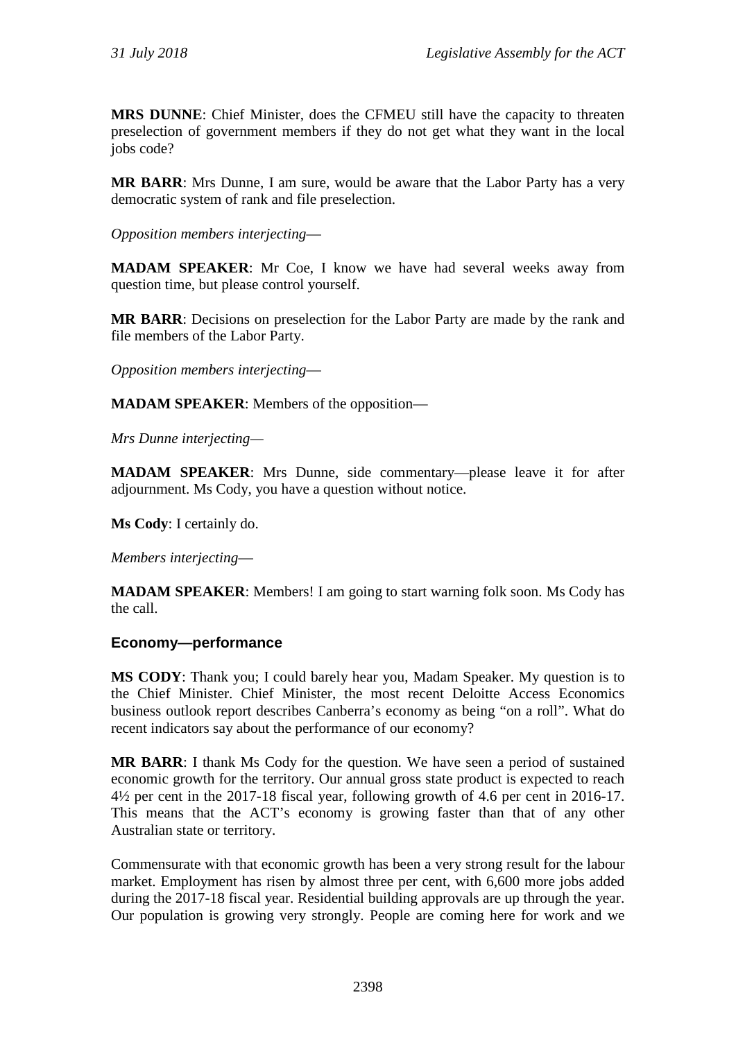**MRS DUNNE**: Chief Minister, does the CFMEU still have the capacity to threaten preselection of government members if they do not get what they want in the local jobs code?

**MR BARR**: Mrs Dunne, I am sure, would be aware that the Labor Party has a very democratic system of rank and file preselection.

*Opposition members interjecting*—

**MADAM SPEAKER**: Mr Coe, I know we have had several weeks away from question time, but please control yourself.

**MR BARR**: Decisions on preselection for the Labor Party are made by the rank and file members of the Labor Party.

*Opposition members interjecting*—

**MADAM SPEAKER**: Members of the opposition—

*Mrs Dunne interjecting*—

**MADAM SPEAKER**: Mrs Dunne, side commentary—please leave it for after adjournment. Ms Cody, you have a question without notice.

**Ms Cody**: I certainly do.

*Members interjecting*—

**MADAM SPEAKER**: Members! I am going to start warning folk soon. Ms Cody has the call.

### Economy—performance

**MS CODY**: Thank you; I could barely hear you, Madam Speaker. My question is to the Chief Minister. Chief Minister, the most recent Deloitte Access Economics business outlook report describes Canberra's economy as being "on a roll". What do recent indicators say about the performance of our economy?

**MR BARR**: I thank Ms Cody for the question. We have seen a period of sustained economic growth for the territory. Our annual gross state product is expected to reach 4½ per cent in the 2017-18 fiscal year, following growth of 4.6 per cent in 2016-17. This means that the ACT's economy is growing faster than that of any other Australian state or territory.

Commensurate with that economic growth has been a very strong result for the labour market. Employment has risen by almost three per cent, with 6,600 more jobs added during the 2017-18 fiscal year. Residential building approvals are up through the year. Our population is growing very strongly. People are coming here for work and we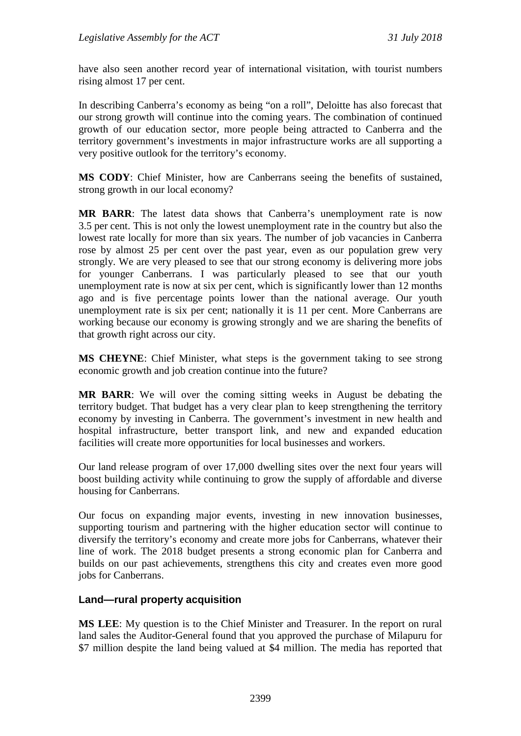have also seen another record year of international visitation, with tourist numbers rising almost 17 per cent.

In describing Canberra's economy as being "on a roll", Deloitte has also forecast that our strong growth will continue into the coming years. The combination of continued growth of our education sector, more people being attracted to Canberra and the territory government's investments in major infrastructure works are all supporting a very positive outlook for the territory's economy.

**MS CODY**: Chief Minister, how are Canberrans seeing the benefits of sustained, strong growth in our local economy?

**MR BARR**: The latest data shows that Canberra's unemployment rate is now 3.5 per cent. This is not only the lowest unemployment rate in the country but also the lowest rate locally for more than six years. The number of job vacancies in Canberra rose by almost 25 per cent over the past year, even as our population grew very strongly. We are very pleased to see that our strong economy is delivering more jobs for younger Canberrans. I was particularly pleased to see that our youth unemployment rate is now at six per cent, which is significantly lower than 12 months ago and is five percentage points lower than the national average. Our youth unemployment rate is six per cent; nationally it is 11 per cent. More Canberrans are working because our economy is growing strongly and we are sharing the benefits of that growth right across our city.

**MS CHEYNE**: Chief Minister, what steps is the government taking to see strong economic growth and job creation continue into the future?

**MR BARR**: We will over the coming sitting weeks in August be debating the territory budget. That budget has a very clear plan to keep strengthening the territory economy by investing in Canberra. The government's investment in new health and hospital infrastructure, better transport link, and new and expanded education facilities will create more opportunities for local businesses and workers.

Our land release program of over 17,000 dwelling sites over the next four years will boost building activity while continuing to grow the supply of affordable and diverse housing for Canberrans.

Our focus on expanding major events, investing in new innovation businesses, supporting tourism and partnering with the higher education sector will continue to diversify the territory's economy and create more jobs for Canberrans, whatever their line of work. The 2018 budget presents a strong economic plan for Canberra and builds on our past achievements, strengthens this city and creates even more good jobs for Canberrans.

## Land—rural property acquisition

**MS LEE**: My question is to the Chief Minister and Treasurer. In the report on rural land sales the Auditor-General found that you approved the purchase of Milapuru for $7 million despite the land being valued at $4 million. The media has reported that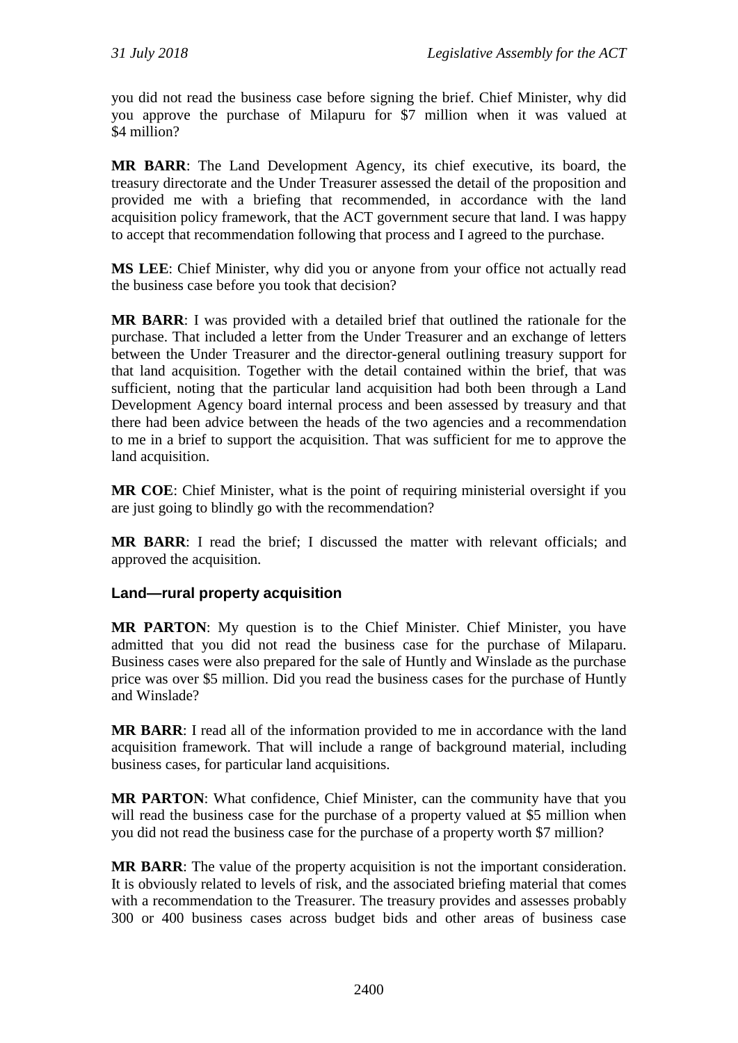you did not read the business case before signing the brief. Chief Minister, why did you approve the purchase of Milapuru for $7 million when it was valued at $4 million?

**MR BARR**: The Land Development Agency, its chief executive, its board, the treasury directorate and the Under Treasurer assessed the detail of the proposition and provided me with a briefing that recommended, in accordance with the land acquisition policy framework, that the ACT government secure that land. I was happy to accept that recommendation following that process and I agreed to the purchase.

**MS LEE**: Chief Minister, why did you or anyone from your office not actually read the business case before you took that decision?

**MR BARR**: I was provided with a detailed brief that outlined the rationale for the purchase. That included a letter from the Under Treasurer and an exchange of letters between the Under Treasurer and the director-general outlining treasury support for that land acquisition. Together with the detail contained within the brief, that was sufficient, noting that the particular land acquisition had both been through a Land Development Agency board internal process and been assessed by treasury and that there had been advice between the heads of the two agencies and a recommendation to me in a brief to support the acquisition. That was sufficient for me to approve the land acquisition.

**MR COE**: Chief Minister, what is the point of requiring ministerial oversight if you are just going to blindly go with the recommendation?

**MR BARR**: I read the brief; I discussed the matter with relevant officials; and approved the acquisition.

### Land—rural property acquisition

**MR PARTON**: My question is to the Chief Minister. Chief Minister, you have admitted that you did not read the business case for the purchase of Milaparu. Business cases were also prepared for the sale of Huntly and Winslade as the purchase price was over $5 million. Did you read the business cases for the purchase of Huntly and Winslade?

**MR BARR**: I read all of the information provided to me in accordance with the land acquisition framework. That will include a range of background material, including business cases, for particular land acquisitions.

**MR PARTON**: What confidence, Chief Minister, can the community have that you will read the business case for the purchase of a property valued at $5 million when you did not read the business case for the purchase of a property worth $7 million?

**MR BARR**: The value of the property acquisition is not the important consideration. It is obviously related to levels of risk, and the associated briefing material that comes with a recommendation to the Treasurer. The treasury provides and assesses probably 300 or 400 business cases across budget bids and other areas of business case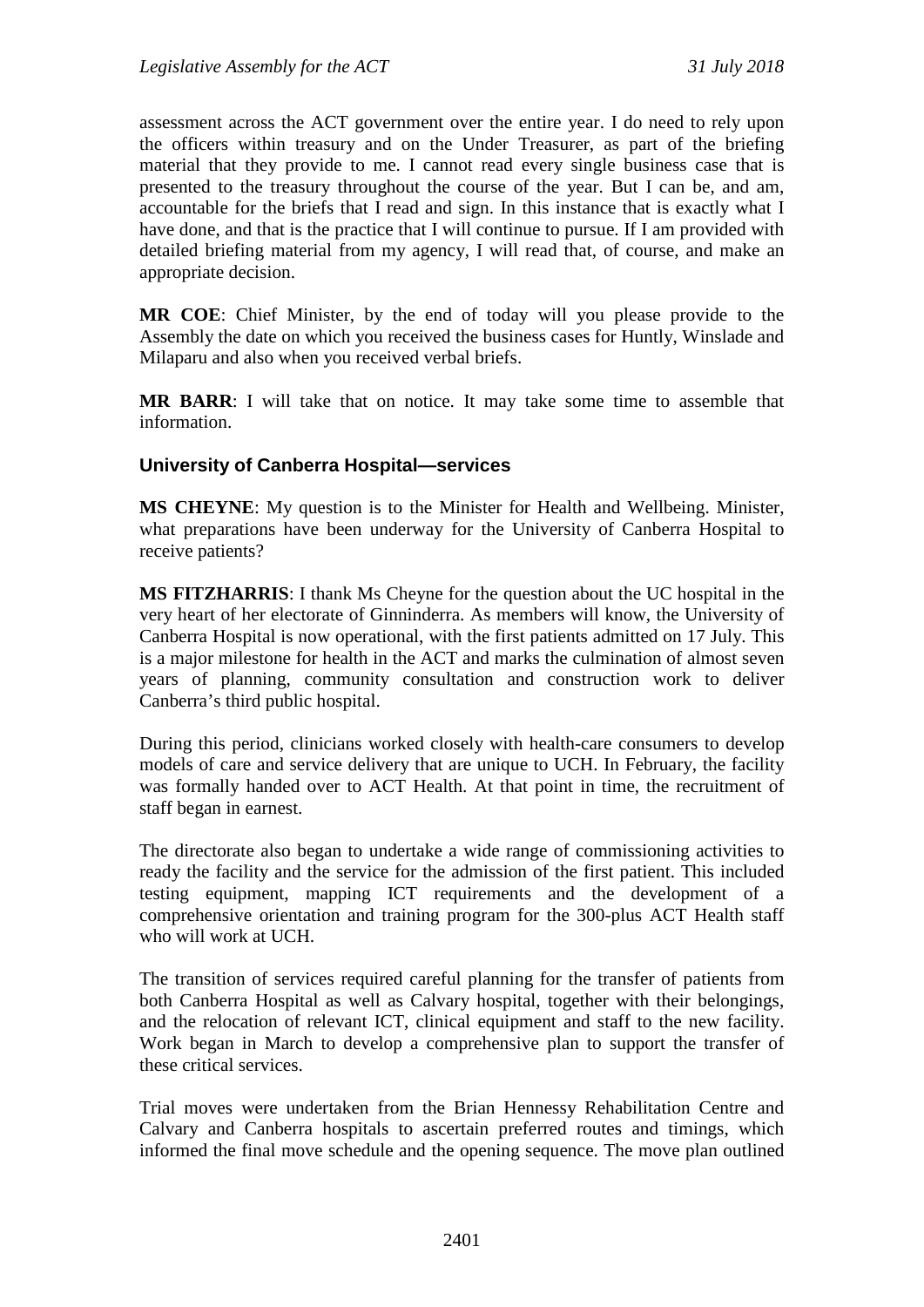assessment across the ACT government over the entire year. I do need to rely upon the officers within treasury and on the Under Treasurer, as part of the briefing material that they provide to me. I cannot read every single business case that is presented to the treasury throughout the course of the year. But I can be, and am, accountable for the briefs that I read and sign. In this instance that is exactly what I have done, and that is the practice that I will continue to pursue. If I am provided with detailed briefing material from my agency, I will read that, of course, and make an appropriate decision.

**MR COE**: Chief Minister, by the end of today will you please provide to the Assembly the date on which you received the business cases for Huntly, Winslade and Milaparu and also when you received verbal briefs.

**MR BARR**: I will take that on notice. It may take some time to assemble that information.

### University of Canberra Hospital—services

**MS CHEYNE**: My question is to the Minister for Health and Wellbeing. Minister, what preparations have been underway for the University of Canberra Hospital to receive patients?

**MS FITZHARRIS**: I thank Ms Cheyne for the question about the UC hospital in the very heart of her electorate of Ginninderra. As members will know, the University of Canberra Hospital is now operational, with the first patients admitted on 17 July. This is a major milestone for health in the ACT and marks the culmination of almost seven years of planning, community consultation and construction work to deliver Canberra's third public hospital.

During this period, clinicians worked closely with health-care consumers to develop models of care and service delivery that are unique to UCH. In February, the facility was formally handed over to ACT Health. At that point in time, the recruitment of staff began in earnest.

The directorate also began to undertake a wide range of commissioning activities to ready the facility and the service for the admission of the first patient. This included testing equipment, mapping ICT requirements and the development of a comprehensive orientation and training program for the 300-plus ACT Health staff who will work at UCH.

The transition of services required careful planning for the transfer of patients from both Canberra Hospital as well as Calvary hospital, together with their belongings, and the relocation of relevant ICT, clinical equipment and staff to the new facility. Work began in March to develop a comprehensive plan to support the transfer of these critical services.

Trial moves were undertaken from the Brian Hennessy Rehabilitation Centre and Calvary and Canberra hospitals to ascertain preferred routes and timings, which informed the final move schedule and the opening sequence. The move plan outlined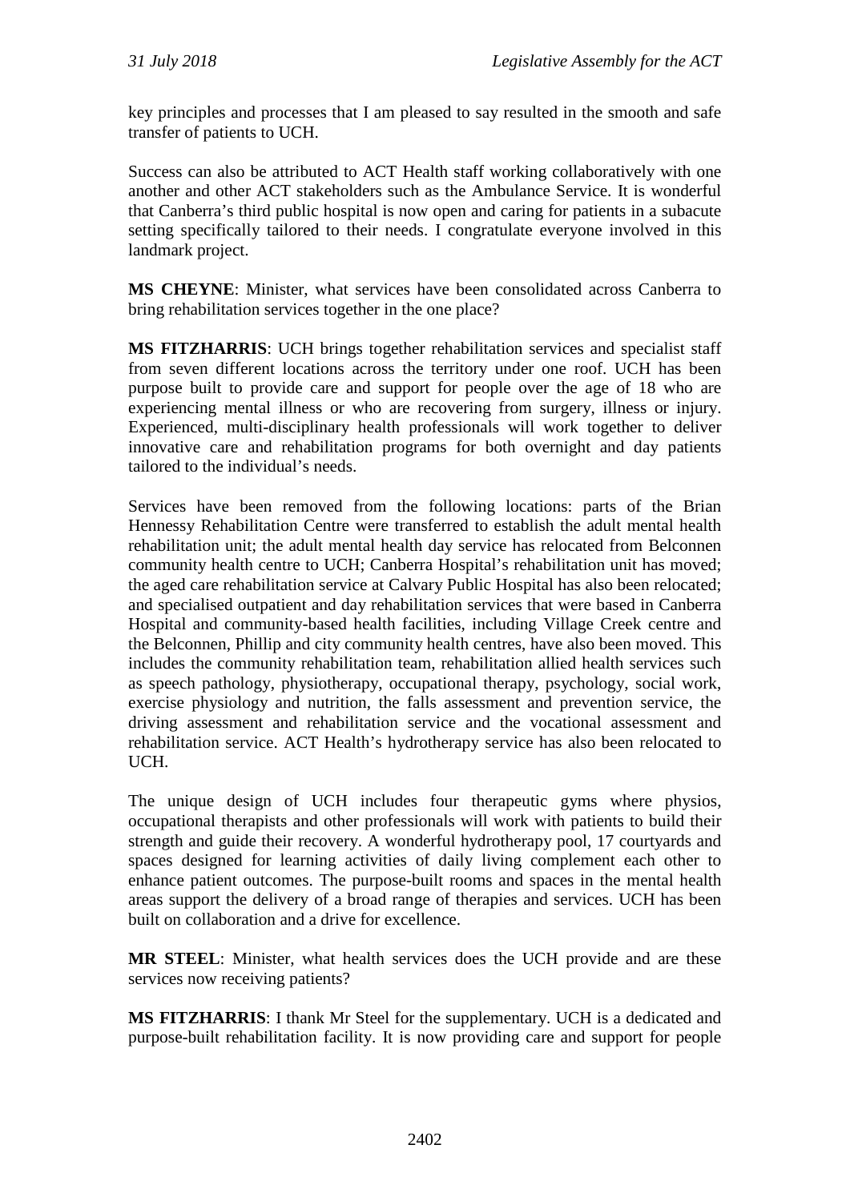key principles and processes that I am pleased to say resulted in the smooth and safe transfer of patients to UCH.

Success can also be attributed to ACT Health staff working collaboratively with one another and other ACT stakeholders such as the Ambulance Service. It is wonderful that Canberra's third public hospital is now open and caring for patients in a subacute setting specifically tailored to their needs. I congratulate everyone involved in this landmark project.

**MS CHEYNE**: Minister, what services have been consolidated across Canberra to bring rehabilitation services together in the one place?

**MS FITZHARRIS**: UCH brings together rehabilitation services and specialist staff from seven different locations across the territory under one roof. UCH has been purpose built to provide care and support for people over the age of 18 who are experiencing mental illness or who are recovering from surgery, illness or injury. Experienced, multi-disciplinary health professionals will work together to deliver innovative care and rehabilitation programs for both overnight and day patients tailored to the individual's needs.

Services have been removed from the following locations: parts of the Brian Hennessy Rehabilitation Centre were transferred to establish the adult mental health rehabilitation unit; the adult mental health day service has relocated from Belconnen community health centre to UCH; Canberra Hospital's rehabilitation unit has moved; the aged care rehabilitation service at Calvary Public Hospital has also been relocated; and specialised outpatient and day rehabilitation services that were based in Canberra Hospital and community-based health facilities, including Village Creek centre and the Belconnen, Phillip and city community health centres, have also been moved. This includes the community rehabilitation team, rehabilitation allied health services such as speech pathology, physiotherapy, occupational therapy, psychology, social work, exercise physiology and nutrition, the falls assessment and prevention service, the driving assessment and rehabilitation service and the vocational assessment and rehabilitation service. ACT Health's hydrotherapy service has also been relocated to UCH.

The unique design of UCH includes four therapeutic gyms where physios, occupational therapists and other professionals will work with patients to build their strength and guide their recovery. A wonderful hydrotherapy pool, 17 courtyards and spaces designed for learning activities of daily living complement each other to enhance patient outcomes. The purpose-built rooms and spaces in the mental health areas support the delivery of a broad range of therapies and services. UCH has been built on collaboration and a drive for excellence.

**MR STEEL**: Minister, what health services does the UCH provide and are these services now receiving patients?

**MS FITZHARRIS**: I thank Mr Steel for the supplementary. UCH is a dedicated and purpose-built rehabilitation facility. It is now providing care and support for people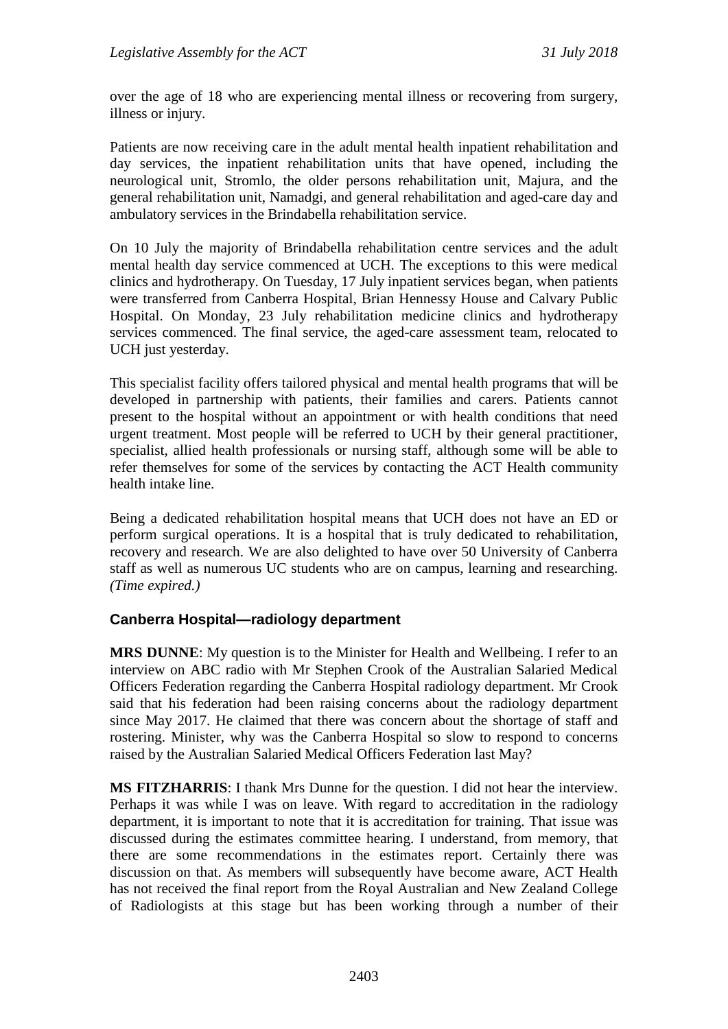over the age of 18 who are experiencing mental illness or recovering from surgery, illness or injury.

Patients are now receiving care in the adult mental health inpatient rehabilitation and day services, the inpatient rehabilitation units that have opened, including the neurological unit, Stromlo, the older persons rehabilitation unit, Majura, and the general rehabilitation unit, Namadgi, and general rehabilitation and aged-care day and ambulatory services in the Brindabella rehabilitation service.

On 10 July the majority of Brindabella rehabilitation centre services and the adult mental health day service commenced at UCH. The exceptions to this were medical clinics and hydrotherapy. On Tuesday, 17 July inpatient services began, when patients were transferred from Canberra Hospital, Brian Hennessy House and Calvary Public Hospital. On Monday, 23 July rehabilitation medicine clinics and hydrotherapy services commenced. The final service, the aged-care assessment team, relocated to UCH just yesterday.

This specialist facility offers tailored physical and mental health programs that will be developed in partnership with patients, their families and carers. Patients cannot present to the hospital without an appointment or with health conditions that need urgent treatment. Most people will be referred to UCH by their general practitioner, specialist, allied health professionals or nursing staff, although some will be able to refer themselves for some of the services by contacting the ACT Health community health intake line.

Being a dedicated rehabilitation hospital means that UCH does not have an ED or perform surgical operations. It is a hospital that is truly dedicated to rehabilitation, recovery and research. We are also delighted to have over 50 University of Canberra staff as well as numerous UC students who are on campus, learning and researching. *(Time expired.)*

## Canberra Hospital—radiology department

**MRS DUNNE**: My question is to the Minister for Health and Wellbeing. I refer to an interview on ABC radio with Mr Stephen Crook of the Australian Salaried Medical Officers Federation regarding the Canberra Hospital radiology department. Mr Crook said that his federation had been raising concerns about the radiology department since May 2017. He claimed that there was concern about the shortage of staff and rostering. Minister, why was the Canberra Hospital so slow to respond to concerns raised by the Australian Salaried Medical Officers Federation last May?

**MS FITZHARRIS**: I thank Mrs Dunne for the question. I did not hear the interview. Perhaps it was while I was on leave. With regard to accreditation in the radiology department, it is important to note that it is accreditation for training. That issue was discussed during the estimates committee hearing. I understand, from memory, that there are some recommendations in the estimates report. Certainly there was discussion on that. As members will subsequently have become aware, ACT Health has not received the final report from the Royal Australian and New Zealand College of Radiologists at this stage but has been working through a number of their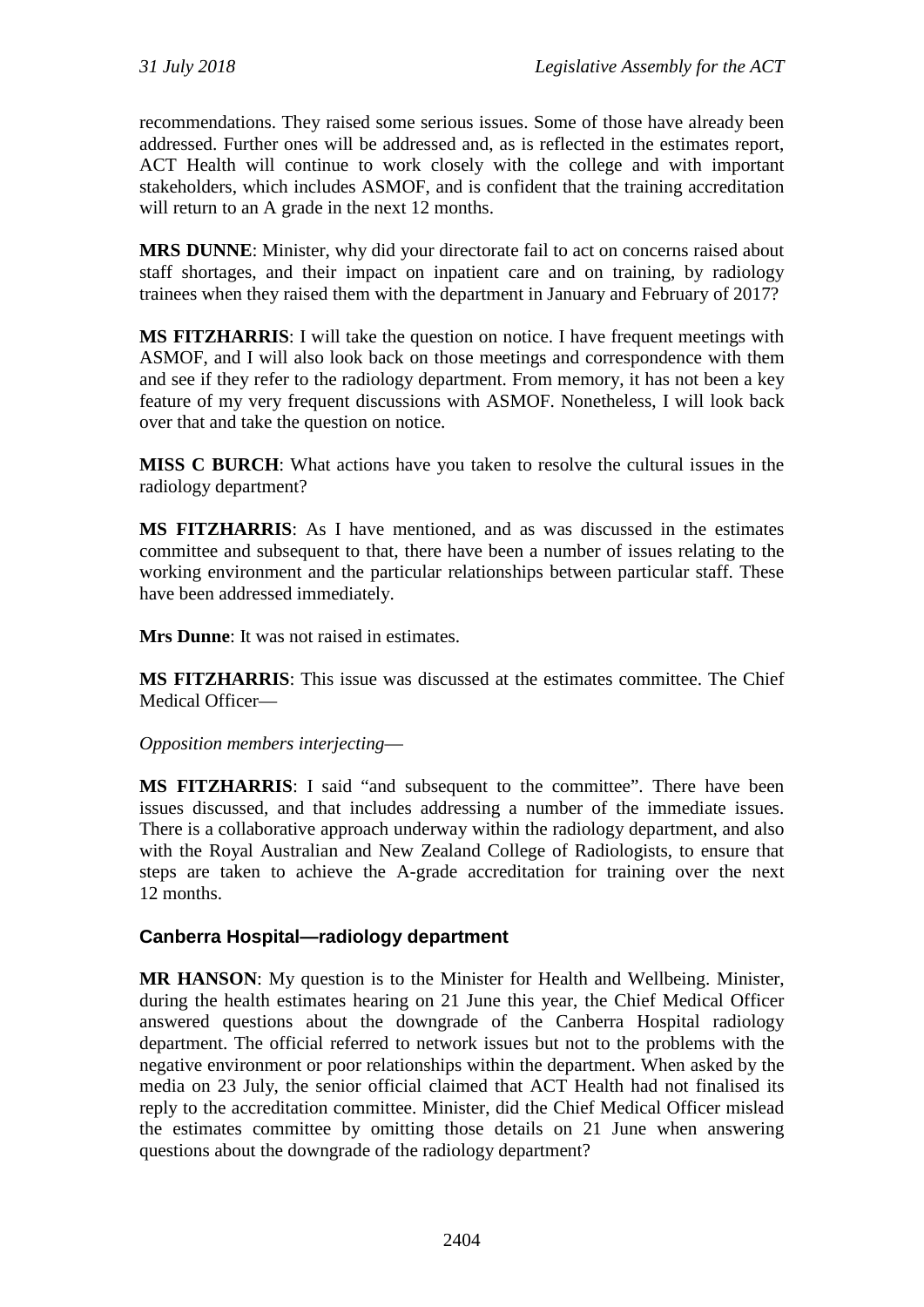recommendations. They raised some serious issues. Some of those have already been addressed. Further ones will be addressed and, as is reflected in the estimates report, ACT Health will continue to work closely with the college and with important stakeholders, which includes ASMOF, and is confident that the training accreditation will return to an A grade in the next 12 months.

**MRS DUNNE**: Minister, why did your directorate fail to act on concerns raised about staff shortages, and their impact on inpatient care and on training, by radiology trainees when they raised them with the department in January and February of 2017?

**MS FITZHARRIS**: I will take the question on notice. I have frequent meetings with ASMOF, and I will also look back on those meetings and correspondence with them and see if they refer to the radiology department. From memory, it has not been a key feature of my very frequent discussions with ASMOF. Nonetheless, I will look back over that and take the question on notice.

**MISS C BURCH**: What actions have you taken to resolve the cultural issues in the radiology department?

**MS FITZHARRIS**: As I have mentioned, and as was discussed in the estimates committee and subsequent to that, there have been a number of issues relating to the working environment and the particular relationships between particular staff. These have been addressed immediately.

**Mrs Dunne**: It was not raised in estimates.

**MS FITZHARRIS**: This issue was discussed at the estimates committee. The Chief Medical Officer—

*Opposition members interjecting*—

**MS FITZHARRIS**: I said "and subsequent to the committee". There have been issues discussed, and that includes addressing a number of the immediate issues. There is a collaborative approach underway within the radiology department, and also with the Royal Australian and New Zealand College of Radiologists, to ensure that steps are taken to achieve the A-grade accreditation for training over the next 12 months.

### Canberra Hospital—radiology department

**MR HANSON**: My question is to the Minister for Health and Wellbeing. Minister, during the health estimates hearing on 21 June this year, the Chief Medical Officer answered questions about the downgrade of the Canberra Hospital radiology department. The official referred to network issues but not to the problems with the negative environment or poor relationships within the department. When asked by the media on 23 July, the senior official claimed that ACT Health had not finalised its reply to the accreditation committee. Minister, did the Chief Medical Officer mislead the estimates committee by omitting those details on 21 June when answering questions about the downgrade of the radiology department?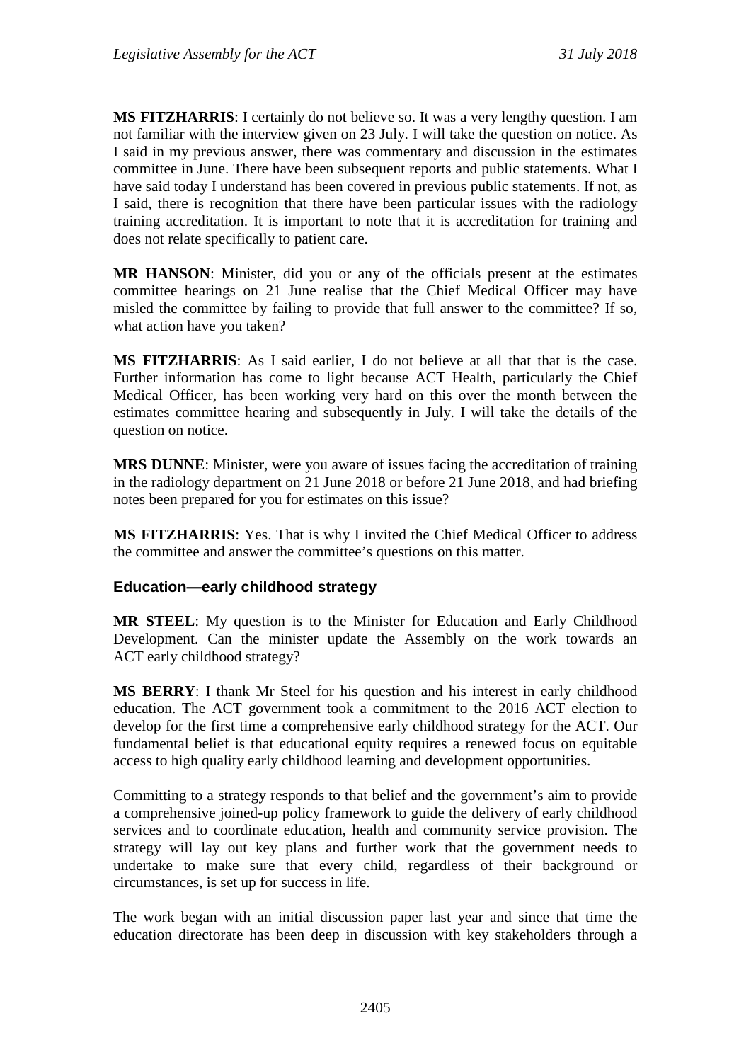**MS FITZHARRIS**: I certainly do not believe so. It was a very lengthy question. I am not familiar with the interview given on 23 July. I will take the question on notice. As I said in my previous answer, there was commentary and discussion in the estimates committee in June. There have been subsequent reports and public statements. What I have said today I understand has been covered in previous public statements. If not, as I said, there is recognition that there have been particular issues with the radiology training accreditation. It is important to note that it is accreditation for training and does not relate specifically to patient care.

**MR HANSON**: Minister, did you or any of the officials present at the estimates committee hearings on 21 June realise that the Chief Medical Officer may have misled the committee by failing to provide that full answer to the committee? If so, what action have you taken?

**MS FITZHARRIS**: As I said earlier, I do not believe at all that that is the case. Further information has come to light because ACT Health, particularly the Chief Medical Officer, has been working very hard on this over the month between the estimates committee hearing and subsequently in July. I will take the details of the question on notice.

**MRS DUNNE**: Minister, were you aware of issues facing the accreditation of training in the radiology department on 21 June 2018 or before 21 June 2018, and had briefing notes been prepared for you for estimates on this issue?

**MS FITZHARRIS**: Yes. That is why I invited the Chief Medical Officer to address the committee and answer the committee's questions on this matter.

### Education—early childhood strategy

**MR STEEL**: My question is to the Minister for Education and Early Childhood Development. Can the minister update the Assembly on the work towards an ACT early childhood strategy?

**MS BERRY**: I thank Mr Steel for his question and his interest in early childhood education. The ACT government took a commitment to the 2016 ACT election to develop for the first time a comprehensive early childhood strategy for the ACT. Our fundamental belief is that educational equity requires a renewed focus on equitable access to high quality early childhood learning and development opportunities.

Committing to a strategy responds to that belief and the government's aim to provide a comprehensive joined-up policy framework to guide the delivery of early childhood services and to coordinate education, health and community service provision. The strategy will lay out key plans and further work that the government needs to undertake to make sure that every child, regardless of their background or circumstances, is set up for success in life.

The work began with an initial discussion paper last year and since that time the education directorate has been deep in discussion with key stakeholders through a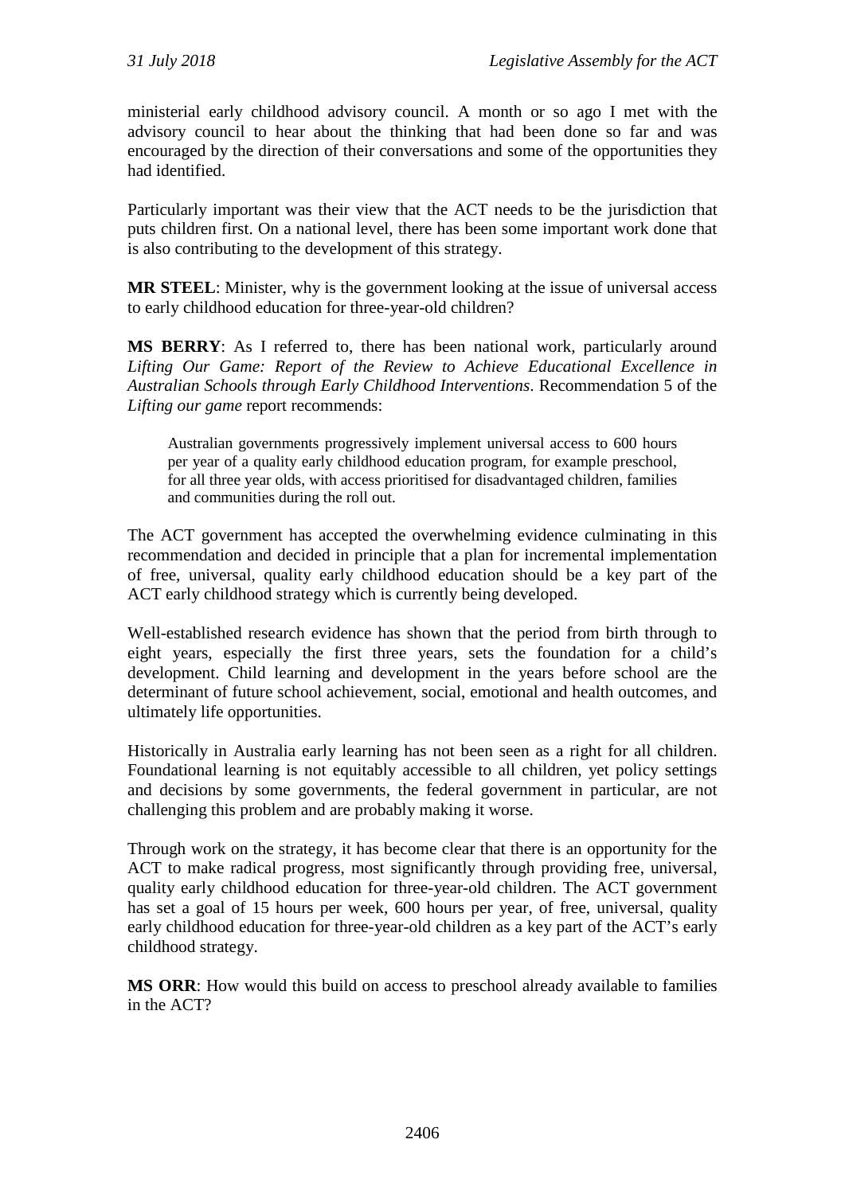ministerial early childhood advisory council. A month or so ago I met with the advisory council to hear about the thinking that had been done so far and was encouraged by the direction of their conversations and some of the opportunities they had identified.

Particularly important was their view that the ACT needs to be the jurisdiction that puts children first. On a national level, there has been some important work done that is also contributing to the development of this strategy.

**MR STEEL**: Minister, why is the government looking at the issue of universal access to early childhood education for three-year-old children?

**MS BERRY**: As I referred to, there has been national work, particularly around *Lifting Our Game: Report of the Review to Achieve Educational Excellence in Australian Schools through Early Childhood Interventions*. Recommendation 5 of the *Lifting our game* report recommends:

> Australian governments progressively implement universal access to 600 hours per year of a quality early childhood education program, for example preschool, for all three year olds, with access prioritised for disadvantaged children, families and communities during the roll out.

The ACT government has accepted the overwhelming evidence culminating in this recommendation and decided in principle that a plan for incremental implementation of free, universal, quality early childhood education should be a key part of the ACT early childhood strategy which is currently being developed.

Well-established research evidence has shown that the period from birth through to eight years, especially the first three years, sets the foundation for a child's development. Child learning and development in the years before school are the determinant of future school achievement, social, emotional and health outcomes, and ultimately life opportunities.

Historically in Australia early learning has not been seen as a right for all children. Foundational learning is not equitably accessible to all children, yet policy settings and decisions by some governments, the federal government in particular, are not challenging this problem and are probably making it worse.

Through work on the strategy, it has become clear that there is an opportunity for the ACT to make radical progress, most significantly through providing free, universal, quality early childhood education for three-year-old children. The ACT government has set a goal of 15 hours per week, 600 hours per year, of free, universal, quality early childhood education for three-year-old children as a key part of the ACT's early childhood strategy.

**MS ORR**: How would this build on access to preschool already available to families in the ACT?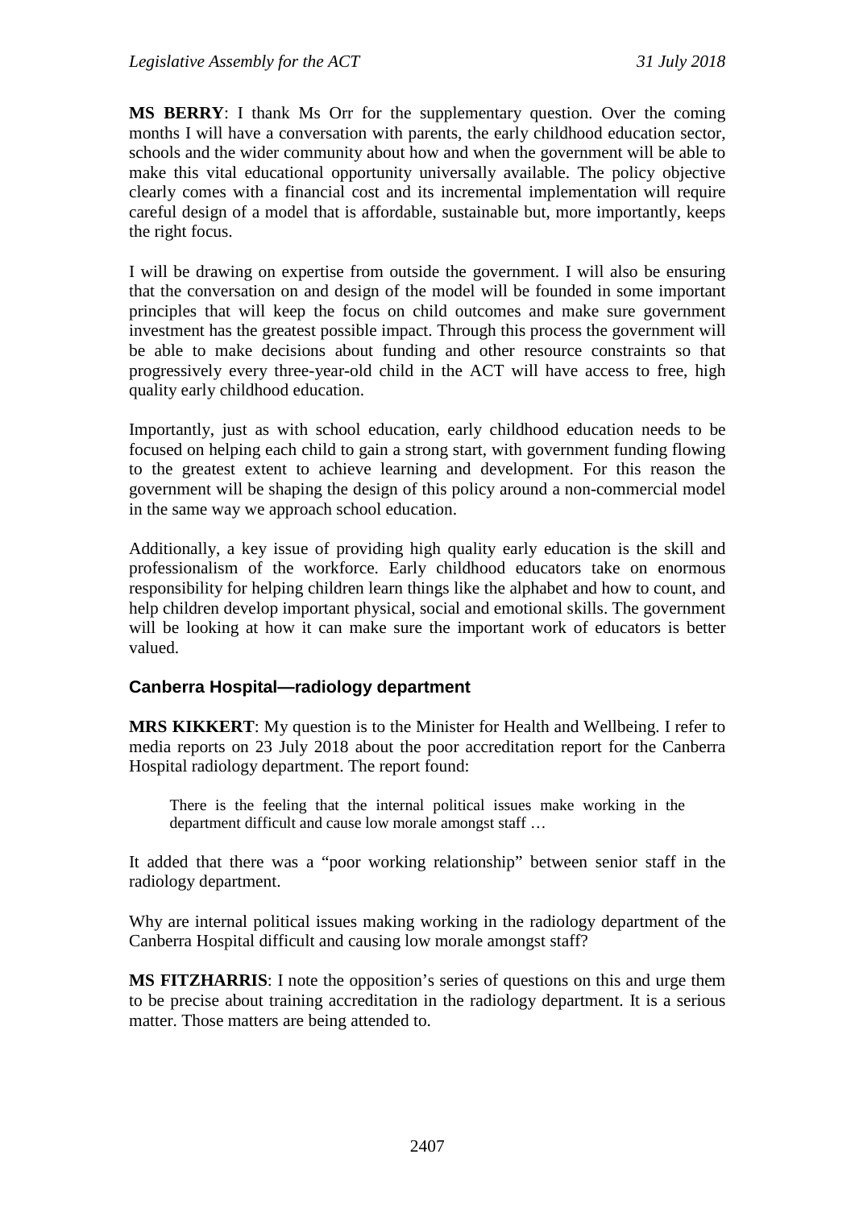**MS BERRY**: I thank Ms Orr for the supplementary question. Over the coming months I will have a conversation with parents, the early childhood education sector, schools and the wider community about how and when the government will be able to make this vital educational opportunity universally available. The policy objective clearly comes with a financial cost and its incremental implementation will require careful design of a model that is affordable, sustainable but, more importantly, keeps the right focus.

I will be drawing on expertise from outside the government. I will also be ensuring that the conversation on and design of the model will be founded in some important principles that will keep the focus on child outcomes and make sure government investment has the greatest possible impact. Through this process the government will be able to make decisions about funding and other resource constraints so that progressively every three-year-old child in the ACT will have access to free, high quality early childhood education.

Importantly, just as with school education, early childhood education needs to be focused on helping each child to gain a strong start, with government funding flowing to the greatest extent to achieve learning and development. For this reason the government will be shaping the design of this policy around a non-commercial model in the same way we approach school education.

Additionally, a key issue of providing high quality early education is the skill and professionalism of the workforce. Early childhood educators take on enormous responsibility for helping children learn things like the alphabet and how to count, and help children develop important physical, social and emotional skills. The government will be looking at how it can make sure the important work of educators is better valued.

### Canberra Hospital—radiology department

**MRS KIKKERT**: My question is to the Minister for Health and Wellbeing. I refer to media reports on 23 July 2018 about the poor accreditation report for the Canberra Hospital radiology department. The report found:

> There is the feeling that the internal political issues make working in the department difficult and cause low morale amongst staff …

It added that there was a "poor working relationship" between senior staff in the radiology department.

Why are internal political issues making working in the radiology department of the Canberra Hospital difficult and causing low morale amongst staff?

**MS FITZHARRIS**: I note the opposition's series of questions on this and urge them to be precise about training accreditation in the radiology department. It is a serious matter. Those matters are being attended to.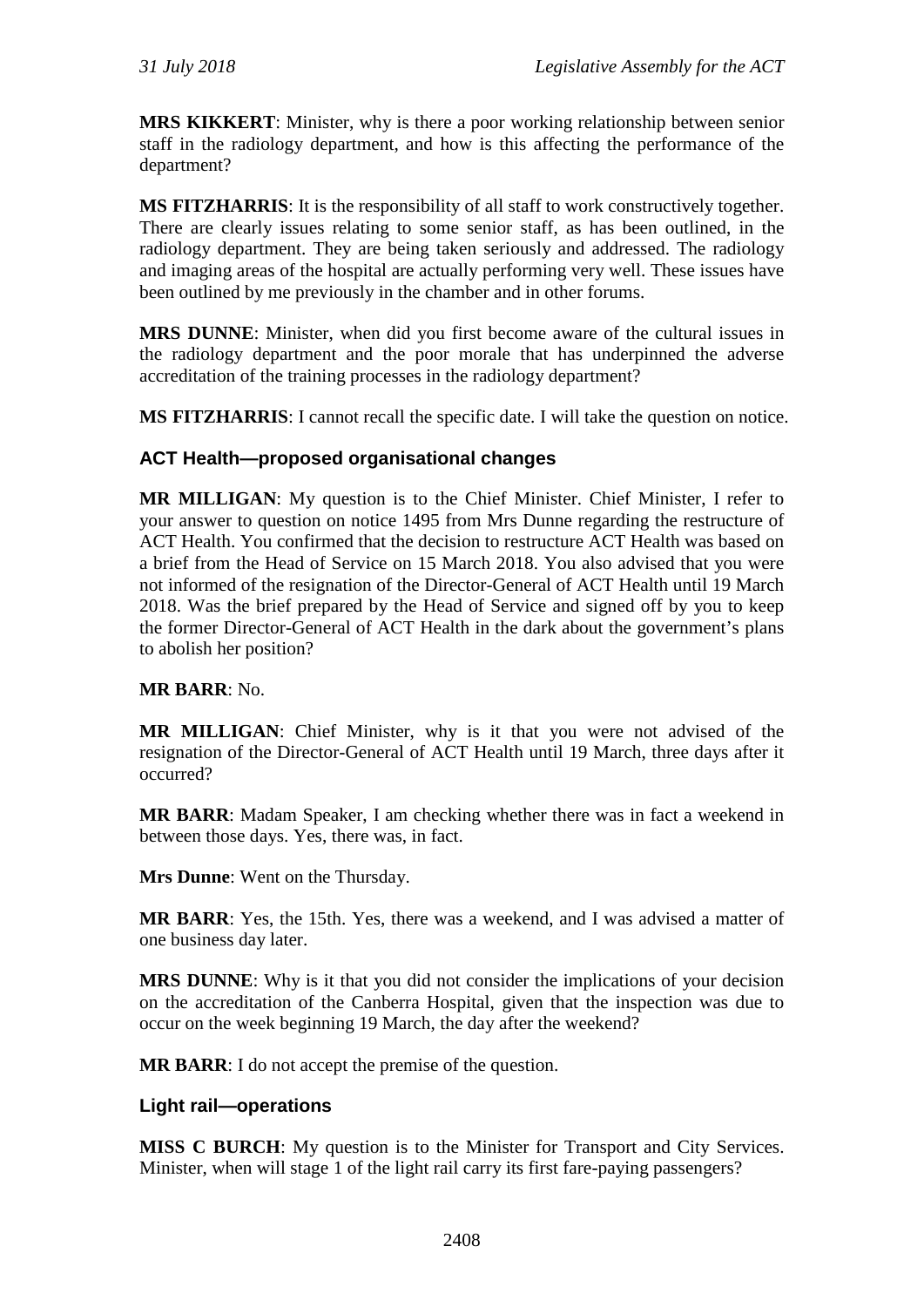**MRS KIKKERT**: Minister, why is there a poor working relationship between senior staff in the radiology department, and how is this affecting the performance of the department?

**MS FITZHARRIS**: It is the responsibility of all staff to work constructively together. There are clearly issues relating to some senior staff, as has been outlined, in the radiology department. They are being taken seriously and addressed. The radiology and imaging areas of the hospital are actually performing very well. These issues have been outlined by me previously in the chamber and in other forums.

**MRS DUNNE**: Minister, when did you first become aware of the cultural issues in the radiology department and the poor morale that has underpinned the adverse accreditation of the training processes in the radiology department?

**MS FITZHARRIS**: I cannot recall the specific date. I will take the question on notice.

### ACT Health—proposed organisational changes

**MR MILLIGAN**: My question is to the Chief Minister. Chief Minister, I refer to your answer to question on notice 1495 from Mrs Dunne regarding the restructure of ACT Health. You confirmed that the decision to restructure ACT Health was based on a brief from the Head of Service on 15 March 2018. You also advised that you were not informed of the resignation of the Director-General of ACT Health until 19 March 2018. Was the brief prepared by the Head of Service and signed off by you to keep the former Director-General of ACT Health in the dark about the government's plans to abolish her position?

**MR BARR**: No.

**MR MILLIGAN**: Chief Minister, why is it that you were not advised of the resignation of the Director-General of ACT Health until 19 March, three days after it occurred?

**MR BARR**: Madam Speaker, I am checking whether there was in fact a weekend in between those days. Yes, there was, in fact.

**Mrs Dunne**: Went on the Thursday.

**MR BARR**: Yes, the 15th. Yes, there was a weekend, and I was advised a matter of one business day later.

**MRS DUNNE**: Why is it that you did not consider the implications of your decision on the accreditation of the Canberra Hospital, given that the inspection was due to occur on the week beginning 19 March, the day after the weekend?

**MR BARR**: I do not accept the premise of the question.

### Light rail—operations

**MISS C BURCH**: My question is to the Minister for Transport and City Services. Minister, when will stage 1 of the light rail carry its first fare-paying passengers?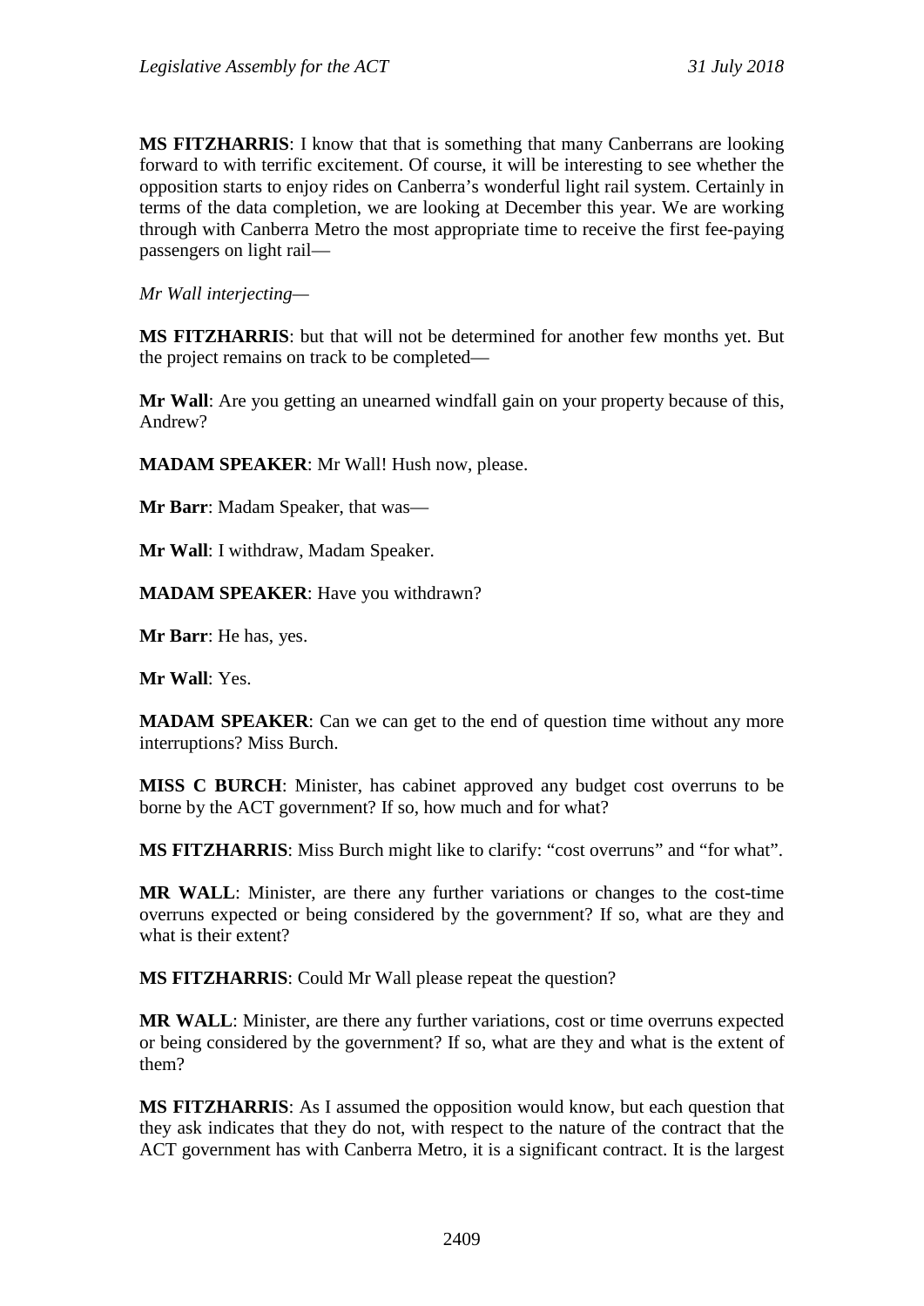**MS FITZHARRIS**: I know that that is something that many Canberrans are looking forward to with terrific excitement. Of course, it will be interesting to see whether the opposition starts to enjoy rides on Canberra's wonderful light rail system. Certainly in terms of the data completion, we are looking at December this year. We are working through with Canberra Metro the most appropriate time to receive the first fee-paying passengers on light rail—

*Mr Wall interjecting—*

**MS FITZHARRIS**: but that will not be determined for another few months yet. But the project remains on track to be completed—

**Mr Wall**: Are you getting an unearned windfall gain on your property because of this, Andrew?

**MADAM SPEAKER**: Mr Wall! Hush now, please.

**Mr Barr**: Madam Speaker, that was—

**Mr Wall**: I withdraw, Madam Speaker.

**MADAM SPEAKER**: Have you withdrawn?

**Mr Barr**: He has, yes.

**Mr Wall**: Yes.

**MADAM SPEAKER**: Can we can get to the end of question time without any more interruptions? Miss Burch.

**MISS C BURCH**: Minister, has cabinet approved any budget cost overruns to be borne by the ACT government? If so, how much and for what?

**MS FITZHARRIS**: Miss Burch might like to clarify: "cost overruns" and "for what".

**MR WALL**: Minister, are there any further variations or changes to the cost-time overruns expected or being considered by the government? If so, what are they and what is their extent?

**MS FITZHARRIS**: Could Mr Wall please repeat the question?

**MR WALL**: Minister, are there any further variations, cost or time overruns expected or being considered by the government? If so, what are they and what is the extent of them?

**MS FITZHARRIS**: As I assumed the opposition would know, but each question that they ask indicates that they do not, with respect to the nature of the contract that the ACT government has with Canberra Metro, it is a significant contract. It is the largest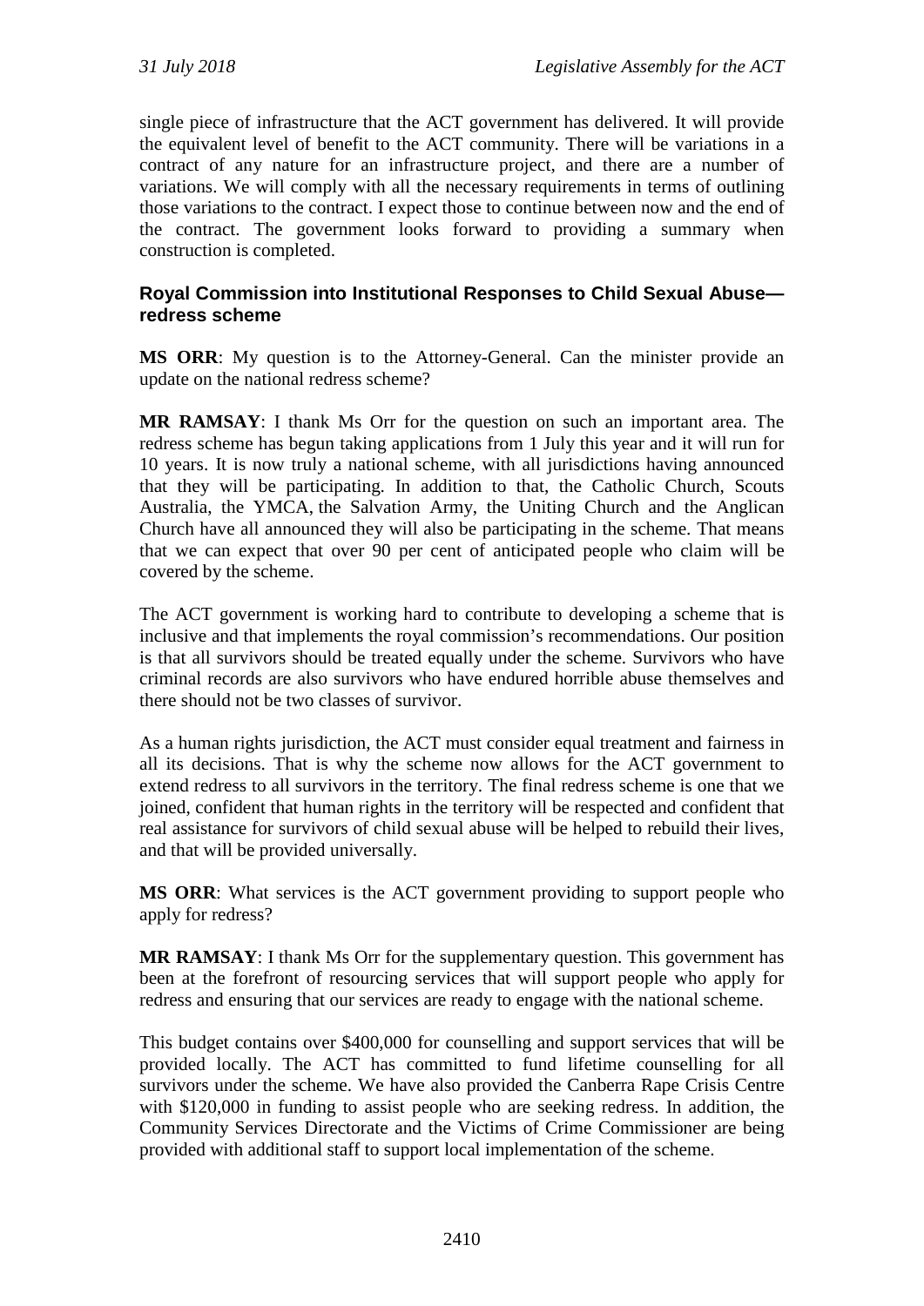single piece of infrastructure that the ACT government has delivered. It will provide the equivalent level of benefit to the ACT community. There will be variations in a contract of any nature for an infrastructure project, and there are a number of variations. We will comply with all the necessary requirements in terms of outlining those variations to the contract. I expect those to continue between now and the end of the contract. The government looks forward to providing a summary when construction is completed.

### Royal Commission into Institutional Responses to Child Sexual Abuse—redress scheme

**MS ORR**: My question is to the Attorney-General. Can the minister provide an update on the national redress scheme?

**MR RAMSAY**: I thank Ms Orr for the question on such an important area. The redress scheme has begun taking applications from 1 July this year and it will run for 10 years. It is now truly a national scheme, with all jurisdictions having announced that they will be participating. In addition to that, the Catholic Church, Scouts Australia, the YMCA, the Salvation Army, the Uniting Church and the Anglican Church have all announced they will also be participating in the scheme. That means that we can expect that over 90 per cent of anticipated people who claim will be covered by the scheme.

The ACT government is working hard to contribute to developing a scheme that is inclusive and that implements the royal commission's recommendations. Our position is that all survivors should be treated equally under the scheme. Survivors who have criminal records are also survivors who have endured horrible abuse themselves and there should not be two classes of survivor.

As a human rights jurisdiction, the ACT must consider equal treatment and fairness in all its decisions. That is why the scheme now allows for the ACT government to extend redress to all survivors in the territory. The final redress scheme is one that we joined, confident that human rights in the territory will be respected and confident that real assistance for survivors of child sexual abuse will be helped to rebuild their lives, and that will be provided universally.

**MS ORR**: What services is the ACT government providing to support people who apply for redress?

**MR RAMSAY**: I thank Ms Orr for the supplementary question. This government has been at the forefront of resourcing services that will support people who apply for redress and ensuring that our services are ready to engage with the national scheme.

This budget contains over $400,000 for counselling and support services that will be provided locally. The ACT has committed to fund lifetime counselling for all survivors under the scheme. We have also provided the Canberra Rape Crisis Centre with $120,000 in funding to assist people who are seeking redress. In addition, the Community Services Directorate and the Victims of Crime Commissioner are being provided with additional staff to support local implementation of the scheme.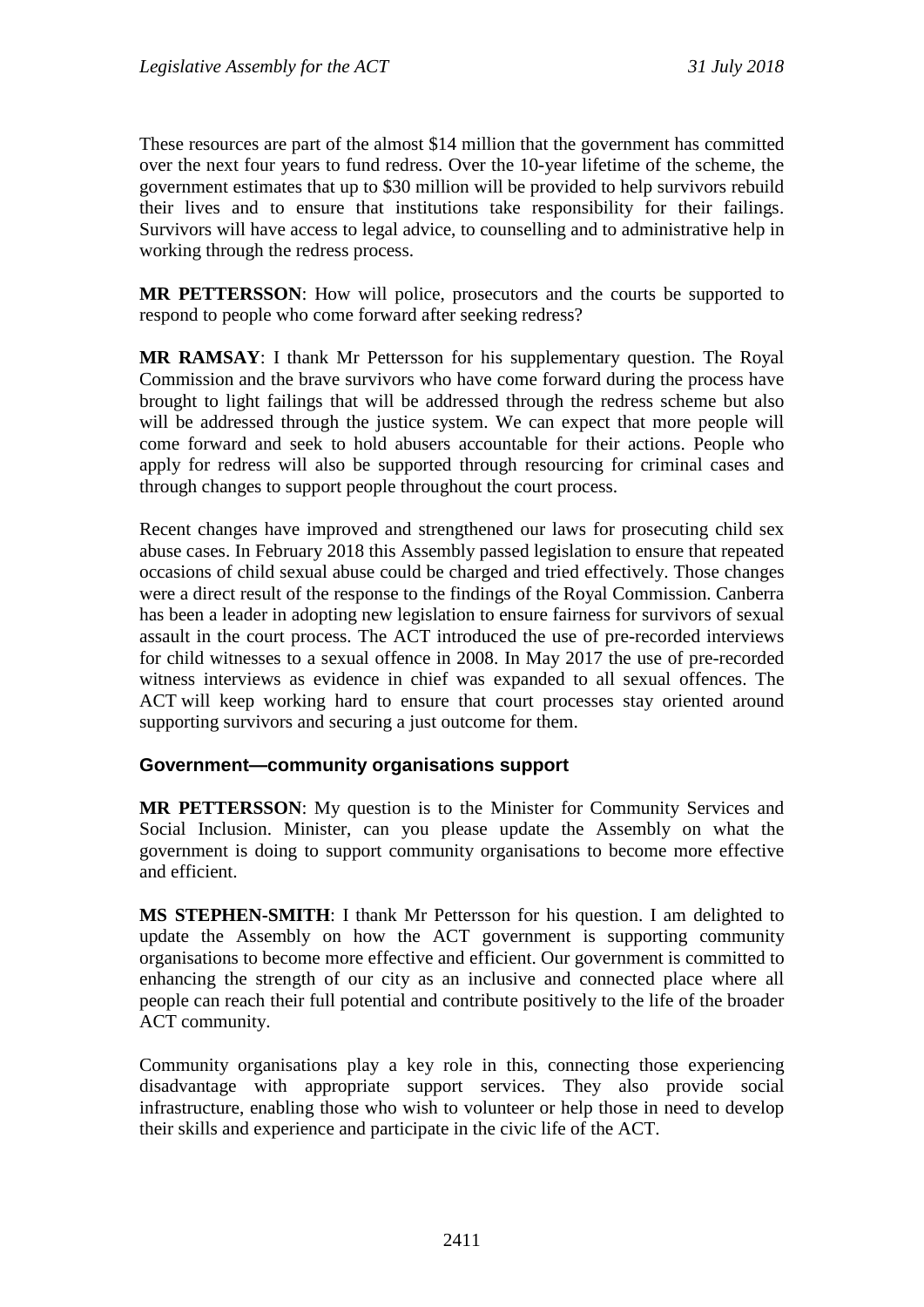These resources are part of the almost $14 million that the government has committed over the next four years to fund redress. Over the 10-year lifetime of the scheme, the government estimates that up to $30 million will be provided to help survivors rebuild their lives and to ensure that institutions take responsibility for their failings. Survivors will have access to legal advice, to counselling and to administrative help in working through the redress process.

**MR PETTERSSON**: How will police, prosecutors and the courts be supported to respond to people who come forward after seeking redress?

**MR RAMSAY**: I thank Mr Pettersson for his supplementary question. The Royal Commission and the brave survivors who have come forward during the process have brought to light failings that will be addressed through the redress scheme but also will be addressed through the justice system. We can expect that more people will come forward and seek to hold abusers accountable for their actions. People who apply for redress will also be supported through resourcing for criminal cases and through changes to support people throughout the court process.

Recent changes have improved and strengthened our laws for prosecuting child sex abuse cases. In February 2018 this Assembly passed legislation to ensure that repeated occasions of child sexual abuse could be charged and tried effectively. Those changes were a direct result of the response to the findings of the Royal Commission. Canberra has been a leader in adopting new legislation to ensure fairness for survivors of sexual assault in the court process. The ACT introduced the use of pre-recorded interviews for child witnesses to a sexual offence in 2008. In May 2017 the use of pre-recorded witness interviews as evidence in chief was expanded to all sexual offences. The ACT will keep working hard to ensure that court processes stay oriented around supporting survivors and securing a just outcome for them.

## Government—community organisations support

**MR PETTERSSON**: My question is to the Minister for Community Services and Social Inclusion. Minister, can you please update the Assembly on what the government is doing to support community organisations to become more effective and efficient.

**MS STEPHEN-SMITH**: I thank Mr Pettersson for his question. I am delighted to update the Assembly on how the ACT government is supporting community organisations to become more effective and efficient. Our government is committed to enhancing the strength of our city as an inclusive and connected place where all people can reach their full potential and contribute positively to the life of the broader ACT community.

Community organisations play a key role in this, connecting those experiencing disadvantage with appropriate support services. They also provide social infrastructure, enabling those who wish to volunteer or help those in need to develop their skills and experience and participate in the civic life of the ACT.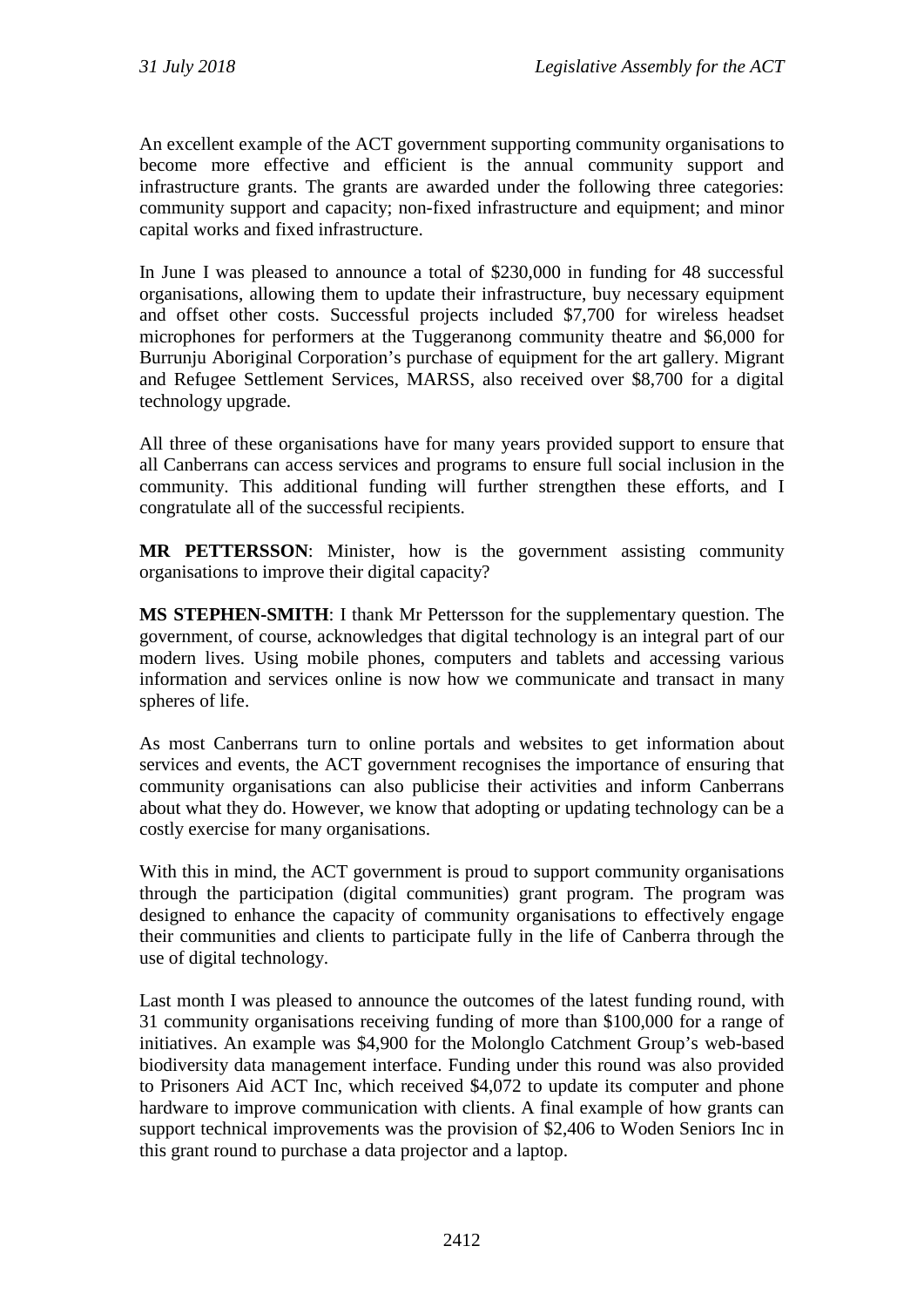An excellent example of the ACT government supporting community organisations to become more effective and efficient is the annual community support and infrastructure grants. The grants are awarded under the following three categories: community support and capacity; non-fixed infrastructure and equipment; and minor capital works and fixed infrastructure.

In June I was pleased to announce a total of $230,000 in funding for 48 successful organisations, allowing them to update their infrastructure, buy necessary equipment and offset other costs. Successful projects included $7,700 for wireless headset microphones for performers at the Tuggeranong community theatre and $6,000 for Burrunju Aboriginal Corporation's purchase of equipment for the art gallery. Migrant and Refugee Settlement Services, MARSS, also received over $8,700 for a digital technology upgrade.

All three of these organisations have for many years provided support to ensure that all Canberrans can access services and programs to ensure full social inclusion in the community. This additional funding will further strengthen these efforts, and I congratulate all of the successful recipients.

**MR PETTERSSON**: Minister, how is the government assisting community organisations to improve their digital capacity?

**MS STEPHEN-SMITH**: I thank Mr Pettersson for the supplementary question. The government, of course, acknowledges that digital technology is an integral part of our modern lives. Using mobile phones, computers and tablets and accessing various information and services online is now how we communicate and transact in many spheres of life.

As most Canberrans turn to online portals and websites to get information about services and events, the ACT government recognises the importance of ensuring that community organisations can also publicise their activities and inform Canberrans about what they do. However, we know that adopting or updating technology can be a costly exercise for many organisations.

With this in mind, the ACT government is proud to support community organisations through the participation (digital communities) grant program. The program was designed to enhance the capacity of community organisations to effectively engage their communities and clients to participate fully in the life of Canberra through the use of digital technology.

Last month I was pleased to announce the outcomes of the latest funding round, with 31 community organisations receiving funding of more than $100,000 for a range of initiatives. An example was $4,900 for the Molonglo Catchment Group's web-based biodiversity data management interface. Funding under this round was also provided to Prisoners Aid ACT Inc, which received $4,072 to update its computer and phone hardware to improve communication with clients. A final example of how grants can support technical improvements was the provision of $2,406 to Woden Seniors Inc in this grant round to purchase a data projector and a laptop.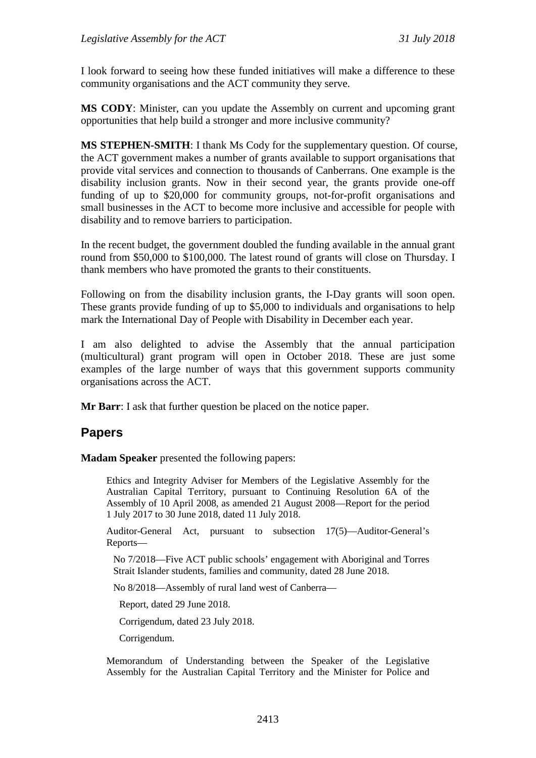I look forward to seeing how these funded initiatives will make a difference to these community organisations and the ACT community they serve.

**MS CODY**: Minister, can you update the Assembly on current and upcoming grant opportunities that help build a stronger and more inclusive community?

**MS STEPHEN-SMITH**: I thank Ms Cody for the supplementary question. Of course, the ACT government makes a number of grants available to support organisations that provide vital services and connection to thousands of Canberrans. One example is the disability inclusion grants. Now in their second year, the grants provide one-off funding of up to $20,000 for community groups, not-for-profit organisations and small businesses in the ACT to become more inclusive and accessible for people with disability and to remove barriers to participation.

In the recent budget, the government doubled the funding available in the annual grant round from $50,000 to $100,000. The latest round of grants will close on Thursday. I thank members who have promoted the grants to their constituents.

Following on from the disability inclusion grants, the I-Day grants will soon open. These grants provide funding of up to $5,000 to individuals and organisations to help mark the International Day of People with Disability in December each year.

I am also delighted to advise the Assembly that the annual participation (multicultural) grant program will open in October 2018. These are just some examples of the large number of ways that this government supports community organisations across the ACT.

**Mr Barr**: I ask that further question be placed on the notice paper.

## Papers

**Madam Speaker** presented the following papers:

> Ethics and Integrity Adviser for Members of the Legislative Assembly for the Australian Capital Territory, pursuant to Continuing Resolution 6A of the Assembly of 10 April 2008, as amended 21 August 2008—Report for the period 1 July 2017 to 30 June 2018, dated 11 July 2018.
>
> Auditor-General Act, pursuant to subsection 17(5)—Auditor-General's Reports—
>
> No 7/2018—Five ACT public schools' engagement with Aboriginal and Torres Strait Islander students, families and community, dated 28 June 2018.
>
> No 8/2018—Assembly of rural land west of Canberra—
>
> Report, dated 29 June 2018.
>
> Corrigendum, dated 23 July 2018.
>
> Corrigendum.
>
> Memorandum of Understanding between the Speaker of the Legislative Assembly for the Australian Capital Territory and the Minister for Police and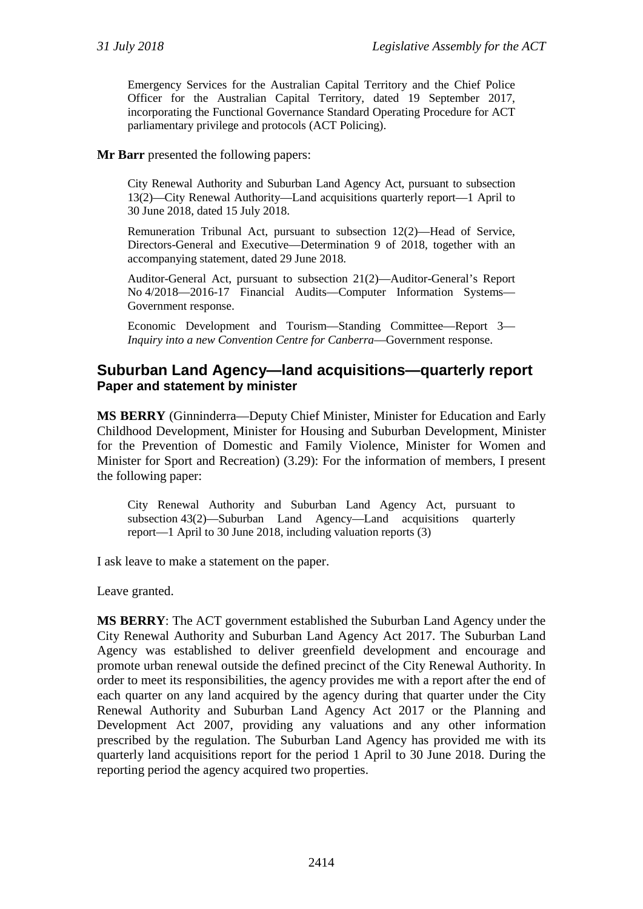Emergency Services for the Australian Capital Territory and the Chief Police Officer for the Australian Capital Territory, dated 19 September 2017, incorporating the Functional Governance Standard Operating Procedure for ACT parliamentary privilege and protocols (ACT Policing).

**Mr Barr** presented the following papers:

> City Renewal Authority and Suburban Land Agency Act, pursuant to subsection 13(2)—City Renewal Authority—Land acquisitions quarterly report—1 April to 30 June 2018, dated 15 July 2018.
>
> Remuneration Tribunal Act, pursuant to subsection 12(2)—Head of Service, Directors-General and Executive—Determination 9 of 2018, together with an accompanying statement, dated 29 June 2018.
>
> Auditor-General Act, pursuant to subsection 21(2)—Auditor-General's Report No 4/2018—2016-17 Financial Audits—Computer Information Systems—Government response.
>
> Economic Development and Tourism—Standing Committee—Report 3—*Inquiry into a new Convention Centre for Canberra*—Government response.

## Suburban Land Agency—land acquisitions—quarterly report
### Paper and statement by minister

**MS BERRY** (Ginninderra—Deputy Chief Minister, Minister for Education and Early Childhood Development, Minister for Housing and Suburban Development, Minister for the Prevention of Domestic and Family Violence, Minister for Women and Minister for Sport and Recreation) (3.29): For the information of members, I present the following paper:

> City Renewal Authority and Suburban Land Agency Act, pursuant to subsection 43(2)—Suburban Land Agency—Land acquisitions quarterly report—1 April to 30 June 2018, including valuation reports (3)

I ask leave to make a statement on the paper.

Leave granted.

**MS BERRY**: The ACT government established the Suburban Land Agency under the City Renewal Authority and Suburban Land Agency Act 2017. The Suburban Land Agency was established to deliver greenfield development and encourage and promote urban renewal outside the defined precinct of the City Renewal Authority. In order to meet its responsibilities, the agency provides me with a report after the end of each quarter on any land acquired by the agency during that quarter under the City Renewal Authority and Suburban Land Agency Act 2017 or the Planning and Development Act 2007, providing any valuations and any other information prescribed by the regulation. The Suburban Land Agency has provided me with its quarterly land acquisitions report for the period 1 April to 30 June 2018. During the reporting period the agency acquired two properties.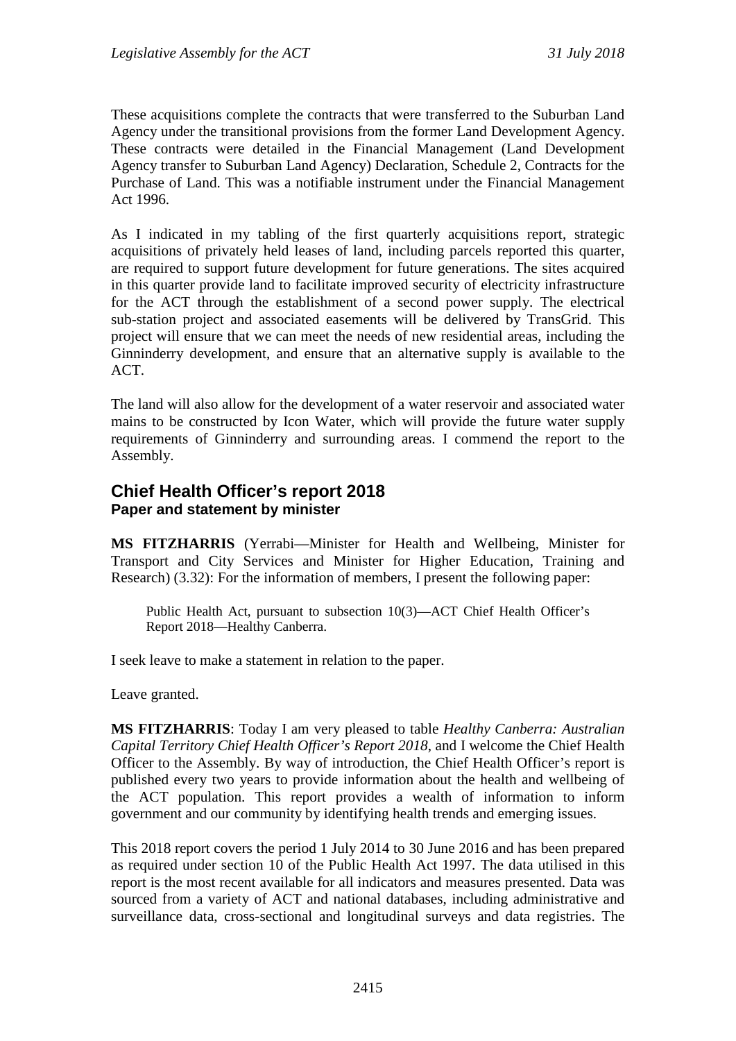These acquisitions complete the contracts that were transferred to the Suburban Land Agency under the transitional provisions from the former Land Development Agency. These contracts were detailed in the Financial Management (Land Development Agency transfer to Suburban Land Agency) Declaration, Schedule 2, Contracts for the Purchase of Land. This was a notifiable instrument under the Financial Management Act 1996.

As I indicated in my tabling of the first quarterly acquisitions report, strategic acquisitions of privately held leases of land, including parcels reported this quarter, are required to support future development for future generations. The sites acquired in this quarter provide land to facilitate improved security of electricity infrastructure for the ACT through the establishment of a second power supply. The electrical sub-station project and associated easements will be delivered by TransGrid. This project will ensure that we can meet the needs of new residential areas, including the Ginninderry development, and ensure that an alternative supply is available to the ACT.

The land will also allow for the development of a water reservoir and associated water mains to be constructed by Icon Water, which will provide the future water supply requirements of Ginninderry and surrounding areas. I commend the report to the Assembly.

## Chief Health Officer's report 2018

### Paper and statement by minister

**MS FITZHARRIS** (Yerrabi—Minister for Health and Wellbeing, Minister for Transport and City Services and Minister for Higher Education, Training and Research) (3.32): For the information of members, I present the following paper:

> Public Health Act, pursuant to subsection 10(3)—ACT Chief Health Officer's Report 2018—Healthy Canberra.

I seek leave to make a statement in relation to the paper.

Leave granted.

**MS FITZHARRIS**: Today I am very pleased to table *Healthy Canberra: Australian Capital Territory Chief Health Officer's Report 2018*, and I welcome the Chief Health Officer to the Assembly. By way of introduction, the Chief Health Officer's report is published every two years to provide information about the health and wellbeing of the ACT population. This report provides a wealth of information to inform government and our community by identifying health trends and emerging issues.

This 2018 report covers the period 1 July 2014 to 30 June 2016 and has been prepared as required under section 10 of the Public Health Act 1997. The data utilised in this report is the most recent available for all indicators and measures presented. Data was sourced from a variety of ACT and national databases, including administrative and surveillance data, cross-sectional and longitudinal surveys and data registries. The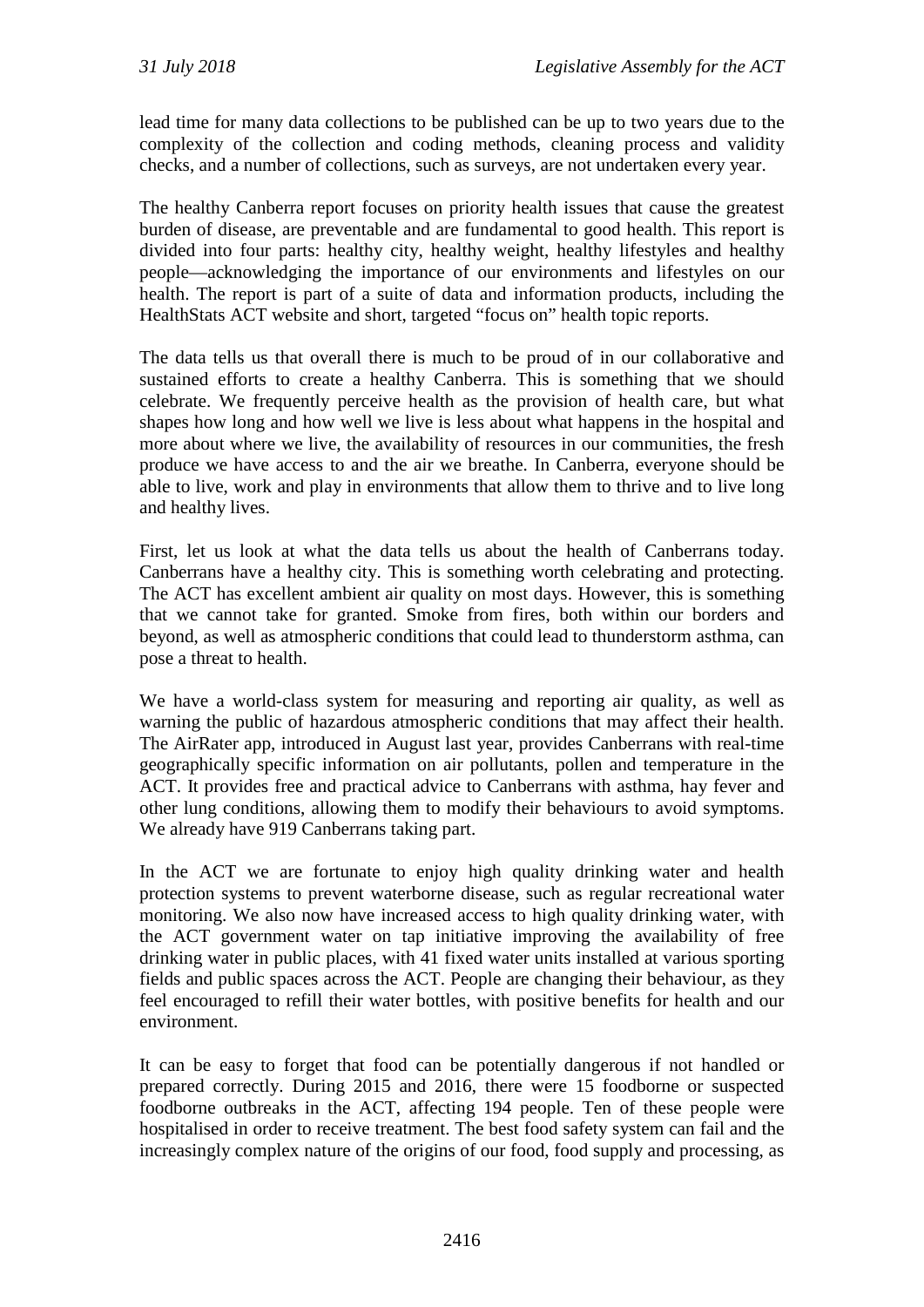lead time for many data collections to be published can be up to two years due to the complexity of the collection and coding methods, cleaning process and validity checks, and a number of collections, such as surveys, are not undertaken every year.

The healthy Canberra report focuses on priority health issues that cause the greatest burden of disease, are preventable and are fundamental to good health. This report is divided into four parts: healthy city, healthy weight, healthy lifestyles and healthy people—acknowledging the importance of our environments and lifestyles on our health. The report is part of a suite of data and information products, including the HealthStats ACT website and short, targeted "focus on" health topic reports.

The data tells us that overall there is much to be proud of in our collaborative and sustained efforts to create a healthy Canberra. This is something that we should celebrate. We frequently perceive health as the provision of health care, but what shapes how long and how well we live is less about what happens in the hospital and more about where we live, the availability of resources in our communities, the fresh produce we have access to and the air we breathe. In Canberra, everyone should be able to live, work and play in environments that allow them to thrive and to live long and healthy lives.

First, let us look at what the data tells us about the health of Canberrans today. Canberrans have a healthy city. This is something worth celebrating and protecting. The ACT has excellent ambient air quality on most days. However, this is something that we cannot take for granted. Smoke from fires, both within our borders and beyond, as well as atmospheric conditions that could lead to thunderstorm asthma, can pose a threat to health.

We have a world-class system for measuring and reporting air quality, as well as warning the public of hazardous atmospheric conditions that may affect their health. The AirRater app, introduced in August last year, provides Canberrans with real-time geographically specific information on air pollutants, pollen and temperature in the ACT. It provides free and practical advice to Canberrans with asthma, hay fever and other lung conditions, allowing them to modify their behaviours to avoid symptoms. We already have 919 Canberrans taking part.

In the ACT we are fortunate to enjoy high quality drinking water and health protection systems to prevent waterborne disease, such as regular recreational water monitoring. We also now have increased access to high quality drinking water, with the ACT government water on tap initiative improving the availability of free drinking water in public places, with 41 fixed water units installed at various sporting fields and public spaces across the ACT. People are changing their behaviour, as they feel encouraged to refill their water bottles, with positive benefits for health and our environment.

It can be easy to forget that food can be potentially dangerous if not handled or prepared correctly. During 2015 and 2016, there were 15 foodborne or suspected foodborne outbreaks in the ACT, affecting 194 people. Ten of these people were hospitalised in order to receive treatment. The best food safety system can fail and the increasingly complex nature of the origins of our food, food supply and processing, as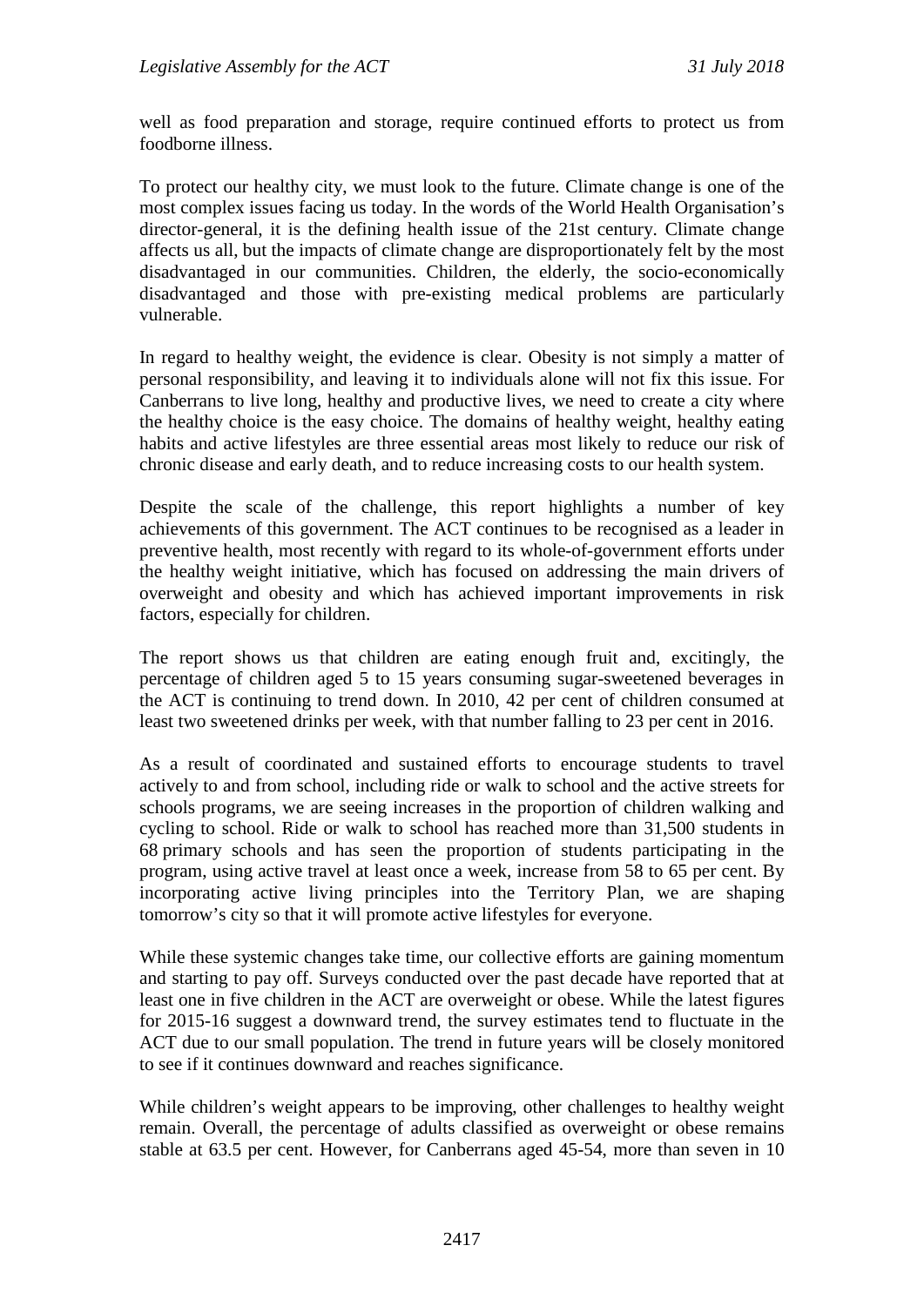well as food preparation and storage, require continued efforts to protect us from foodborne illness.

To protect our healthy city, we must look to the future. Climate change is one of the most complex issues facing us today. In the words of the World Health Organisation's director-general, it is the defining health issue of the 21st century. Climate change affects us all, but the impacts of climate change are disproportionately felt by the most disadvantaged in our communities. Children, the elderly, the socio-economically disadvantaged and those with pre-existing medical problems are particularly vulnerable.

In regard to healthy weight, the evidence is clear. Obesity is not simply a matter of personal responsibility, and leaving it to individuals alone will not fix this issue. For Canberrans to live long, healthy and productive lives, we need to create a city where the healthy choice is the easy choice. The domains of healthy weight, healthy eating habits and active lifestyles are three essential areas most likely to reduce our risk of chronic disease and early death, and to reduce increasing costs to our health system.

Despite the scale of the challenge, this report highlights a number of key achievements of this government. The ACT continues to be recognised as a leader in preventive health, most recently with regard to its whole-of-government efforts under the healthy weight initiative, which has focused on addressing the main drivers of overweight and obesity and which has achieved important improvements in risk factors, especially for children.

The report shows us that children are eating enough fruit and, excitingly, the percentage of children aged 5 to 15 years consuming sugar-sweetened beverages in the ACT is continuing to trend down. In 2010, 42 per cent of children consumed at least two sweetened drinks per week, with that number falling to 23 per cent in 2016.

As a result of coordinated and sustained efforts to encourage students to travel actively to and from school, including ride or walk to school and the active streets for schools programs, we are seeing increases in the proportion of children walking and cycling to school. Ride or walk to school has reached more than 31,500 students in 68 primary schools and has seen the proportion of students participating in the program, using active travel at least once a week, increase from 58 to 65 per cent. By incorporating active living principles into the Territory Plan, we are shaping tomorrow's city so that it will promote active lifestyles for everyone.

While these systemic changes take time, our collective efforts are gaining momentum and starting to pay off. Surveys conducted over the past decade have reported that at least one in five children in the ACT are overweight or obese. While the latest figures for 2015-16 suggest a downward trend, the survey estimates tend to fluctuate in the ACT due to our small population. The trend in future years will be closely monitored to see if it continues downward and reaches significance.

While children's weight appears to be improving, other challenges to healthy weight remain. Overall, the percentage of adults classified as overweight or obese remains stable at 63.5 per cent. However, for Canberrans aged 45-54, more than seven in 10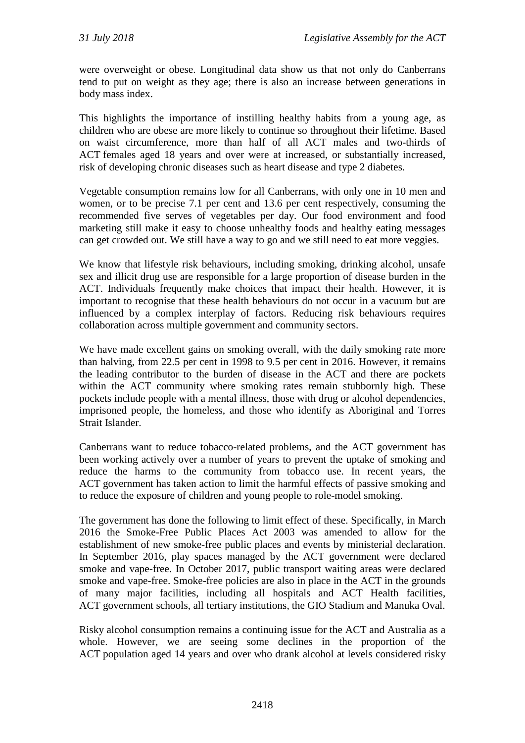were overweight or obese. Longitudinal data show us that not only do Canberrans tend to put on weight as they age; there is also an increase between generations in body mass index.

This highlights the importance of instilling healthy habits from a young age, as children who are obese are more likely to continue so throughout their lifetime. Based on waist circumference, more than half of all ACT males and two-thirds of ACT females aged 18 years and over were at increased, or substantially increased, risk of developing chronic diseases such as heart disease and type 2 diabetes.

Vegetable consumption remains low for all Canberrans, with only one in 10 men and women, or to be precise 7.1 per cent and 13.6 per cent respectively, consuming the recommended five serves of vegetables per day. Our food environment and food marketing still make it easy to choose unhealthy foods and healthy eating messages can get crowded out. We still have a way to go and we still need to eat more veggies.

We know that lifestyle risk behaviours, including smoking, drinking alcohol, unsafe sex and illicit drug use are responsible for a large proportion of disease burden in the ACT. Individuals frequently make choices that impact their health. However, it is important to recognise that these health behaviours do not occur in a vacuum but are influenced by a complex interplay of factors. Reducing risk behaviours requires collaboration across multiple government and community sectors.

We have made excellent gains on smoking overall, with the daily smoking rate more than halving, from 22.5 per cent in 1998 to 9.5 per cent in 2016. However, it remains the leading contributor to the burden of disease in the ACT and there are pockets within the ACT community where smoking rates remain stubbornly high. These pockets include people with a mental illness, those with drug or alcohol dependencies, imprisoned people, the homeless, and those who identify as Aboriginal and Torres Strait Islander.

Canberrans want to reduce tobacco-related problems, and the ACT government has been working actively over a number of years to prevent the uptake of smoking and reduce the harms to the community from tobacco use. In recent years, the ACT government has taken action to limit the harmful effects of passive smoking and to reduce the exposure of children and young people to role-model smoking.

The government has done the following to limit effect of these. Specifically, in March 2016 the Smoke-Free Public Places Act 2003 was amended to allow for the establishment of new smoke-free public places and events by ministerial declaration. In September 2016, play spaces managed by the ACT government were declared smoke and vape-free. In October 2017, public transport waiting areas were declared smoke and vape-free. Smoke-free policies are also in place in the ACT in the grounds of many major facilities, including all hospitals and ACT Health facilities, ACT government schools, all tertiary institutions, the GIO Stadium and Manuka Oval.

Risky alcohol consumption remains a continuing issue for the ACT and Australia as a whole. However, we are seeing some declines in the proportion of the ACT population aged 14 years and over who drank alcohol at levels considered risky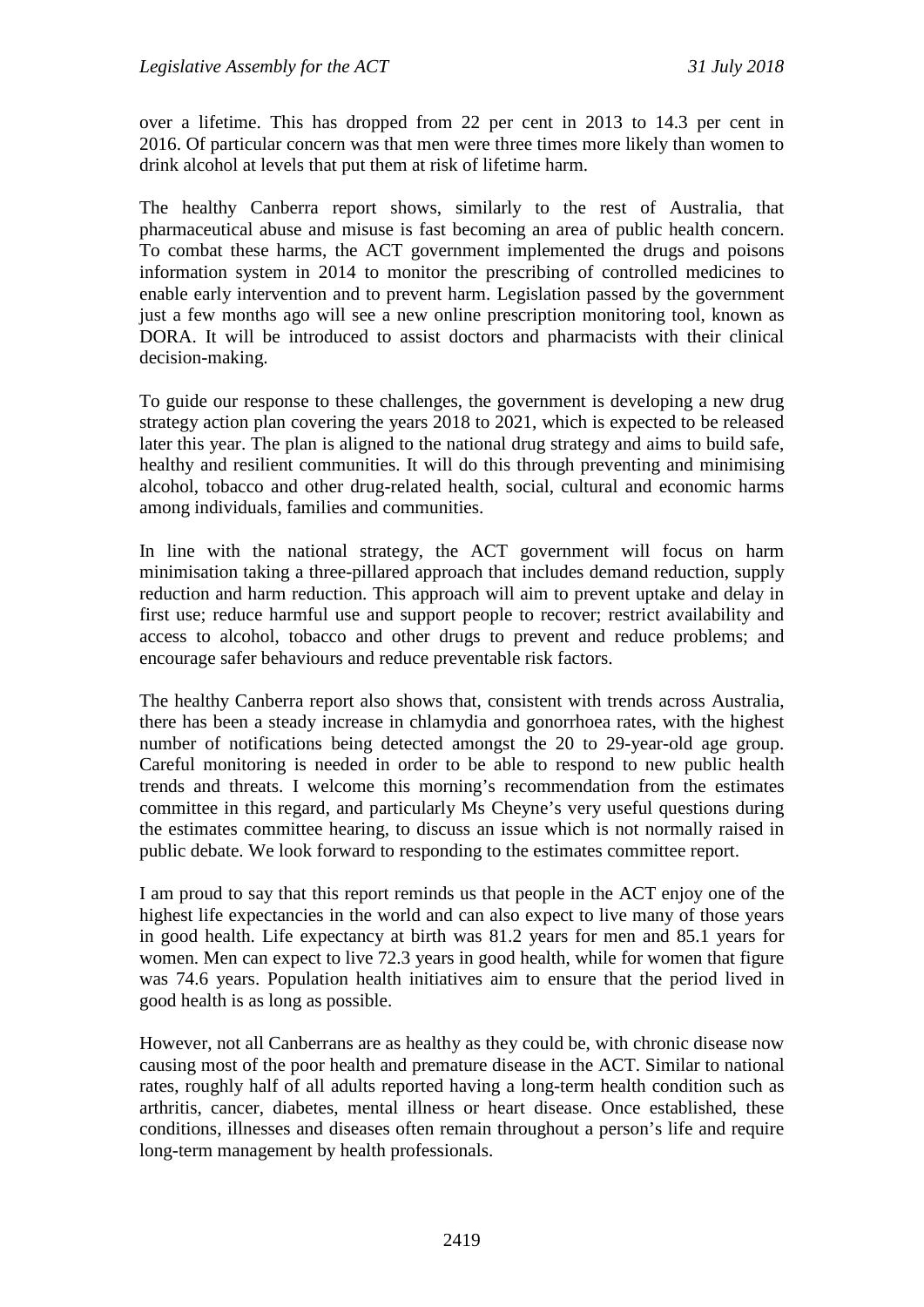over a lifetime. This has dropped from 22 per cent in 2013 to 14.3 per cent in 2016. Of particular concern was that men were three times more likely than women to drink alcohol at levels that put them at risk of lifetime harm.

The healthy Canberra report shows, similarly to the rest of Australia, that pharmaceutical abuse and misuse is fast becoming an area of public health concern. To combat these harms, the ACT government implemented the drugs and poisons information system in 2014 to monitor the prescribing of controlled medicines to enable early intervention and to prevent harm. Legislation passed by the government just a few months ago will see a new online prescription monitoring tool, known as DORA. It will be introduced to assist doctors and pharmacists with their clinical decision-making.

To guide our response to these challenges, the government is developing a new drug strategy action plan covering the years 2018 to 2021, which is expected to be released later this year. The plan is aligned to the national drug strategy and aims to build safe, healthy and resilient communities. It will do this through preventing and minimising alcohol, tobacco and other drug-related health, social, cultural and economic harms among individuals, families and communities.

In line with the national strategy, the ACT government will focus on harm minimisation taking a three-pillared approach that includes demand reduction, supply reduction and harm reduction. This approach will aim to prevent uptake and delay in first use; reduce harmful use and support people to recover; restrict availability and access to alcohol, tobacco and other drugs to prevent and reduce problems; and encourage safer behaviours and reduce preventable risk factors.

The healthy Canberra report also shows that, consistent with trends across Australia, there has been a steady increase in chlamydia and gonorrhoea rates, with the highest number of notifications being detected amongst the 20 to 29-year-old age group. Careful monitoring is needed in order to be able to respond to new public health trends and threats. I welcome this morning's recommendation from the estimates committee in this regard, and particularly Ms Cheyne's very useful questions during the estimates committee hearing, to discuss an issue which is not normally raised in public debate. We look forward to responding to the estimates committee report.

I am proud to say that this report reminds us that people in the ACT enjoy one of the highest life expectancies in the world and can also expect to live many of those years in good health. Life expectancy at birth was 81.2 years for men and 85.1 years for women. Men can expect to live 72.3 years in good health, while for women that figure was 74.6 years. Population health initiatives aim to ensure that the period lived in good health is as long as possible.

However, not all Canberrans are as healthy as they could be, with chronic disease now causing most of the poor health and premature disease in the ACT. Similar to national rates, roughly half of all adults reported having a long-term health condition such as arthritis, cancer, diabetes, mental illness or heart disease. Once established, these conditions, illnesses and diseases often remain throughout a person's life and require long-term management by health professionals.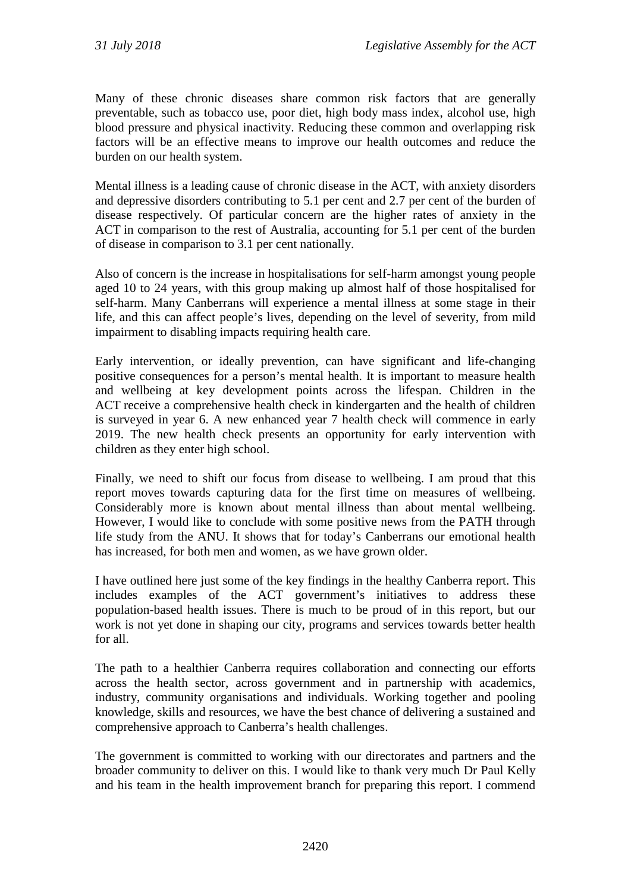Many of these chronic diseases share common risk factors that are generally preventable, such as tobacco use, poor diet, high body mass index, alcohol use, high blood pressure and physical inactivity. Reducing these common and overlapping risk factors will be an effective means to improve our health outcomes and reduce the burden on our health system.

Mental illness is a leading cause of chronic disease in the ACT, with anxiety disorders and depressive disorders contributing to 5.1 per cent and 2.7 per cent of the burden of disease respectively. Of particular concern are the higher rates of anxiety in the ACT in comparison to the rest of Australia, accounting for 5.1 per cent of the burden of disease in comparison to 3.1 per cent nationally.

Also of concern is the increase in hospitalisations for self-harm amongst young people aged 10 to 24 years, with this group making up almost half of those hospitalised for self-harm. Many Canberrans will experience a mental illness at some stage in their life, and this can affect people's lives, depending on the level of severity, from mild impairment to disabling impacts requiring health care.

Early intervention, or ideally prevention, can have significant and life-changing positive consequences for a person's mental health. It is important to measure health and wellbeing at key development points across the lifespan. Children in the ACT receive a comprehensive health check in kindergarten and the health of children is surveyed in year 6. A new enhanced year 7 health check will commence in early 2019. The new health check presents an opportunity for early intervention with children as they enter high school.

Finally, we need to shift our focus from disease to wellbeing. I am proud that this report moves towards capturing data for the first time on measures of wellbeing. Considerably more is known about mental illness than about mental wellbeing. However, I would like to conclude with some positive news from the PATH through life study from the ANU. It shows that for today's Canberrans our emotional health has increased, for both men and women, as we have grown older.

I have outlined here just some of the key findings in the healthy Canberra report. This includes examples of the ACT government's initiatives to address these population-based health issues. There is much to be proud of in this report, but our work is not yet done in shaping our city, programs and services towards better health for all.

The path to a healthier Canberra requires collaboration and connecting our efforts across the health sector, across government and in partnership with academics, industry, community organisations and individuals. Working together and pooling knowledge, skills and resources, we have the best chance of delivering a sustained and comprehensive approach to Canberra's health challenges.

The government is committed to working with our directorates and partners and the broader community to deliver on this. I would like to thank very much Dr Paul Kelly and his team in the health improvement branch for preparing this report. I commend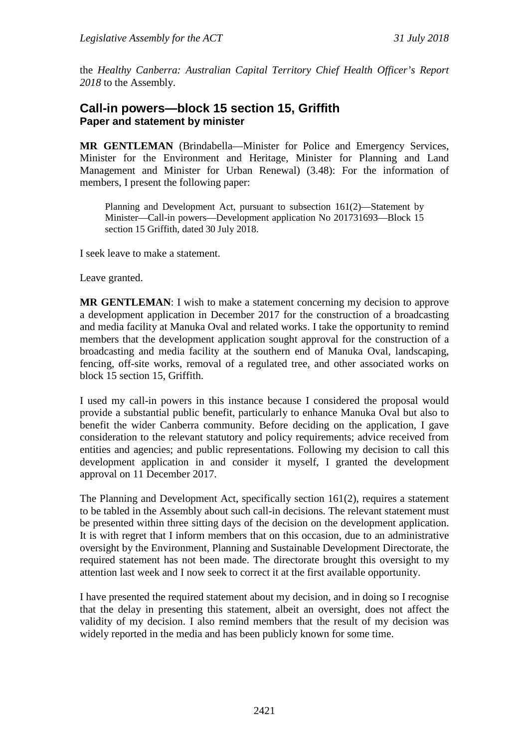the *Healthy Canberra: Australian Capital Territory Chief Health Officer's Report 2018* to the Assembly.

## Call-in powers—block 15 section 15, Griffith
### Paper and statement by minister

**MR GENTLEMAN** (Brindabella—Minister for Police and Emergency Services, Minister for the Environment and Heritage, Minister for Planning and Land Management and Minister for Urban Renewal) (3.48): For the information of members, I present the following paper:

> Planning and Development Act, pursuant to subsection 161(2)—Statement by Minister—Call-in powers—Development application No 201731693—Block 15 section 15 Griffith, dated 30 July 2018.

I seek leave to make a statement.

Leave granted.

**MR GENTLEMAN**: I wish to make a statement concerning my decision to approve a development application in December 2017 for the construction of a broadcasting and media facility at Manuka Oval and related works. I take the opportunity to remind members that the development application sought approval for the construction of a broadcasting and media facility at the southern end of Manuka Oval, landscaping, fencing, off-site works, removal of a regulated tree, and other associated works on block 15 section 15, Griffith.

I used my call-in powers in this instance because I considered the proposal would provide a substantial public benefit, particularly to enhance Manuka Oval but also to benefit the wider Canberra community. Before deciding on the application, I gave consideration to the relevant statutory and policy requirements; advice received from entities and agencies; and public representations. Following my decision to call this development application in and consider it myself, I granted the development approval on 11 December 2017.

The Planning and Development Act, specifically section 161(2), requires a statement to be tabled in the Assembly about such call-in decisions. The relevant statement must be presented within three sitting days of the decision on the development application. It is with regret that I inform members that on this occasion, due to an administrative oversight by the Environment, Planning and Sustainable Development Directorate, the required statement has not been made. The directorate brought this oversight to my attention last week and I now seek to correct it at the first available opportunity.

I have presented the required statement about my decision, and in doing so I recognise that the delay in presenting this statement, albeit an oversight, does not affect the validity of my decision. I also remind members that the result of my decision was widely reported in the media and has been publicly known for some time.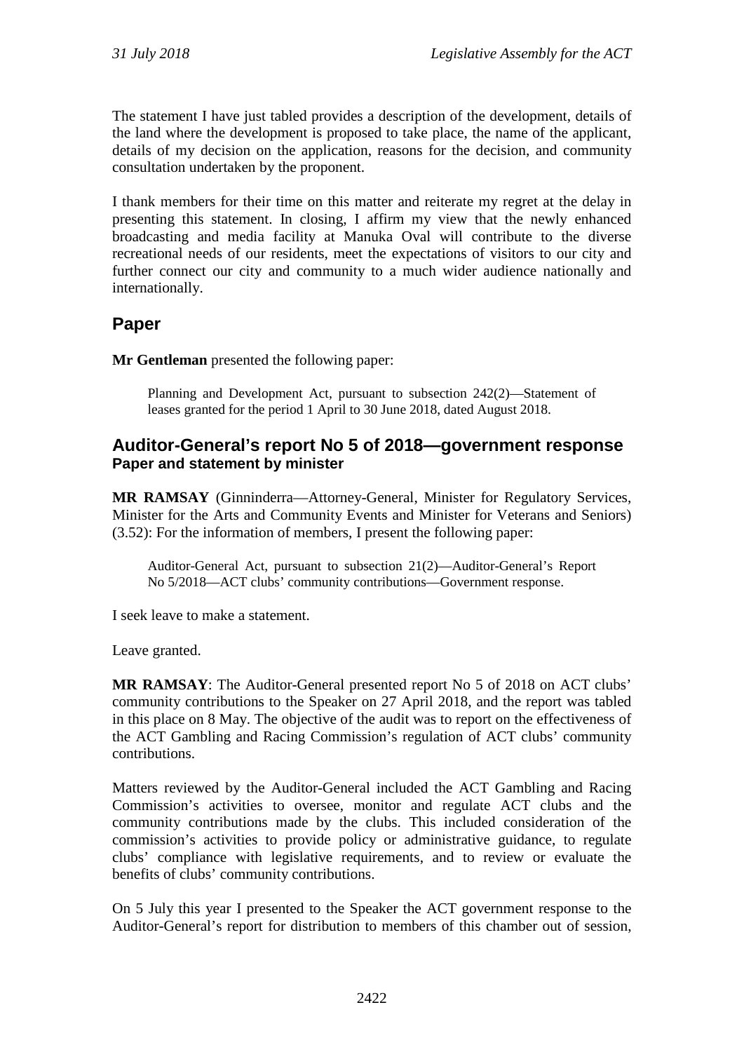The statement I have just tabled provides a description of the development, details of the land where the development is proposed to take place, the name of the applicant, details of my decision on the application, reasons for the decision, and community consultation undertaken by the proponent.

I thank members for their time on this matter and reiterate my regret at the delay in presenting this statement. In closing, I affirm my view that the newly enhanced broadcasting and media facility at Manuka Oval will contribute to the diverse recreational needs of our residents, meet the expectations of visitors to our city and further connect our city and community to a much wider audience nationally and internationally.

## Paper

**Mr Gentleman** presented the following paper:

> Planning and Development Act, pursuant to subsection 242(2)—Statement of leases granted for the period 1 April to 30 June 2018, dated August 2018.

## Auditor-General's report No 5 of 2018—government response
### Paper and statement by minister

**MR RAMSAY** (Ginninderra—Attorney-General, Minister for Regulatory Services, Minister for the Arts and Community Events and Minister for Veterans and Seniors) (3.52): For the information of members, I present the following paper:

> Auditor-General Act, pursuant to subsection 21(2)—Auditor-General's Report No 5/2018—ACT clubs' community contributions—Government response.

I seek leave to make a statement.

Leave granted.

**MR RAMSAY**: The Auditor-General presented report No 5 of 2018 on ACT clubs' community contributions to the Speaker on 27 April 2018, and the report was tabled in this place on 8 May. The objective of the audit was to report on the effectiveness of the ACT Gambling and Racing Commission's regulation of ACT clubs' community contributions.

Matters reviewed by the Auditor-General included the ACT Gambling and Racing Commission's activities to oversee, monitor and regulate ACT clubs and the community contributions made by the clubs. This included consideration of the commission's activities to provide policy or administrative guidance, to regulate clubs' compliance with legislative requirements, and to review or evaluate the benefits of clubs' community contributions.

On 5 July this year I presented to the Speaker the ACT government response to the Auditor-General's report for distribution to members of this chamber out of session,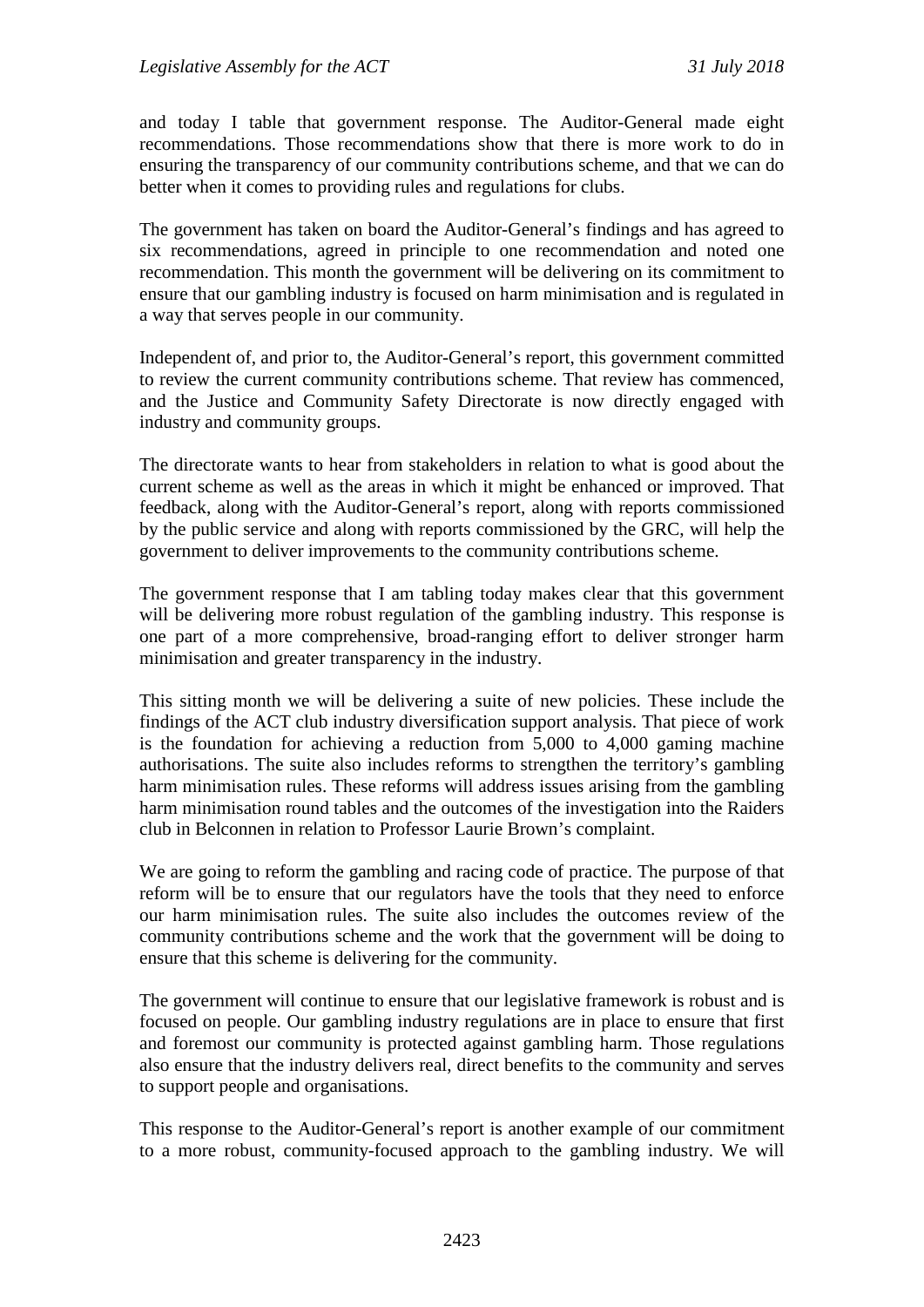and today I table that government response. The Auditor-General made eight recommendations. Those recommendations show that there is more work to do in ensuring the transparency of our community contributions scheme, and that we can do better when it comes to providing rules and regulations for clubs.

The government has taken on board the Auditor-General's findings and has agreed to six recommendations, agreed in principle to one recommendation and noted one recommendation. This month the government will be delivering on its commitment to ensure that our gambling industry is focused on harm minimisation and is regulated in a way that serves people in our community.

Independent of, and prior to, the Auditor-General's report, this government committed to review the current community contributions scheme. That review has commenced, and the Justice and Community Safety Directorate is now directly engaged with industry and community groups.

The directorate wants to hear from stakeholders in relation to what is good about the current scheme as well as the areas in which it might be enhanced or improved. That feedback, along with the Auditor-General's report, along with reports commissioned by the public service and along with reports commissioned by the GRC, will help the government to deliver improvements to the community contributions scheme.

The government response that I am tabling today makes clear that this government will be delivering more robust regulation of the gambling industry. This response is one part of a more comprehensive, broad-ranging effort to deliver stronger harm minimisation and greater transparency in the industry.

This sitting month we will be delivering a suite of new policies. These include the findings of the ACT club industry diversification support analysis. That piece of work is the foundation for achieving a reduction from 5,000 to 4,000 gaming machine authorisations. The suite also includes reforms to strengthen the territory's gambling harm minimisation rules. These reforms will address issues arising from the gambling harm minimisation round tables and the outcomes of the investigation into the Raiders club in Belconnen in relation to Professor Laurie Brown's complaint.

We are going to reform the gambling and racing code of practice. The purpose of that reform will be to ensure that our regulators have the tools that they need to enforce our harm minimisation rules. The suite also includes the outcomes review of the community contributions scheme and the work that the government will be doing to ensure that this scheme is delivering for the community.

The government will continue to ensure that our legislative framework is robust and is focused on people. Our gambling industry regulations are in place to ensure that first and foremost our community is protected against gambling harm. Those regulations also ensure that the industry delivers real, direct benefits to the community and serves to support people and organisations.

This response to the Auditor-General's report is another example of our commitment to a more robust, community-focused approach to the gambling industry. We will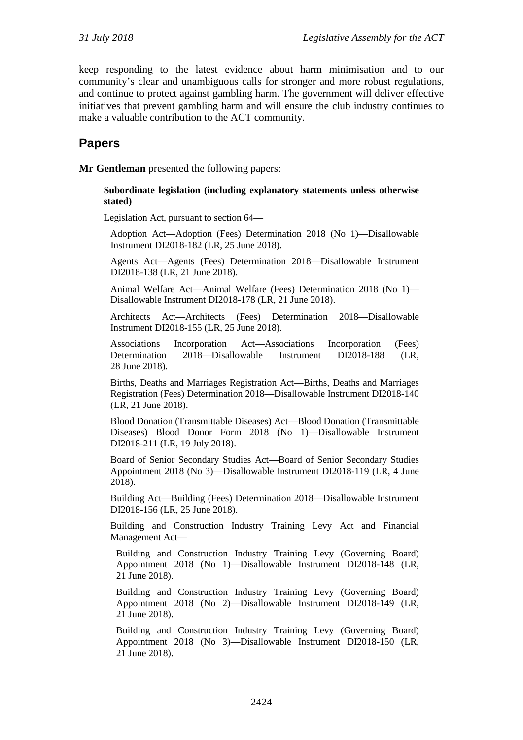keep responding to the latest evidence about harm minimisation and to our community's clear and unambiguous calls for stronger and more robust regulations, and continue to protect against gambling harm. The government will deliver effective initiatives that prevent gambling harm and will ensure the club industry continues to make a valuable contribution to the ACT community.

## Papers

**Mr Gentleman** presented the following papers:

**Subordinate legislation (including explanatory statements unless otherwise stated)**

Legislation Act, pursuant to section 64—

Adoption Act—Adoption (Fees) Determination 2018 (No 1)—Disallowable Instrument DI2018-182 (LR, 25 June 2018).

Agents Act—Agents (Fees) Determination 2018—Disallowable Instrument DI2018-138 (LR, 21 June 2018).

Animal Welfare Act—Animal Welfare (Fees) Determination 2018 (No 1)—Disallowable Instrument DI2018-178 (LR, 21 June 2018).

Architects Act—Architects (Fees) Determination 2018—Disallowable Instrument DI2018-155 (LR, 25 June 2018).

Associations Incorporation Act—Associations Incorporation (Fees) Determination 2018—Disallowable Instrument DI2018-188 (LR, 28 June 2018).

Births, Deaths and Marriages Registration Act—Births, Deaths and Marriages Registration (Fees) Determination 2018—Disallowable Instrument DI2018-140 (LR, 21 June 2018).

Blood Donation (Transmittable Diseases) Act—Blood Donation (Transmittable Diseases) Blood Donor Form 2018 (No 1)—Disallowable Instrument DI2018-211 (LR, 19 July 2018).

Board of Senior Secondary Studies Act—Board of Senior Secondary Studies Appointment 2018 (No 3)—Disallowable Instrument DI2018-119 (LR, 4 June 2018).

Building Act—Building (Fees) Determination 2018—Disallowable Instrument DI2018-156 (LR, 25 June 2018).

Building and Construction Industry Training Levy Act and Financial Management Act—

Building and Construction Industry Training Levy (Governing Board) Appointment 2018 (No 1)—Disallowable Instrument DI2018-148 (LR, 21 June 2018).

Building and Construction Industry Training Levy (Governing Board) Appointment 2018 (No 2)—Disallowable Instrument DI2018-149 (LR, 21 June 2018).

Building and Construction Industry Training Levy (Governing Board) Appointment 2018 (No 3)—Disallowable Instrument DI2018-150 (LR, 21 June 2018).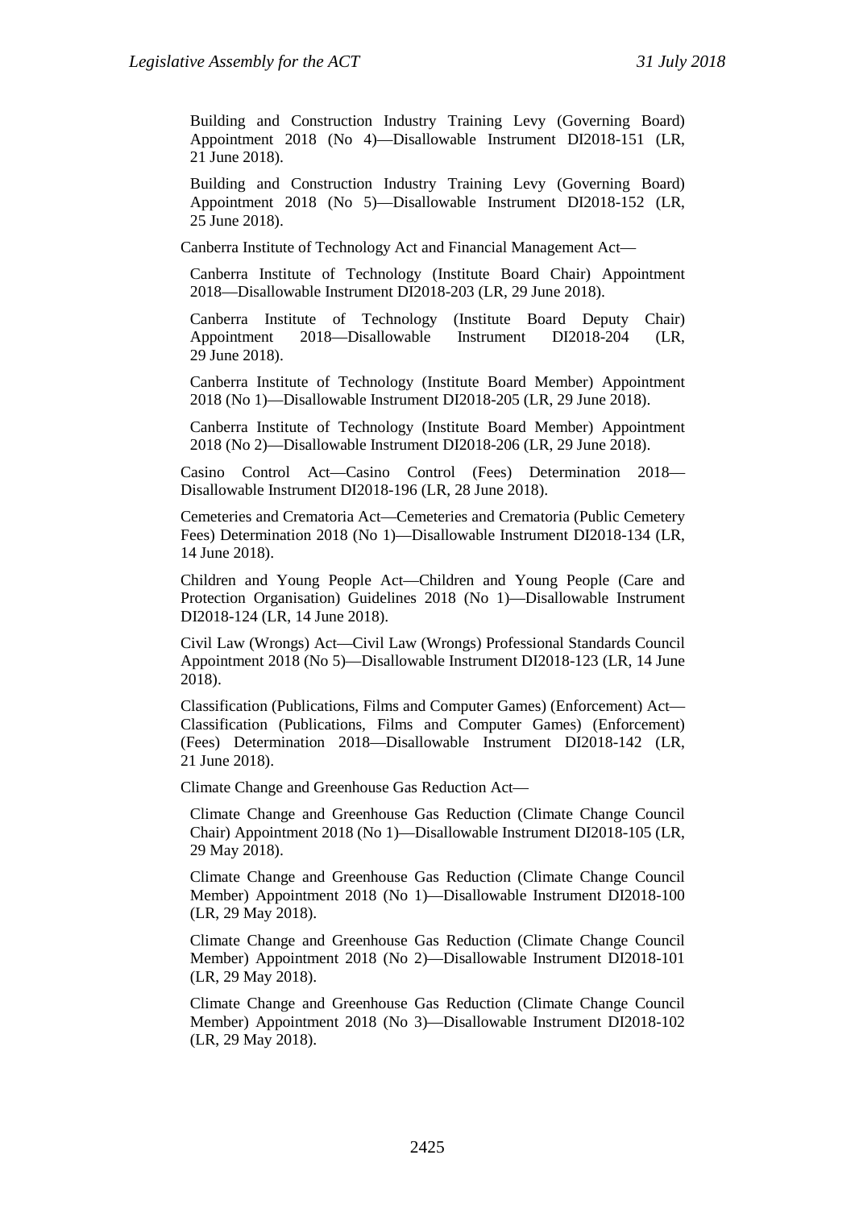Building and Construction Industry Training Levy (Governing Board) Appointment 2018 (No 4)—Disallowable Instrument DI2018-151 (LR, 21 June 2018).

Building and Construction Industry Training Levy (Governing Board) Appointment 2018 (No 5)—Disallowable Instrument DI2018-152 (LR, 25 June 2018).

Canberra Institute of Technology Act and Financial Management Act—

Canberra Institute of Technology (Institute Board Chair) Appointment 2018—Disallowable Instrument DI2018-203 (LR, 29 June 2018).

Canberra Institute of Technology (Institute Board Deputy Chair) Appointment 2018—Disallowable Instrument DI2018-204 (LR, 29 June 2018).

Canberra Institute of Technology (Institute Board Member) Appointment 2018 (No 1)—Disallowable Instrument DI2018-205 (LR, 29 June 2018).

Canberra Institute of Technology (Institute Board Member) Appointment 2018 (No 2)—Disallowable Instrument DI2018-206 (LR, 29 June 2018).

Casino Control Act—Casino Control (Fees) Determination 2018—Disallowable Instrument DI2018-196 (LR, 28 June 2018).

Cemeteries and Crematoria Act—Cemeteries and Crematoria (Public Cemetery Fees) Determination 2018 (No 1)—Disallowable Instrument DI2018-134 (LR, 14 June 2018).

Children and Young People Act—Children and Young People (Care and Protection Organisation) Guidelines 2018 (No 1)—Disallowable Instrument DI2018-124 (LR, 14 June 2018).

Civil Law (Wrongs) Act—Civil Law (Wrongs) Professional Standards Council Appointment 2018 (No 5)—Disallowable Instrument DI2018-123 (LR, 14 June 2018).

Classification (Publications, Films and Computer Games) (Enforcement) Act—Classification (Publications, Films and Computer Games) (Enforcement) (Fees) Determination 2018—Disallowable Instrument DI2018-142 (LR, 21 June 2018).

Climate Change and Greenhouse Gas Reduction Act—

Climate Change and Greenhouse Gas Reduction (Climate Change Council Chair) Appointment 2018 (No 1)—Disallowable Instrument DI2018-105 (LR, 29 May 2018).

Climate Change and Greenhouse Gas Reduction (Climate Change Council Member) Appointment 2018 (No 1)—Disallowable Instrument DI2018-100 (LR, 29 May 2018).

Climate Change and Greenhouse Gas Reduction (Climate Change Council Member) Appointment 2018 (No 2)—Disallowable Instrument DI2018-101 (LR, 29 May 2018).

Climate Change and Greenhouse Gas Reduction (Climate Change Council Member) Appointment 2018 (No 3)—Disallowable Instrument DI2018-102 (LR, 29 May 2018).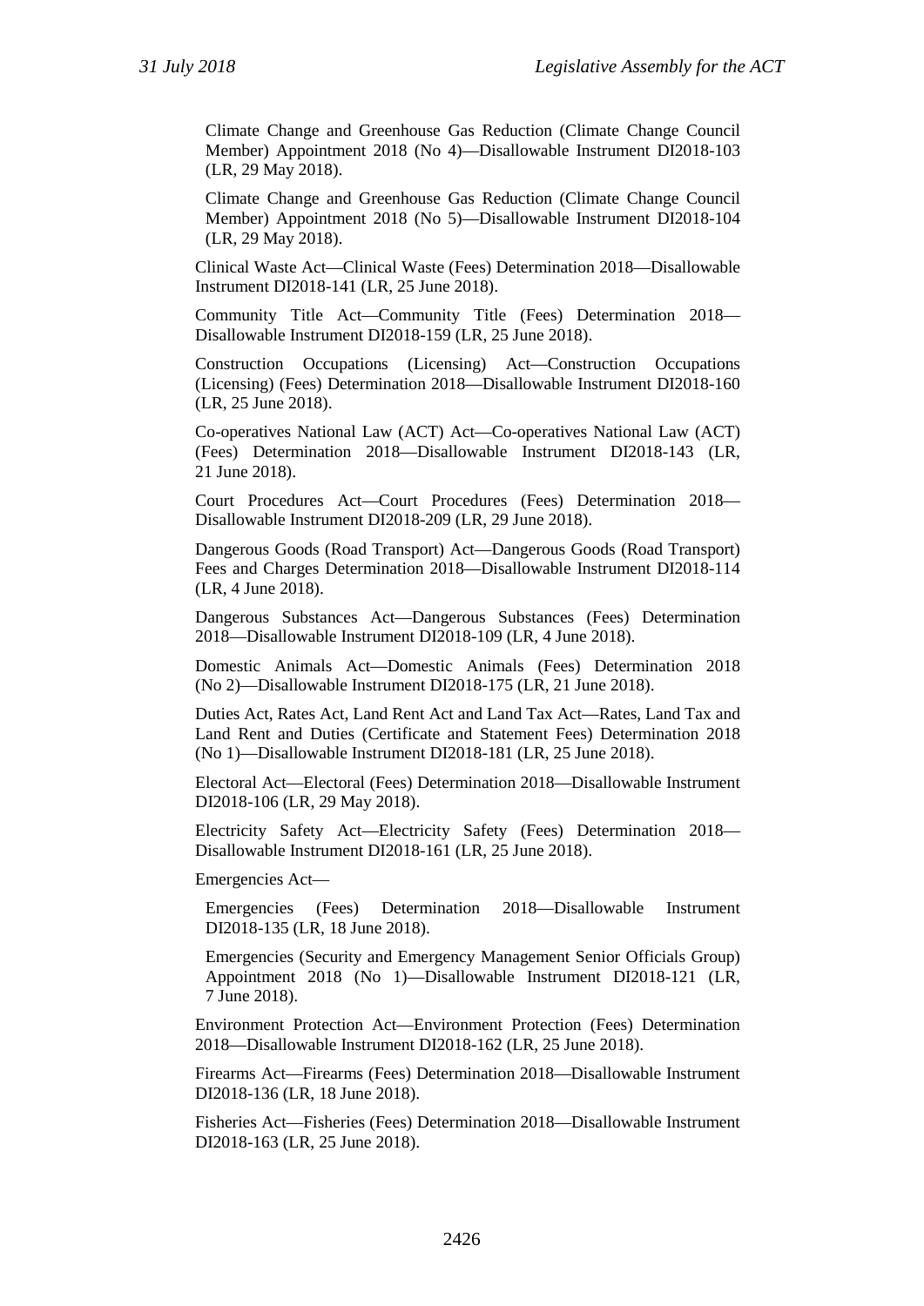Climate Change and Greenhouse Gas Reduction (Climate Change Council Member) Appointment 2018 (No 4)—Disallowable Instrument DI2018-103 (LR, 29 May 2018).

Climate Change and Greenhouse Gas Reduction (Climate Change Council Member) Appointment 2018 (No 5)—Disallowable Instrument DI2018-104 (LR, 29 May 2018).

Clinical Waste Act—Clinical Waste (Fees) Determination 2018—Disallowable Instrument DI2018-141 (LR, 25 June 2018).

Community Title Act—Community Title (Fees) Determination 2018—Disallowable Instrument DI2018-159 (LR, 25 June 2018).

Construction Occupations (Licensing) Act—Construction Occupations (Licensing) (Fees) Determination 2018—Disallowable Instrument DI2018-160 (LR, 25 June 2018).

Co-operatives National Law (ACT) Act—Co-operatives National Law (ACT) (Fees) Determination 2018—Disallowable Instrument DI2018-143 (LR, 21 June 2018).

Court Procedures Act—Court Procedures (Fees) Determination 2018—Disallowable Instrument DI2018-209 (LR, 29 June 2018).

Dangerous Goods (Road Transport) Act—Dangerous Goods (Road Transport) Fees and Charges Determination 2018—Disallowable Instrument DI2018-114 (LR, 4 June 2018).

Dangerous Substances Act—Dangerous Substances (Fees) Determination 2018—Disallowable Instrument DI2018-109 (LR, 4 June 2018).

Domestic Animals Act—Domestic Animals (Fees) Determination 2018 (No 2)—Disallowable Instrument DI2018-175 (LR, 21 June 2018).

Duties Act, Rates Act, Land Rent Act and Land Tax Act—Rates, Land Tax and Land Rent and Duties (Certificate and Statement Fees) Determination 2018 (No 1)—Disallowable Instrument DI2018-181 (LR, 25 June 2018).

Electoral Act—Electoral (Fees) Determination 2018—Disallowable Instrument DI2018-106 (LR, 29 May 2018).

Electricity Safety Act—Electricity Safety (Fees) Determination 2018—Disallowable Instrument DI2018-161 (LR, 25 June 2018).

Emergencies Act—

Emergencies (Fees) Determination 2018—Disallowable Instrument DI2018-135 (LR, 18 June 2018).

Emergencies (Security and Emergency Management Senior Officials Group) Appointment 2018 (No 1)—Disallowable Instrument DI2018-121 (LR, 7 June 2018).

Environment Protection Act—Environment Protection (Fees) Determination 2018—Disallowable Instrument DI2018-162 (LR, 25 June 2018).

Firearms Act—Firearms (Fees) Determination 2018—Disallowable Instrument DI2018-136 (LR, 18 June 2018).

Fisheries Act—Fisheries (Fees) Determination 2018—Disallowable Instrument DI2018-163 (LR, 25 June 2018).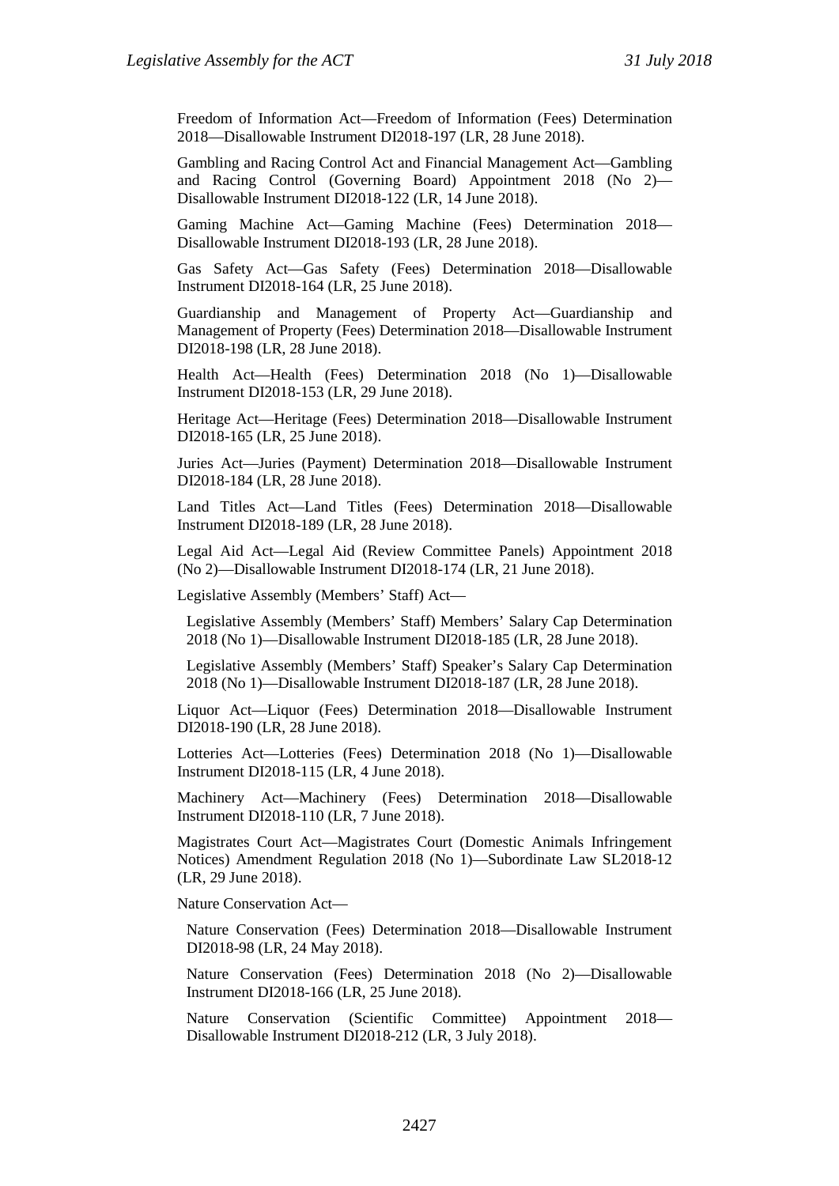Freedom of Information Act—Freedom of Information (Fees) Determination 2018—Disallowable Instrument DI2018-197 (LR, 28 June 2018).

Gambling and Racing Control Act and Financial Management Act—Gambling and Racing Control (Governing Board) Appointment 2018 (No 2)—Disallowable Instrument DI2018-122 (LR, 14 June 2018).

Gaming Machine Act—Gaming Machine (Fees) Determination 2018—Disallowable Instrument DI2018-193 (LR, 28 June 2018).

Gas Safety Act—Gas Safety (Fees) Determination 2018—Disallowable Instrument DI2018-164 (LR, 25 June 2018).

Guardianship and Management of Property Act—Guardianship and Management of Property (Fees) Determination 2018—Disallowable Instrument DI2018-198 (LR, 28 June 2018).

Health Act—Health (Fees) Determination 2018 (No 1)—Disallowable Instrument DI2018-153 (LR, 29 June 2018).

Heritage Act—Heritage (Fees) Determination 2018—Disallowable Instrument DI2018-165 (LR, 25 June 2018).

Juries Act—Juries (Payment) Determination 2018—Disallowable Instrument DI2018-184 (LR, 28 June 2018).

Land Titles Act—Land Titles (Fees) Determination 2018—Disallowable Instrument DI2018-189 (LR, 28 June 2018).

Legal Aid Act—Legal Aid (Review Committee Panels) Appointment 2018 (No 2)—Disallowable Instrument DI2018-174 (LR, 21 June 2018).

Legislative Assembly (Members' Staff) Act—

Legislative Assembly (Members' Staff) Members' Salary Cap Determination 2018 (No 1)—Disallowable Instrument DI2018-185 (LR, 28 June 2018).

Legislative Assembly (Members' Staff) Speaker's Salary Cap Determination 2018 (No 1)—Disallowable Instrument DI2018-187 (LR, 28 June 2018).

Liquor Act—Liquor (Fees) Determination 2018—Disallowable Instrument DI2018-190 (LR, 28 June 2018).

Lotteries Act—Lotteries (Fees) Determination 2018 (No 1)—Disallowable Instrument DI2018-115 (LR, 4 June 2018).

Machinery Act—Machinery (Fees) Determination 2018—Disallowable Instrument DI2018-110 (LR, 7 June 2018).

Magistrates Court Act—Magistrates Court (Domestic Animals Infringement Notices) Amendment Regulation 2018 (No 1)—Subordinate Law SL2018-12 (LR, 29 June 2018).

Nature Conservation Act—

Nature Conservation (Fees) Determination 2018—Disallowable Instrument DI2018-98 (LR, 24 May 2018).

Nature Conservation (Fees) Determination 2018 (No 2)—Disallowable Instrument DI2018-166 (LR, 25 June 2018).

Nature Conservation (Scientific Committee) Appointment 2018—Disallowable Instrument DI2018-212 (LR, 3 July 2018).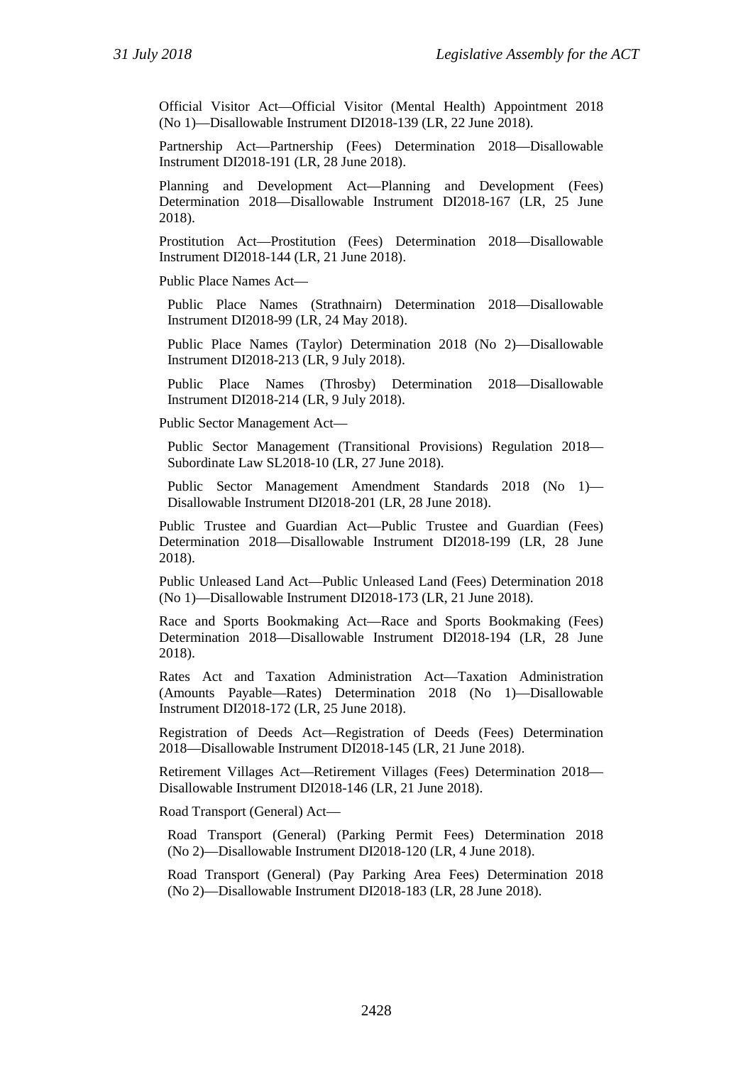Official Visitor Act—Official Visitor (Mental Health) Appointment 2018 (No 1)—Disallowable Instrument DI2018-139 (LR, 22 June 2018).

Partnership Act—Partnership (Fees) Determination 2018—Disallowable Instrument DI2018-191 (LR, 28 June 2018).

Planning and Development Act—Planning and Development (Fees) Determination 2018—Disallowable Instrument DI2018-167 (LR, 25 June 2018).

Prostitution Act—Prostitution (Fees) Determination 2018—Disallowable Instrument DI2018-144 (LR, 21 June 2018).

Public Place Names Act—

Public Place Names (Strathnairn) Determination 2018—Disallowable Instrument DI2018-99 (LR, 24 May 2018).

Public Place Names (Taylor) Determination 2018 (No 2)—Disallowable Instrument DI2018-213 (LR, 9 July 2018).

Public Place Names (Throsby) Determination 2018—Disallowable Instrument DI2018-214 (LR, 9 July 2018).

Public Sector Management Act—

Public Sector Management (Transitional Provisions) Regulation 2018—Subordinate Law SL2018-10 (LR, 27 June 2018).

Public Sector Management Amendment Standards 2018 (No 1)—Disallowable Instrument DI2018-201 (LR, 28 June 2018).

Public Trustee and Guardian Act—Public Trustee and Guardian (Fees) Determination 2018—Disallowable Instrument DI2018-199 (LR, 28 June 2018).

Public Unleased Land Act—Public Unleased Land (Fees) Determination 2018 (No 1)—Disallowable Instrument DI2018-173 (LR, 21 June 2018).

Race and Sports Bookmaking Act—Race and Sports Bookmaking (Fees) Determination 2018—Disallowable Instrument DI2018-194 (LR, 28 June 2018).

Rates Act and Taxation Administration Act—Taxation Administration (Amounts Payable—Rates) Determination 2018 (No 1)—Disallowable Instrument DI2018-172 (LR, 25 June 2018).

Registration of Deeds Act—Registration of Deeds (Fees) Determination 2018—Disallowable Instrument DI2018-145 (LR, 21 June 2018).

Retirement Villages Act—Retirement Villages (Fees) Determination 2018—Disallowable Instrument DI2018-146 (LR, 21 June 2018).

Road Transport (General) Act—

Road Transport (General) (Parking Permit Fees) Determination 2018 (No 2)—Disallowable Instrument DI2018-120 (LR, 4 June 2018).

Road Transport (General) (Pay Parking Area Fees) Determination 2018 (No 2)—Disallowable Instrument DI2018-183 (LR, 28 June 2018).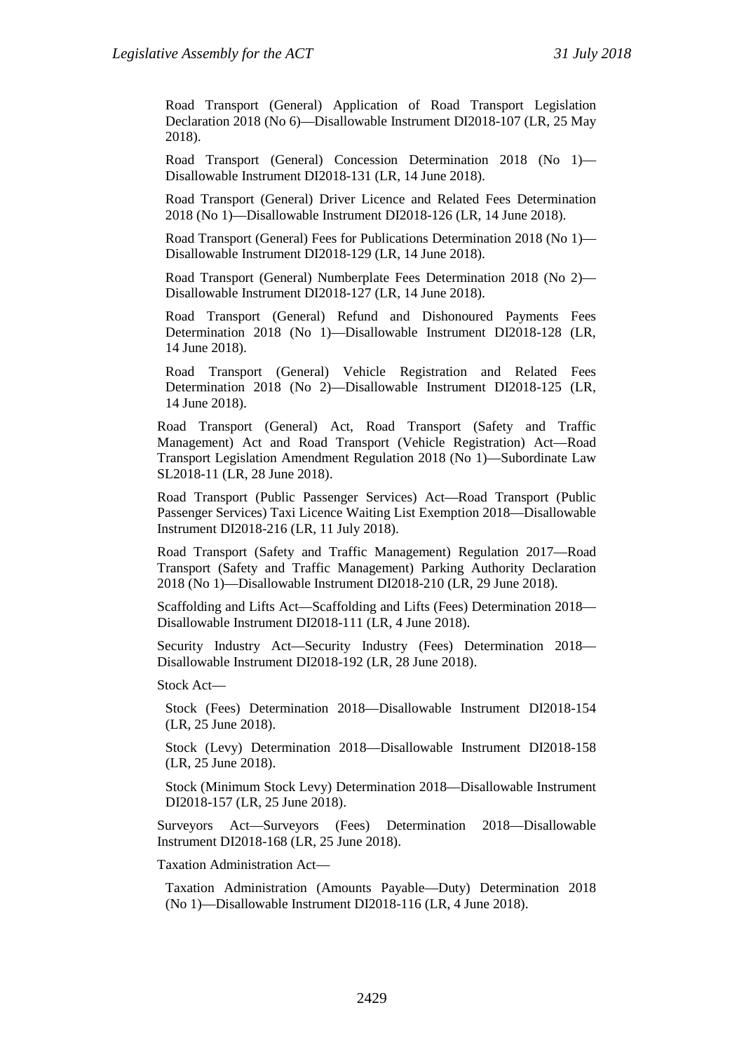Road Transport (General) Application of Road Transport Legislation Declaration 2018 (No 6)—Disallowable Instrument DI2018-107 (LR, 25 May 2018).

Road Transport (General) Concession Determination 2018 (No 1)—Disallowable Instrument DI2018-131 (LR, 14 June 2018).

Road Transport (General) Driver Licence and Related Fees Determination 2018 (No 1)—Disallowable Instrument DI2018-126 (LR, 14 June 2018).

Road Transport (General) Fees for Publications Determination 2018 (No 1)—Disallowable Instrument DI2018-129 (LR, 14 June 2018).

Road Transport (General) Numberplate Fees Determination 2018 (No 2)—Disallowable Instrument DI2018-127 (LR, 14 June 2018).

Road Transport (General) Refund and Dishonoured Payments Fees Determination 2018 (No 1)—Disallowable Instrument DI2018-128 (LR, 14 June 2018).

Road Transport (General) Vehicle Registration and Related Fees Determination 2018 (No 2)—Disallowable Instrument DI2018-125 (LR, 14 June 2018).

Road Transport (General) Act, Road Transport (Safety and Traffic Management) Act and Road Transport (Vehicle Registration) Act—Road Transport Legislation Amendment Regulation 2018 (No 1)—Subordinate Law SL2018-11 (LR, 28 June 2018).

Road Transport (Public Passenger Services) Act—Road Transport (Public Passenger Services) Taxi Licence Waiting List Exemption 2018—Disallowable Instrument DI2018-216 (LR, 11 July 2018).

Road Transport (Safety and Traffic Management) Regulation 2017—Road Transport (Safety and Traffic Management) Parking Authority Declaration 2018 (No 1)—Disallowable Instrument DI2018-210 (LR, 29 June 2018).

Scaffolding and Lifts Act—Scaffolding and Lifts (Fees) Determination 2018—Disallowable Instrument DI2018-111 (LR, 4 June 2018).

Security Industry Act—Security Industry (Fees) Determination 2018—Disallowable Instrument DI2018-192 (LR, 28 June 2018).

Stock Act—

Stock (Fees) Determination 2018—Disallowable Instrument DI2018-154 (LR, 25 June 2018).

Stock (Levy) Determination 2018—Disallowable Instrument DI2018-158 (LR, 25 June 2018).

Stock (Minimum Stock Levy) Determination 2018—Disallowable Instrument DI2018-157 (LR, 25 June 2018).

Surveyors Act—Surveyors (Fees) Determination 2018—Disallowable Instrument DI2018-168 (LR, 25 June 2018).

Taxation Administration Act—

Taxation Administration (Amounts Payable—Duty) Determination 2018 (No 1)—Disallowable Instrument DI2018-116 (LR, 4 June 2018).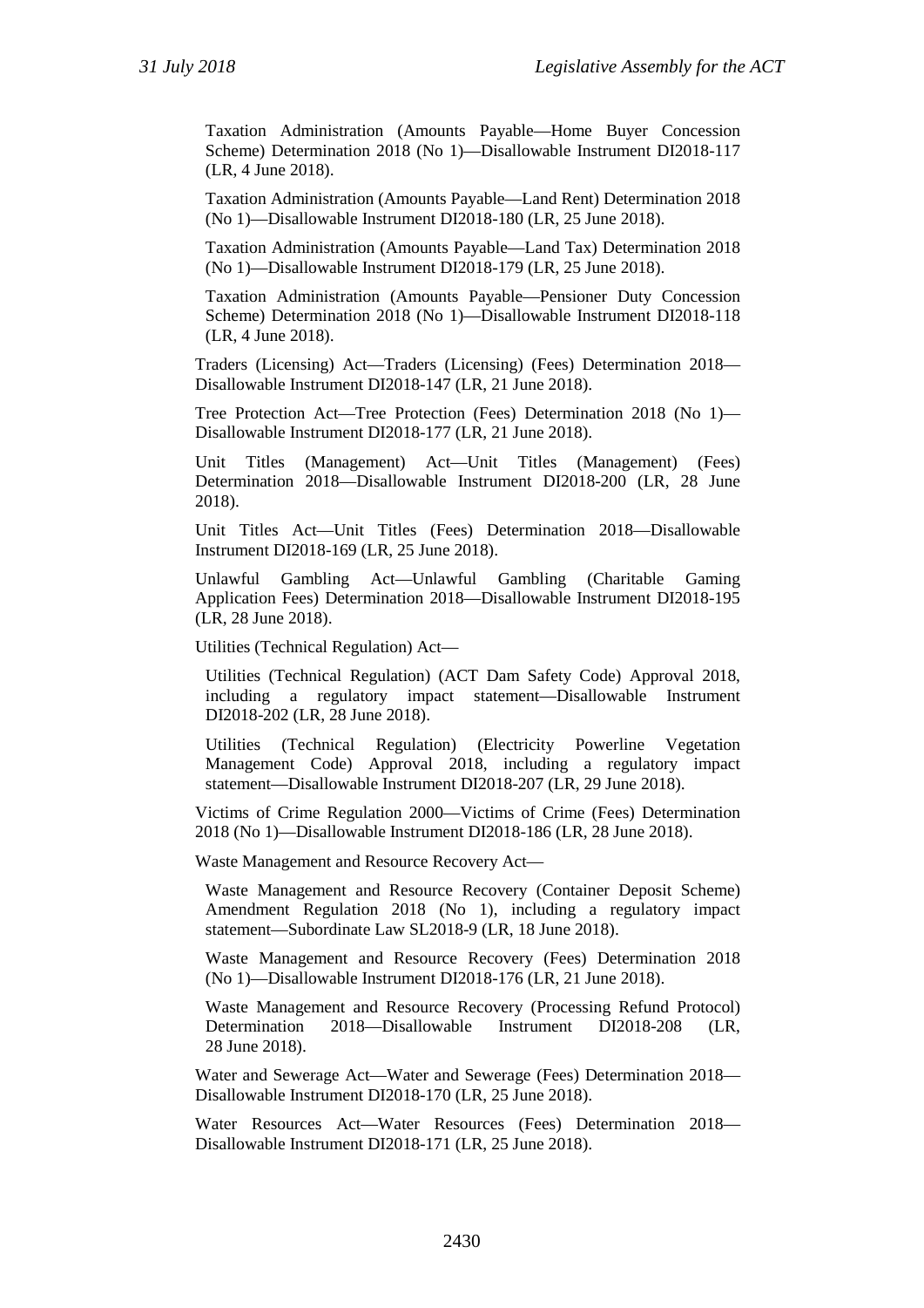Taxation Administration (Amounts Payable—Home Buyer Concession Scheme) Determination 2018 (No 1)—Disallowable Instrument DI2018-117 (LR, 4 June 2018).

Taxation Administration (Amounts Payable—Land Rent) Determination 2018 (No 1)—Disallowable Instrument DI2018-180 (LR, 25 June 2018).

Taxation Administration (Amounts Payable—Land Tax) Determination 2018 (No 1)—Disallowable Instrument DI2018-179 (LR, 25 June 2018).

Taxation Administration (Amounts Payable—Pensioner Duty Concession Scheme) Determination 2018 (No 1)—Disallowable Instrument DI2018-118 (LR, 4 June 2018).

Traders (Licensing) Act—Traders (Licensing) (Fees) Determination 2018—Disallowable Instrument DI2018-147 (LR, 21 June 2018).

Tree Protection Act—Tree Protection (Fees) Determination 2018 (No 1)—Disallowable Instrument DI2018-177 (LR, 21 June 2018).

Unit Titles (Management) Act—Unit Titles (Management) (Fees) Determination 2018—Disallowable Instrument DI2018-200 (LR, 28 June 2018).

Unit Titles Act—Unit Titles (Fees) Determination 2018—Disallowable Instrument DI2018-169 (LR, 25 June 2018).

Unlawful Gambling Act—Unlawful Gambling (Charitable Gaming Application Fees) Determination 2018—Disallowable Instrument DI2018-195 (LR, 28 June 2018).

Utilities (Technical Regulation) Act—

Utilities (Technical Regulation) (ACT Dam Safety Code) Approval 2018, including a regulatory impact statement—Disallowable Instrument DI2018-202 (LR, 28 June 2018).

Utilities (Technical Regulation) (Electricity Powerline Vegetation Management Code) Approval 2018, including a regulatory impact statement—Disallowable Instrument DI2018-207 (LR, 29 June 2018).

Victims of Crime Regulation 2000—Victims of Crime (Fees) Determination 2018 (No 1)—Disallowable Instrument DI2018-186 (LR, 28 June 2018).

Waste Management and Resource Recovery Act—

Waste Management and Resource Recovery (Container Deposit Scheme) Amendment Regulation 2018 (No 1), including a regulatory impact statement—Subordinate Law SL2018-9 (LR, 18 June 2018).

Waste Management and Resource Recovery (Fees) Determination 2018 (No 1)—Disallowable Instrument DI2018-176 (LR, 21 June 2018).

Waste Management and Resource Recovery (Processing Refund Protocol) Determination 2018—Disallowable Instrument DI2018-208 (LR, 28 June 2018).

Water and Sewerage Act—Water and Sewerage (Fees) Determination 2018—Disallowable Instrument DI2018-170 (LR, 25 June 2018).

Water Resources Act—Water Resources (Fees) Determination 2018—Disallowable Instrument DI2018-171 (LR, 25 June 2018).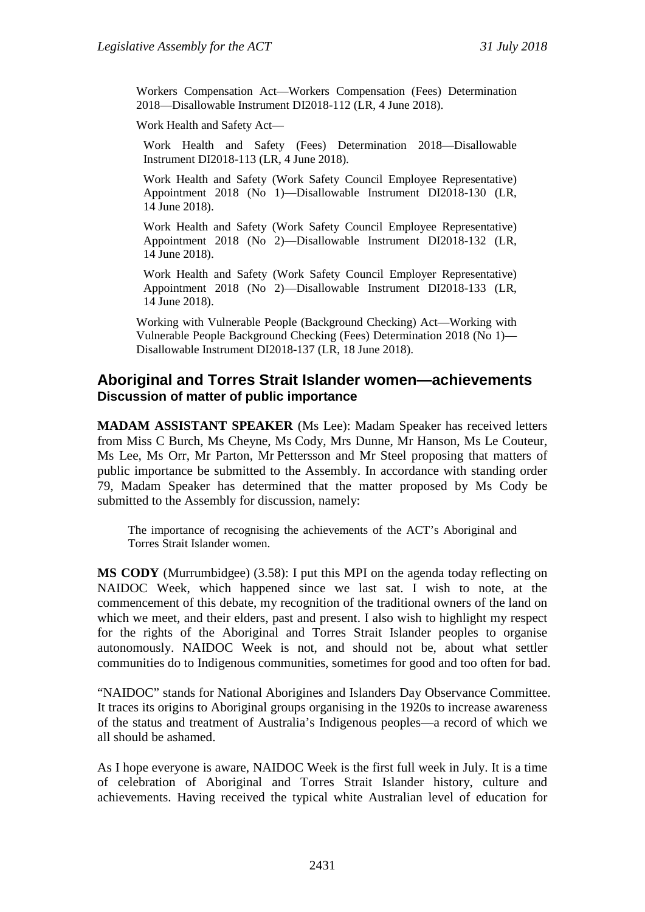Workers Compensation Act—Workers Compensation (Fees) Determination 2018—Disallowable Instrument DI2018-112 (LR, 4 June 2018).

Work Health and Safety Act—

Work Health and Safety (Fees) Determination 2018—Disallowable Instrument DI2018-113 (LR, 4 June 2018).

Work Health and Safety (Work Safety Council Employee Representative) Appointment 2018 (No 1)—Disallowable Instrument DI2018-130 (LR, 14 June 2018).

Work Health and Safety (Work Safety Council Employee Representative) Appointment 2018 (No 2)—Disallowable Instrument DI2018-132 (LR, 14 June 2018).

Work Health and Safety (Work Safety Council Employer Representative) Appointment 2018 (No 2)—Disallowable Instrument DI2018-133 (LR, 14 June 2018).

Working with Vulnerable People (Background Checking) Act—Working with Vulnerable People Background Checking (Fees) Determination 2018 (No 1)—Disallowable Instrument DI2018-137 (LR, 18 June 2018).

## Aboriginal and Torres Strait Islander women—achievements
### Discussion of matter of public importance

**MADAM ASSISTANT SPEAKER** (Ms Lee): Madam Speaker has received letters from Miss C Burch, Ms Cheyne, Ms Cody, Mrs Dunne, Mr Hanson, Ms Le Couteur, Ms Lee, Ms Orr, Mr Parton, Mr Pettersson and Mr Steel proposing that matters of public importance be submitted to the Assembly. In accordance with standing order 79, Madam Speaker has determined that the matter proposed by Ms Cody be submitted to the Assembly for discussion, namely:

> The importance of recognising the achievements of the ACT's Aboriginal and Torres Strait Islander women.

**MS CODY** (Murrumbidgee) (3.58): I put this MPI on the agenda today reflecting on NAIDOC Week, which happened since we last sat. I wish to note, at the commencement of this debate, my recognition of the traditional owners of the land on which we meet, and their elders, past and present. I also wish to highlight my respect for the rights of the Aboriginal and Torres Strait Islander peoples to organise autonomously. NAIDOC Week is not, and should not be, about what settler communities do to Indigenous communities, sometimes for good and too often for bad.

"NAIDOC" stands for National Aborigines and Islanders Day Observance Committee. It traces its origins to Aboriginal groups organising in the 1920s to increase awareness of the status and treatment of Australia's Indigenous peoples—a record of which we all should be ashamed.

As I hope everyone is aware, NAIDOC Week is the first full week in July. It is a time of celebration of Aboriginal and Torres Strait Islander history, culture and achievements. Having received the typical white Australian level of education for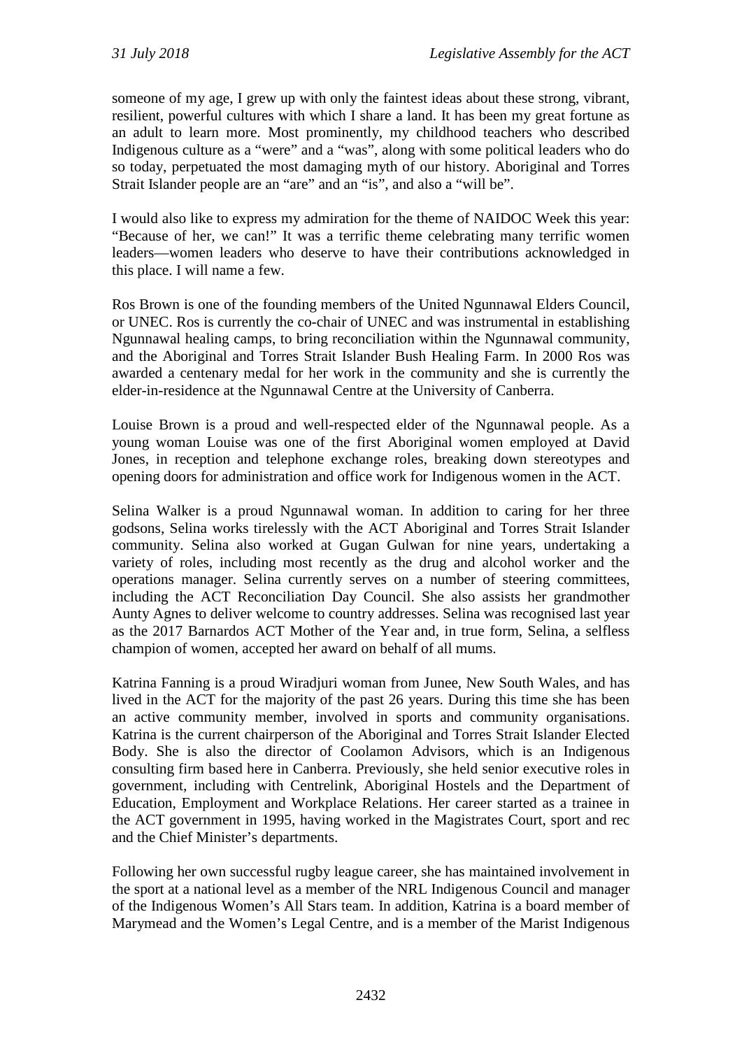someone of my age, I grew up with only the faintest ideas about these strong, vibrant, resilient, powerful cultures with which I share a land. It has been my great fortune as an adult to learn more. Most prominently, my childhood teachers who described Indigenous culture as a "were" and a "was", along with some political leaders who do so today, perpetuated the most damaging myth of our history. Aboriginal and Torres Strait Islander people are an "are" and an "is", and also a "will be".

I would also like to express my admiration for the theme of NAIDOC Week this year: "Because of her, we can!" It was a terrific theme celebrating many terrific women leaders—women leaders who deserve to have their contributions acknowledged in this place. I will name a few.

Ros Brown is one of the founding members of the United Ngunnawal Elders Council, or UNEC. Ros is currently the co-chair of UNEC and was instrumental in establishing Ngunnawal healing camps, to bring reconciliation within the Ngunnawal community, and the Aboriginal and Torres Strait Islander Bush Healing Farm. In 2000 Ros was awarded a centenary medal for her work in the community and she is currently the elder-in-residence at the Ngunnawal Centre at the University of Canberra.

Louise Brown is a proud and well-respected elder of the Ngunnawal people. As a young woman Louise was one of the first Aboriginal women employed at David Jones, in reception and telephone exchange roles, breaking down stereotypes and opening doors for administration and office work for Indigenous women in the ACT.

Selina Walker is a proud Ngunnawal woman. In addition to caring for her three godsons, Selina works tirelessly with the ACT Aboriginal and Torres Strait Islander community. Selina also worked at Gugan Gulwan for nine years, undertaking a variety of roles, including most recently as the drug and alcohol worker and the operations manager. Selina currently serves on a number of steering committees, including the ACT Reconciliation Day Council. She also assists her grandmother Aunty Agnes to deliver welcome to country addresses. Selina was recognised last year as the 2017 Barnardos ACT Mother of the Year and, in true form, Selina, a selfless champion of women, accepted her award on behalf of all mums.

Katrina Fanning is a proud Wiradjuri woman from Junee, New South Wales, and has lived in the ACT for the majority of the past 26 years. During this time she has been an active community member, involved in sports and community organisations. Katrina is the current chairperson of the Aboriginal and Torres Strait Islander Elected Body. She is also the director of Coolamon Advisors, which is an Indigenous consulting firm based here in Canberra. Previously, she held senior executive roles in government, including with Centrelink, Aboriginal Hostels and the Department of Education, Employment and Workplace Relations. Her career started as a trainee in the ACT government in 1995, having worked in the Magistrates Court, sport and rec and the Chief Minister's departments.

Following her own successful rugby league career, she has maintained involvement in the sport at a national level as a member of the NRL Indigenous Council and manager of the Indigenous Women's All Stars team. In addition, Katrina is a board member of Marymead and the Women's Legal Centre, and is a member of the Marist Indigenous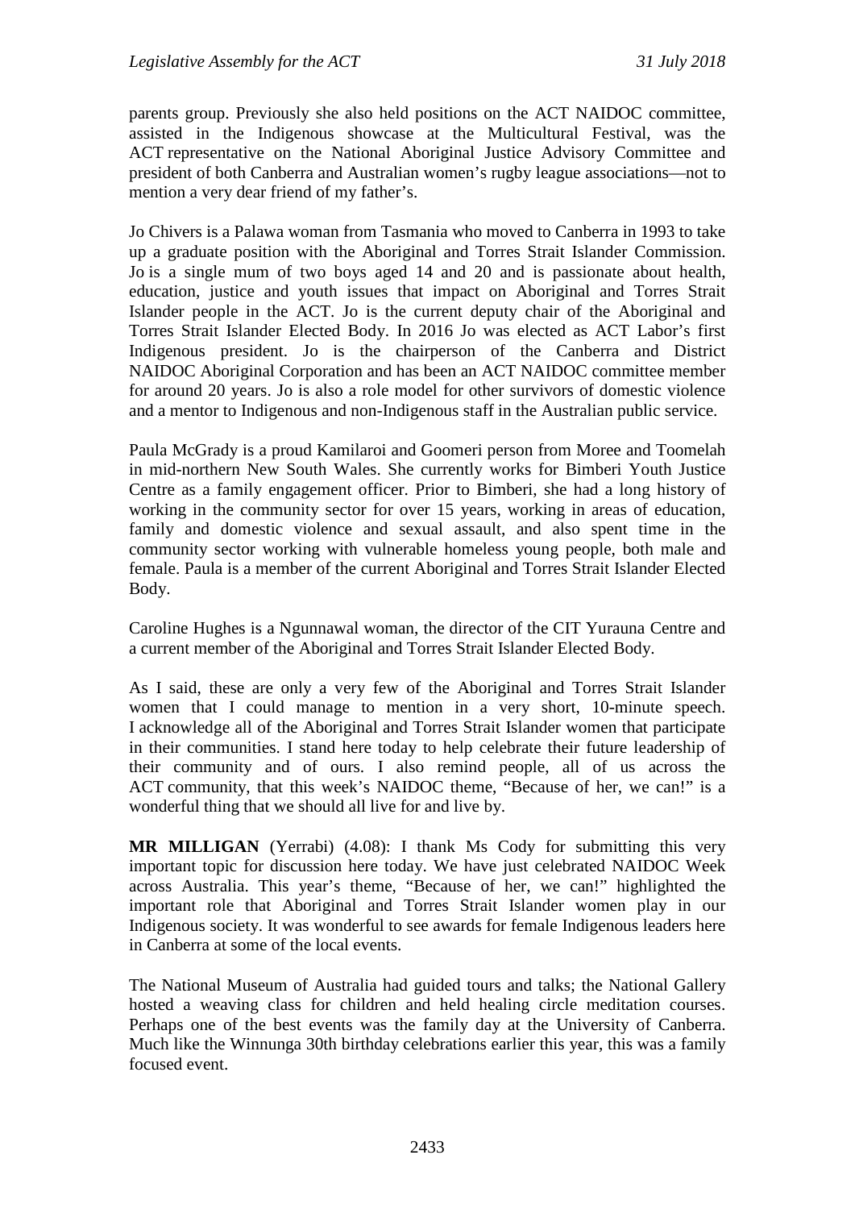parents group. Previously she also held positions on the ACT NAIDOC committee, assisted in the Indigenous showcase at the Multicultural Festival, was the ACT representative on the National Aboriginal Justice Advisory Committee and president of both Canberra and Australian women's rugby league associations—not to mention a very dear friend of my father's.

Jo Chivers is a Palawa woman from Tasmania who moved to Canberra in 1993 to take up a graduate position with the Aboriginal and Torres Strait Islander Commission. Jo is a single mum of two boys aged 14 and 20 and is passionate about health, education, justice and youth issues that impact on Aboriginal and Torres Strait Islander people in the ACT. Jo is the current deputy chair of the Aboriginal and Torres Strait Islander Elected Body. In 2016 Jo was elected as ACT Labor's first Indigenous president. Jo is the chairperson of the Canberra and District NAIDOC Aboriginal Corporation and has been an ACT NAIDOC committee member for around 20 years. Jo is also a role model for other survivors of domestic violence and a mentor to Indigenous and non-Indigenous staff in the Australian public service.

Paula McGrady is a proud Kamilaroi and Goomeri person from Moree and Toomelah in mid-northern New South Wales. She currently works for Bimberi Youth Justice Centre as a family engagement officer. Prior to Bimberi, she had a long history of working in the community sector for over 15 years, working in areas of education, family and domestic violence and sexual assault, and also spent time in the community sector working with vulnerable homeless young people, both male and female. Paula is a member of the current Aboriginal and Torres Strait Islander Elected Body.

Caroline Hughes is a Ngunnawal woman, the director of the CIT Yurauna Centre and a current member of the Aboriginal and Torres Strait Islander Elected Body.

As I said, these are only a very few of the Aboriginal and Torres Strait Islander women that I could manage to mention in a very short, 10-minute speech. I acknowledge all of the Aboriginal and Torres Strait Islander women that participate in their communities. I stand here today to help celebrate their future leadership of their community and of ours. I also remind people, all of us across the ACT community, that this week's NAIDOC theme, "Because of her, we can!" is a wonderful thing that we should all live for and live by.

**MR MILLIGAN** (Yerrabi) (4.08): I thank Ms Cody for submitting this very important topic for discussion here today. We have just celebrated NAIDOC Week across Australia. This year's theme, "Because of her, we can!" highlighted the important role that Aboriginal and Torres Strait Islander women play in our Indigenous society. It was wonderful to see awards for female Indigenous leaders here in Canberra at some of the local events.

The National Museum of Australia had guided tours and talks; the National Gallery hosted a weaving class for children and held healing circle meditation courses. Perhaps one of the best events was the family day at the University of Canberra. Much like the Winnunga 30th birthday celebrations earlier this year, this was a family focused event.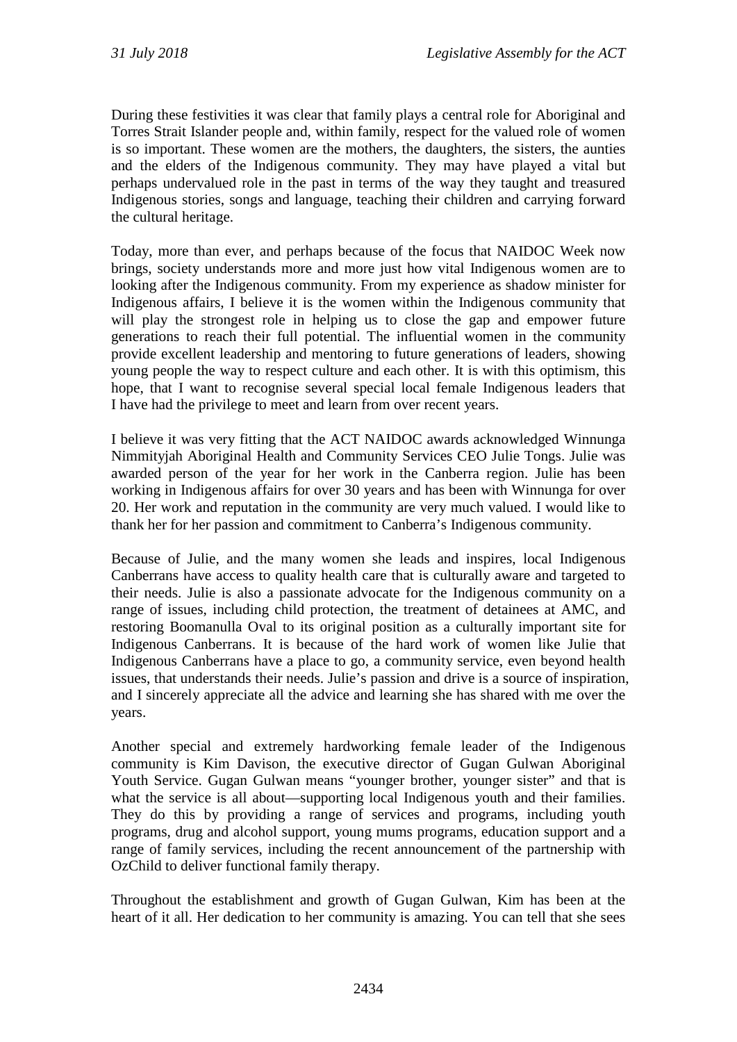During these festivities it was clear that family plays a central role for Aboriginal and Torres Strait Islander people and, within family, respect for the valued role of women is so important. These women are the mothers, the daughters, the sisters, the aunties and the elders of the Indigenous community. They may have played a vital but perhaps undervalued role in the past in terms of the way they taught and treasured Indigenous stories, songs and language, teaching their children and carrying forward the cultural heritage.

Today, more than ever, and perhaps because of the focus that NAIDOC Week now brings, society understands more and more just how vital Indigenous women are to looking after the Indigenous community. From my experience as shadow minister for Indigenous affairs, I believe it is the women within the Indigenous community that will play the strongest role in helping us to close the gap and empower future generations to reach their full potential. The influential women in the community provide excellent leadership and mentoring to future generations of leaders, showing young people the way to respect culture and each other. It is with this optimism, this hope, that I want to recognise several special local female Indigenous leaders that I have had the privilege to meet and learn from over recent years.

I believe it was very fitting that the ACT NAIDOC awards acknowledged Winnunga Nimmityjah Aboriginal Health and Community Services CEO Julie Tongs. Julie was awarded person of the year for her work in the Canberra region. Julie has been working in Indigenous affairs for over 30 years and has been with Winnunga for over 20. Her work and reputation in the community are very much valued. I would like to thank her for her passion and commitment to Canberra's Indigenous community.

Because of Julie, and the many women she leads and inspires, local Indigenous Canberrans have access to quality health care that is culturally aware and targeted to their needs. Julie is also a passionate advocate for the Indigenous community on a range of issues, including child protection, the treatment of detainees at AMC, and restoring Boomanulla Oval to its original position as a culturally important site for Indigenous Canberrans. It is because of the hard work of women like Julie that Indigenous Canberrans have a place to go, a community service, even beyond health issues, that understands their needs. Julie's passion and drive is a source of inspiration, and I sincerely appreciate all the advice and learning she has shared with me over the years.

Another special and extremely hardworking female leader of the Indigenous community is Kim Davison, the executive director of Gugan Gulwan Aboriginal Youth Service. Gugan Gulwan means "younger brother, younger sister" and that is what the service is all about—supporting local Indigenous youth and their families. They do this by providing a range of services and programs, including youth programs, drug and alcohol support, young mums programs, education support and a range of family services, including the recent announcement of the partnership with OzChild to deliver functional family therapy.

Throughout the establishment and growth of Gugan Gulwan, Kim has been at the heart of it all. Her dedication to her community is amazing. You can tell that she sees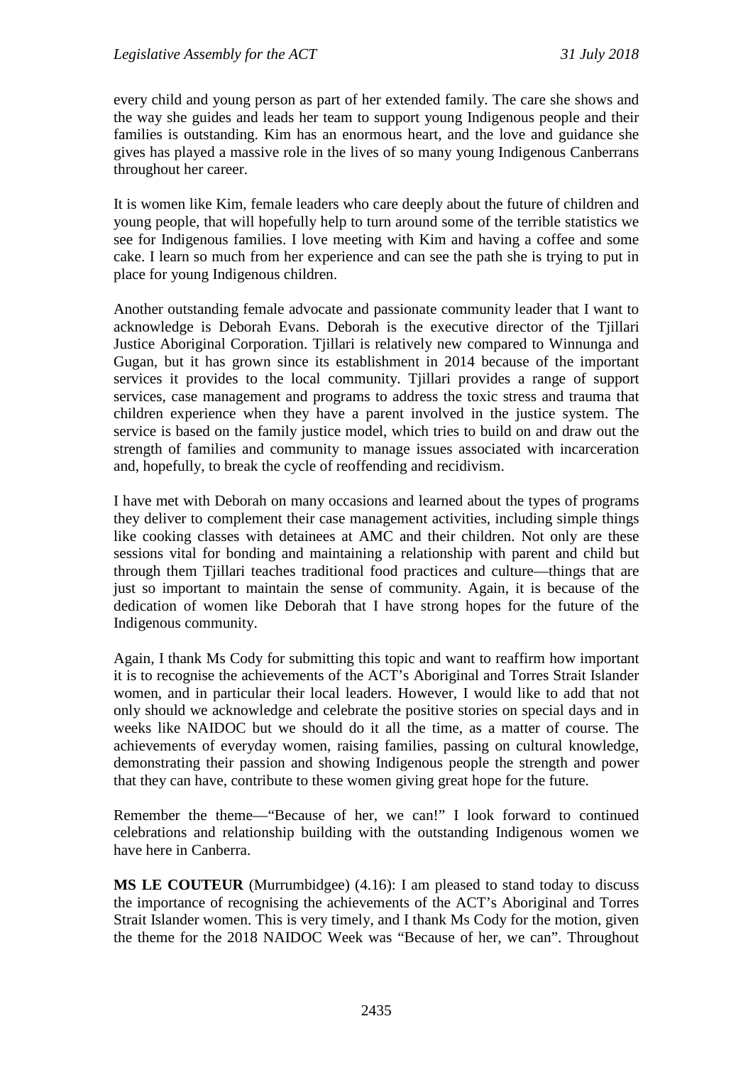every child and young person as part of her extended family. The care she shows and the way she guides and leads her team to support young Indigenous people and their families is outstanding. Kim has an enormous heart, and the love and guidance she gives has played a massive role in the lives of so many young Indigenous Canberrans throughout her career.

It is women like Kim, female leaders who care deeply about the future of children and young people, that will hopefully help to turn around some of the terrible statistics we see for Indigenous families. I love meeting with Kim and having a coffee and some cake. I learn so much from her experience and can see the path she is trying to put in place for young Indigenous children.

Another outstanding female advocate and passionate community leader that I want to acknowledge is Deborah Evans. Deborah is the executive director of the Tjillari Justice Aboriginal Corporation. Tjillari is relatively new compared to Winnunga and Gugan, but it has grown since its establishment in 2014 because of the important services it provides to the local community. Tjillari provides a range of support services, case management and programs to address the toxic stress and trauma that children experience when they have a parent involved in the justice system. The service is based on the family justice model, which tries to build on and draw out the strength of families and community to manage issues associated with incarceration and, hopefully, to break the cycle of reoffending and recidivism.

I have met with Deborah on many occasions and learned about the types of programs they deliver to complement their case management activities, including simple things like cooking classes with detainees at AMC and their children. Not only are these sessions vital for bonding and maintaining a relationship with parent and child but through them Tjillari teaches traditional food practices and culture—things that are just so important to maintain the sense of community. Again, it is because of the dedication of women like Deborah that I have strong hopes for the future of the Indigenous community.

Again, I thank Ms Cody for submitting this topic and want to reaffirm how important it is to recognise the achievements of the ACT's Aboriginal and Torres Strait Islander women, and in particular their local leaders. However, I would like to add that not only should we acknowledge and celebrate the positive stories on special days and in weeks like NAIDOC but we should do it all the time, as a matter of course. The achievements of everyday women, raising families, passing on cultural knowledge, demonstrating their passion and showing Indigenous people the strength and power that they can have, contribute to these women giving great hope for the future.

Remember the theme—"Because of her, we can!" I look forward to continued celebrations and relationship building with the outstanding Indigenous women we have here in Canberra.

**MS LE COUTEUR** (Murrumbidgee) (4.16): I am pleased to stand today to discuss the importance of recognising the achievements of the ACT's Aboriginal and Torres Strait Islander women. This is very timely, and I thank Ms Cody for the motion, given the theme for the 2018 NAIDOC Week was "Because of her, we can". Throughout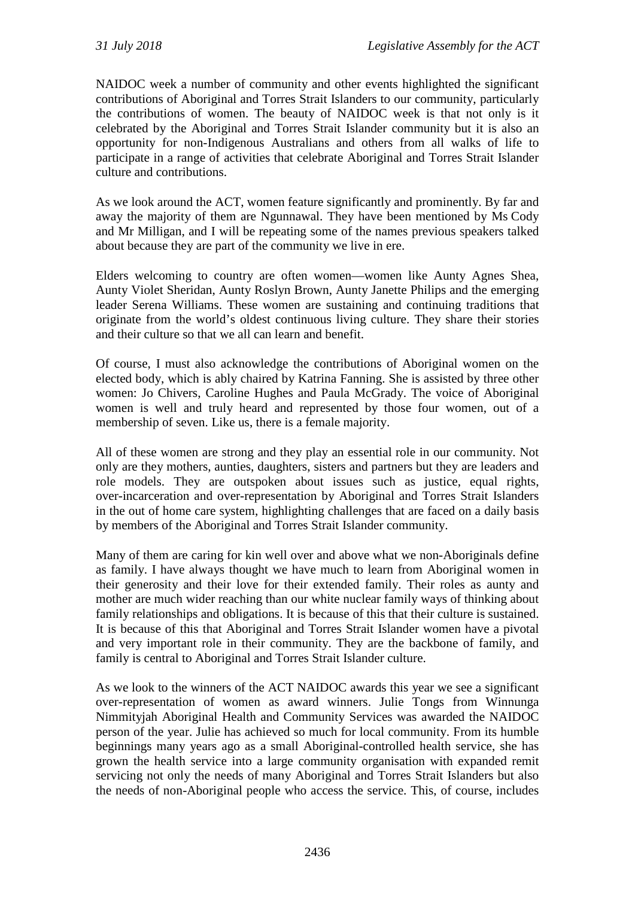NAIDOC week a number of community and other events highlighted the significant contributions of Aboriginal and Torres Strait Islanders to our community, particularly the contributions of women. The beauty of NAIDOC week is that not only is it celebrated by the Aboriginal and Torres Strait Islander community but it is also an opportunity for non-Indigenous Australians and others from all walks of life to participate in a range of activities that celebrate Aboriginal and Torres Strait Islander culture and contributions.

As we look around the ACT, women feature significantly and prominently. By far and away the majority of them are Ngunnawal. They have been mentioned by Ms Cody and Mr Milligan, and I will be repeating some of the names previous speakers talked about because they are part of the community we live in ere.

Elders welcoming to country are often women—women like Aunty Agnes Shea, Aunty Violet Sheridan, Aunty Roslyn Brown, Aunty Janette Philips and the emerging leader Serena Williams. These women are sustaining and continuing traditions that originate from the world's oldest continuous living culture. They share their stories and their culture so that we all can learn and benefit.

Of course, I must also acknowledge the contributions of Aboriginal women on the elected body, which is ably chaired by Katrina Fanning. She is assisted by three other women: Jo Chivers, Caroline Hughes and Paula McGrady. The voice of Aboriginal women is well and truly heard and represented by those four women, out of a membership of seven. Like us, there is a female majority.

All of these women are strong and they play an essential role in our community. Not only are they mothers, aunties, daughters, sisters and partners but they are leaders and role models. They are outspoken about issues such as justice, equal rights, over-incarceration and over-representation by Aboriginal and Torres Strait Islanders in the out of home care system, highlighting challenges that are faced on a daily basis by members of the Aboriginal and Torres Strait Islander community.

Many of them are caring for kin well over and above what we non-Aboriginals define as family. I have always thought we have much to learn from Aboriginal women in their generosity and their love for their extended family. Their roles as aunty and mother are much wider reaching than our white nuclear family ways of thinking about family relationships and obligations. It is because of this that their culture is sustained. It is because of this that Aboriginal and Torres Strait Islander women have a pivotal and very important role in their community. They are the backbone of family, and family is central to Aboriginal and Torres Strait Islander culture.

As we look to the winners of the ACT NAIDOC awards this year we see a significant over-representation of women as award winners. Julie Tongs from Winnunga Nimmityjah Aboriginal Health and Community Services was awarded the NAIDOC person of the year. Julie has achieved so much for local community. From its humble beginnings many years ago as a small Aboriginal-controlled health service, she has grown the health service into a large community organisation with expanded remit servicing not only the needs of many Aboriginal and Torres Strait Islanders but also the needs of non-Aboriginal people who access the service. This, of course, includes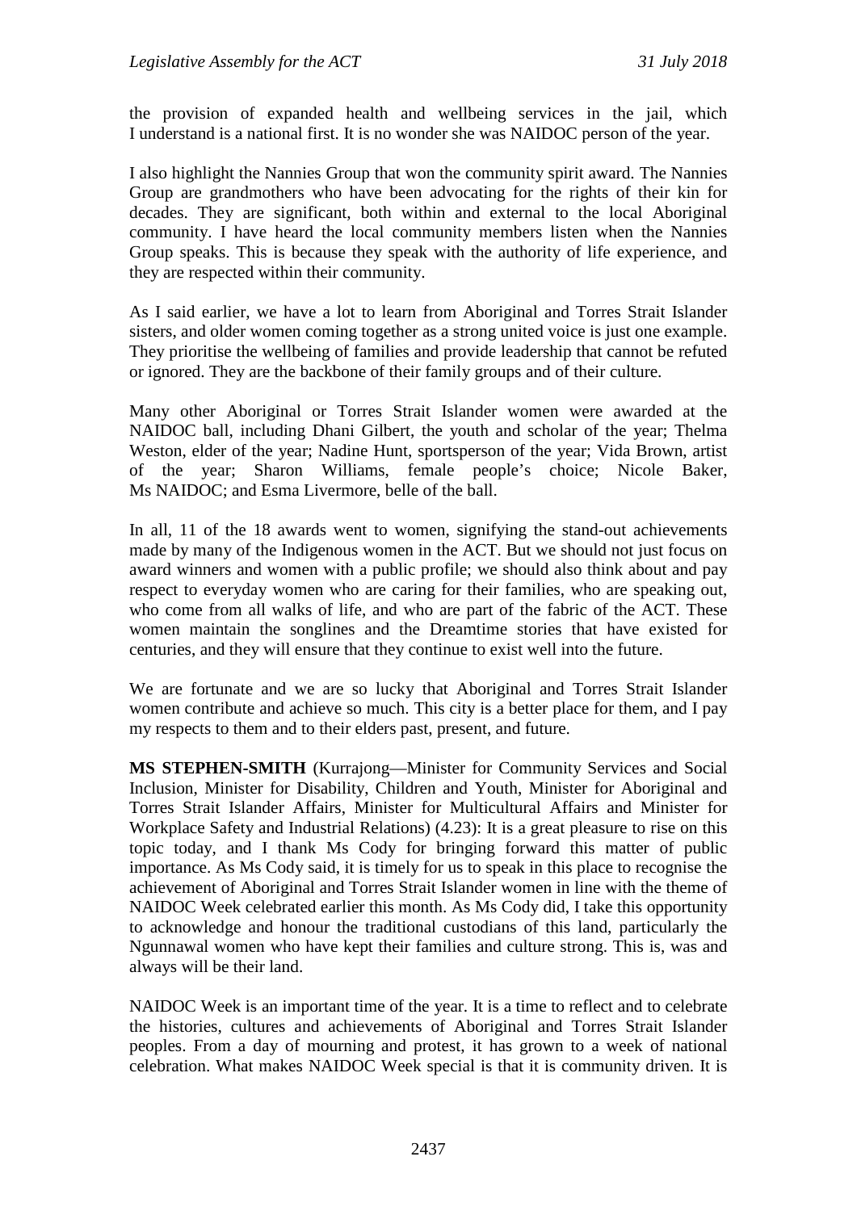the provision of expanded health and wellbeing services in the jail, which I understand is a national first. It is no wonder she was NAIDOC person of the year.

I also highlight the Nannies Group that won the community spirit award. The Nannies Group are grandmothers who have been advocating for the rights of their kin for decades. They are significant, both within and external to the local Aboriginal community. I have heard the local community members listen when the Nannies Group speaks. This is because they speak with the authority of life experience, and they are respected within their community.

As I said earlier, we have a lot to learn from Aboriginal and Torres Strait Islander sisters, and older women coming together as a strong united voice is just one example. They prioritise the wellbeing of families and provide leadership that cannot be refuted or ignored. They are the backbone of their family groups and of their culture.

Many other Aboriginal or Torres Strait Islander women were awarded at the NAIDOC ball, including Dhani Gilbert, the youth and scholar of the year; Thelma Weston, elder of the year; Nadine Hunt, sportsperson of the year; Vida Brown, artist of the year; Sharon Williams, female people's choice; Nicole Baker, Ms NAIDOC; and Esma Livermore, belle of the ball.

In all, 11 of the 18 awards went to women, signifying the stand-out achievements made by many of the Indigenous women in the ACT. But we should not just focus on award winners and women with a public profile; we should also think about and pay respect to everyday women who are caring for their families, who are speaking out, who come from all walks of life, and who are part of the fabric of the ACT. These women maintain the songlines and the Dreamtime stories that have existed for centuries, and they will ensure that they continue to exist well into the future.

We are fortunate and we are so lucky that Aboriginal and Torres Strait Islander women contribute and achieve so much. This city is a better place for them, and I pay my respects to them and to their elders past, present, and future.

**MS STEPHEN-SMITH** (Kurrajong—Minister for Community Services and Social Inclusion, Minister for Disability, Children and Youth, Minister for Aboriginal and Torres Strait Islander Affairs, Minister for Multicultural Affairs and Minister for Workplace Safety and Industrial Relations) (4.23): It is a great pleasure to rise on this topic today, and I thank Ms Cody for bringing forward this matter of public importance. As Ms Cody said, it is timely for us to speak in this place to recognise the achievement of Aboriginal and Torres Strait Islander women in line with the theme of NAIDOC Week celebrated earlier this month. As Ms Cody did, I take this opportunity to acknowledge and honour the traditional custodians of this land, particularly the Ngunnawal women who have kept their families and culture strong. This is, was and always will be their land.

NAIDOC Week is an important time of the year. It is a time to reflect and to celebrate the histories, cultures and achievements of Aboriginal and Torres Strait Islander peoples. From a day of mourning and protest, it has grown to a week of national celebration. What makes NAIDOC Week special is that it is community driven. It is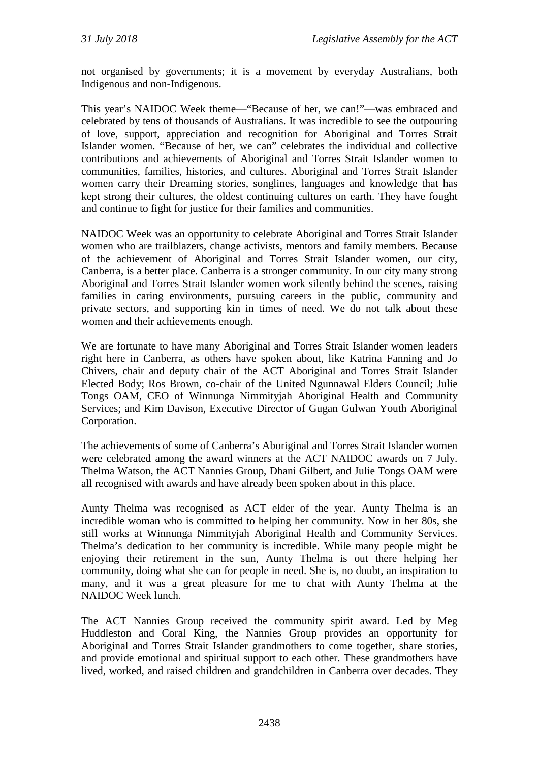not organised by governments; it is a movement by everyday Australians, both Indigenous and non-Indigenous.

This year's NAIDOC Week theme—"Because of her, we can!"—was embraced and celebrated by tens of thousands of Australians. It was incredible to see the outpouring of love, support, appreciation and recognition for Aboriginal and Torres Strait Islander women. "Because of her, we can" celebrates the individual and collective contributions and achievements of Aboriginal and Torres Strait Islander women to communities, families, histories, and cultures. Aboriginal and Torres Strait Islander women carry their Dreaming stories, songlines, languages and knowledge that has kept strong their cultures, the oldest continuing cultures on earth. They have fought and continue to fight for justice for their families and communities.

NAIDOC Week was an opportunity to celebrate Aboriginal and Torres Strait Islander women who are trailblazers, change activists, mentors and family members. Because of the achievement of Aboriginal and Torres Strait Islander women, our city, Canberra, is a better place. Canberra is a stronger community. In our city many strong Aboriginal and Torres Strait Islander women work silently behind the scenes, raising families in caring environments, pursuing careers in the public, community and private sectors, and supporting kin in times of need. We do not talk about these women and their achievements enough.

We are fortunate to have many Aboriginal and Torres Strait Islander women leaders right here in Canberra, as others have spoken about, like Katrina Fanning and Jo Chivers, chair and deputy chair of the ACT Aboriginal and Torres Strait Islander Elected Body; Ros Brown, co-chair of the United Ngunnawal Elders Council; Julie Tongs OAM, CEO of Winnunga Nimmityjah Aboriginal Health and Community Services; and Kim Davison, Executive Director of Gugan Gulwan Youth Aboriginal Corporation.

The achievements of some of Canberra's Aboriginal and Torres Strait Islander women were celebrated among the award winners at the ACT NAIDOC awards on 7 July. Thelma Watson, the ACT Nannies Group, Dhani Gilbert, and Julie Tongs OAM were all recognised with awards and have already been spoken about in this place.

Aunty Thelma was recognised as ACT elder of the year. Aunty Thelma is an incredible woman who is committed to helping her community. Now in her 80s, she still works at Winnunga Nimmityjah Aboriginal Health and Community Services. Thelma's dedication to her community is incredible. While many people might be enjoying their retirement in the sun, Aunty Thelma is out there helping her community, doing what she can for people in need. She is, no doubt, an inspiration to many, and it was a great pleasure for me to chat with Aunty Thelma at the NAIDOC Week lunch.

The ACT Nannies Group received the community spirit award. Led by Meg Huddleston and Coral King, the Nannies Group provides an opportunity for Aboriginal and Torres Strait Islander grandmothers to come together, share stories, and provide emotional and spiritual support to each other. These grandmothers have lived, worked, and raised children and grandchildren in Canberra over decades. They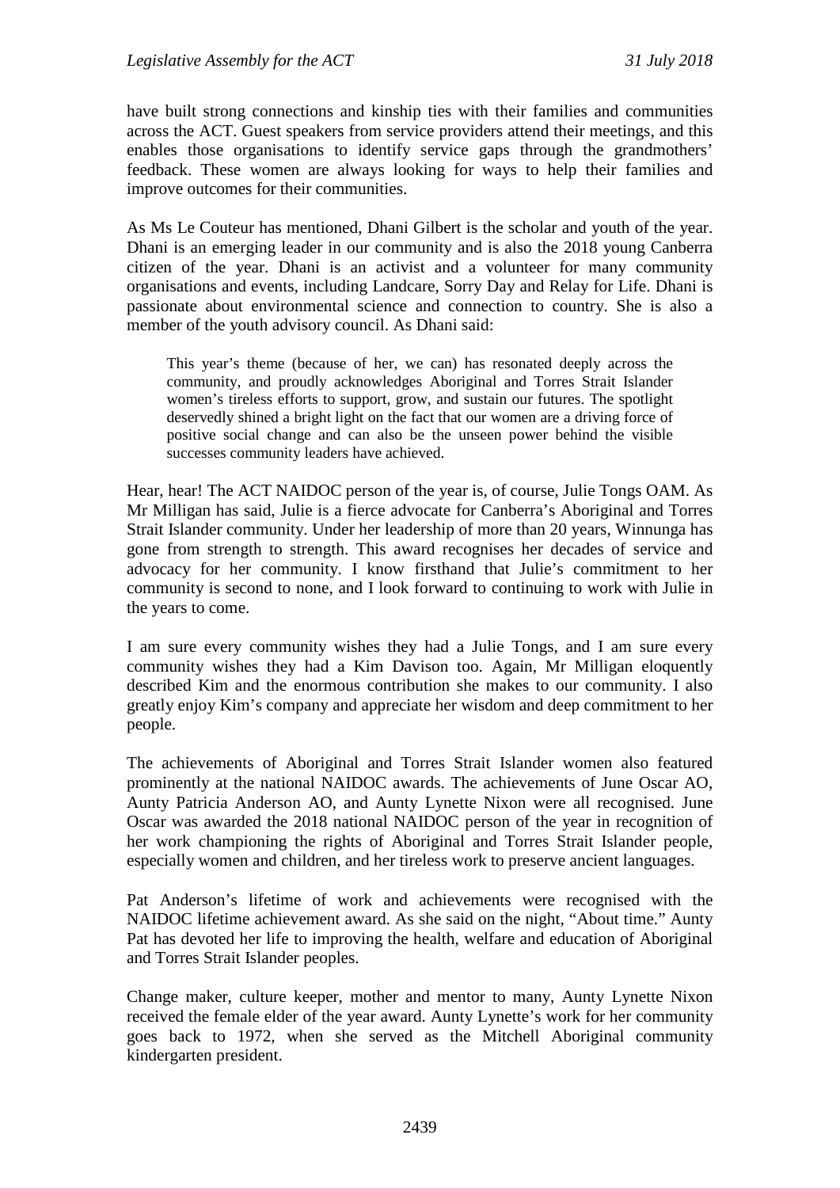have built strong connections and kinship ties with their families and communities across the ACT. Guest speakers from service providers attend their meetings, and this enables those organisations to identify service gaps through the grandmothers' feedback. These women are always looking for ways to help their families and improve outcomes for their communities.

As Ms Le Couteur has mentioned, Dhani Gilbert is the scholar and youth of the year. Dhani is an emerging leader in our community and is also the 2018 young Canberra citizen of the year. Dhani is an activist and a volunteer for many community organisations and events, including Landcare, Sorry Day and Relay for Life. Dhani is passionate about environmental science and connection to country. She is also a member of the youth advisory council. As Dhani said:

> This year's theme (because of her, we can) has resonated deeply across the community, and proudly acknowledges Aboriginal and Torres Strait Islander women's tireless efforts to support, grow, and sustain our futures. The spotlight deservedly shined a bright light on the fact that our women are a driving force of positive social change and can also be the unseen power behind the visible successes community leaders have achieved.

Hear, hear! The ACT NAIDOC person of the year is, of course, Julie Tongs OAM. As Mr Milligan has said, Julie is a fierce advocate for Canberra's Aboriginal and Torres Strait Islander community. Under her leadership of more than 20 years, Winnunga has gone from strength to strength. This award recognises her decades of service and advocacy for her community. I know firsthand that Julie's commitment to her community is second to none, and I look forward to continuing to work with Julie in the years to come.

I am sure every community wishes they had a Julie Tongs, and I am sure every community wishes they had a Kim Davison too. Again, Mr Milligan eloquently described Kim and the enormous contribution she makes to our community. I also greatly enjoy Kim's company and appreciate her wisdom and deep commitment to her people.

The achievements of Aboriginal and Torres Strait Islander women also featured prominently at the national NAIDOC awards. The achievements of June Oscar AO, Aunty Patricia Anderson AO, and Aunty Lynette Nixon were all recognised. June Oscar was awarded the 2018 national NAIDOC person of the year in recognition of her work championing the rights of Aboriginal and Torres Strait Islander people, especially women and children, and her tireless work to preserve ancient languages.

Pat Anderson's lifetime of work and achievements were recognised with the NAIDOC lifetime achievement award. As she said on the night, "About time." Aunty Pat has devoted her life to improving the health, welfare and education of Aboriginal and Torres Strait Islander peoples.

Change maker, culture keeper, mother and mentor to many, Aunty Lynette Nixon received the female elder of the year award. Aunty Lynette's work for her community goes back to 1972, when she served as the Mitchell Aboriginal community kindergarten president.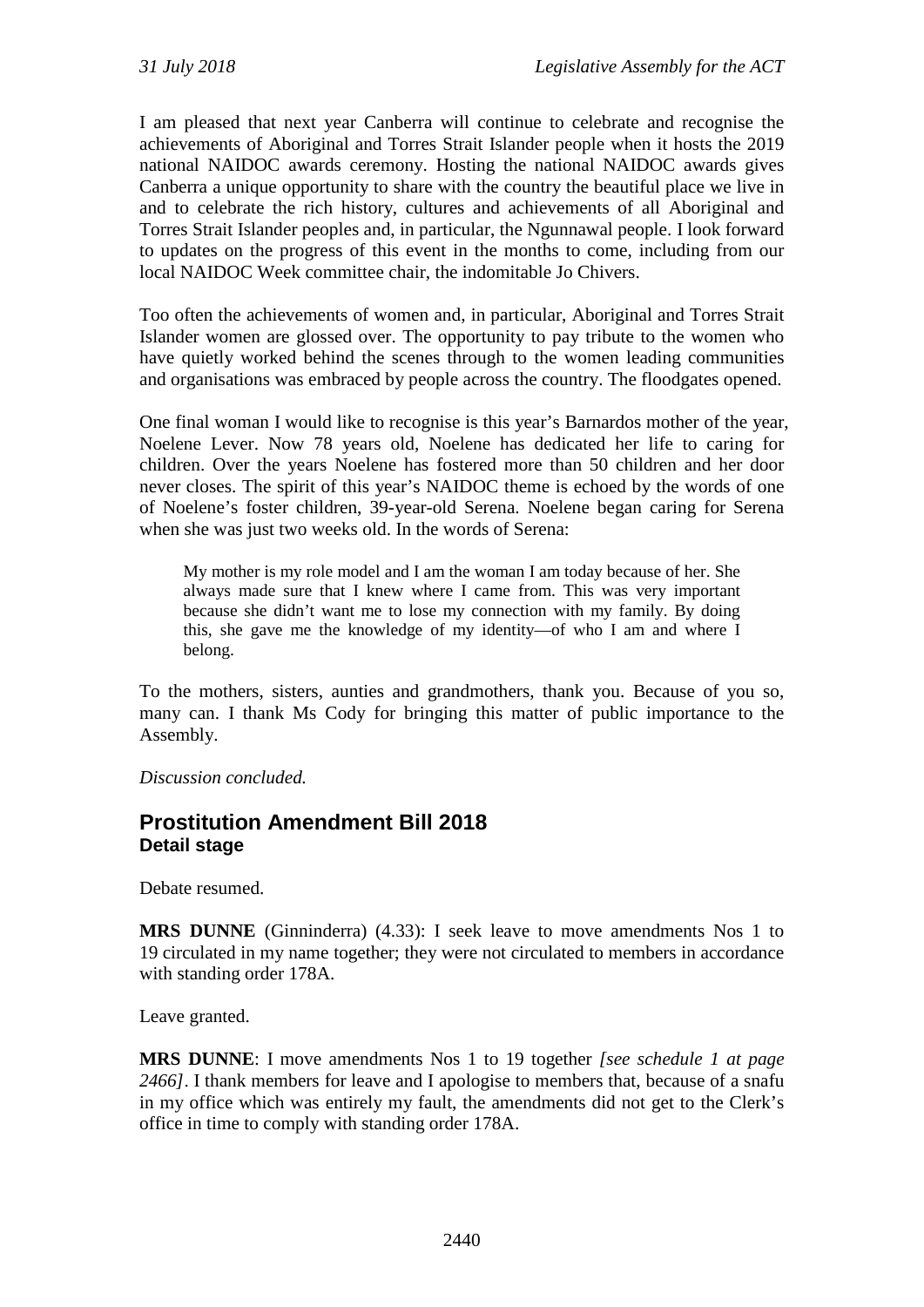I am pleased that next year Canberra will continue to celebrate and recognise the achievements of Aboriginal and Torres Strait Islander people when it hosts the 2019 national NAIDOC awards ceremony. Hosting the national NAIDOC awards gives Canberra a unique opportunity to share with the country the beautiful place we live in and to celebrate the rich history, cultures and achievements of all Aboriginal and Torres Strait Islander peoples and, in particular, the Ngunnawal people. I look forward to updates on the progress of this event in the months to come, including from our local NAIDOC Week committee chair, the indomitable Jo Chivers.

Too often the achievements of women and, in particular, Aboriginal and Torres Strait Islander women are glossed over. The opportunity to pay tribute to the women who have quietly worked behind the scenes through to the women leading communities and organisations was embraced by people across the country. The floodgates opened.

One final woman I would like to recognise is this year's Barnardos mother of the year, Noelene Lever. Now 78 years old, Noelene has dedicated her life to caring for children. Over the years Noelene has fostered more than 50 children and her door never closes. The spirit of this year's NAIDOC theme is echoed by the words of one of Noelene's foster children, 39-year-old Serena. Noelene began caring for Serena when she was just two weeks old. In the words of Serena:

> My mother is my role model and I am the woman I am today because of her. She always made sure that I knew where I came from. This was very important because she didn't want me to lose my connection with my family. By doing this, she gave me the knowledge of my identity—of who I am and where I belong.

To the mothers, sisters, aunties and grandmothers, thank you. Because of you so, many can. I thank Ms Cody for bringing this matter of public importance to the Assembly.

*Discussion concluded.*

## Prostitution Amendment Bill 2018

### Detail stage

Debate resumed.

**MRS DUNNE** (Ginninderra) (4.33): I seek leave to move amendments Nos 1 to 19 circulated in my name together; they were not circulated to members in accordance with standing order 178A.

Leave granted.

**MRS DUNNE**: I move amendments Nos 1 to 19 together *[see schedule 1 at page 2466]*. I thank members for leave and I apologise to members that, because of a snafu in my office which was entirely my fault, the amendments did not get to the Clerk's office in time to comply with standing order 178A.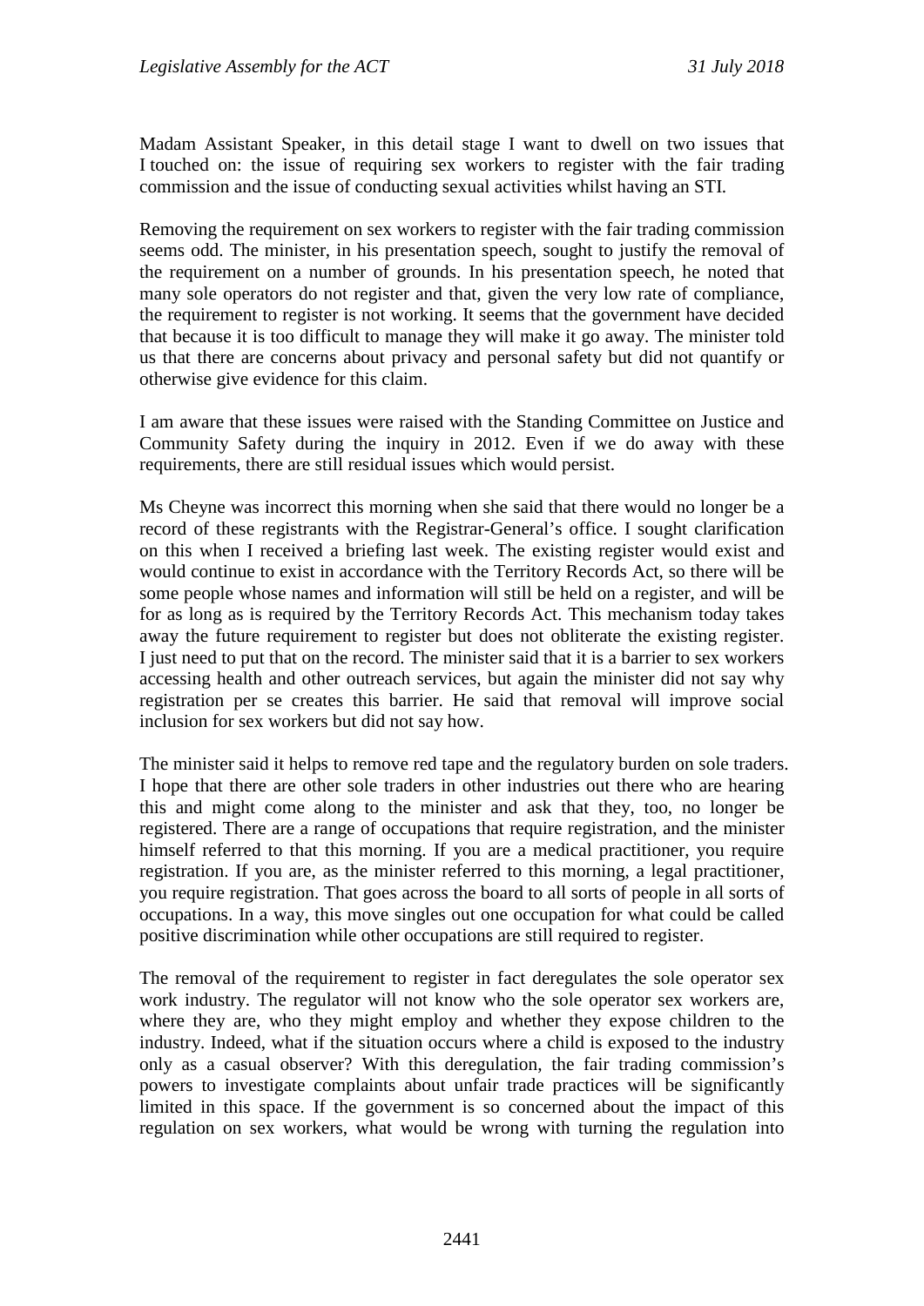Madam Assistant Speaker, in this detail stage I want to dwell on two issues that I touched on: the issue of requiring sex workers to register with the fair trading commission and the issue of conducting sexual activities whilst having an STI.

Removing the requirement on sex workers to register with the fair trading commission seems odd. The minister, in his presentation speech, sought to justify the removal of the requirement on a number of grounds. In his presentation speech, he noted that many sole operators do not register and that, given the very low rate of compliance, the requirement to register is not working. It seems that the government have decided that because it is too difficult to manage they will make it go away. The minister told us that there are concerns about privacy and personal safety but did not quantify or otherwise give evidence for this claim.

I am aware that these issues were raised with the Standing Committee on Justice and Community Safety during the inquiry in 2012. Even if we do away with these requirements, there are still residual issues which would persist.

Ms Cheyne was incorrect this morning when she said that there would no longer be a record of these registrants with the Registrar-General's office. I sought clarification on this when I received a briefing last week. The existing register would exist and would continue to exist in accordance with the Territory Records Act, so there will be some people whose names and information will still be held on a register, and will be for as long as is required by the Territory Records Act. This mechanism today takes away the future requirement to register but does not obliterate the existing register. I just need to put that on the record. The minister said that it is a barrier to sex workers accessing health and other outreach services, but again the minister did not say why registration per se creates this barrier. He said that removal will improve social inclusion for sex workers but did not say how.

The minister said it helps to remove red tape and the regulatory burden on sole traders. I hope that there are other sole traders in other industries out there who are hearing this and might come along to the minister and ask that they, too, no longer be registered. There are a range of occupations that require registration, and the minister himself referred to that this morning. If you are a medical practitioner, you require registration. If you are, as the minister referred to this morning, a legal practitioner, you require registration. That goes across the board to all sorts of people in all sorts of occupations. In a way, this move singles out one occupation for what could be called positive discrimination while other occupations are still required to register.

The removal of the requirement to register in fact deregulates the sole operator sex work industry. The regulator will not know who the sole operator sex workers are, where they are, who they might employ and whether they expose children to the industry. Indeed, what if the situation occurs where a child is exposed to the industry only as a casual observer? With this deregulation, the fair trading commission's powers to investigate complaints about unfair trade practices will be significantly limited in this space. If the government is so concerned about the impact of this regulation on sex workers, what would be wrong with turning the regulation into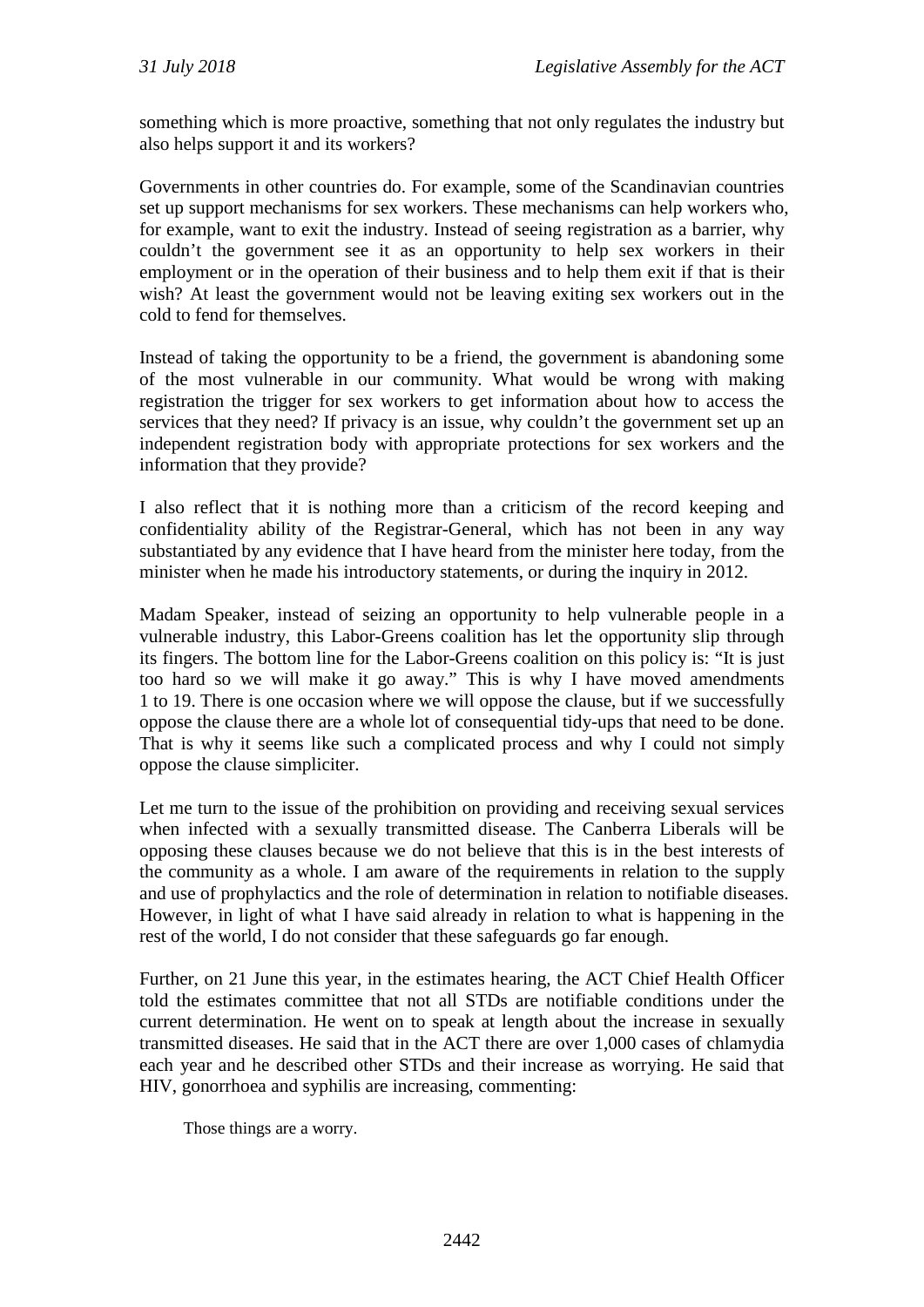something which is more proactive, something that not only regulates the industry but also helps support it and its workers?

Governments in other countries do. For example, some of the Scandinavian countries set up support mechanisms for sex workers. These mechanisms can help workers who, for example, want to exit the industry. Instead of seeing registration as a barrier, why couldn't the government see it as an opportunity to help sex workers in their employment or in the operation of their business and to help them exit if that is their wish? At least the government would not be leaving exiting sex workers out in the cold to fend for themselves.

Instead of taking the opportunity to be a friend, the government is abandoning some of the most vulnerable in our community. What would be wrong with making registration the trigger for sex workers to get information about how to access the services that they need? If privacy is an issue, why couldn't the government set up an independent registration body with appropriate protections for sex workers and the information that they provide?

I also reflect that it is nothing more than a criticism of the record keeping and confidentiality ability of the Registrar-General, which has not been in any way substantiated by any evidence that I have heard from the minister here today, from the minister when he made his introductory statements, or during the inquiry in 2012.

Madam Speaker, instead of seizing an opportunity to help vulnerable people in a vulnerable industry, this Labor-Greens coalition has let the opportunity slip through its fingers. The bottom line for the Labor-Greens coalition on this policy is: "It is just too hard so we will make it go away." This is why I have moved amendments 1 to 19. There is one occasion where we will oppose the clause, but if we successfully oppose the clause there are a whole lot of consequential tidy-ups that need to be done. That is why it seems like such a complicated process and why I could not simply oppose the clause simpliciter.

Let me turn to the issue of the prohibition on providing and receiving sexual services when infected with a sexually transmitted disease. The Canberra Liberals will be opposing these clauses because we do not believe that this is in the best interests of the community as a whole. I am aware of the requirements in relation to the supply and use of prophylactics and the role of determination in relation to notifiable diseases. However, in light of what I have said already in relation to what is happening in the rest of the world, I do not consider that these safeguards go far enough.

Further, on 21 June this year, in the estimates hearing, the ACT Chief Health Officer told the estimates committee that not all STDs are notifiable conditions under the current determination. He went on to speak at length about the increase in sexually transmitted diseases. He said that in the ACT there are over 1,000 cases of chlamydia each year and he described other STDs and their increase as worrying. He said that HIV, gonorrhoea and syphilis are increasing, commenting:

> Those things are a worry.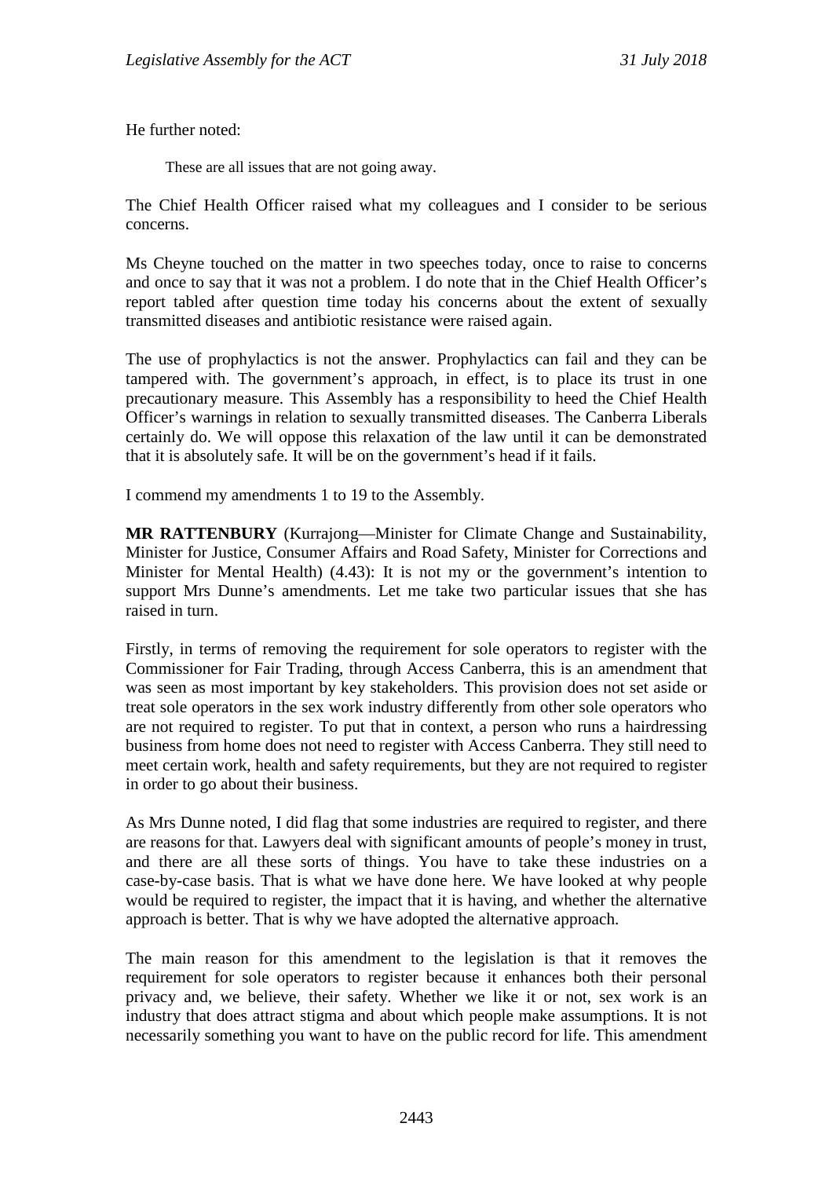He further noted:

> These are all issues that are not going away.

The Chief Health Officer raised what my colleagues and I consider to be serious concerns.

Ms Cheyne touched on the matter in two speeches today, once to raise to concerns and once to say that it was not a problem. I do note that in the Chief Health Officer's report tabled after question time today his concerns about the extent of sexually transmitted diseases and antibiotic resistance were raised again.

The use of prophylactics is not the answer. Prophylactics can fail and they can be tampered with. The government's approach, in effect, is to place its trust in one precautionary measure. This Assembly has a responsibility to heed the Chief Health Officer's warnings in relation to sexually transmitted diseases. The Canberra Liberals certainly do. We will oppose this relaxation of the law until it can be demonstrated that it is absolutely safe. It will be on the government's head if it fails.

I commend my amendments 1 to 19 to the Assembly.

**MR RATTENBURY** (Kurrajong—Minister for Climate Change and Sustainability, Minister for Justice, Consumer Affairs and Road Safety, Minister for Corrections and Minister for Mental Health) (4.43): It is not my or the government's intention to support Mrs Dunne's amendments. Let me take two particular issues that she has raised in turn.

Firstly, in terms of removing the requirement for sole operators to register with the Commissioner for Fair Trading, through Access Canberra, this is an amendment that was seen as most important by key stakeholders. This provision does not set aside or treat sole operators in the sex work industry differently from other sole operators who are not required to register. To put that in context, a person who runs a hairdressing business from home does not need to register with Access Canberra. They still need to meet certain work, health and safety requirements, but they are not required to register in order to go about their business.

As Mrs Dunne noted, I did flag that some industries are required to register, and there are reasons for that. Lawyers deal with significant amounts of people's money in trust, and there are all these sorts of things. You have to take these industries on a case-by-case basis. That is what we have done here. We have looked at why people would be required to register, the impact that it is having, and whether the alternative approach is better. That is why we have adopted the alternative approach.

The main reason for this amendment to the legislation is that it removes the requirement for sole operators to register because it enhances both their personal privacy and, we believe, their safety. Whether we like it or not, sex work is an industry that does attract stigma and about which people make assumptions. It is not necessarily something you want to have on the public record for life. This amendment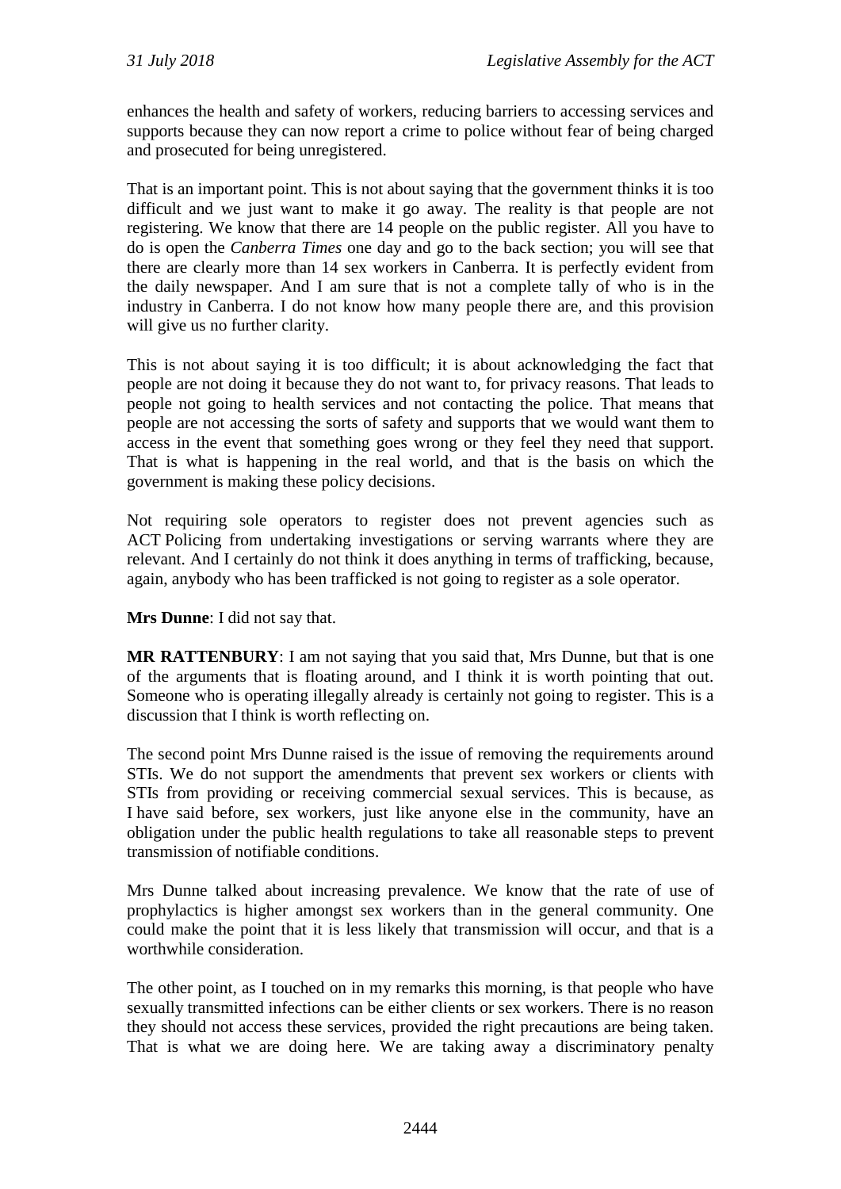enhances the health and safety of workers, reducing barriers to accessing services and supports because they can now report a crime to police without fear of being charged and prosecuted for being unregistered.

That is an important point. This is not about saying that the government thinks it is too difficult and we just want to make it go away. The reality is that people are not registering. We know that there are 14 people on the public register. All you have to do is open the *Canberra Times* one day and go to the back section; you will see that there are clearly more than 14 sex workers in Canberra. It is perfectly evident from the daily newspaper. And I am sure that is not a complete tally of who is in the industry in Canberra. I do not know how many people there are, and this provision will give us no further clarity.

This is not about saying it is too difficult; it is about acknowledging the fact that people are not doing it because they do not want to, for privacy reasons. That leads to people not going to health services and not contacting the police. That means that people are not accessing the sorts of safety and supports that we would want them to access in the event that something goes wrong or they feel they need that support. That is what is happening in the real world, and that is the basis on which the government is making these policy decisions.

Not requiring sole operators to register does not prevent agencies such as ACT Policing from undertaking investigations or serving warrants where they are relevant. And I certainly do not think it does anything in terms of trafficking, because, again, anybody who has been trafficked is not going to register as a sole operator.

**Mrs Dunne**: I did not say that.

**MR RATTENBURY**: I am not saying that you said that, Mrs Dunne, but that is one of the arguments that is floating around, and I think it is worth pointing that out. Someone who is operating illegally already is certainly not going to register. This is a discussion that I think is worth reflecting on.

The second point Mrs Dunne raised is the issue of removing the requirements around STIs. We do not support the amendments that prevent sex workers or clients with STIs from providing or receiving commercial sexual services. This is because, as I have said before, sex workers, just like anyone else in the community, have an obligation under the public health regulations to take all reasonable steps to prevent transmission of notifiable conditions.

Mrs Dunne talked about increasing prevalence. We know that the rate of use of prophylactics is higher amongst sex workers than in the general community. One could make the point that it is less likely that transmission will occur, and that is a worthwhile consideration.

The other point, as I touched on in my remarks this morning, is that people who have sexually transmitted infections can be either clients or sex workers. There is no reason they should not access these services, provided the right precautions are being taken. That is what we are doing here. We are taking away a discriminatory penalty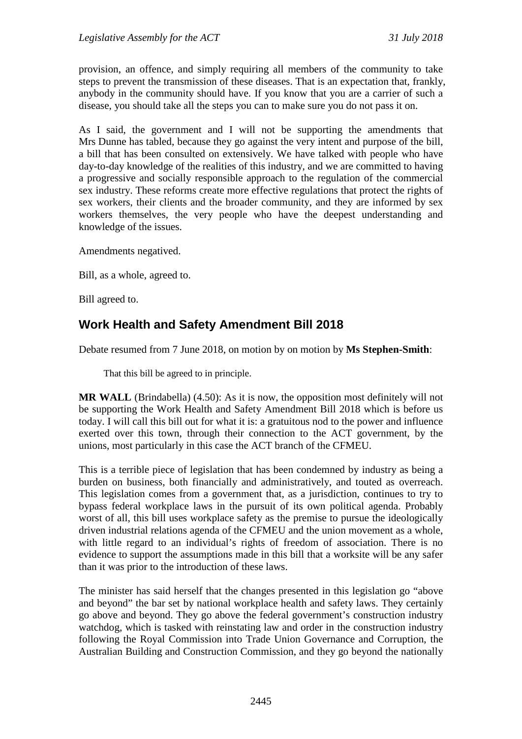provision, an offence, and simply requiring all members of the community to take steps to prevent the transmission of these diseases. That is an expectation that, frankly, anybody in the community should have. If you know that you are a carrier of such a disease, you should take all the steps you can to make sure you do not pass it on.

As I said, the government and I will not be supporting the amendments that Mrs Dunne has tabled, because they go against the very intent and purpose of the bill, a bill that has been consulted on extensively. We have talked with people who have day-to-day knowledge of the realities of this industry, and we are committed to having a progressive and socially responsible approach to the regulation of the commercial sex industry. These reforms create more effective regulations that protect the rights of sex workers, their clients and the broader community, and they are informed by sex workers themselves, the very people who have the deepest understanding and knowledge of the issues.

Amendments negatived.

Bill, as a whole, agreed to.

Bill agreed to.

## Work Health and Safety Amendment Bill 2018

Debate resumed from 7 June 2018, on motion by on motion by **Ms Stephen-Smith**:

> That this bill be agreed to in principle.

**MR WALL** (Brindabella) (4.50): As it is now, the opposition most definitely will not be supporting the Work Health and Safety Amendment Bill 2018 which is before us today. I will call this bill out for what it is: a gratuitous nod to the power and influence exerted over this town, through their connection to the ACT government, by the unions, most particularly in this case the ACT branch of the CFMEU.

This is a terrible piece of legislation that has been condemned by industry as being a burden on business, both financially and administratively, and touted as overreach. This legislation comes from a government that, as a jurisdiction, continues to try to bypass federal workplace laws in the pursuit of its own political agenda. Probably worst of all, this bill uses workplace safety as the premise to pursue the ideologically driven industrial relations agenda of the CFMEU and the union movement as a whole, with little regard to an individual's rights of freedom of association. There is no evidence to support the assumptions made in this bill that a worksite will be any safer than it was prior to the introduction of these laws.

The minister has said herself that the changes presented in this legislation go "above and beyond" the bar set by national workplace health and safety laws. They certainly go above and beyond. They go above the federal government's construction industry watchdog, which is tasked with reinstating law and order in the construction industry following the Royal Commission into Trade Union Governance and Corruption, the Australian Building and Construction Commission, and they go beyond the nationally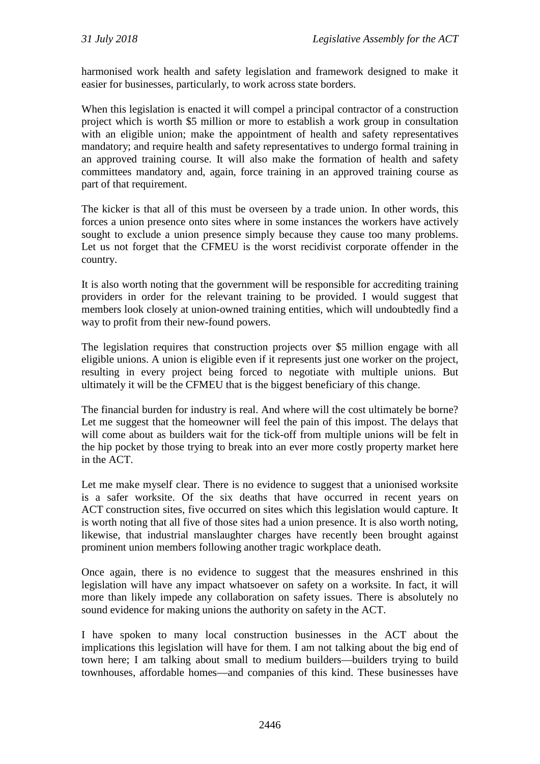harmonised work health and safety legislation and framework designed to make it easier for businesses, particularly, to work across state borders.

When this legislation is enacted it will compel a principal contractor of a construction project which is worth $5 million or more to establish a work group in consultation with an eligible union; make the appointment of health and safety representatives mandatory; and require health and safety representatives to undergo formal training in an approved training course. It will also make the formation of health and safety committees mandatory and, again, force training in an approved training course as part of that requirement.

The kicker is that all of this must be overseen by a trade union. In other words, this forces a union presence onto sites where in some instances the workers have actively sought to exclude a union presence simply because they cause too many problems. Let us not forget that the CFMEU is the worst recidivist corporate offender in the country.

It is also worth noting that the government will be responsible for accrediting training providers in order for the relevant training to be provided. I would suggest that members look closely at union-owned training entities, which will undoubtedly find a way to profit from their new-found powers.

The legislation requires that construction projects over $5 million engage with all eligible unions. A union is eligible even if it represents just one worker on the project, resulting in every project being forced to negotiate with multiple unions. But ultimately it will be the CFMEU that is the biggest beneficiary of this change.

The financial burden for industry is real. And where will the cost ultimately be borne? Let me suggest that the homeowner will feel the pain of this impost. The delays that will come about as builders wait for the tick-off from multiple unions will be felt in the hip pocket by those trying to break into an ever more costly property market here in the ACT.

Let me make myself clear. There is no evidence to suggest that a unionised worksite is a safer worksite. Of the six deaths that have occurred in recent years on ACT construction sites, five occurred on sites which this legislation would capture. It is worth noting that all five of those sites had a union presence. It is also worth noting, likewise, that industrial manslaughter charges have recently been brought against prominent union members following another tragic workplace death.

Once again, there is no evidence to suggest that the measures enshrined in this legislation will have any impact whatsoever on safety on a worksite. In fact, it will more than likely impede any collaboration on safety issues. There is absolutely no sound evidence for making unions the authority on safety in the ACT.

I have spoken to many local construction businesses in the ACT about the implications this legislation will have for them. I am not talking about the big end of town here; I am talking about small to medium builders—builders trying to build townhouses, affordable homes—and companies of this kind. These businesses have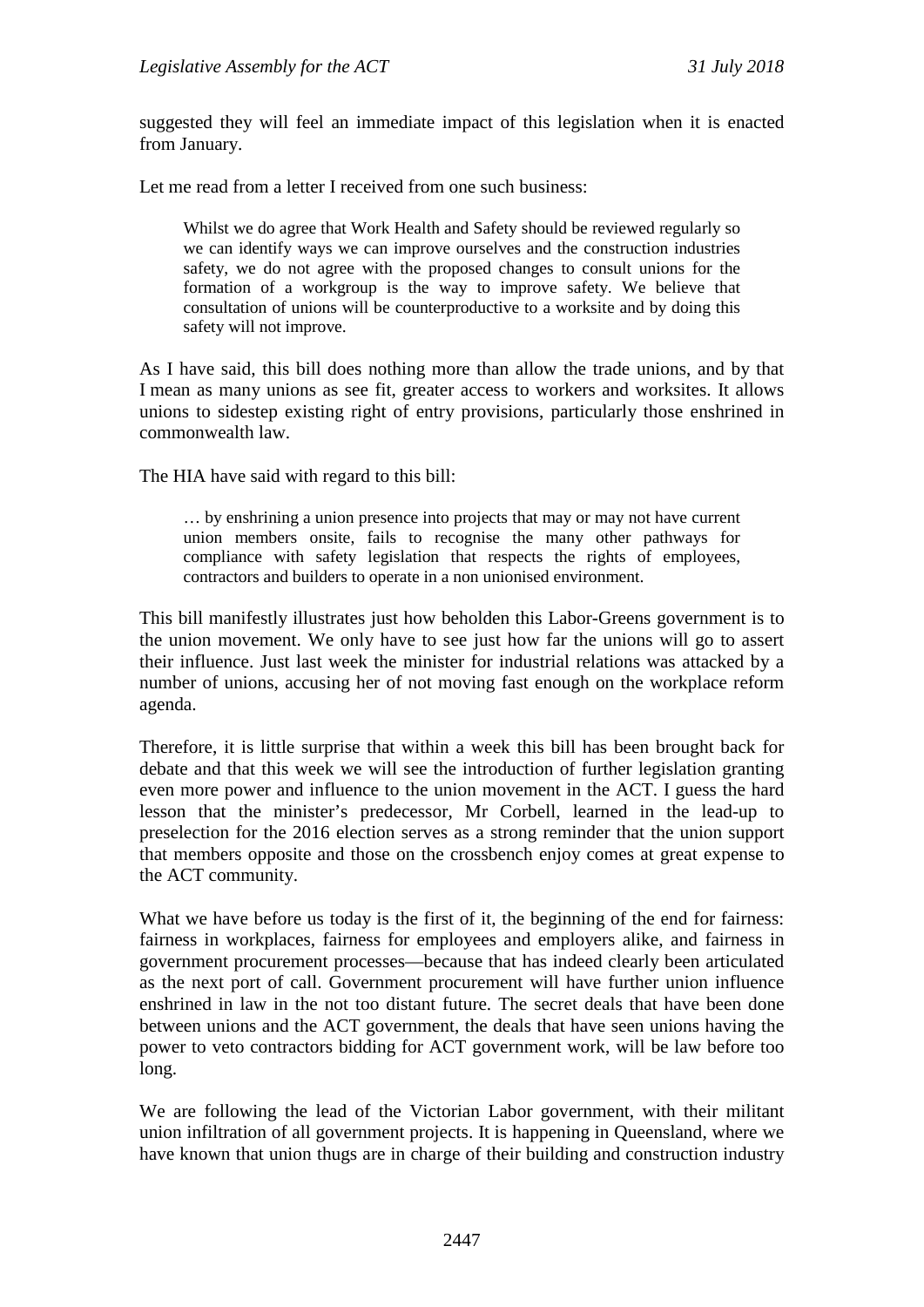suggested they will feel an immediate impact of this legislation when it is enacted from January.

Let me read from a letter I received from one such business:

> Whilst we do agree that Work Health and Safety should be reviewed regularly so we can identify ways we can improve ourselves and the construction industries safety, we do not agree with the proposed changes to consult unions for the formation of a workgroup is the way to improve safety. We believe that consultation of unions will be counterproductive to a worksite and by doing this safety will not improve.

As I have said, this bill does nothing more than allow the trade unions, and by that I mean as many unions as see fit, greater access to workers and worksites. It allows unions to sidestep existing right of entry provisions, particularly those enshrined in commonwealth law.

The HIA have said with regard to this bill:

> … by enshrining a union presence into projects that may or may not have current union members onsite, fails to recognise the many other pathways for compliance with safety legislation that respects the rights of employees, contractors and builders to operate in a non unionised environment.

This bill manifestly illustrates just how beholden this Labor-Greens government is to the union movement. We only have to see just how far the unions will go to assert their influence. Just last week the minister for industrial relations was attacked by a number of unions, accusing her of not moving fast enough on the workplace reform agenda.

Therefore, it is little surprise that within a week this bill has been brought back for debate and that this week we will see the introduction of further legislation granting even more power and influence to the union movement in the ACT. I guess the hard lesson that the minister's predecessor, Mr Corbell, learned in the lead-up to preselection for the 2016 election serves as a strong reminder that the union support that members opposite and those on the crossbench enjoy comes at great expense to the ACT community.

What we have before us today is the first of it, the beginning of the end for fairness: fairness in workplaces, fairness for employees and employers alike, and fairness in government procurement processes—because that has indeed clearly been articulated as the next port of call. Government procurement will have further union influence enshrined in law in the not too distant future. The secret deals that have been done between unions and the ACT government, the deals that have seen unions having the power to veto contractors bidding for ACT government work, will be law before too long.

We are following the lead of the Victorian Labor government, with their militant union infiltration of all government projects. It is happening in Queensland, where we have known that union thugs are in charge of their building and construction industry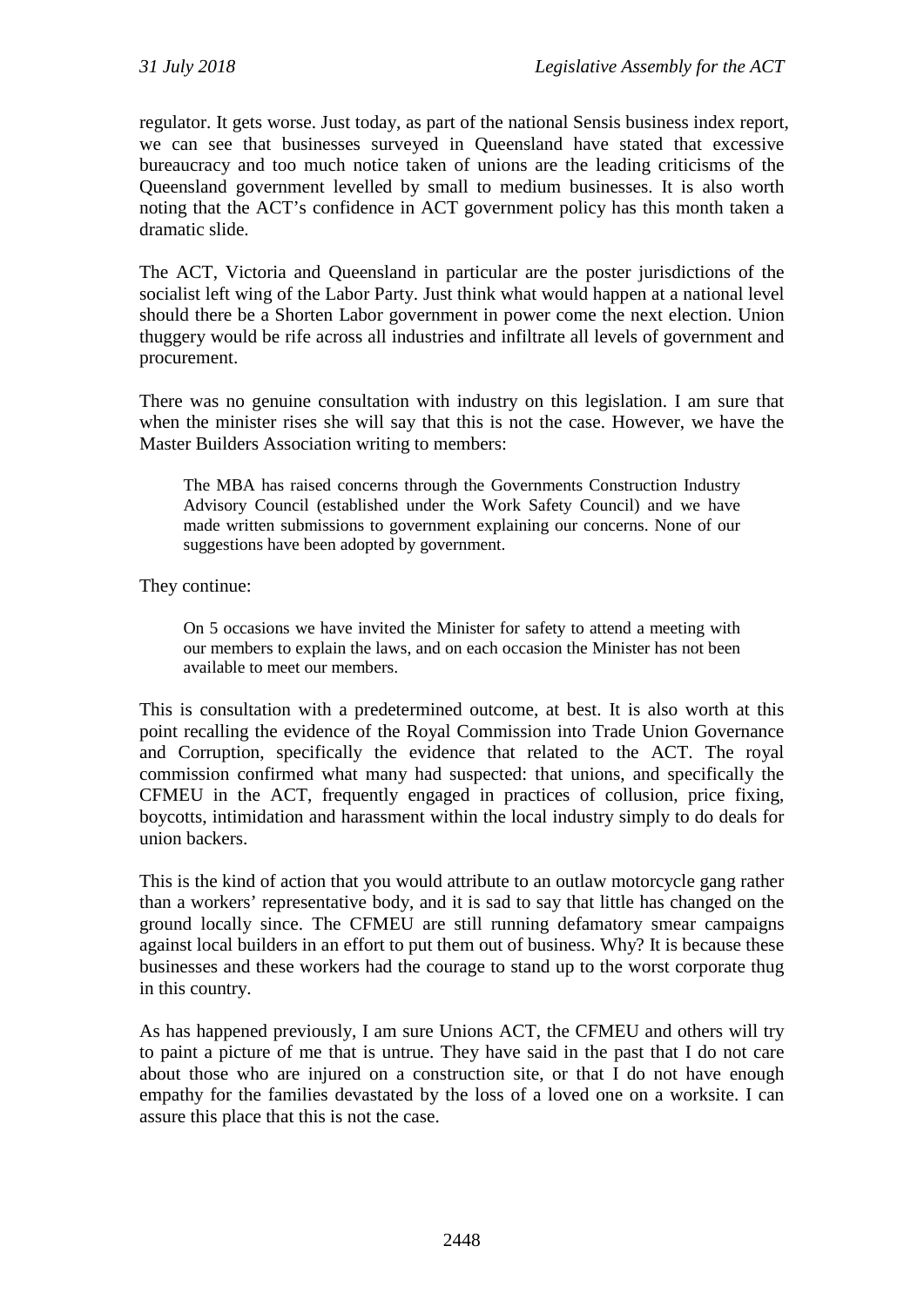regulator. It gets worse. Just today, as part of the national Sensis business index report, we can see that businesses surveyed in Queensland have stated that excessive bureaucracy and too much notice taken of unions are the leading criticisms of the Queensland government levelled by small to medium businesses. It is also worth noting that the ACT's confidence in ACT government policy has this month taken a dramatic slide.

The ACT, Victoria and Queensland in particular are the poster jurisdictions of the socialist left wing of the Labor Party. Just think what would happen at a national level should there be a Shorten Labor government in power come the next election. Union thuggery would be rife across all industries and infiltrate all levels of government and procurement.

There was no genuine consultation with industry on this legislation. I am sure that when the minister rises she will say that this is not the case. However, we have the Master Builders Association writing to members:

> The MBA has raised concerns through the Governments Construction Industry Advisory Council (established under the Work Safety Council) and we have made written submissions to government explaining our concerns. None of our suggestions have been adopted by government.

They continue:

> On 5 occasions we have invited the Minister for safety to attend a meeting with our members to explain the laws, and on each occasion the Minister has not been available to meet our members.

This is consultation with a predetermined outcome, at best. It is also worth at this point recalling the evidence of the Royal Commission into Trade Union Governance and Corruption, specifically the evidence that related to the ACT. The royal commission confirmed what many had suspected: that unions, and specifically the CFMEU in the ACT, frequently engaged in practices of collusion, price fixing, boycotts, intimidation and harassment within the local industry simply to do deals for union backers.

This is the kind of action that you would attribute to an outlaw motorcycle gang rather than a workers' representative body, and it is sad to say that little has changed on the ground locally since. The CFMEU are still running defamatory smear campaigns against local builders in an effort to put them out of business. Why? It is because these businesses and these workers had the courage to stand up to the worst corporate thug in this country.

As has happened previously, I am sure Unions ACT, the CFMEU and others will try to paint a picture of me that is untrue. They have said in the past that I do not care about those who are injured on a construction site, or that I do not have enough empathy for the families devastated by the loss of a loved one on a worksite. I can assure this place that this is not the case.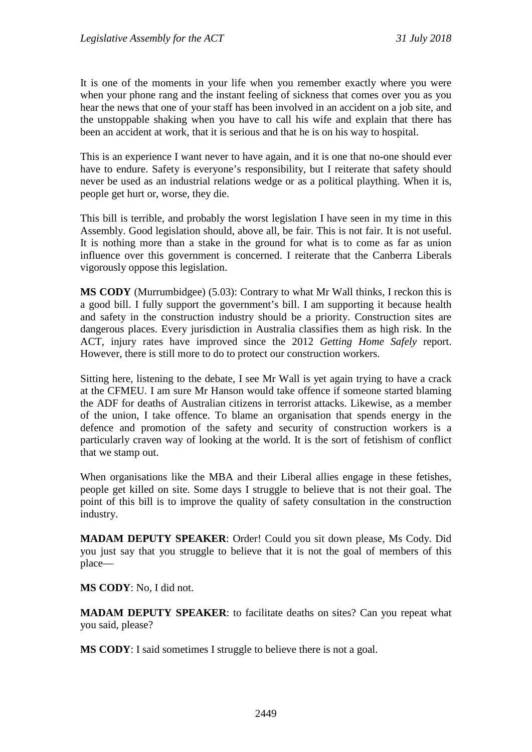It is one of the moments in your life when you remember exactly where you were when your phone rang and the instant feeling of sickness that comes over you as you hear the news that one of your staff has been involved in an accident on a job site, and the unstoppable shaking when you have to call his wife and explain that there has been an accident at work, that it is serious and that he is on his way to hospital.

This is an experience I want never to have again, and it is one that no-one should ever have to endure. Safety is everyone's responsibility, but I reiterate that safety should never be used as an industrial relations wedge or as a political plaything. When it is, people get hurt or, worse, they die.

This bill is terrible, and probably the worst legislation I have seen in my time in this Assembly. Good legislation should, above all, be fair. This is not fair. It is not useful. It is nothing more than a stake in the ground for what is to come as far as union influence over this government is concerned. I reiterate that the Canberra Liberals vigorously oppose this legislation.

**MS CODY** (Murrumbidgee) (5.03): Contrary to what Mr Wall thinks, I reckon this is a good bill. I fully support the government's bill. I am supporting it because health and safety in the construction industry should be a priority. Construction sites are dangerous places. Every jurisdiction in Australia classifies them as high risk. In the ACT, injury rates have improved since the 2012 *Getting Home Safely* report. However, there is still more to do to protect our construction workers.

Sitting here, listening to the debate, I see Mr Wall is yet again trying to have a crack at the CFMEU. I am sure Mr Hanson would take offence if someone started blaming the ADF for deaths of Australian citizens in terrorist attacks. Likewise, as a member of the union, I take offence. To blame an organisation that spends energy in the defence and promotion of the safety and security of construction workers is a particularly craven way of looking at the world. It is the sort of fetishism of conflict that we stamp out.

When organisations like the MBA and their Liberal allies engage in these fetishes, people get killed on site. Some days I struggle to believe that is not their goal. The point of this bill is to improve the quality of safety consultation in the construction industry.

**MADAM DEPUTY SPEAKER**: Order! Could you sit down please, Ms Cody. Did you just say that you struggle to believe that it is not the goal of members of this place—

**MS CODY**: No, I did not.

**MADAM DEPUTY SPEAKER**: to facilitate deaths on sites? Can you repeat what you said, please?

**MS CODY**: I said sometimes I struggle to believe there is not a goal.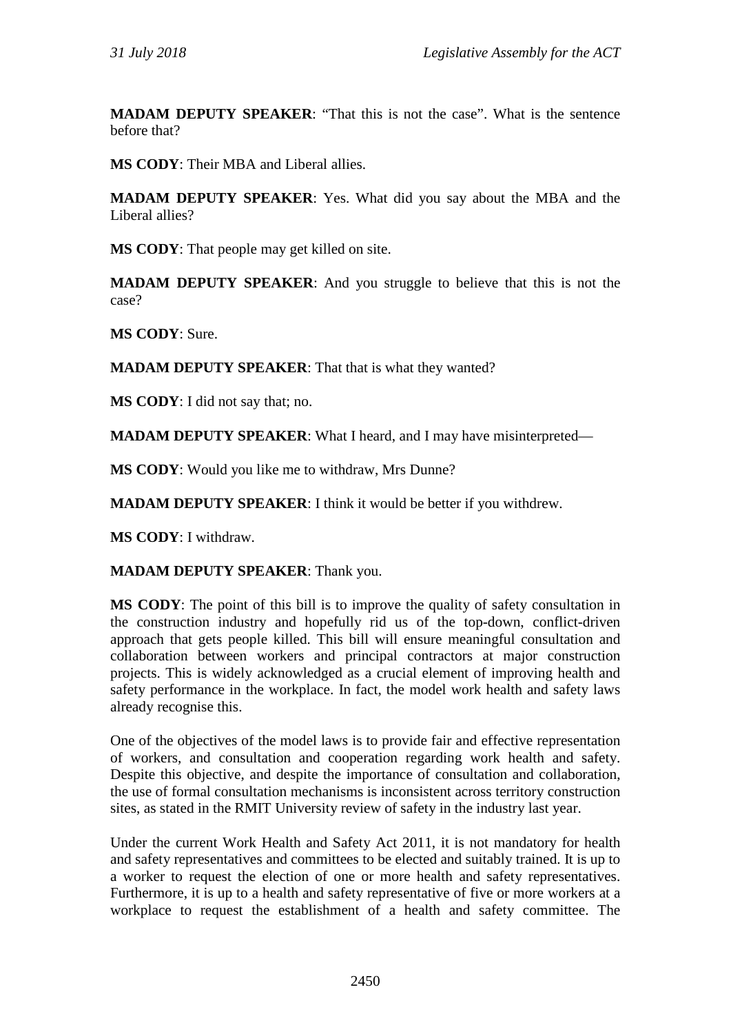**MADAM DEPUTY SPEAKER**: "That this is not the case". What is the sentence before that?

**MS CODY**: Their MBA and Liberal allies.

**MADAM DEPUTY SPEAKER**: Yes. What did you say about the MBA and the Liberal allies?

**MS CODY**: That people may get killed on site.

**MADAM DEPUTY SPEAKER**: And you struggle to believe that this is not the case?

**MS CODY**: Sure.

**MADAM DEPUTY SPEAKER**: That that is what they wanted?

**MS CODY**: I did not say that; no.

**MADAM DEPUTY SPEAKER**: What I heard, and I may have misinterpreted—

**MS CODY**: Would you like me to withdraw, Mrs Dunne?

**MADAM DEPUTY SPEAKER**: I think it would be better if you withdrew.

**MS CODY**: I withdraw.

**MADAM DEPUTY SPEAKER**: Thank you.

**MS CODY**: The point of this bill is to improve the quality of safety consultation in the construction industry and hopefully rid us of the top-down, conflict-driven approach that gets people killed. This bill will ensure meaningful consultation and collaboration between workers and principal contractors at major construction projects. This is widely acknowledged as a crucial element of improving health and safety performance in the workplace. In fact, the model work health and safety laws already recognise this.

One of the objectives of the model laws is to provide fair and effective representation of workers, and consultation and cooperation regarding work health and safety. Despite this objective, and despite the importance of consultation and collaboration, the use of formal consultation mechanisms is inconsistent across territory construction sites, as stated in the RMIT University review of safety in the industry last year.

Under the current Work Health and Safety Act 2011, it is not mandatory for health and safety representatives and committees to be elected and suitably trained. It is up to a worker to request the election of one or more health and safety representatives. Furthermore, it is up to a health and safety representative of five or more workers at a workplace to request the establishment of a health and safety committee. The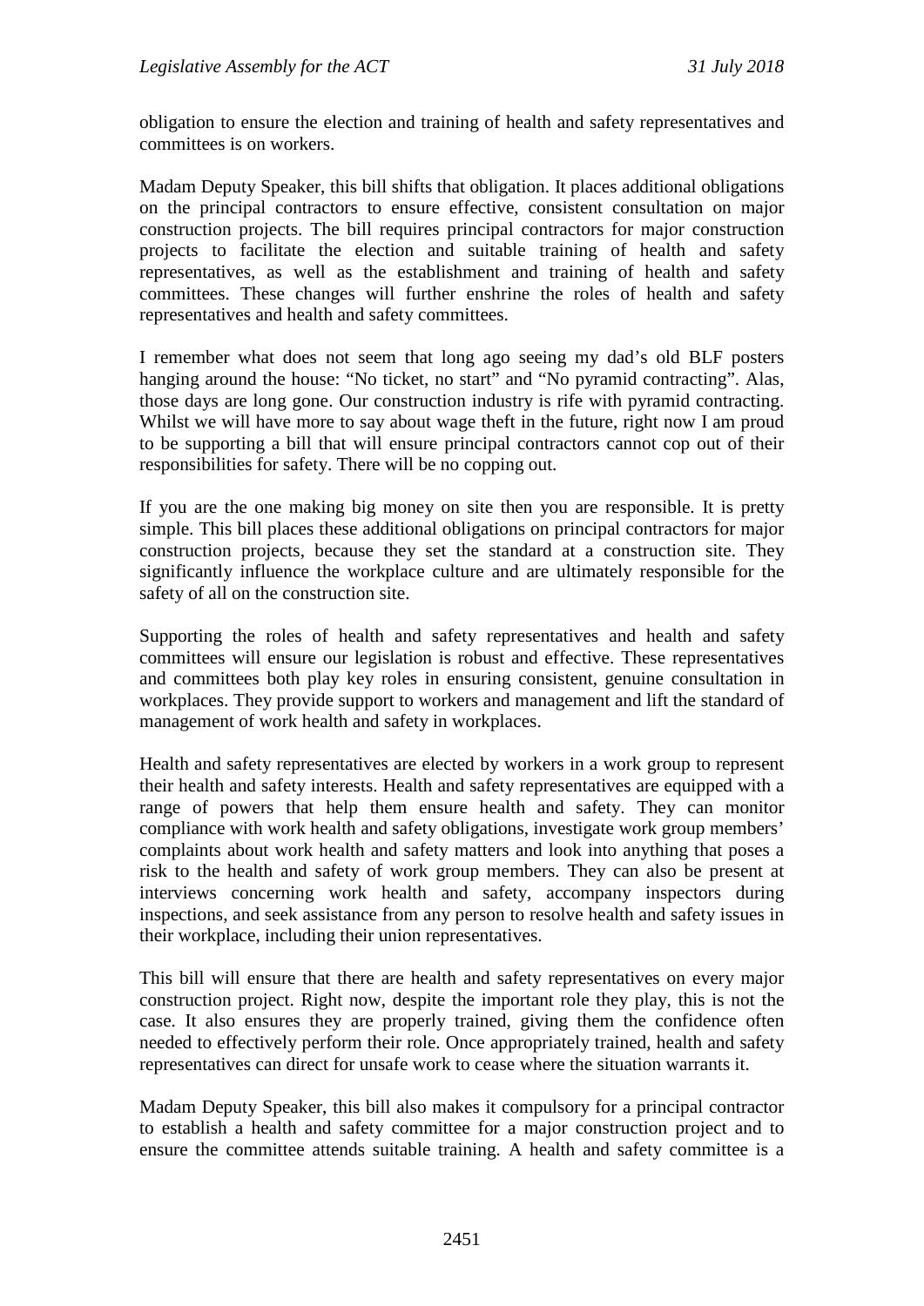obligation to ensure the election and training of health and safety representatives and committees is on workers.

Madam Deputy Speaker, this bill shifts that obligation. It places additional obligations on the principal contractors to ensure effective, consistent consultation on major construction projects. The bill requires principal contractors for major construction projects to facilitate the election and suitable training of health and safety representatives, as well as the establishment and training of health and safety committees. These changes will further enshrine the roles of health and safety representatives and health and safety committees.

I remember what does not seem that long ago seeing my dad's old BLF posters hanging around the house: "No ticket, no start" and "No pyramid contracting". Alas, those days are long gone. Our construction industry is rife with pyramid contracting. Whilst we will have more to say about wage theft in the future, right now I am proud to be supporting a bill that will ensure principal contractors cannot cop out of their responsibilities for safety. There will be no copping out.

If you are the one making big money on site then you are responsible. It is pretty simple. This bill places these additional obligations on principal contractors for major construction projects, because they set the standard at a construction site. They significantly influence the workplace culture and are ultimately responsible for the safety of all on the construction site.

Supporting the roles of health and safety representatives and health and safety committees will ensure our legislation is robust and effective. These representatives and committees both play key roles in ensuring consistent, genuine consultation in workplaces. They provide support to workers and management and lift the standard of management of work health and safety in workplaces.

Health and safety representatives are elected by workers in a work group to represent their health and safety interests. Health and safety representatives are equipped with a range of powers that help them ensure health and safety. They can monitor compliance with work health and safety obligations, investigate work group members' complaints about work health and safety matters and look into anything that poses a risk to the health and safety of work group members. They can also be present at interviews concerning work health and safety, accompany inspectors during inspections, and seek assistance from any person to resolve health and safety issues in their workplace, including their union representatives.

This bill will ensure that there are health and safety representatives on every major construction project. Right now, despite the important role they play, this is not the case. It also ensures they are properly trained, giving them the confidence often needed to effectively perform their role. Once appropriately trained, health and safety representatives can direct for unsafe work to cease where the situation warrants it.

Madam Deputy Speaker, this bill also makes it compulsory for a principal contractor to establish a health and safety committee for a major construction project and to ensure the committee attends suitable training. A health and safety committee is a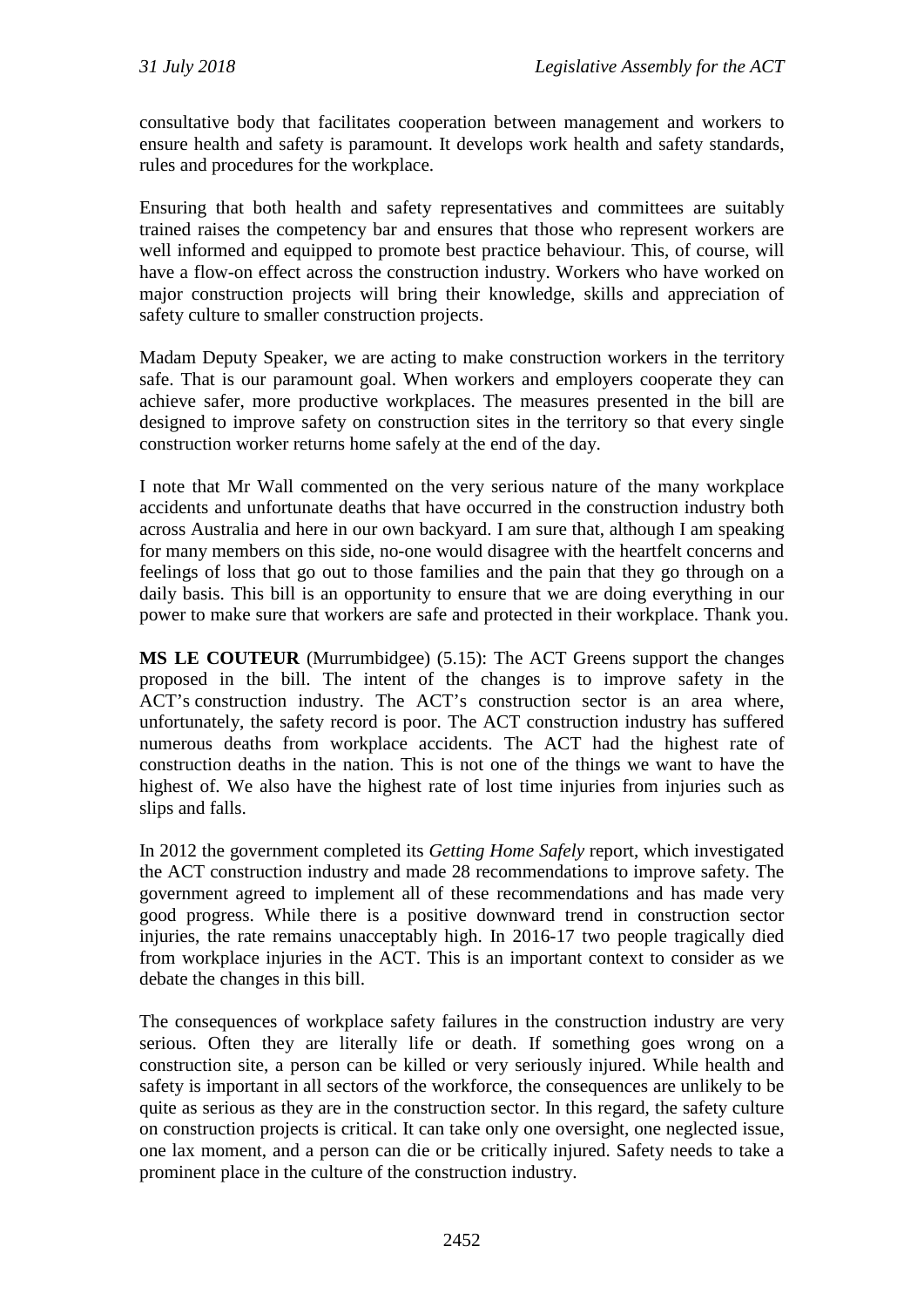consultative body that facilitates cooperation between management and workers to ensure health and safety is paramount. It develops work health and safety standards, rules and procedures for the workplace.

Ensuring that both health and safety representatives and committees are suitably trained raises the competency bar and ensures that those who represent workers are well informed and equipped to promote best practice behaviour. This, of course, will have a flow-on effect across the construction industry. Workers who have worked on major construction projects will bring their knowledge, skills and appreciation of safety culture to smaller construction projects.

Madam Deputy Speaker, we are acting to make construction workers in the territory safe. That is our paramount goal. When workers and employers cooperate they can achieve safer, more productive workplaces. The measures presented in the bill are designed to improve safety on construction sites in the territory so that every single construction worker returns home safely at the end of the day.

I note that Mr Wall commented on the very serious nature of the many workplace accidents and unfortunate deaths that have occurred in the construction industry both across Australia and here in our own backyard. I am sure that, although I am speaking for many members on this side, no-one would disagree with the heartfelt concerns and feelings of loss that go out to those families and the pain that they go through on a daily basis. This bill is an opportunity to ensure that we are doing everything in our power to make sure that workers are safe and protected in their workplace. Thank you.

**MS LE COUTEUR** (Murrumbidgee) (5.15): The ACT Greens support the changes proposed in the bill. The intent of the changes is to improve safety in the ACT's construction industry. The ACT's construction sector is an area where, unfortunately, the safety record is poor. The ACT construction industry has suffered numerous deaths from workplace accidents. The ACT had the highest rate of construction deaths in the nation. This is not one of the things we want to have the highest of. We also have the highest rate of lost time injuries from injuries such as slips and falls.

In 2012 the government completed its *Getting Home Safely* report, which investigated the ACT construction industry and made 28 recommendations to improve safety. The government agreed to implement all of these recommendations and has made very good progress. While there is a positive downward trend in construction sector injuries, the rate remains unacceptably high. In 2016-17 two people tragically died from workplace injuries in the ACT. This is an important context to consider as we debate the changes in this bill.

The consequences of workplace safety failures in the construction industry are very serious. Often they are literally life or death. If something goes wrong on a construction site, a person can be killed or very seriously injured. While health and safety is important in all sectors of the workforce, the consequences are unlikely to be quite as serious as they are in the construction sector. In this regard, the safety culture on construction projects is critical. It can take only one oversight, one neglected issue, one lax moment, and a person can die or be critically injured. Safety needs to take a prominent place in the culture of the construction industry.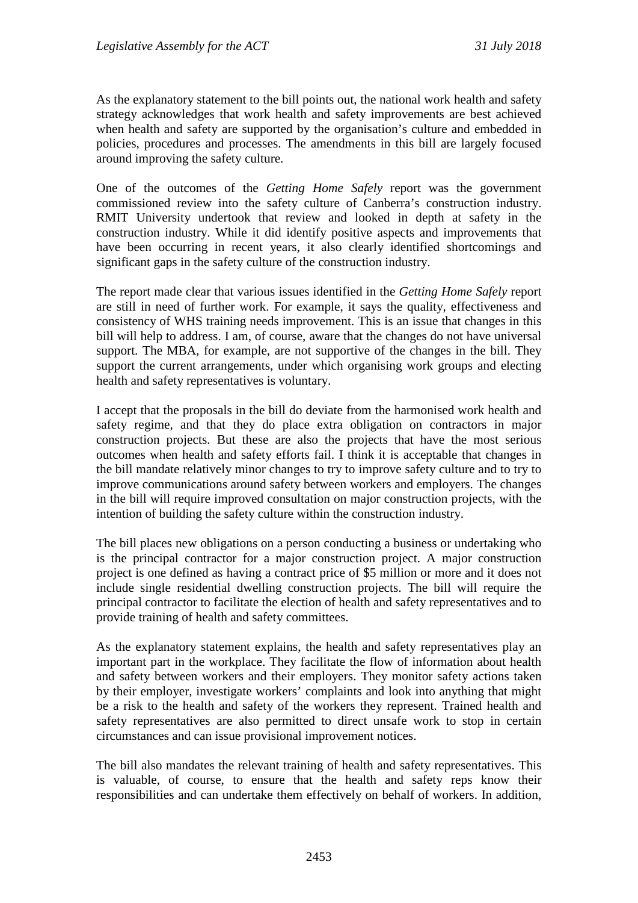As the explanatory statement to the bill points out, the national work health and safety strategy acknowledges that work health and safety improvements are best achieved when health and safety are supported by the organisation's culture and embedded in policies, procedures and processes. The amendments in this bill are largely focused around improving the safety culture.

One of the outcomes of the *Getting Home Safely* report was the government commissioned review into the safety culture of Canberra's construction industry. RMIT University undertook that review and looked in depth at safety in the construction industry. While it did identify positive aspects and improvements that have been occurring in recent years, it also clearly identified shortcomings and significant gaps in the safety culture of the construction industry.

The report made clear that various issues identified in the *Getting Home Safely* report are still in need of further work. For example, it says the quality, effectiveness and consistency of WHS training needs improvement. This is an issue that changes in this bill will help to address. I am, of course, aware that the changes do not have universal support. The MBA, for example, are not supportive of the changes in the bill. They support the current arrangements, under which organising work groups and electing health and safety representatives is voluntary.

I accept that the proposals in the bill do deviate from the harmonised work health and safety regime, and that they do place extra obligation on contractors in major construction projects. But these are also the projects that have the most serious outcomes when health and safety efforts fail. I think it is acceptable that changes in the bill mandate relatively minor changes to try to improve safety culture and to try to improve communications around safety between workers and employers. The changes in the bill will require improved consultation on major construction projects, with the intention of building the safety culture within the construction industry.

The bill places new obligations on a person conducting a business or undertaking who is the principal contractor for a major construction project. A major construction project is one defined as having a contract price of $5 million or more and it does not include single residential dwelling construction projects. The bill will require the principal contractor to facilitate the election of health and safety representatives and to provide training of health and safety committees.

As the explanatory statement explains, the health and safety representatives play an important part in the workplace. They facilitate the flow of information about health and safety between workers and their employers. They monitor safety actions taken by their employer, investigate workers' complaints and look into anything that might be a risk to the health and safety of the workers they represent. Trained health and safety representatives are also permitted to direct unsafe work to stop in certain circumstances and can issue provisional improvement notices.

The bill also mandates the relevant training of health and safety representatives. This is valuable, of course, to ensure that the health and safety reps know their responsibilities and can undertake them effectively on behalf of workers. In addition,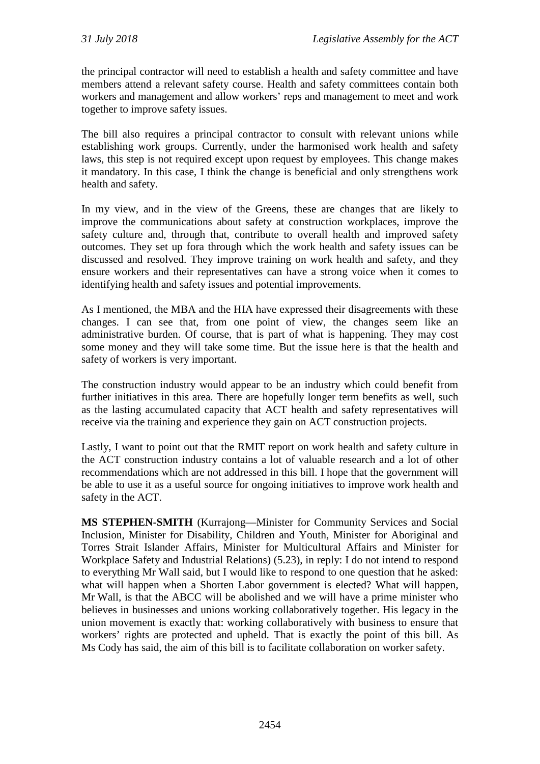the principal contractor will need to establish a health and safety committee and have members attend a relevant safety course. Health and safety committees contain both workers and management and allow workers' reps and management to meet and work together to improve safety issues.

The bill also requires a principal contractor to consult with relevant unions while establishing work groups. Currently, under the harmonised work health and safety laws, this step is not required except upon request by employees. This change makes it mandatory. In this case, I think the change is beneficial and only strengthens work health and safety.

In my view, and in the view of the Greens, these are changes that are likely to improve the communications about safety at construction workplaces, improve the safety culture and, through that, contribute to overall health and improved safety outcomes. They set up fora through which the work health and safety issues can be discussed and resolved. They improve training on work health and safety, and they ensure workers and their representatives can have a strong voice when it comes to identifying health and safety issues and potential improvements.

As I mentioned, the MBA and the HIA have expressed their disagreements with these changes. I can see that, from one point of view, the changes seem like an administrative burden. Of course, that is part of what is happening. They may cost some money and they will take some time. But the issue here is that the health and safety of workers is very important.

The construction industry would appear to be an industry which could benefit from further initiatives in this area. There are hopefully longer term benefits as well, such as the lasting accumulated capacity that ACT health and safety representatives will receive via the training and experience they gain on ACT construction projects.

Lastly, I want to point out that the RMIT report on work health and safety culture in the ACT construction industry contains a lot of valuable research and a lot of other recommendations which are not addressed in this bill. I hope that the government will be able to use it as a useful source for ongoing initiatives to improve work health and safety in the ACT.

**MS STEPHEN-SMITH** (Kurrajong—Minister for Community Services and Social Inclusion, Minister for Disability, Children and Youth, Minister for Aboriginal and Torres Strait Islander Affairs, Minister for Multicultural Affairs and Minister for Workplace Safety and Industrial Relations) (5.23), in reply: I do not intend to respond to everything Mr Wall said, but I would like to respond to one question that he asked: what will happen when a Shorten Labor government is elected? What will happen, Mr Wall, is that the ABCC will be abolished and we will have a prime minister who believes in businesses and unions working collaboratively together. His legacy in the union movement is exactly that: working collaboratively with business to ensure that workers' rights are protected and upheld. That is exactly the point of this bill. As Ms Cody has said, the aim of this bill is to facilitate collaboration on worker safety.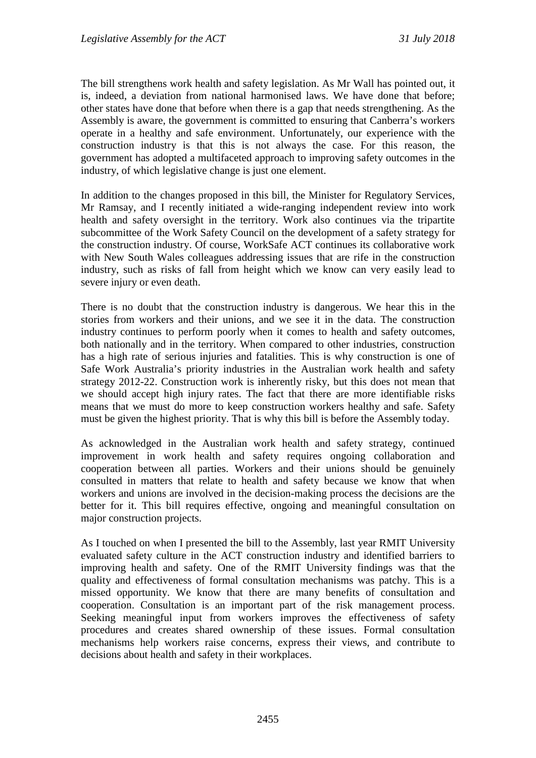The bill strengthens work health and safety legislation. As Mr Wall has pointed out, it is, indeed, a deviation from national harmonised laws. We have done that before; other states have done that before when there is a gap that needs strengthening. As the Assembly is aware, the government is committed to ensuring that Canberra's workers operate in a healthy and safe environment. Unfortunately, our experience with the construction industry is that this is not always the case. For this reason, the government has adopted a multifaceted approach to improving safety outcomes in the industry, of which legislative change is just one element.

In addition to the changes proposed in this bill, the Minister for Regulatory Services, Mr Ramsay, and I recently initiated a wide-ranging independent review into work health and safety oversight in the territory. Work also continues via the tripartite subcommittee of the Work Safety Council on the development of a safety strategy for the construction industry. Of course, WorkSafe ACT continues its collaborative work with New South Wales colleagues addressing issues that are rife in the construction industry, such as risks of fall from height which we know can very easily lead to severe injury or even death.

There is no doubt that the construction industry is dangerous. We hear this in the stories from workers and their unions, and we see it in the data. The construction industry continues to perform poorly when it comes to health and safety outcomes, both nationally and in the territory. When compared to other industries, construction has a high rate of serious injuries and fatalities. This is why construction is one of Safe Work Australia's priority industries in the Australian work health and safety strategy 2012-22. Construction work is inherently risky, but this does not mean that we should accept high injury rates. The fact that there are more identifiable risks means that we must do more to keep construction workers healthy and safe. Safety must be given the highest priority. That is why this bill is before the Assembly today.

As acknowledged in the Australian work health and safety strategy, continued improvement in work health and safety requires ongoing collaboration and cooperation between all parties. Workers and their unions should be genuinely consulted in matters that relate to health and safety because we know that when workers and unions are involved in the decision-making process the decisions are the better for it. This bill requires effective, ongoing and meaningful consultation on major construction projects.

As I touched on when I presented the bill to the Assembly, last year RMIT University evaluated safety culture in the ACT construction industry and identified barriers to improving health and safety. One of the RMIT University findings was that the quality and effectiveness of formal consultation mechanisms was patchy. This is a missed opportunity. We know that there are many benefits of consultation and cooperation. Consultation is an important part of the risk management process. Seeking meaningful input from workers improves the effectiveness of safety procedures and creates shared ownership of these issues. Formal consultation mechanisms help workers raise concerns, express their views, and contribute to decisions about health and safety in their workplaces.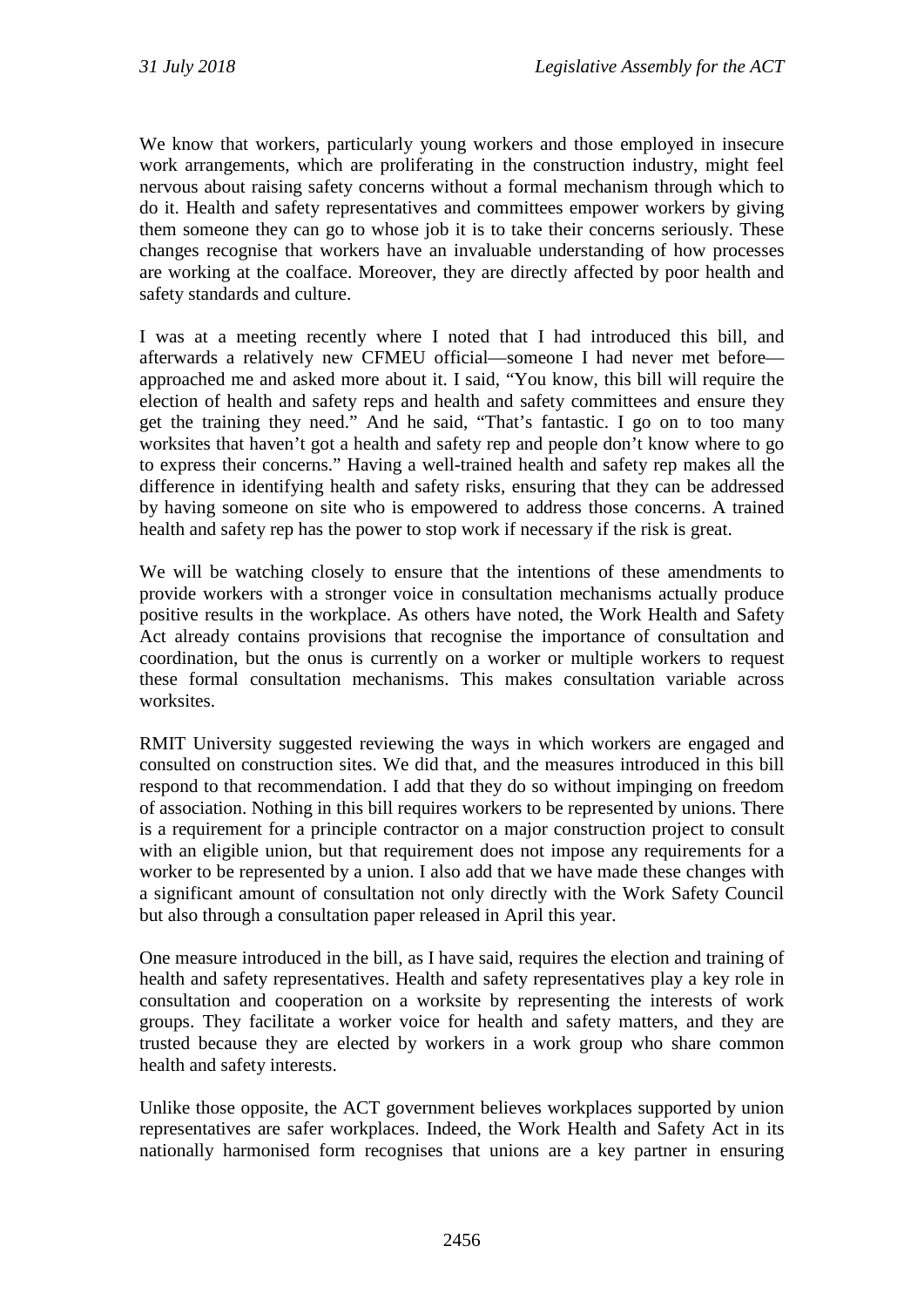We know that workers, particularly young workers and those employed in insecure work arrangements, which are proliferating in the construction industry, might feel nervous about raising safety concerns without a formal mechanism through which to do it. Health and safety representatives and committees empower workers by giving them someone they can go to whose job it is to take their concerns seriously. These changes recognise that workers have an invaluable understanding of how processes are working at the coalface. Moreover, they are directly affected by poor health and safety standards and culture.

I was at a meeting recently where I noted that I had introduced this bill, and afterwards a relatively new CFMEU official—someone I had never met before—approached me and asked more about it. I said, "You know, this bill will require the election of health and safety reps and health and safety committees and ensure they get the training they need." And he said, "That's fantastic. I go on to too many worksites that haven't got a health and safety rep and people don't know where to go to express their concerns." Having a well-trained health and safety rep makes all the difference in identifying health and safety risks, ensuring that they can be addressed by having someone on site who is empowered to address those concerns. A trained health and safety rep has the power to stop work if necessary if the risk is great.

We will be watching closely to ensure that the intentions of these amendments to provide workers with a stronger voice in consultation mechanisms actually produce positive results in the workplace. As others have noted, the Work Health and Safety Act already contains provisions that recognise the importance of consultation and coordination, but the onus is currently on a worker or multiple workers to request these formal consultation mechanisms. This makes consultation variable across worksites.

RMIT University suggested reviewing the ways in which workers are engaged and consulted on construction sites. We did that, and the measures introduced in this bill respond to that recommendation. I add that they do so without impinging on freedom of association. Nothing in this bill requires workers to be represented by unions. There is a requirement for a principle contractor on a major construction project to consult with an eligible union, but that requirement does not impose any requirements for a worker to be represented by a union. I also add that we have made these changes with a significant amount of consultation not only directly with the Work Safety Council but also through a consultation paper released in April this year.

One measure introduced in the bill, as I have said, requires the election and training of health and safety representatives. Health and safety representatives play a key role in consultation and cooperation on a worksite by representing the interests of work groups. They facilitate a worker voice for health and safety matters, and they are trusted because they are elected by workers in a work group who share common health and safety interests.

Unlike those opposite, the ACT government believes workplaces supported by union representatives are safer workplaces. Indeed, the Work Health and Safety Act in its nationally harmonised form recognises that unions are a key partner in ensuring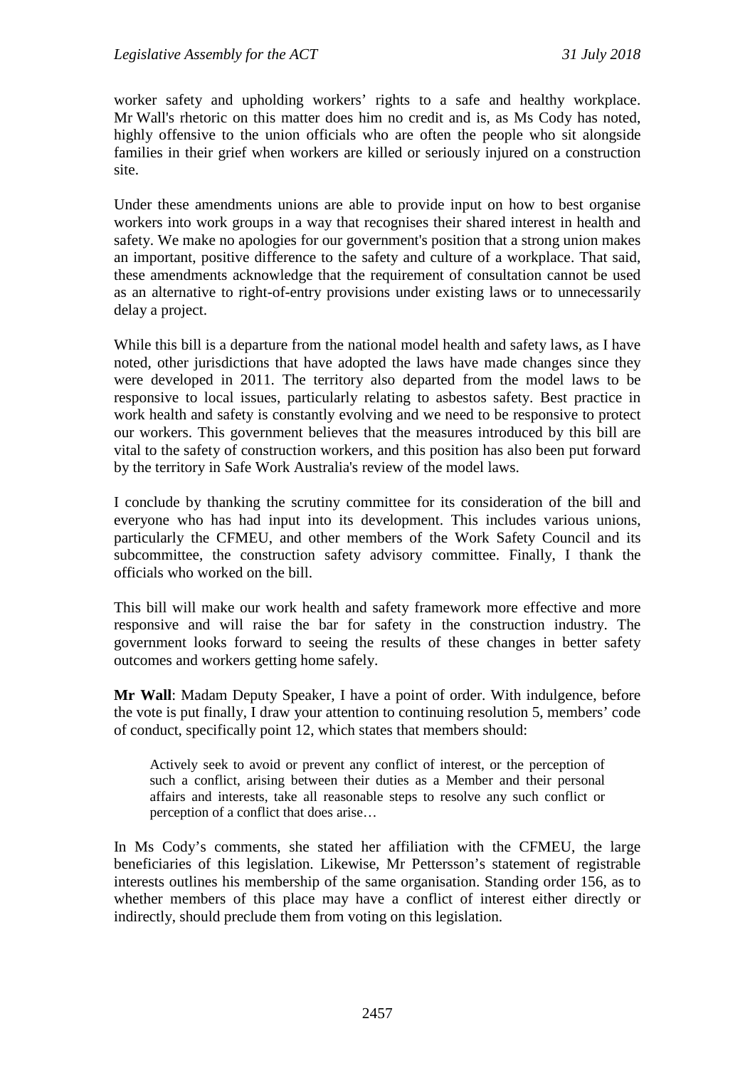worker safety and upholding workers' rights to a safe and healthy workplace. Mr Wall's rhetoric on this matter does him no credit and is, as Ms Cody has noted, highly offensive to the union officials who are often the people who sit alongside families in their grief when workers are killed or seriously injured on a construction site.

Under these amendments unions are able to provide input on how to best organise workers into work groups in a way that recognises their shared interest in health and safety. We make no apologies for our government's position that a strong union makes an important, positive difference to the safety and culture of a workplace. That said, these amendments acknowledge that the requirement of consultation cannot be used as an alternative to right-of-entry provisions under existing laws or to unnecessarily delay a project.

While this bill is a departure from the national model health and safety laws, as I have noted, other jurisdictions that have adopted the laws have made changes since they were developed in 2011. The territory also departed from the model laws to be responsive to local issues, particularly relating to asbestos safety. Best practice in work health and safety is constantly evolving and we need to be responsive to protect our workers. This government believes that the measures introduced by this bill are vital to the safety of construction workers, and this position has also been put forward by the territory in Safe Work Australia's review of the model laws.

I conclude by thanking the scrutiny committee for its consideration of the bill and everyone who has had input into its development. This includes various unions, particularly the CFMEU, and other members of the Work Safety Council and its subcommittee, the construction safety advisory committee. Finally, I thank the officials who worked on the bill.

This bill will make our work health and safety framework more effective and more responsive and will raise the bar for safety in the construction industry. The government looks forward to seeing the results of these changes in better safety outcomes and workers getting home safely.

**Mr Wall**: Madam Deputy Speaker, I have a point of order. With indulgence, before the vote is put finally, I draw your attention to continuing resolution 5, members' code of conduct, specifically point 12, which states that members should:

> Actively seek to avoid or prevent any conflict of interest, or the perception of such a conflict, arising between their duties as a Member and their personal affairs and interests, take all reasonable steps to resolve any such conflict or perception of a conflict that does arise…

In Ms Cody's comments, she stated her affiliation with the CFMEU, the large beneficiaries of this legislation. Likewise, Mr Pettersson's statement of registrable interests outlines his membership of the same organisation. Standing order 156, as to whether members of this place may have a conflict of interest either directly or indirectly, should preclude them from voting on this legislation.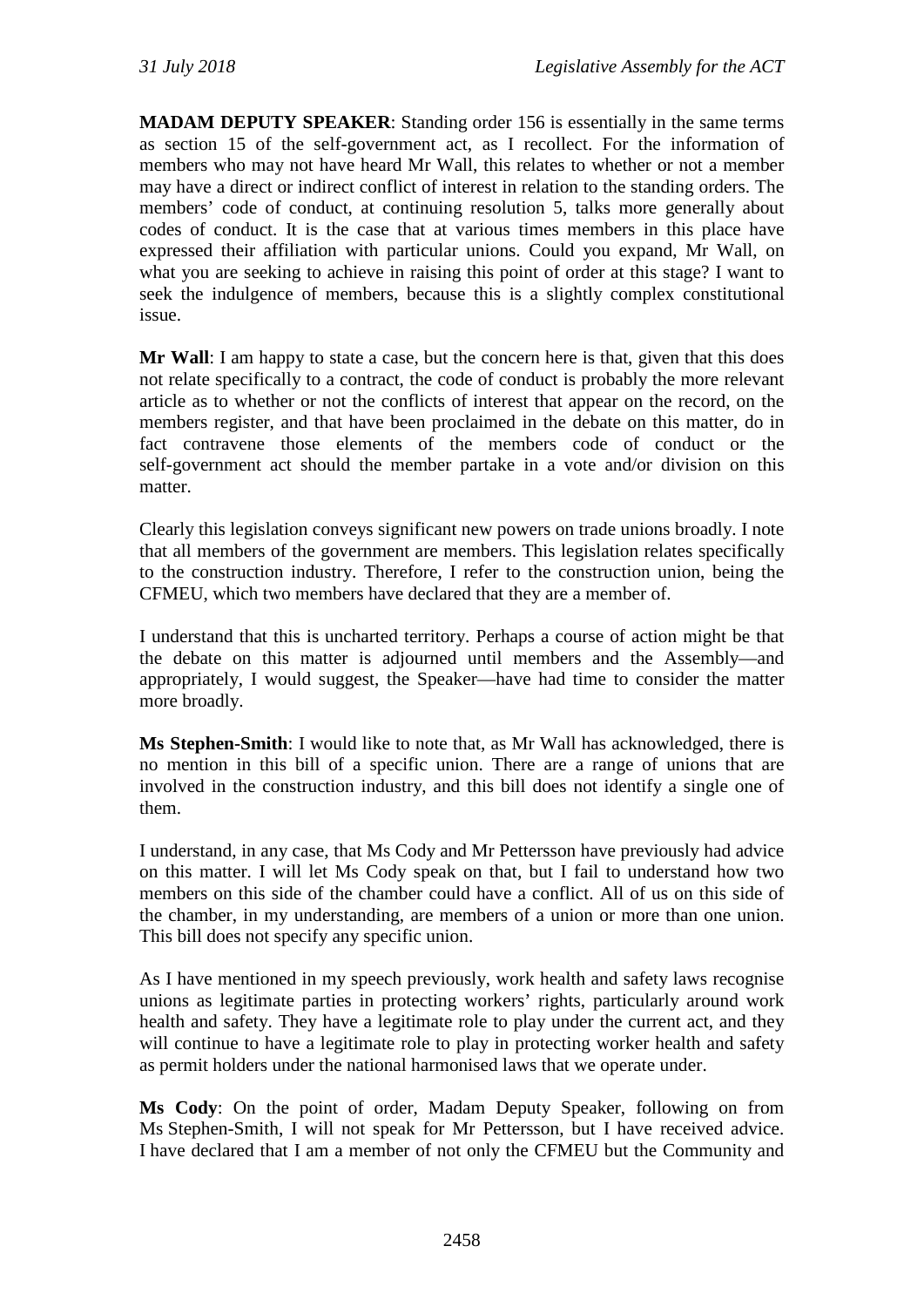**MADAM DEPUTY SPEAKER**: Standing order 156 is essentially in the same terms as section 15 of the self-government act, as I recollect. For the information of members who may not have heard Mr Wall, this relates to whether or not a member may have a direct or indirect conflict of interest in relation to the standing orders. The members' code of conduct, at continuing resolution 5, talks more generally about codes of conduct. It is the case that at various times members in this place have expressed their affiliation with particular unions. Could you expand, Mr Wall, on what you are seeking to achieve in raising this point of order at this stage? I want to seek the indulgence of members, because this is a slightly complex constitutional issue.

**Mr Wall**: I am happy to state a case, but the concern here is that, given that this does not relate specifically to a contract, the code of conduct is probably the more relevant article as to whether or not the conflicts of interest that appear on the record, on the members register, and that have been proclaimed in the debate on this matter, do in fact contravene those elements of the members code of conduct or the self-government act should the member partake in a vote and/or division on this matter.

Clearly this legislation conveys significant new powers on trade unions broadly. I note that all members of the government are members. This legislation relates specifically to the construction industry. Therefore, I refer to the construction union, being the CFMEU, which two members have declared that they are a member of.

I understand that this is uncharted territory. Perhaps a course of action might be that the debate on this matter is adjourned until members and the Assembly—and appropriately, I would suggest, the Speaker—have had time to consider the matter more broadly.

**Ms Stephen-Smith**: I would like to note that, as Mr Wall has acknowledged, there is no mention in this bill of a specific union. There are a range of unions that are involved in the construction industry, and this bill does not identify a single one of them.

I understand, in any case, that Ms Cody and Mr Pettersson have previously had advice on this matter. I will let Ms Cody speak on that, but I fail to understand how two members on this side of the chamber could have a conflict. All of us on this side of the chamber, in my understanding, are members of a union or more than one union. This bill does not specify any specific union.

As I have mentioned in my speech previously, work health and safety laws recognise unions as legitimate parties in protecting workers' rights, particularly around work health and safety. They have a legitimate role to play under the current act, and they will continue to have a legitimate role to play in protecting worker health and safety as permit holders under the national harmonised laws that we operate under.

**Ms Cody**: On the point of order, Madam Deputy Speaker, following on from Ms Stephen-Smith, I will not speak for Mr Pettersson, but I have received advice. I have declared that I am a member of not only the CFMEU but the Community and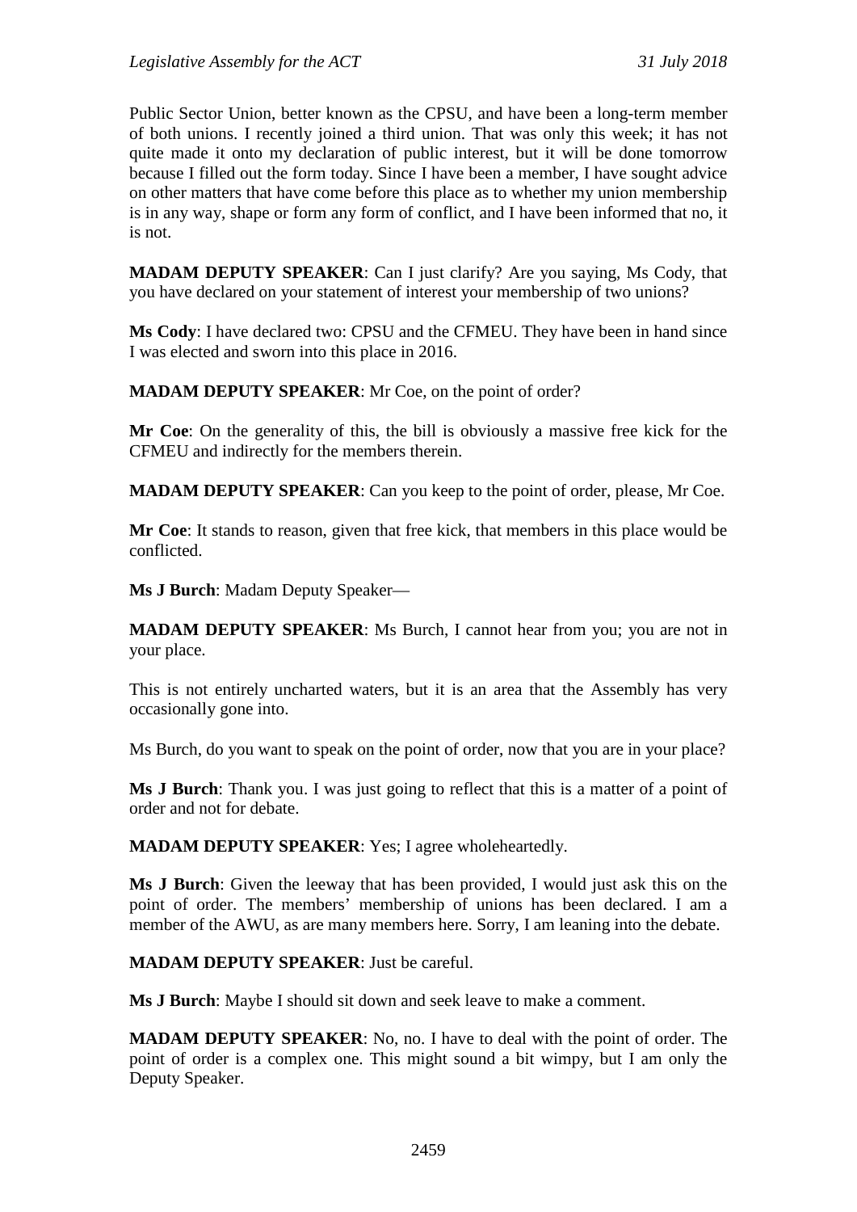Public Sector Union, better known as the CPSU, and have been a long-term member of both unions. I recently joined a third union. That was only this week; it has not quite made it onto my declaration of public interest, but it will be done tomorrow because I filled out the form today. Since I have been a member, I have sought advice on other matters that have come before this place as to whether my union membership is in any way, shape or form any form of conflict, and I have been informed that no, it is not.

**MADAM DEPUTY SPEAKER**: Can I just clarify? Are you saying, Ms Cody, that you have declared on your statement of interest your membership of two unions?

**Ms Cody**: I have declared two: CPSU and the CFMEU. They have been in hand since I was elected and sworn into this place in 2016.

**MADAM DEPUTY SPEAKER**: Mr Coe, on the point of order?

**Mr Coe**: On the generality of this, the bill is obviously a massive free kick for the CFMEU and indirectly for the members therein.

**MADAM DEPUTY SPEAKER**: Can you keep to the point of order, please, Mr Coe.

**Mr Coe**: It stands to reason, given that free kick, that members in this place would be conflicted.

**Ms J Burch**: Madam Deputy Speaker—

**MADAM DEPUTY SPEAKER**: Ms Burch, I cannot hear from you; you are not in your place.

This is not entirely uncharted waters, but it is an area that the Assembly has very occasionally gone into.

Ms Burch, do you want to speak on the point of order, now that you are in your place?

**Ms J Burch**: Thank you. I was just going to reflect that this is a matter of a point of order and not for debate.

**MADAM DEPUTY SPEAKER**: Yes; I agree wholeheartedly.

**Ms J Burch**: Given the leeway that has been provided, I would just ask this on the point of order. The members' membership of unions has been declared. I am a member of the AWU, as are many members here. Sorry, I am leaning into the debate.

**MADAM DEPUTY SPEAKER**: Just be careful.

**Ms J Burch**: Maybe I should sit down and seek leave to make a comment.

**MADAM DEPUTY SPEAKER**: No, no. I have to deal with the point of order. The point of order is a complex one. This might sound a bit wimpy, but I am only the Deputy Speaker.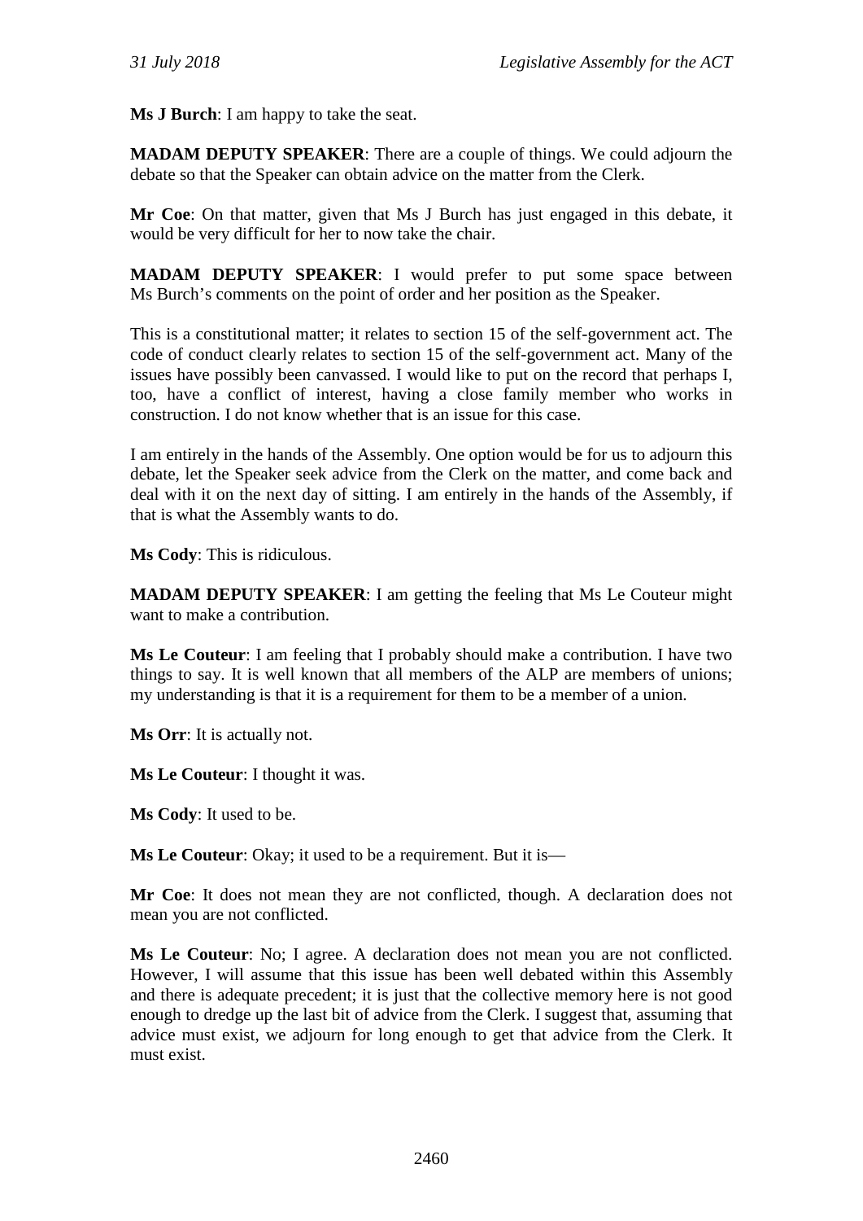**Ms J Burch**: I am happy to take the seat.

**MADAM DEPUTY SPEAKER**: There are a couple of things. We could adjourn the debate so that the Speaker can obtain advice on the matter from the Clerk.

**Mr Coe**: On that matter, given that Ms J Burch has just engaged in this debate, it would be very difficult for her to now take the chair.

**MADAM DEPUTY SPEAKER**: I would prefer to put some space between Ms Burch's comments on the point of order and her position as the Speaker.

This is a constitutional matter; it relates to section 15 of the self-government act. The code of conduct clearly relates to section 15 of the self-government act. Many of the issues have possibly been canvassed. I would like to put on the record that perhaps I, too, have a conflict of interest, having a close family member who works in construction. I do not know whether that is an issue for this case.

I am entirely in the hands of the Assembly. One option would be for us to adjourn this debate, let the Speaker seek advice from the Clerk on the matter, and come back and deal with it on the next day of sitting. I am entirely in the hands of the Assembly, if that is what the Assembly wants to do.

**Ms Cody**: This is ridiculous.

**MADAM DEPUTY SPEAKER**: I am getting the feeling that Ms Le Couteur might want to make a contribution.

**Ms Le Couteur**: I am feeling that I probably should make a contribution. I have two things to say. It is well known that all members of the ALP are members of unions; my understanding is that it is a requirement for them to be a member of a union.

**Ms Orr**: It is actually not.

**Ms Le Couteur**: I thought it was.

**Ms Cody**: It used to be.

**Ms Le Couteur**: Okay; it used to be a requirement. But it is—

**Mr Coe**: It does not mean they are not conflicted, though. A declaration does not mean you are not conflicted.

**Ms Le Couteur**: No; I agree. A declaration does not mean you are not conflicted. However, I will assume that this issue has been well debated within this Assembly and there is adequate precedent; it is just that the collective memory here is not good enough to dredge up the last bit of advice from the Clerk. I suggest that, assuming that advice must exist, we adjourn for long enough to get that advice from the Clerk. It must exist.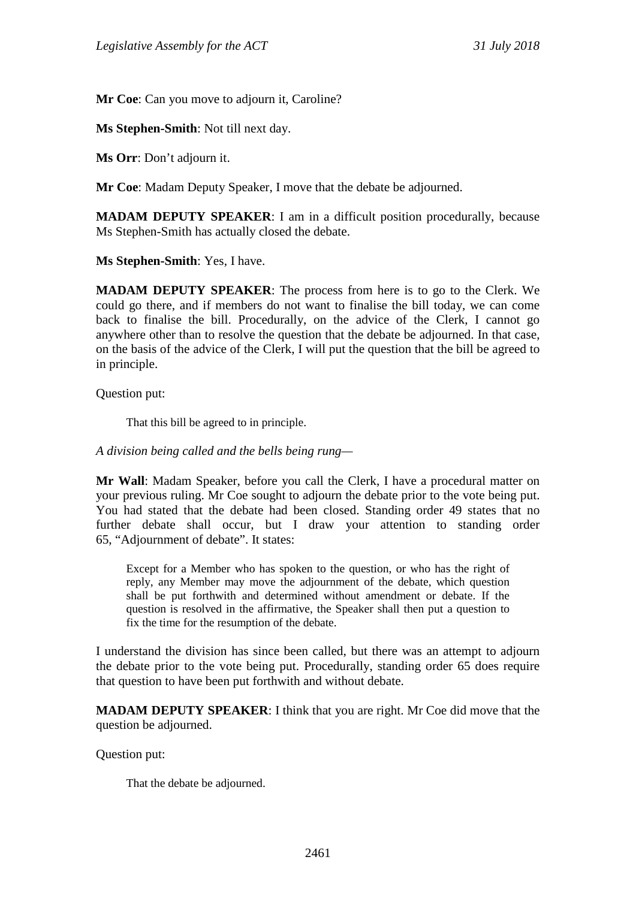**Mr Coe**: Can you move to adjourn it, Caroline?

**Ms Stephen-Smith**: Not till next day.

**Ms Orr**: Don't adjourn it.

**Mr Coe**: Madam Deputy Speaker, I move that the debate be adjourned.

**MADAM DEPUTY SPEAKER**: I am in a difficult position procedurally, because Ms Stephen-Smith has actually closed the debate.

**Ms Stephen-Smith**: Yes, I have.

**MADAM DEPUTY SPEAKER**: The process from here is to go to the Clerk. We could go there, and if members do not want to finalise the bill today, we can come back to finalise the bill. Procedurally, on the advice of the Clerk, I cannot go anywhere other than to resolve the question that the debate be adjourned. In that case, on the basis of the advice of the Clerk, I will put the question that the bill be agreed to in principle.

Question put:

> That this bill be agreed to in principle.

*A division being called and the bells being rung—*

**Mr Wall**: Madam Speaker, before you call the Clerk, I have a procedural matter on your previous ruling. Mr Coe sought to adjourn the debate prior to the vote being put. You had stated that the debate had been closed. Standing order 49 states that no further debate shall occur, but I draw your attention to standing order 65, "Adjournment of debate". It states:

> Except for a Member who has spoken to the question, or who has the right of reply, any Member may move the adjournment of the debate, which question shall be put forthwith and determined without amendment or debate. If the question is resolved in the affirmative, the Speaker shall then put a question to fix the time for the resumption of the debate.

I understand the division has since been called, but there was an attempt to adjourn the debate prior to the vote being put. Procedurally, standing order 65 does require that question to have been put forthwith and without debate.

**MADAM DEPUTY SPEAKER**: I think that you are right. Mr Coe did move that the question be adjourned.

Question put:

> That the debate be adjourned.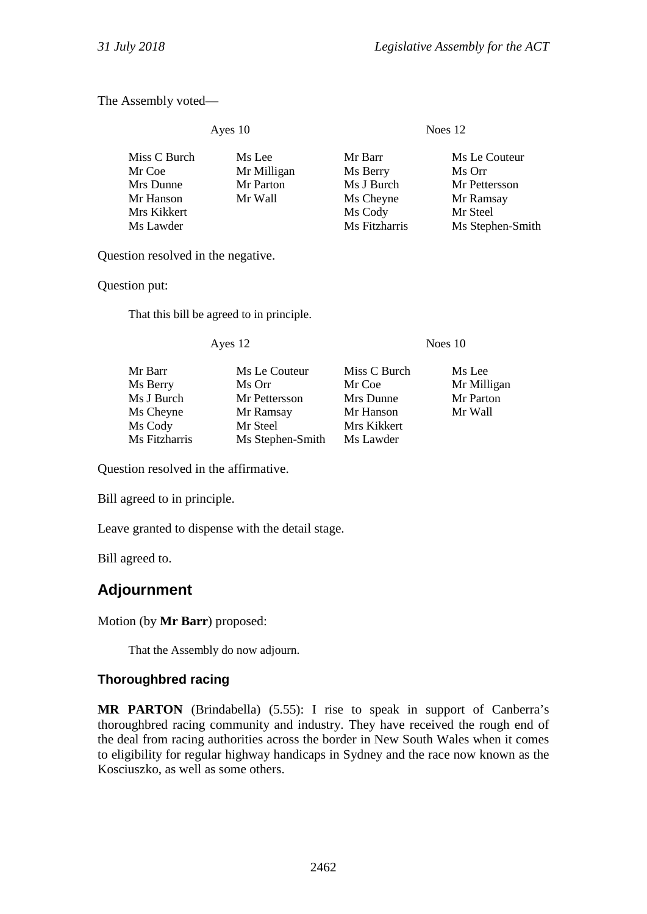The Assembly voted—

| Ayes 10 | | Noes 12 | |
|---|---|---|---|
| Miss C Burch | Ms Lee | Mr Barr | Ms Le Couteur |
| Mr Coe | Mr Milligan | Ms Berry | Ms Orr |
| Mrs Dunne | Mr Parton | Ms J Burch | Mr Pettersson |
| Mr Hanson | Mr Wall | Ms Cheyne | Mr Ramsay |
| Mrs Kikkert | | Ms Cody | Mr Steel |
| Ms Lawder | | Ms Fitzharris | Ms Stephen-Smith |

Question resolved in the negative.

Question put:

> That this bill be agreed to in principle.

| Ayes 12 | | Noes 10 | |
|---|---|---|---|
| Mr Barr | Ms Le Couteur | Miss C Burch | Ms Lee |
| Ms Berry | Ms Orr | Mr Coe | Mr Milligan |
| Ms J Burch | Mr Pettersson | Mrs Dunne | Mr Parton |
| Ms Cheyne | Mr Ramsay | Mr Hanson | Mr Wall |
| Ms Cody | Mr Steel | Mrs Kikkert | |
| Ms Fitzharris | Ms Stephen-Smith | Ms Lawder | |

Question resolved in the affirmative.

Bill agreed to in principle.

Leave granted to dispense with the detail stage.

Bill agreed to.

## Adjournment

Motion (by **Mr Barr**) proposed:

> That the Assembly do now adjourn.

### Thoroughbred racing

**MR PARTON** (Brindabella) (5.55): I rise to speak in support of Canberra's thoroughbred racing community and industry. They have received the rough end of the deal from racing authorities across the border in New South Wales when it comes to eligibility for regular highway handicaps in Sydney and the race now known as the Kosciuszko, as well as some others.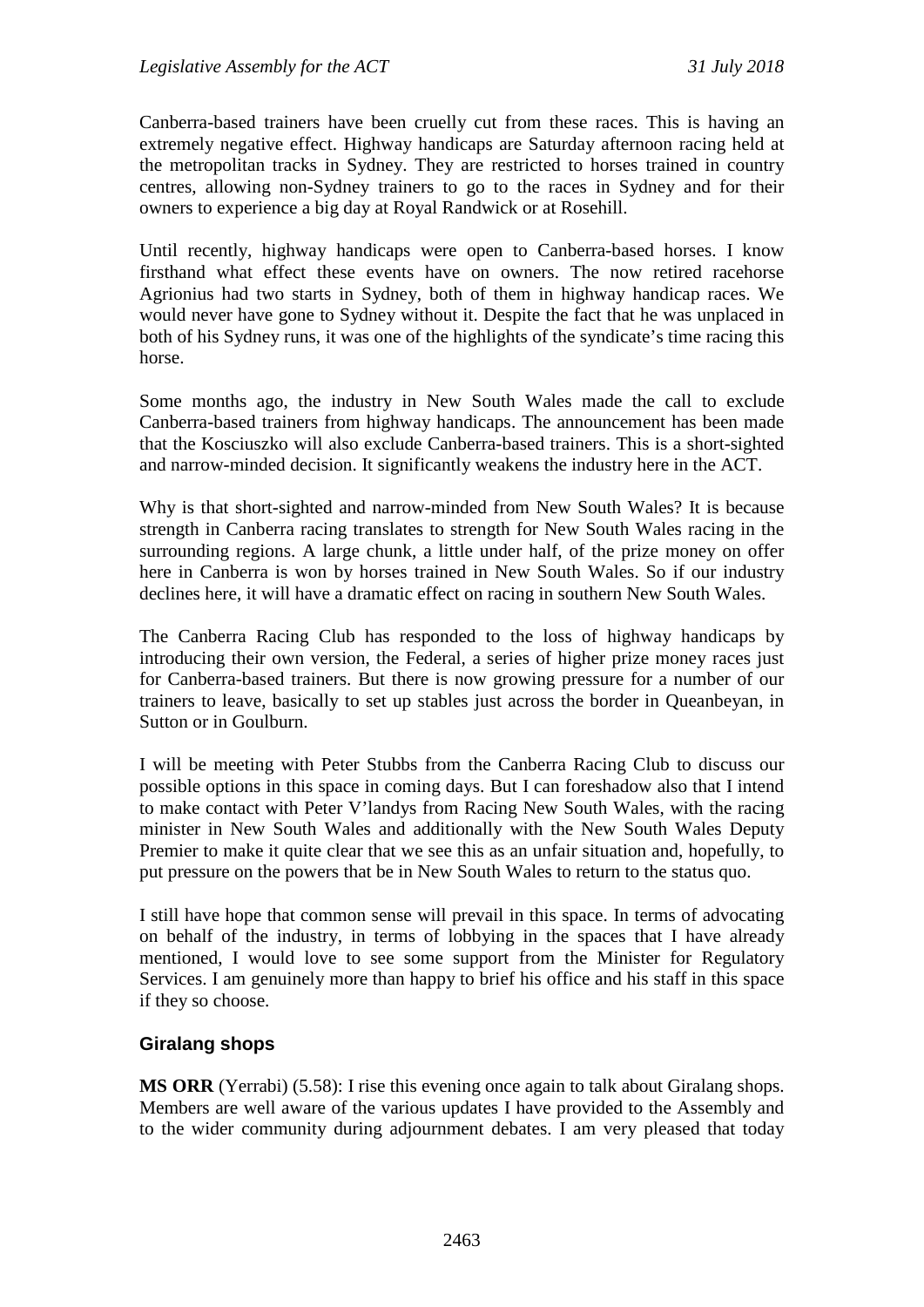Canberra-based trainers have been cruelly cut from these races. This is having an extremely negative effect. Highway handicaps are Saturday afternoon racing held at the metropolitan tracks in Sydney. They are restricted to horses trained in country centres, allowing non-Sydney trainers to go to the races in Sydney and for their owners to experience a big day at Royal Randwick or at Rosehill.

Until recently, highway handicaps were open to Canberra-based horses. I know firsthand what effect these events have on owners. The now retired racehorse Agrionius had two starts in Sydney, both of them in highway handicap races. We would never have gone to Sydney without it. Despite the fact that he was unplaced in both of his Sydney runs, it was one of the highlights of the syndicate's time racing this horse.

Some months ago, the industry in New South Wales made the call to exclude Canberra-based trainers from highway handicaps. The announcement has been made that the Kosciuszko will also exclude Canberra-based trainers. This is a short-sighted and narrow-minded decision. It significantly weakens the industry here in the ACT.

Why is that short-sighted and narrow-minded from New South Wales? It is because strength in Canberra racing translates to strength for New South Wales racing in the surrounding regions. A large chunk, a little under half, of the prize money on offer here in Canberra is won by horses trained in New South Wales. So if our industry declines here, it will have a dramatic effect on racing in southern New South Wales.

The Canberra Racing Club has responded to the loss of highway handicaps by introducing their own version, the Federal, a series of higher prize money races just for Canberra-based trainers. But there is now growing pressure for a number of our trainers to leave, basically to set up stables just across the border in Queanbeyan, in Sutton or in Goulburn.

I will be meeting with Peter Stubbs from the Canberra Racing Club to discuss our possible options in this space in coming days. But I can foreshadow also that I intend to make contact with Peter V'landys from Racing New South Wales, with the racing minister in New South Wales and additionally with the New South Wales Deputy Premier to make it quite clear that we see this as an unfair situation and, hopefully, to put pressure on the powers that be in New South Wales to return to the status quo.

I still have hope that common sense will prevail in this space. In terms of advocating on behalf of the industry, in terms of lobbying in the spaces that I have already mentioned, I would love to see some support from the Minister for Regulatory Services. I am genuinely more than happy to brief his office and his staff in this space if they so choose.

### Giralang shops

**MS ORR** (Yerrabi) (5.58): I rise this evening once again to talk about Giralang shops. Members are well aware of the various updates I have provided to the Assembly and to the wider community during adjournment debates. I am very pleased that today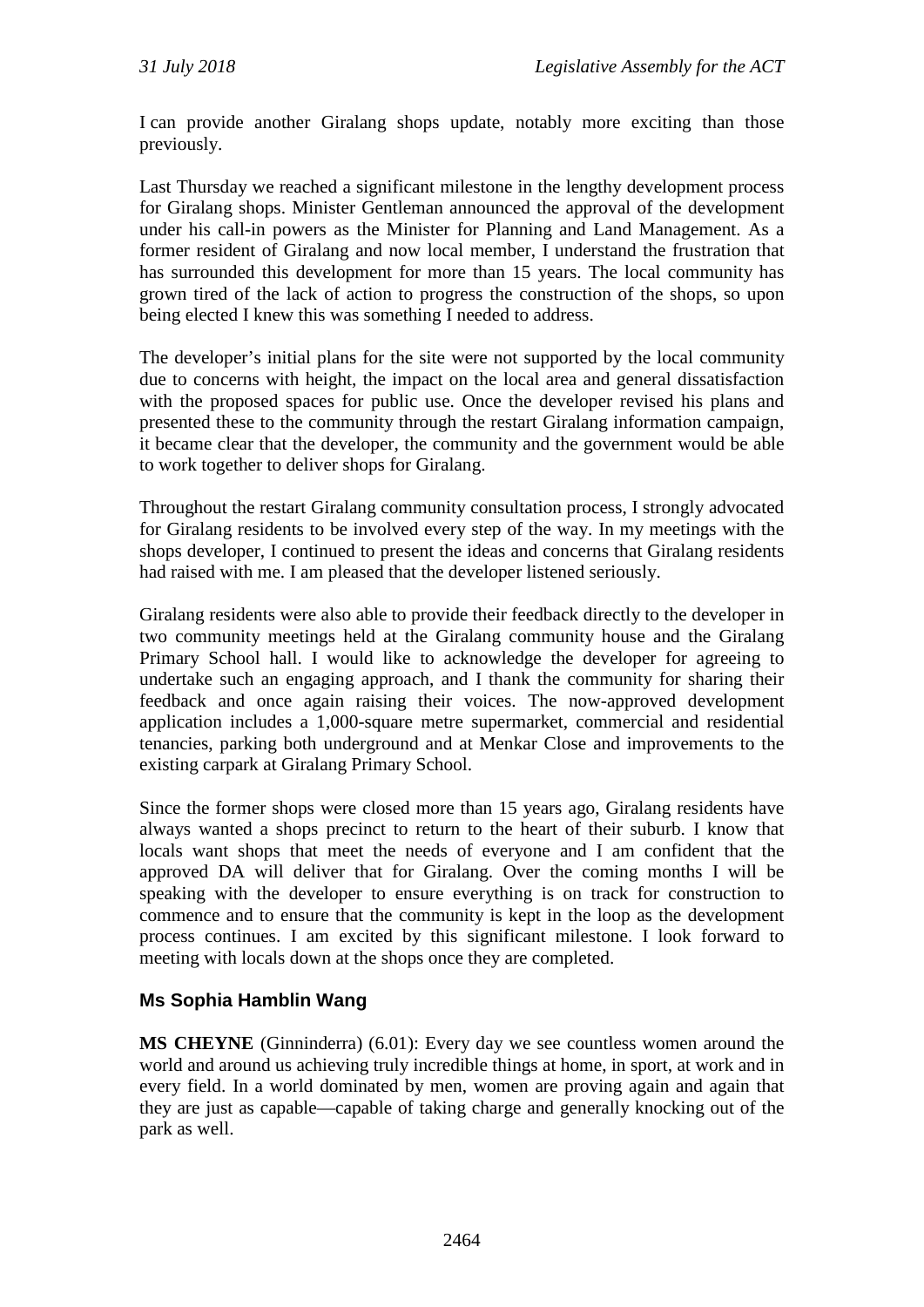I can provide another Giralang shops update, notably more exciting than those previously.

Last Thursday we reached a significant milestone in the lengthy development process for Giralang shops. Minister Gentleman announced the approval of the development under his call-in powers as the Minister for Planning and Land Management. As a former resident of Giralang and now local member, I understand the frustration that has surrounded this development for more than 15 years. The local community has grown tired of the lack of action to progress the construction of the shops, so upon being elected I knew this was something I needed to address.

The developer's initial plans for the site were not supported by the local community due to concerns with height, the impact on the local area and general dissatisfaction with the proposed spaces for public use. Once the developer revised his plans and presented these to the community through the restart Giralang information campaign, it became clear that the developer, the community and the government would be able to work together to deliver shops for Giralang.

Throughout the restart Giralang community consultation process, I strongly advocated for Giralang residents to be involved every step of the way. In my meetings with the shops developer, I continued to present the ideas and concerns that Giralang residents had raised with me. I am pleased that the developer listened seriously.

Giralang residents were also able to provide their feedback directly to the developer in two community meetings held at the Giralang community house and the Giralang Primary School hall. I would like to acknowledge the developer for agreeing to undertake such an engaging approach, and I thank the community for sharing their feedback and once again raising their voices. The now-approved development application includes a 1,000-square metre supermarket, commercial and residential tenancies, parking both underground and at Menkar Close and improvements to the existing carpark at Giralang Primary School.

Since the former shops were closed more than 15 years ago, Giralang residents have always wanted a shops precinct to return to the heart of their suburb. I know that locals want shops that meet the needs of everyone and I am confident that the approved DA will deliver that for Giralang. Over the coming months I will be speaking with the developer to ensure everything is on track for construction to commence and to ensure that the community is kept in the loop as the development process continues. I am excited by this significant milestone. I look forward to meeting with locals down at the shops once they are completed.

## Ms Sophia Hamblin Wang

**MS CHEYNE** (Ginninderra) (6.01): Every day we see countless women around the world and around us achieving truly incredible things at home, in sport, at work and in every field. In a world dominated by men, women are proving again and again that they are just as capable—capable of taking charge and generally knocking out of the park as well.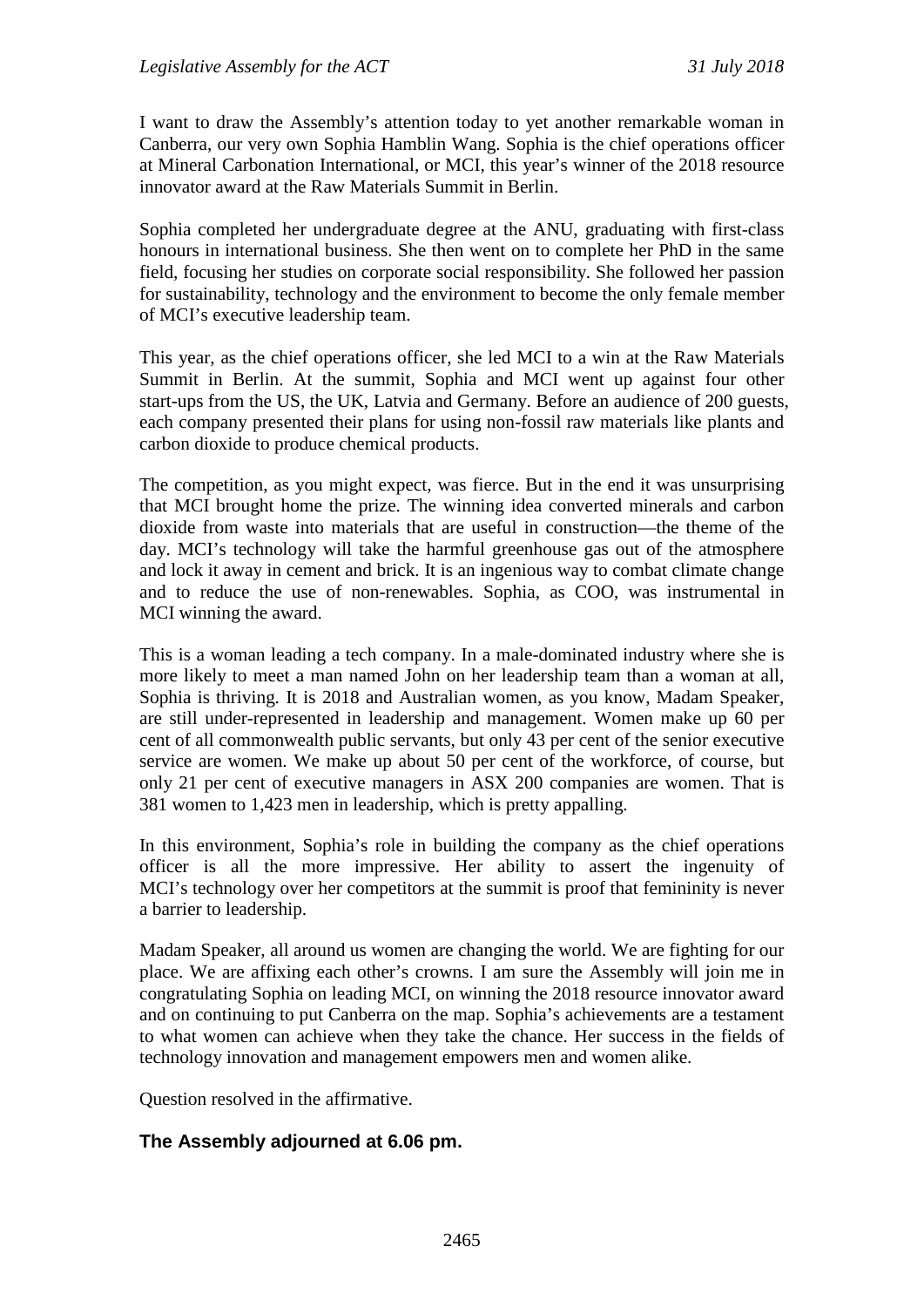I want to draw the Assembly's attention today to yet another remarkable woman in Canberra, our very own Sophia Hamblin Wang. Sophia is the chief operations officer at Mineral Carbonation International, or MCI, this year's winner of the 2018 resource innovator award at the Raw Materials Summit in Berlin.

Sophia completed her undergraduate degree at the ANU, graduating with first-class honours in international business. She then went on to complete her PhD in the same field, focusing her studies on corporate social responsibility. She followed her passion for sustainability, technology and the environment to become the only female member of MCI's executive leadership team.

This year, as the chief operations officer, she led MCI to a win at the Raw Materials Summit in Berlin. At the summit, Sophia and MCI went up against four other start-ups from the US, the UK, Latvia and Germany. Before an audience of 200 guests, each company presented their plans for using non-fossil raw materials like plants and carbon dioxide to produce chemical products.

The competition, as you might expect, was fierce. But in the end it was unsurprising that MCI brought home the prize. The winning idea converted minerals and carbon dioxide from waste into materials that are useful in construction—the theme of the day. MCI's technology will take the harmful greenhouse gas out of the atmosphere and lock it away in cement and brick. It is an ingenious way to combat climate change and to reduce the use of non-renewables. Sophia, as COO, was instrumental in MCI winning the award.

This is a woman leading a tech company. In a male-dominated industry where she is more likely to meet a man named John on her leadership team than a woman at all, Sophia is thriving. It is 2018 and Australian women, as you know, Madam Speaker, are still under-represented in leadership and management. Women make up 60 per cent of all commonwealth public servants, but only 43 per cent of the senior executive service are women. We make up about 50 per cent of the workforce, of course, but only 21 per cent of executive managers in ASX 200 companies are women. That is 381 women to 1,423 men in leadership, which is pretty appalling.

In this environment, Sophia's role in building the company as the chief operations officer is all the more impressive. Her ability to assert the ingenuity of MCI's technology over her competitors at the summit is proof that femininity is never a barrier to leadership.

Madam Speaker, all around us women are changing the world. We are fighting for our place. We are affixing each other's crowns. I am sure the Assembly will join me in congratulating Sophia on leading MCI, on winning the 2018 resource innovator award and on continuing to put Canberra on the map. Sophia's achievements are a testament to what women can achieve when they take the chance. Her success in the fields of technology innovation and management empowers men and women alike.

Question resolved in the affirmative.

**The Assembly adjourned at 6.06 pm.**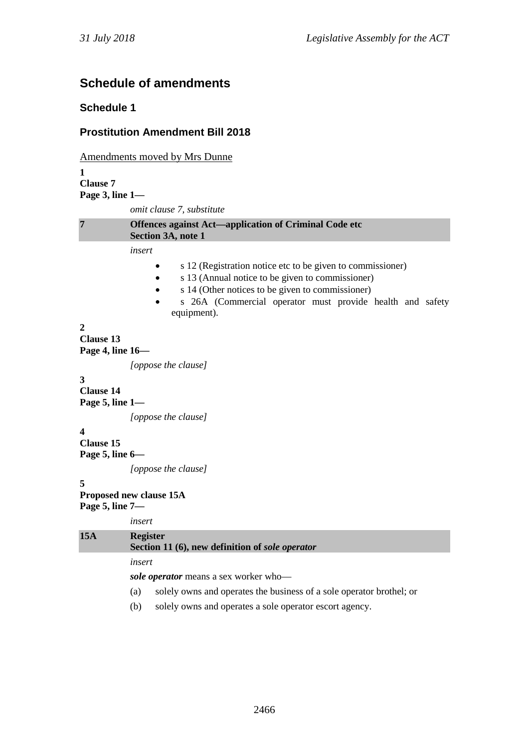## Schedule of amendments

### Schedule 1

### Prostitution Amendment Bill 2018

Amendments moved by Mrs Dunne

**1**
**Clause 7**
**Page 3, line 1—**

*omit clause 7, substitute*

| **7** | **Offences against Act—application of Criminal Code etc**<br>**Section 3A, note 1** |
|---|---|

*insert*

- s 12 (Registration notice etc to be given to commissioner)
- s 13 (Annual notice to be given to commissioner)
- s 14 (Other notices to be given to commissioner)
- s 26A (Commercial operator must provide health and safety equipment).

**2**
**Clause 13**
**Page 4, line 16—**

*[oppose the clause]*

**3**
**Clause 14**
**Page 5, line 1—**

*[oppose the clause]*

**4**
**Clause 15**
**Page 5, line 6—**

*[oppose the clause]*

**5**
**Proposed new clause 15A**
**Page 5, line 7—**

*insert*

| **15A** | **Register**<br>**Section 11 (6), new definition of *sole operator*** |
|---|---|

*insert*

***sole operator*** means a sex worker who—

(a) solely owns and operates the business of a sole operator brothel; or

(b) solely owns and operates a sole operator escort agency.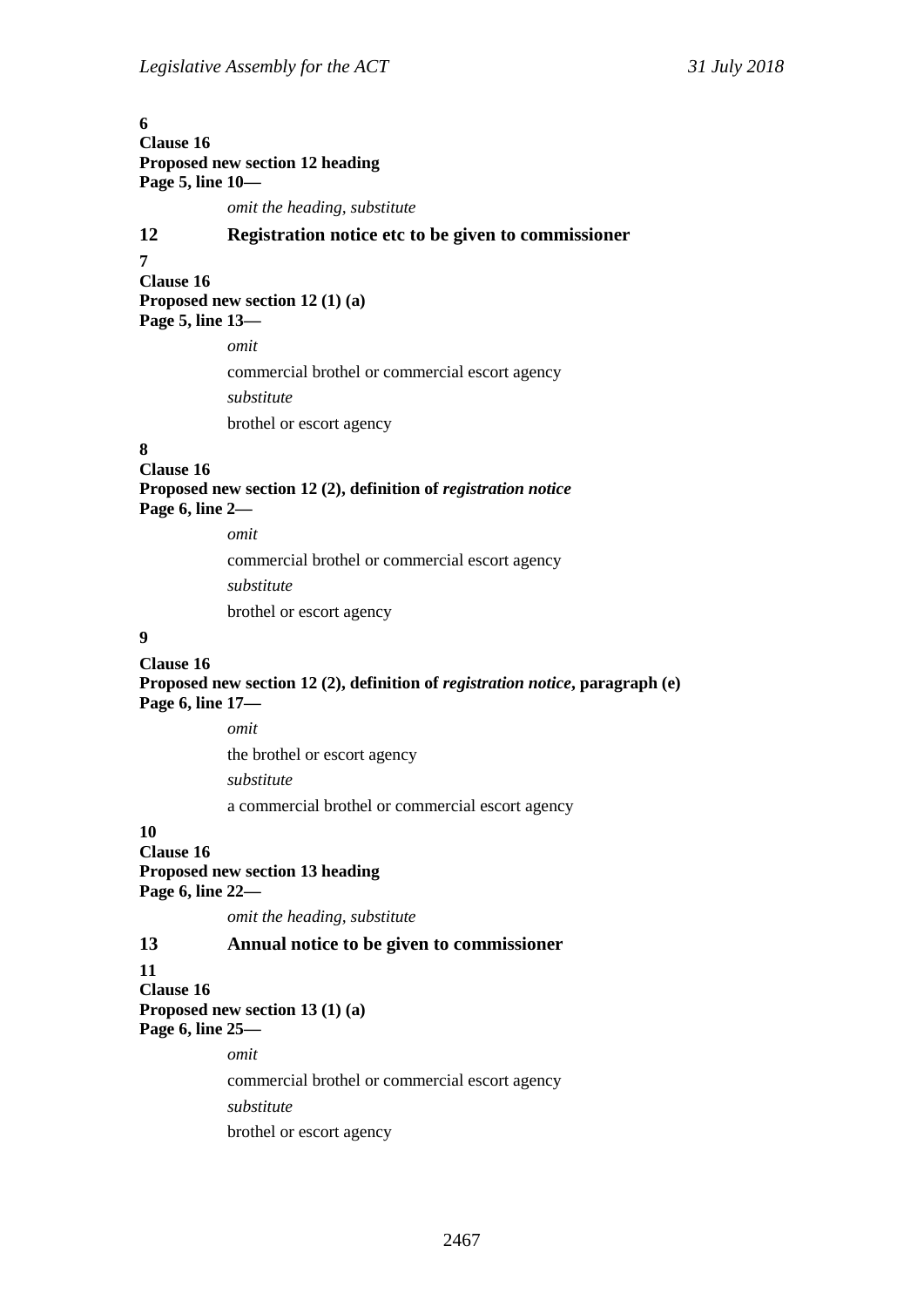**6**
**Clause 16**
**Proposed new section 12 heading**
**Page 5, line 10—**

*omit the heading, substitute*

**12 Registration notice etc to be given to commissioner**

**7**
**Clause 16**
**Proposed new section 12 (1) (a)**
**Page 5, line 13—**

*omit*

commercial brothel or commercial escort agency

*substitute*

brothel or escort agency

**8**
**Clause 16**
**Proposed new section 12 (2), definition of *registration notice***
**Page 6, line 2—**

*omit*

commercial brothel or commercial escort agency

*substitute*

brothel or escort agency

**9**
**Clause 16**
**Proposed new section 12 (2), definition of *registration notice*, paragraph (e)**
**Page 6, line 17—**

*omit*

the brothel or escort agency

*substitute*

a commercial brothel or commercial escort agency

**10**
**Clause 16**
**Proposed new section 13 heading**
**Page 6, line 22—**

*omit the heading, substitute*

**13 Annual notice to be given to commissioner**

**11**
**Clause 16**
**Proposed new section 13 (1) (a)**
**Page 6, line 25—**

*omit*

commercial brothel or commercial escort agency

*substitute*

brothel or escort agency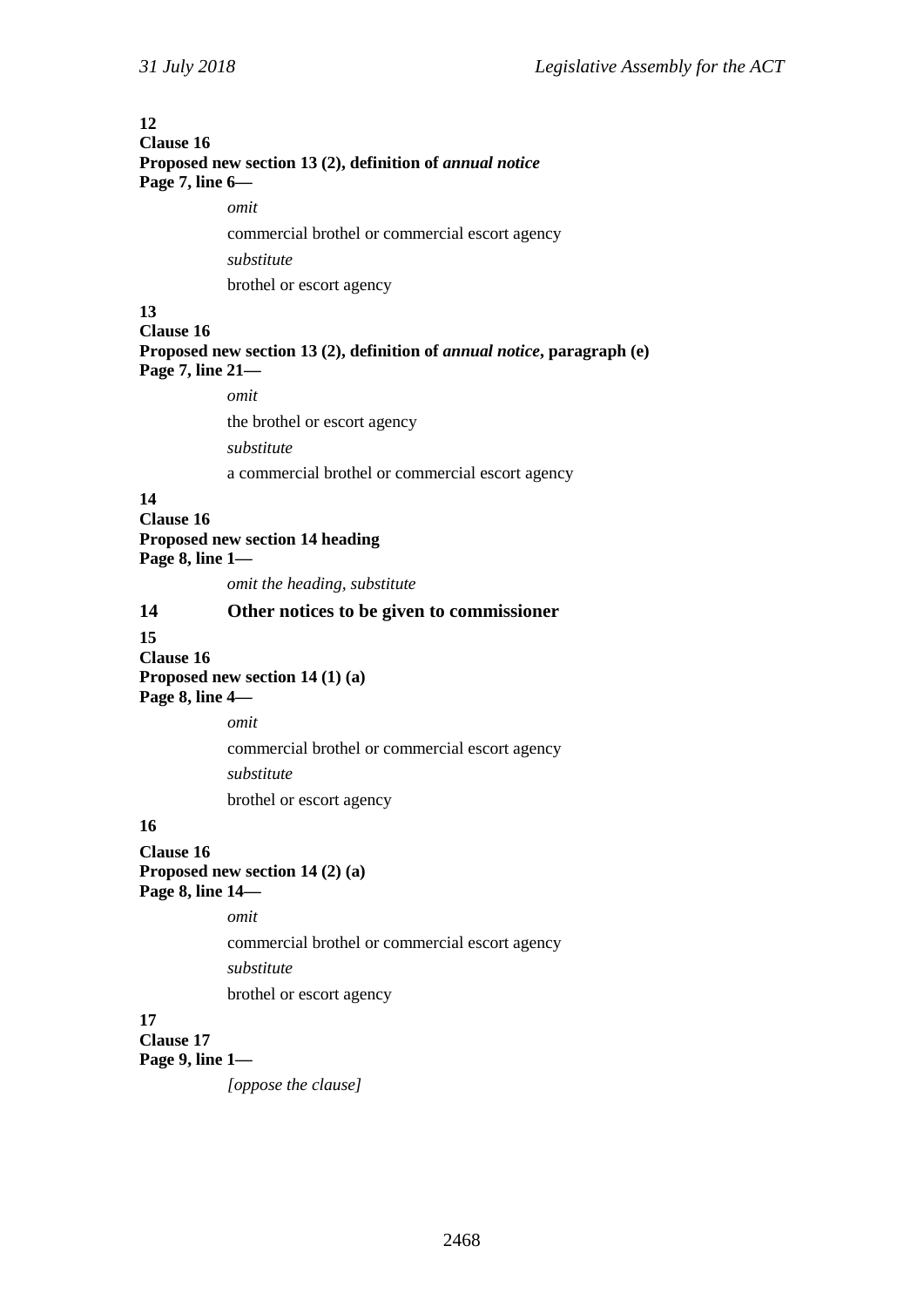**12**
**Clause 16**
**Proposed new section 13 (2), definition of *annual notice***
**Page 7, line 6—**

*omit*

commercial brothel or commercial escort agency

*substitute*

brothel or escort agency

**13**
**Clause 16**
**Proposed new section 13 (2), definition of *annual notice*, paragraph (e)**
**Page 7, line 21—**

*omit*

the brothel or escort agency

*substitute*

a commercial brothel or commercial escort agency

**14**
**Clause 16**
**Proposed new section 14 heading**
**Page 8, line 1—**

*omit the heading, substitute*

**14 Other notices to be given to commissioner**

**15**
**Clause 16**
**Proposed new section 14 (1) (a)**
**Page 8, line 4—**

*omit*

commercial brothel or commercial escort agency

*substitute*

brothel or escort agency

**16**
**Clause 16**
**Proposed new section 14 (2) (a)**
**Page 8, line 14—**

*omit*

commercial brothel or commercial escort agency

*substitute*

brothel or escort agency

**17**
**Clause 17**
**Page 9, line 1—**

*[oppose the clause]*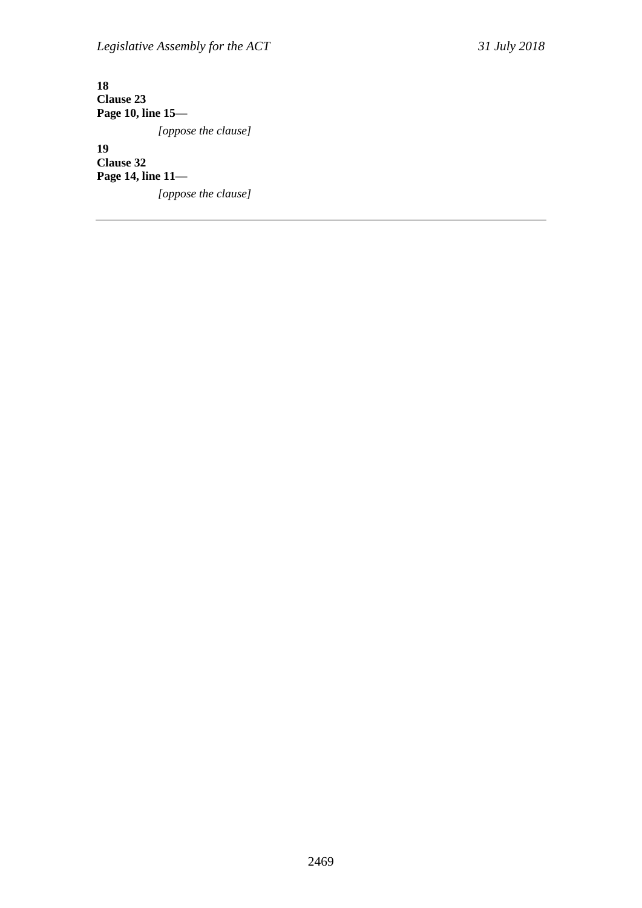**18**
**Clause 23**
**Page 10, line 15—**

*[oppose the clause]*

**19**
**Clause 32**
**Page 14, line 11—**

*[oppose the clause]*

---